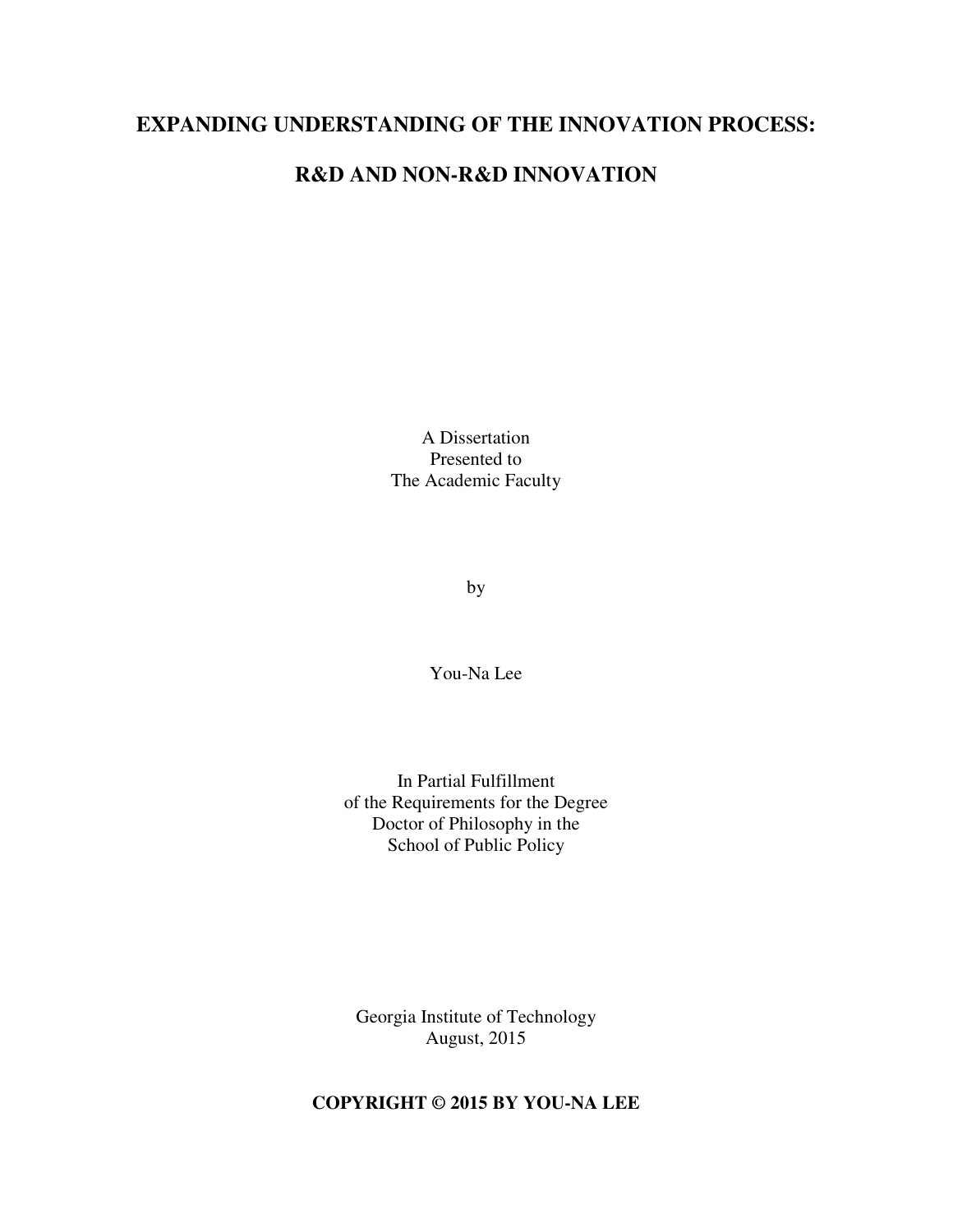# EXPANDING UNDERSTANDING OF THE INNOVATION PROCESS:

# R&D AND NON-R&D INNOVATION

A Dissertation
Presented to
The Academic Faculty

by

You-Na Lee

In Partial Fulfillment
of the Requirements for the Degree
Doctor of Philosophy in the
School of Public Policy

Georgia Institute of Technology
August, 2015

**COPYRIGHT © 2015 BY YOU-NA LEE**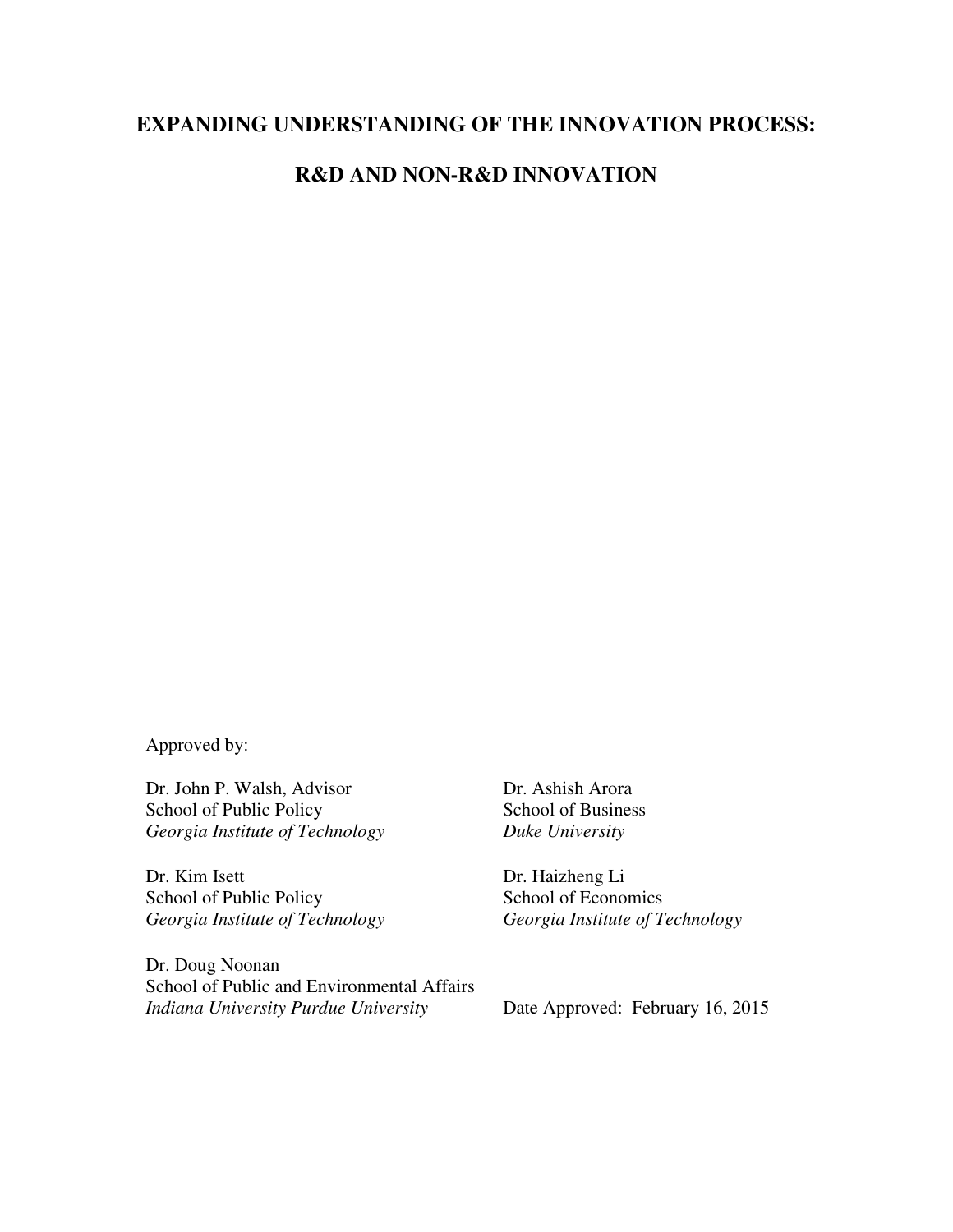# EXPANDING UNDERSTANDING OF THE INNOVATION PROCESS:

# R&D AND NON-R&D INNOVATION

Approved by:

Dr. John P. Walsh, Advisor
School of Public Policy
*Georgia Institute of Technology*

Dr. Kim Isett
School of Public Policy
*Georgia Institute of Technology*

Dr. Doug Noonan
School of Public and Environmental Affairs
*Indiana University Purdue University*

Dr. Ashish Arora
School of Business
*Duke University*

Dr. Haizheng Li
School of Economics
*Georgia Institute of Technology*

Date Approved: February 16, 2015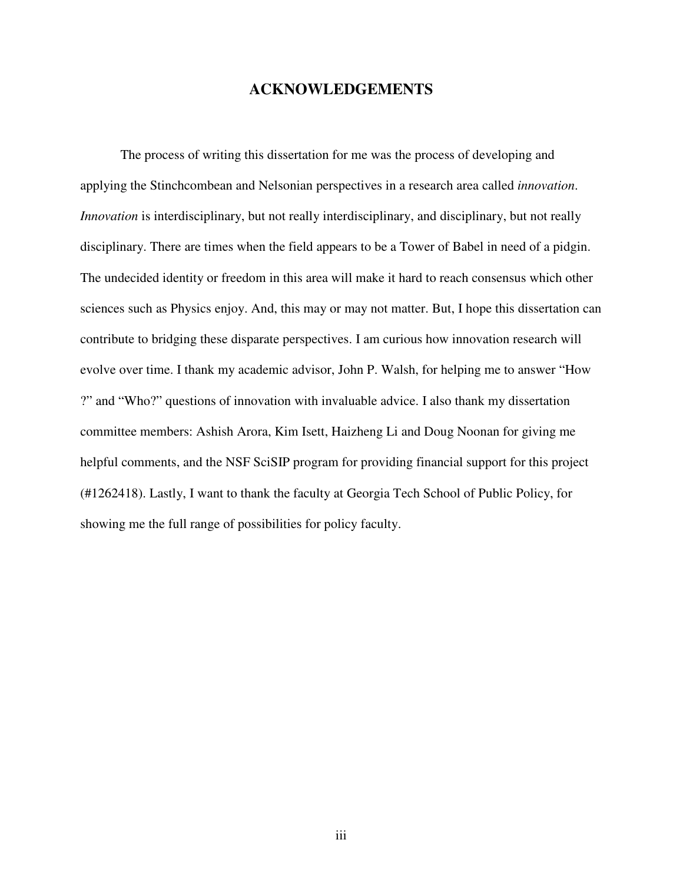# ACKNOWLEDGEMENTS

The process of writing this dissertation for me was the process of developing and applying the Stinchcombean and Nelsonian perspectives in a research area called *innovation*. *Innovation* is interdisciplinary, but not really interdisciplinary, and disciplinary, but not really disciplinary. There are times when the field appears to be a Tower of Babel in need of a pidgin. The undecided identity or freedom in this area will make it hard to reach consensus which other sciences such as Physics enjoy. And, this may or may not matter. But, I hope this dissertation can contribute to bridging these disparate perspectives. I am curious how innovation research will evolve over time. I thank my academic advisor, John P. Walsh, for helping me to answer "How ?" and "Who?" questions of innovation with invaluable advice. I also thank my dissertation committee members: Ashish Arora, Kim Isett, Haizheng Li and Doug Noonan for giving me helpful comments, and the NSF SciSIP program for providing financial support for this project (#1262418). Lastly, I want to thank the faculty at Georgia Tech School of Public Policy, for showing me the full range of possibilities for policy faculty.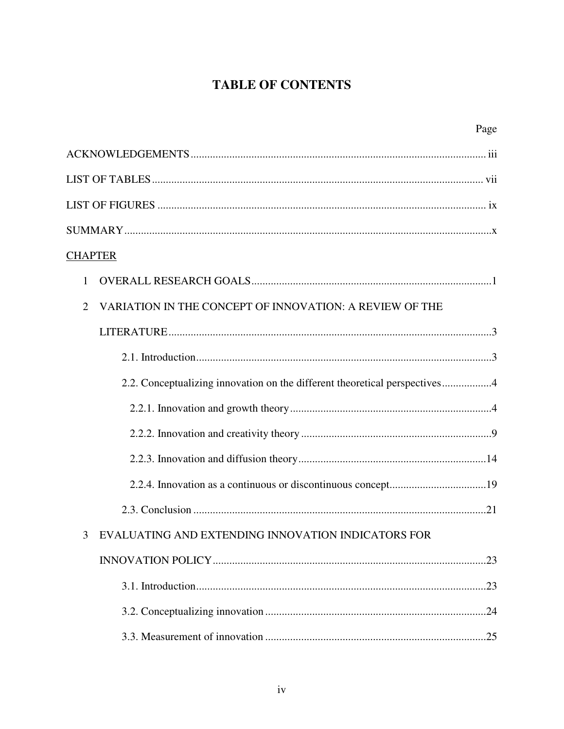# TABLE OF CONTENTS

| | Page |
|---|---|
| ACKNOWLEDGEMENTS | iii |
| LIST OF TABLES | vii |
| LIST OF FIGURES | ix |
| SUMMARY | x |
| CHAPTER | |
| 1 OVERALL RESEARCH GOALS | 1 |
| 2 VARIATION IN THE CONCEPT OF INNOVATION: A REVIEW OF THE LITERATURE | 3 |
| 2.1. Introduction | 3 |
| 2.2. Conceptualizing innovation on the different theoretical perspectives | 4 |
| 2.2.1. Innovation and growth theory | 4 |
| 2.2.2. Innovation and creativity theory | 9 |
| 2.2.3. Innovation and diffusion theory | 14 |
| 2.2.4. Innovation as a continuous or discontinuous concept | 19 |
| 2.3. Conclusion | 21 |
| 3 EVALUATING AND EXTENDING INNOVATION INDICATORS FOR INNOVATION POLICY | 23 |
| 3.1. Introduction | 23 |
| 3.2. Conceptualizing innovation | 24 |
| 3.3. Measurement of innovation | 25 |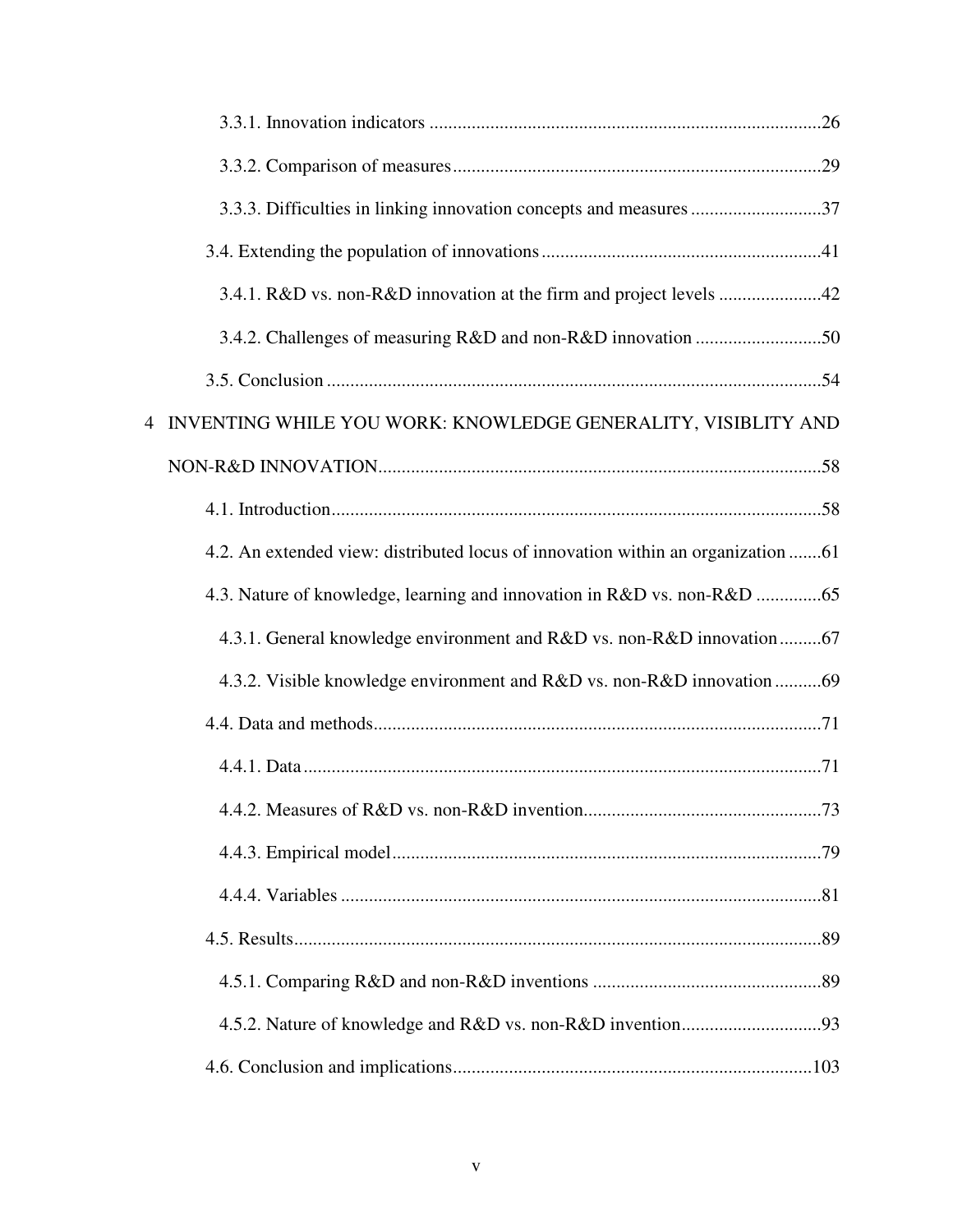3.3.1. Innovation indicators ..................................................................................26

3.3.2. Comparison of measures..............................................................................29

3.3.3. Difficulties in linking innovation concepts and measures ............................37

3.4. Extending the population of innovations ...........................................................41

3.4.1. R&D vs. non-R&D innovation at the firm and project levels ......................42

3.4.2. Challenges of measuring R&D and non-R&D innovation ...........................50

3.5. Conclusion .........................................................................................................54

4 INVENTING WHILE YOU WORK: KNOWLEDGE GENERALITY, VISIBLITY AND NON-R&D INNOVATION..............................................................................................58

4.1. Introduction........................................................................................................58

4.2. An extended view: distributed locus of innovation within an organization .......61

4.3. Nature of knowledge, learning and innovation in R&D vs. non-R&D .............65

4.3.1. General knowledge environment and R&D vs. non-R&D innovation .........67

4.3.2. Visible knowledge environment and R&D vs. non-R&D innovation ..........69

4.4. Data and methods...............................................................................................71

4.4.1. Data ..............................................................................................................71

4.4.2. Measures of R&D vs. non-R&D invention..................................................73

4.4.3. Empirical model ...........................................................................................79

4.4.4. Variables .......................................................................................................81

4.5. Results.................................................................................................................89

4.5.1. Comparing R&D and non-R&D inventions ................................................89

4.5.2. Nature of knowledge and R&D vs. non-R&D invention..............................93

4.6. Conclusion and implications............................................................................103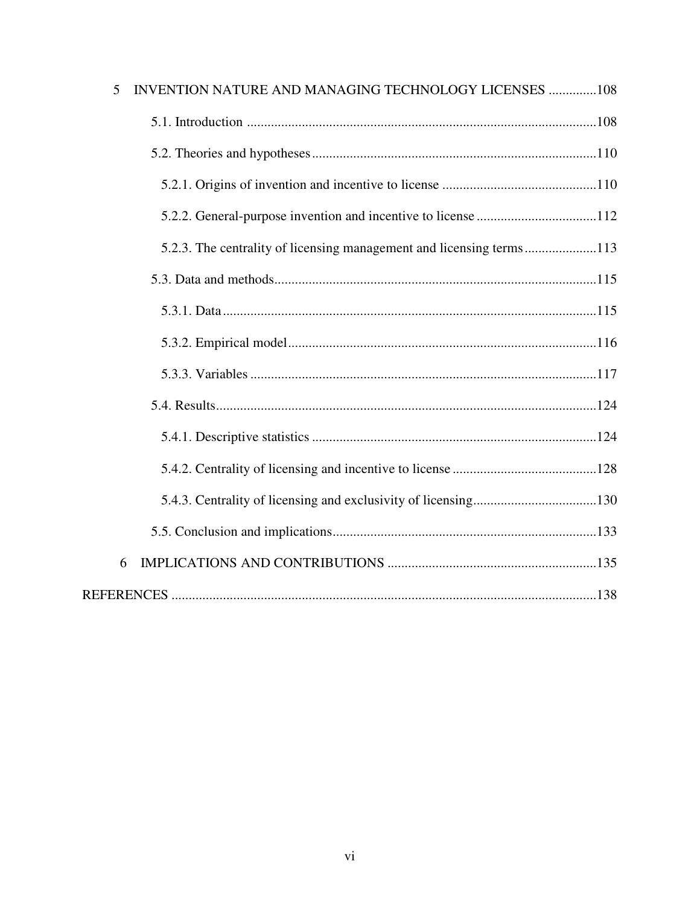5 INVENTION NATURE AND MANAGING TECHNOLOGY LICENSES .............108

5.1. Introduction .....................................................................................................108

5.2. Theories and hypotheses..................................................................................110

5.2.1. Origins of invention and incentive to license .............................................110

5.2.2. General-purpose invention and incentive to license ...................................112

5.2.3. The centrality of licensing management and licensing terms.....................113

5.3. Data and methods.............................................................................................115

5.3.1. Data............................................................................................................115

5.3.2. Empirical model..........................................................................................116

5.3.3. Variables .....................................................................................................117

5.4. Results..............................................................................................................124

5.4.1. Descriptive statistics ...................................................................................124

5.4.2. Centrality of licensing and incentive to license ..........................................128

5.4.3. Centrality of licensing and exclusivity of licensing....................................130

5.5. Conclusion and implications............................................................................133

6 IMPLICATIONS AND CONTRIBUTIONS .............................................................135

REFERENCES ...........................................................................................................138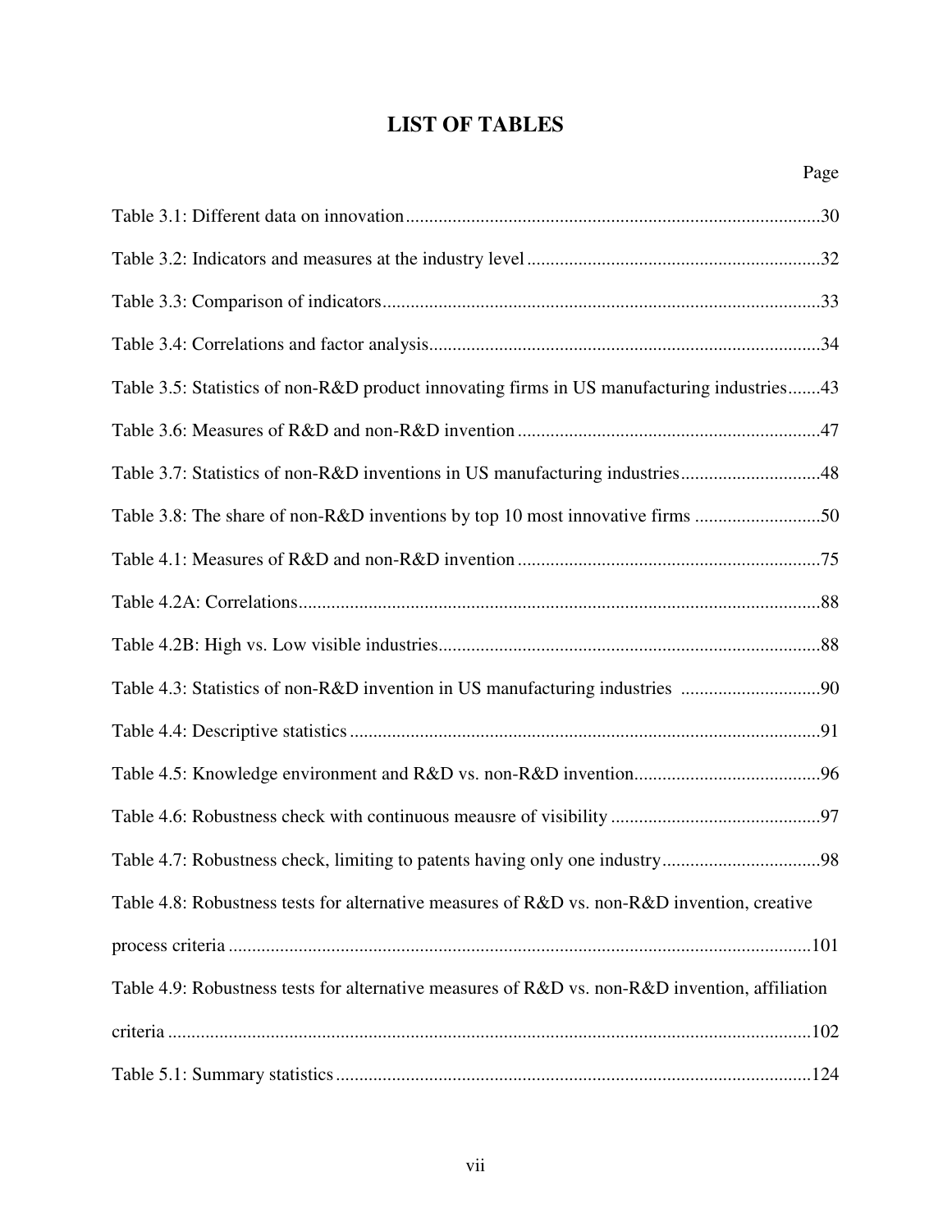# LIST OF TABLES

Page

Table 3.1: Different data on innovation........................................................................................30

Table 3.2: Indicators and measures at the industry level ..............................................................32

Table 3.3: Comparison of indicators.............................................................................................33

Table 3.4: Correlations and factor analysis...................................................................................34

Table 3.5: Statistics of non-R&D product innovating firms in US manufacturing industries.......43

Table 3.6: Measures of R&D and non-R&D invention ................................................................47

Table 3.7: Statistics of non-R&D inventions in US manufacturing industries..............................48

Table 3.8: The share of non-R&D inventions by top 10 most innovative firms ...........................50

Table 4.1: Measures of R&D and non-R&D invention ................................................................75

Table 4.2A: Correlations...............................................................................................................88

Table 4.2B: High vs. Low visible industries.................................................................................88

Table 4.3: Statistics of non-R&D invention in US manufacturing industries ..............................90

Table 4.4: Descriptive statistics ....................................................................................................91

Table 4.5: Knowledge environment and R&D vs. non-R&D invention........................................96

Table 4.6: Robustness check with continuous meausre of visibility ............................................97

Table 4.7: Robustness check, limiting to patents having only one industry..................................98

Table 4.8: Robustness tests for alternative measures of R&D vs. non-R&D invention, creative process criteria ............................................................................................................................101

Table 4.9: Robustness tests for alternative measures of R&D vs. non-R&D invention, affiliation criteria .........................................................................................................................................102

Table 5.1: Summary statistics .....................................................................................................124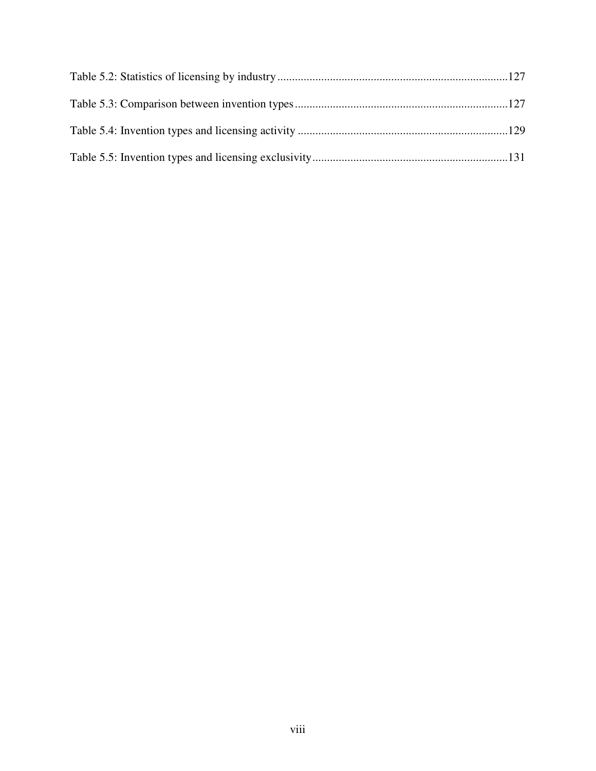Table 5.2: Statistics of licensing by industry .......................................................................127

Table 5.3: Comparison between invention types.......................................................................127

Table 5.4: Invention types and licensing activity .......................................................................129

Table 5.5: Invention types and licensing exclusivity...................................................................131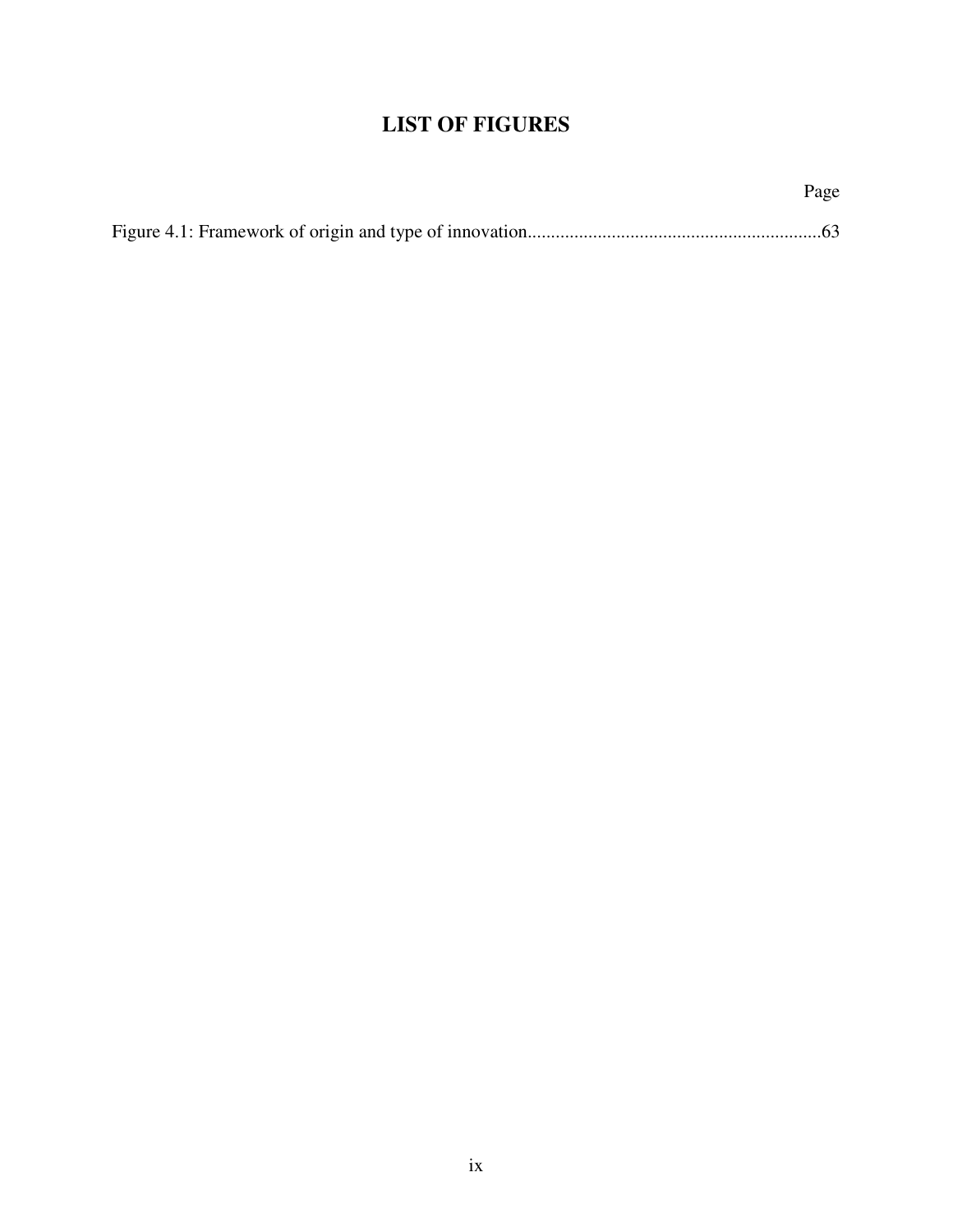# LIST OF FIGURES

Page

Figure 4.1: Framework of origin and type of innovation................................................................63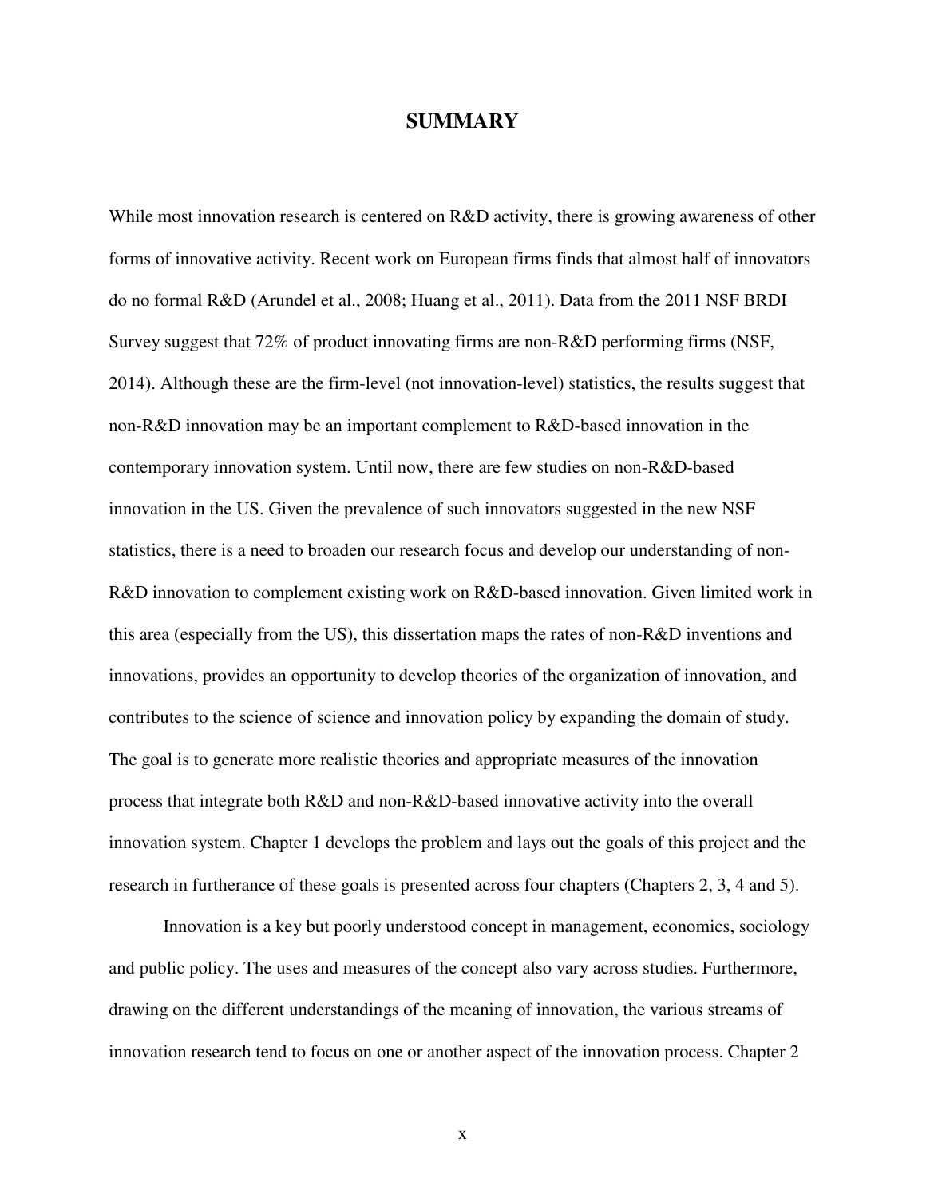# SUMMARY

While most innovation research is centered on R&D activity, there is growing awareness of other forms of innovative activity. Recent work on European firms finds that almost half of innovators do no formal R&D (Arundel et al., 2008; Huang et al., 2011). Data from the 2011 NSF BRDI Survey suggest that 72% of product innovating firms are non-R&D performing firms (NSF, 2014). Although these are the firm-level (not innovation-level) statistics, the results suggest that non-R&D innovation may be an important complement to R&D-based innovation in the contemporary innovation system. Until now, there are few studies on non-R&D-based innovation in the US. Given the prevalence of such innovators suggested in the new NSF statistics, there is a need to broaden our research focus and develop our understanding of non-R&D innovation to complement existing work on R&D-based innovation. Given limited work in this area (especially from the US), this dissertation maps the rates of non-R&D inventions and innovations, provides an opportunity to develop theories of the organization of innovation, and contributes to the science of science and innovation policy by expanding the domain of study. The goal is to generate more realistic theories and appropriate measures of the innovation process that integrate both R&D and non-R&D-based innovative activity into the overall innovation system. Chapter 1 develops the problem and lays out the goals of this project and the research in furtherance of these goals is presented across four chapters (Chapters 2, 3, 4 and 5).

Innovation is a key but poorly understood concept in management, economics, sociology and public policy. The uses and measures of the concept also vary across studies. Furthermore, drawing on the different understandings of the meaning of innovation, the various streams of innovation research tend to focus on one or another aspect of the innovation process. Chapter 2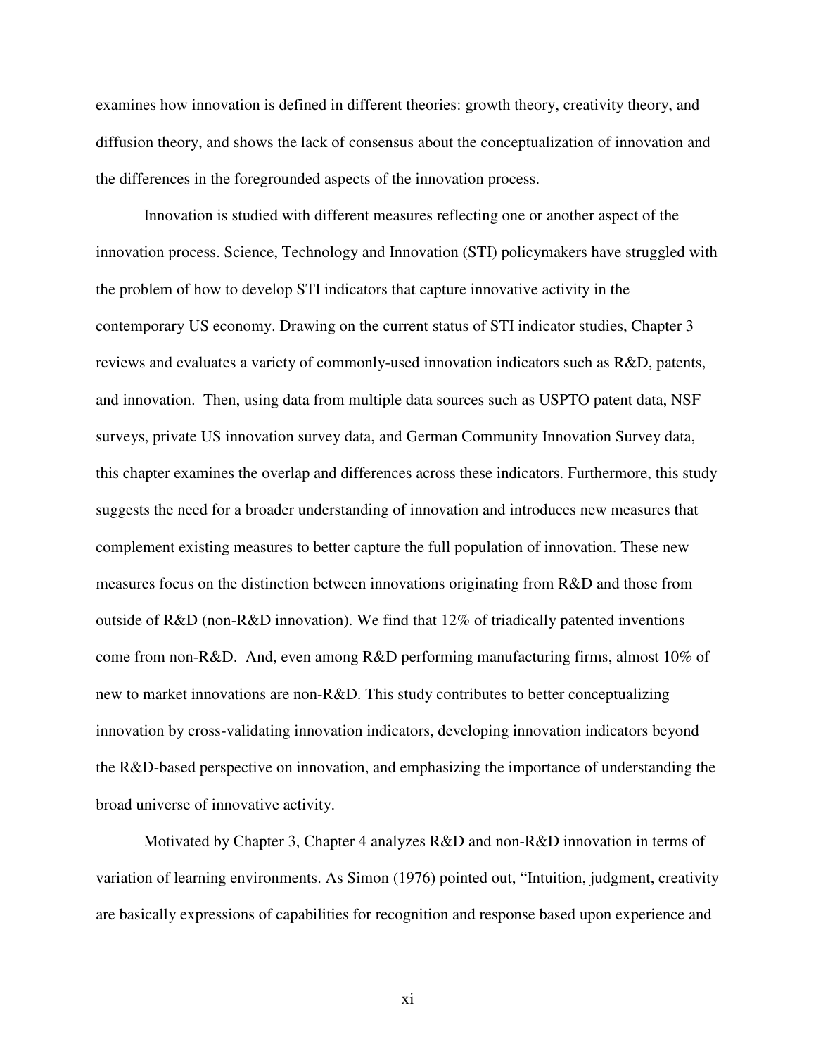examines how innovation is defined in different theories: growth theory, creativity theory, and diffusion theory, and shows the lack of consensus about the conceptualization of innovation and the differences in the foregrounded aspects of the innovation process.

Innovation is studied with different measures reflecting one or another aspect of the innovation process. Science, Technology and Innovation (STI) policymakers have struggled with the problem of how to develop STI indicators that capture innovative activity in the contemporary US economy. Drawing on the current status of STI indicator studies, Chapter 3 reviews and evaluates a variety of commonly-used innovation indicators such as R&D, patents, and innovation. Then, using data from multiple data sources such as USPTO patent data, NSF surveys, private US innovation survey data, and German Community Innovation Survey data, this chapter examines the overlap and differences across these indicators. Furthermore, this study suggests the need for a broader understanding of innovation and introduces new measures that complement existing measures to better capture the full population of innovation. These new measures focus on the distinction between innovations originating from R&D and those from outside of R&D (non-R&D innovation). We find that 12% of triadically patented inventions come from non-R&D. And, even among R&D performing manufacturing firms, almost 10% of new to market innovations are non-R&D. This study contributes to better conceptualizing innovation by cross-validating innovation indicators, developing innovation indicators beyond the R&D-based perspective on innovation, and emphasizing the importance of understanding the broad universe of innovative activity.

Motivated by Chapter 3, Chapter 4 analyzes R&D and non-R&D innovation in terms of variation of learning environments. As Simon (1976) pointed out, "Intuition, judgment, creativity are basically expressions of capabilities for recognition and response based upon experience and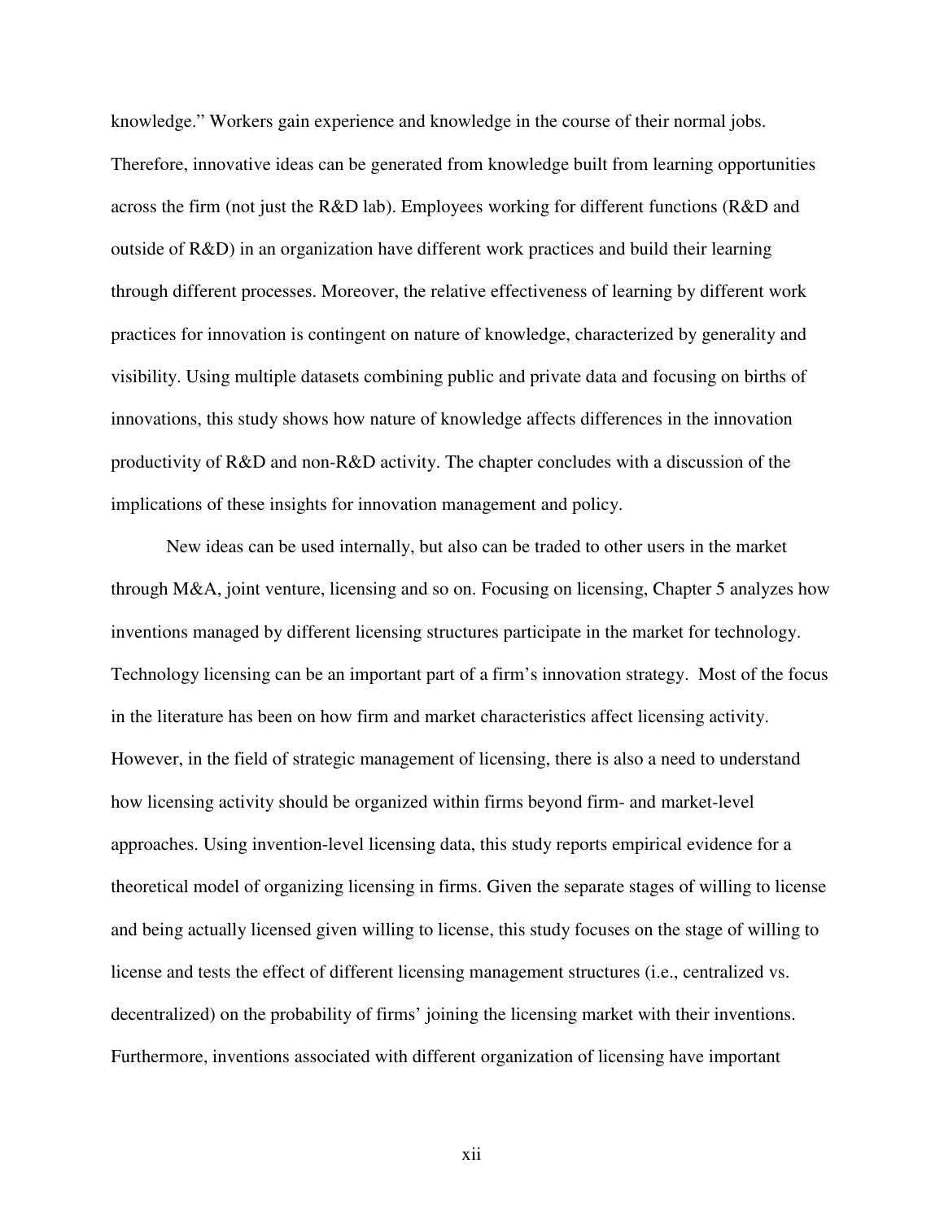knowledge." Workers gain experience and knowledge in the course of their normal jobs. Therefore, innovative ideas can be generated from knowledge built from learning opportunities across the firm (not just the R&D lab). Employees working for different functions (R&D and outside of R&D) in an organization have different work practices and build their learning through different processes. Moreover, the relative effectiveness of learning by different work practices for innovation is contingent on nature of knowledge, characterized by generality and visibility. Using multiple datasets combining public and private data and focusing on births of innovations, this study shows how nature of knowledge affects differences in the innovation productivity of R&D and non-R&D activity. The chapter concludes with a discussion of the implications of these insights for innovation management and policy.

New ideas can be used internally, but also can be traded to other users in the market through M&A, joint venture, licensing and so on. Focusing on licensing, Chapter 5 analyzes how inventions managed by different licensing structures participate in the market for technology. Technology licensing can be an important part of a firm's innovation strategy. Most of the focus in the literature has been on how firm and market characteristics affect licensing activity. However, in the field of strategic management of licensing, there is also a need to understand how licensing activity should be organized within firms beyond firm- and market-level approaches. Using invention-level licensing data, this study reports empirical evidence for a theoretical model of organizing licensing in firms. Given the separate stages of willing to license and being actually licensed given willing to license, this study focuses on the stage of willing to license and tests the effect of different licensing management structures (i.e., centralized vs. decentralized) on the probability of firms' joining the licensing market with their inventions. Furthermore, inventions associated with different organization of licensing have important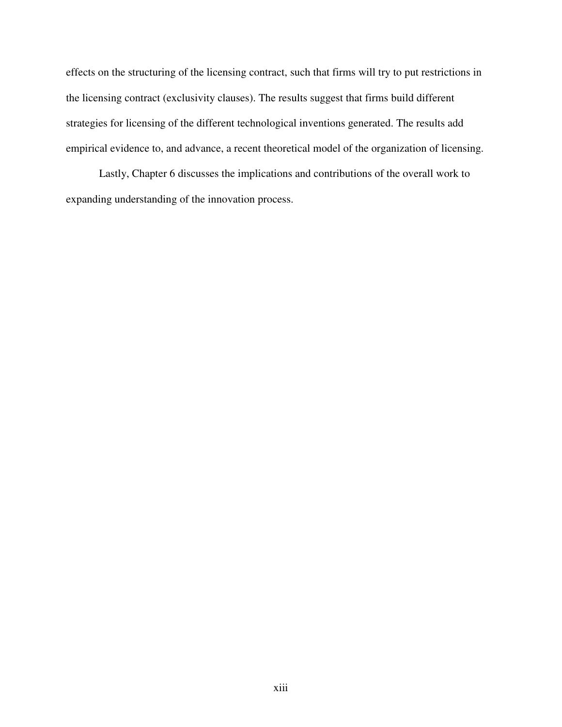effects on the structuring of the licensing contract, such that firms will try to put restrictions in the licensing contract (exclusivity clauses). The results suggest that firms build different strategies for licensing of the different technological inventions generated. The results add empirical evidence to, and advance, a recent theoretical model of the organization of licensing.

Lastly, Chapter 6 discusses the implications and contributions of the overall work to expanding understanding of the innovation process.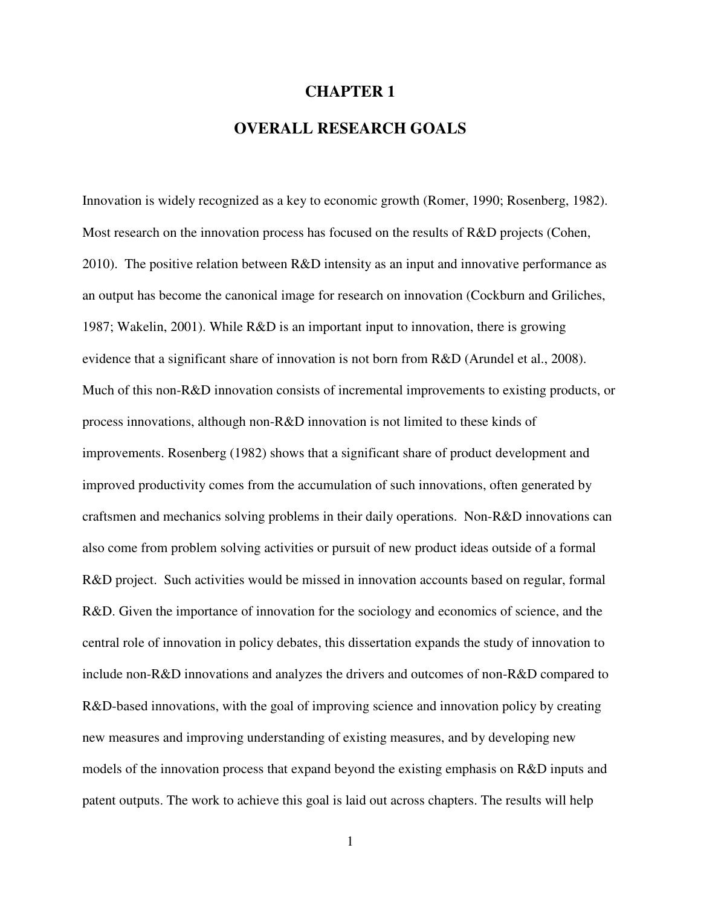# CHAPTER 1

# OVERALL RESEARCH GOALS

Innovation is widely recognized as a key to economic growth (Romer, 1990; Rosenberg, 1982). Most research on the innovation process has focused on the results of R&D projects (Cohen, 2010). The positive relation between R&D intensity as an input and innovative performance as an output has become the canonical image for research on innovation (Cockburn and Griliches, 1987; Wakelin, 2001). While R&D is an important input to innovation, there is growing evidence that a significant share of innovation is not born from R&D (Arundel et al., 2008). Much of this non-R&D innovation consists of incremental improvements to existing products, or process innovations, although non-R&D innovation is not limited to these kinds of improvements. Rosenberg (1982) shows that a significant share of product development and improved productivity comes from the accumulation of such innovations, often generated by craftsmen and mechanics solving problems in their daily operations. Non-R&D innovations can also come from problem solving activities or pursuit of new product ideas outside of a formal R&D project. Such activities would be missed in innovation accounts based on regular, formal R&D. Given the importance of innovation for the sociology and economics of science, and the central role of innovation in policy debates, this dissertation expands the study of innovation to include non-R&D innovations and analyzes the drivers and outcomes of non-R&D compared to R&D-based innovations, with the goal of improving science and innovation policy by creating new measures and improving understanding of existing measures, and by developing new models of the innovation process that expand beyond the existing emphasis on R&D inputs and patent outputs. The work to achieve this goal is laid out across chapters. The results will help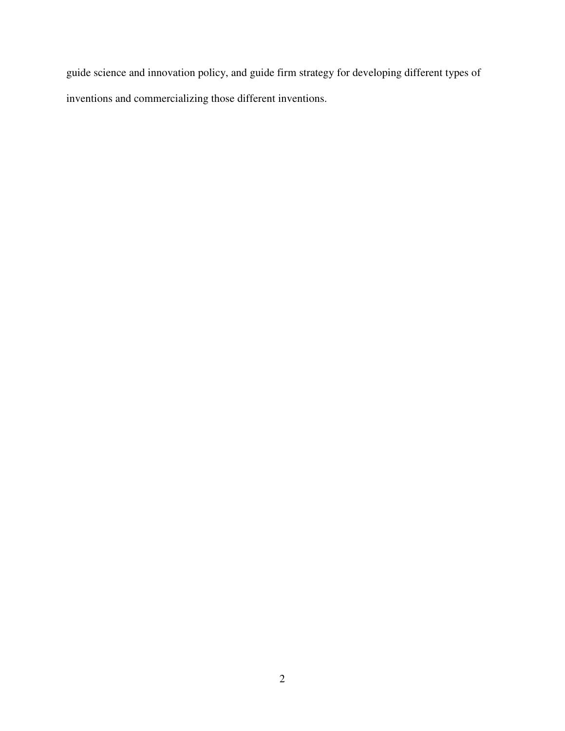guide science and innovation policy, and guide firm strategy for developing different types of inventions and commercializing those different inventions.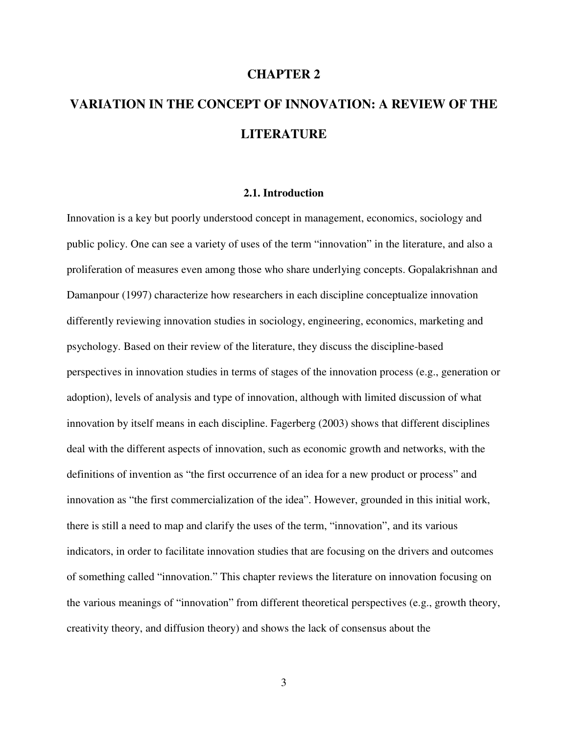# CHAPTER 2

# VARIATION IN THE CONCEPT OF INNOVATION: A REVIEW OF THE LITERATURE

## 2.1. Introduction

Innovation is a key but poorly understood concept in management, economics, sociology and public policy. One can see a variety of uses of the term "innovation" in the literature, and also a proliferation of measures even among those who share underlying concepts. Gopalakrishnan and Damanpour (1997) characterize how researchers in each discipline conceptualize innovation differently reviewing innovation studies in sociology, engineering, economics, marketing and psychology. Based on their review of the literature, they discuss the discipline-based perspectives in innovation studies in terms of stages of the innovation process (e.g., generation or adoption), levels of analysis and type of innovation, although with limited discussion of what innovation by itself means in each discipline. Fagerberg (2003) shows that different disciplines deal with the different aspects of innovation, such as economic growth and networks, with the definitions of invention as "the first occurrence of an idea for a new product or process" and innovation as "the first commercialization of the idea". However, grounded in this initial work, there is still a need to map and clarify the uses of the term, "innovation", and its various indicators, in order to facilitate innovation studies that are focusing on the drivers and outcomes of something called "innovation." This chapter reviews the literature on innovation focusing on the various meanings of "innovation" from different theoretical perspectives (e.g., growth theory, creativity theory, and diffusion theory) and shows the lack of consensus about the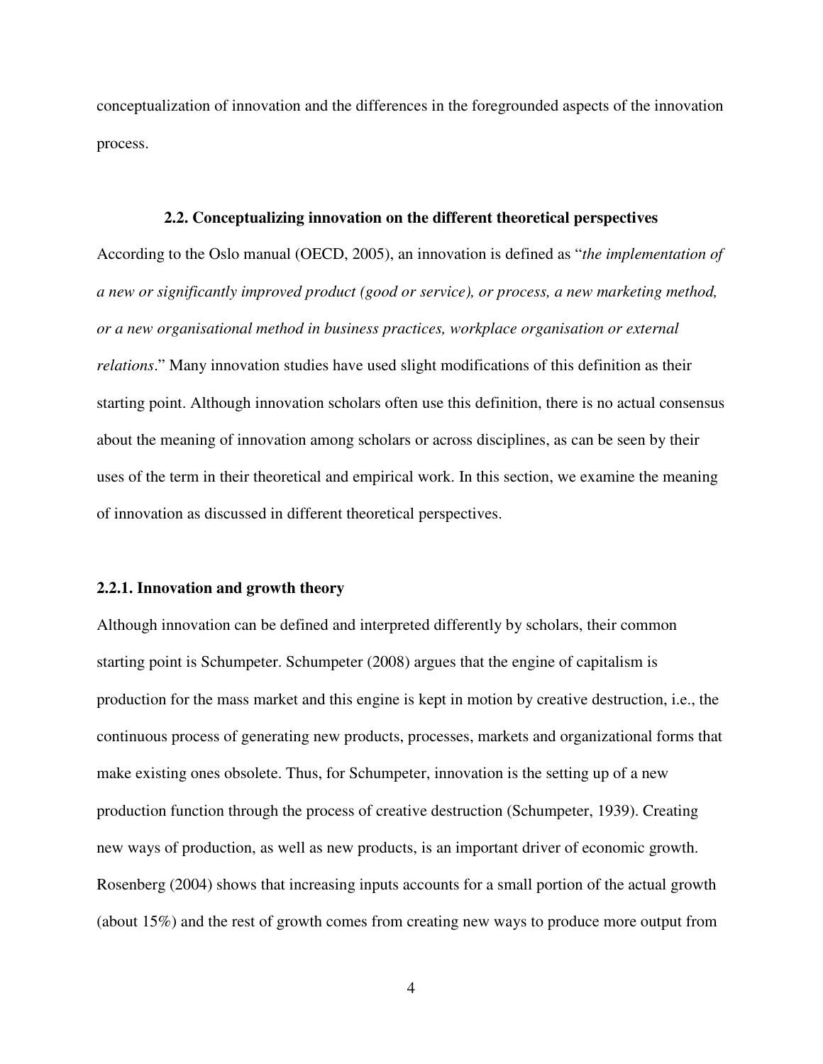conceptualization of innovation and the differences in the foregrounded aspects of the innovation process.

### 2.2. Conceptualizing innovation on the different theoretical perspectives

According to the Oslo manual (OECD, 2005), an innovation is defined as "*the implementation of a new or significantly improved product (good or service), or process, a new marketing method, or a new organisational method in business practices, workplace organisation or external relations*." Many innovation studies have used slight modifications of this definition as their starting point. Although innovation scholars often use this definition, there is no actual consensus about the meaning of innovation among scholars or across disciplines, as can be seen by their uses of the term in their theoretical and empirical work. In this section, we examine the meaning of innovation as discussed in different theoretical perspectives.

#### 2.2.1. Innovation and growth theory

Although innovation can be defined and interpreted differently by scholars, their common starting point is Schumpeter. Schumpeter (2008) argues that the engine of capitalism is production for the mass market and this engine is kept in motion by creative destruction, i.e., the continuous process of generating new products, processes, markets and organizational forms that make existing ones obsolete. Thus, for Schumpeter, innovation is the setting up of a new production function through the process of creative destruction (Schumpeter, 1939). Creating new ways of production, as well as new products, is an important driver of economic growth. Rosenberg (2004) shows that increasing inputs accounts for a small portion of the actual growth (about 15%) and the rest of growth comes from creating new ways to produce more output from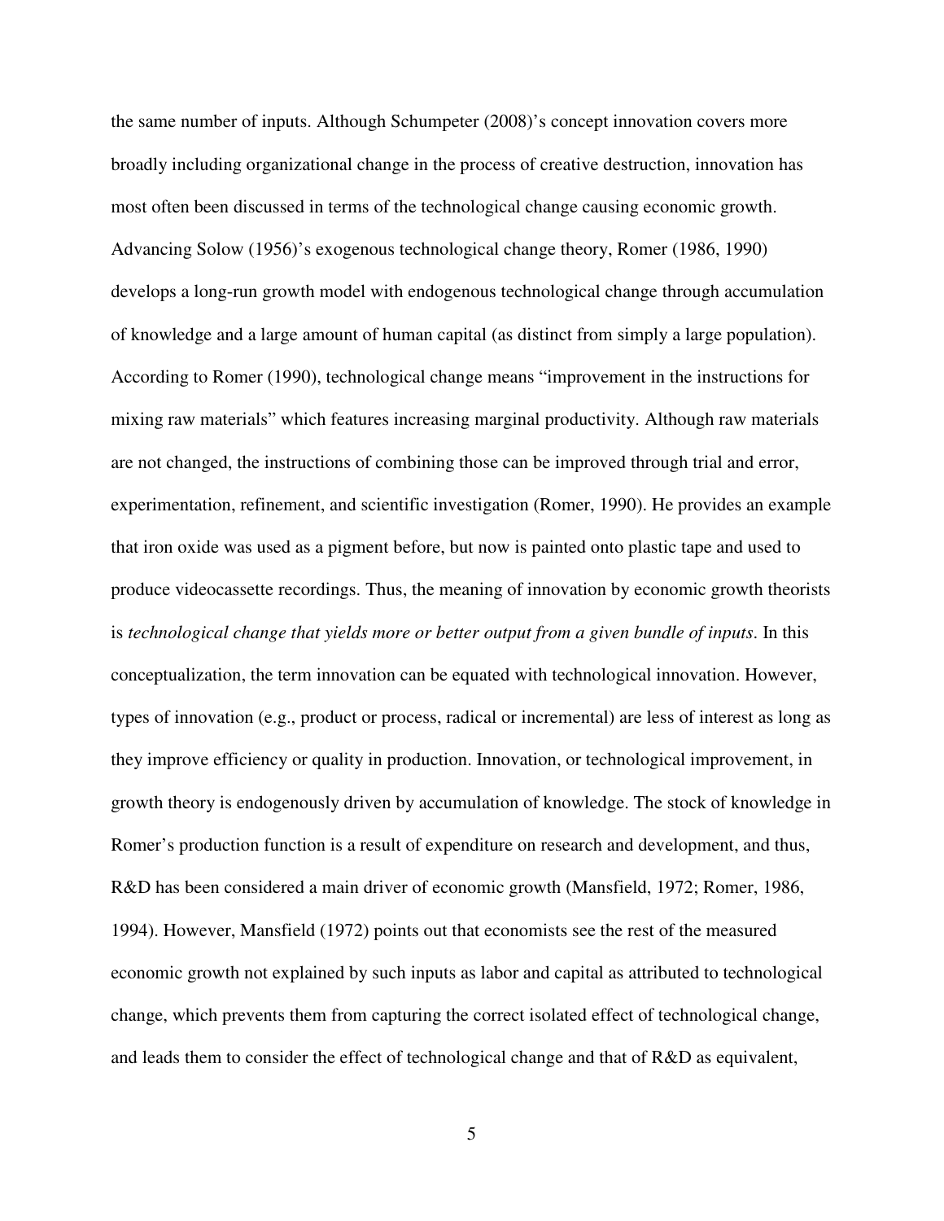the same number of inputs. Although Schumpeter (2008)'s concept innovation covers more broadly including organizational change in the process of creative destruction, innovation has most often been discussed in terms of the technological change causing economic growth. Advancing Solow (1956)'s exogenous technological change theory, Romer (1986, 1990) develops a long-run growth model with endogenous technological change through accumulation of knowledge and a large amount of human capital (as distinct from simply a large population). According to Romer (1990), technological change means "improvement in the instructions for mixing raw materials" which features increasing marginal productivity. Although raw materials are not changed, the instructions of combining those can be improved through trial and error, experimentation, refinement, and scientific investigation (Romer, 1990). He provides an example that iron oxide was used as a pigment before, but now is painted onto plastic tape and used to produce videocassette recordings. Thus, the meaning of innovation by economic growth theorists is *technological change that yields more or better output from a given bundle of inputs*. In this conceptualization, the term innovation can be equated with technological innovation. However, types of innovation (e.g., product or process, radical or incremental) are less of interest as long as they improve efficiency or quality in production. Innovation, or technological improvement, in growth theory is endogenously driven by accumulation of knowledge. The stock of knowledge in Romer's production function is a result of expenditure on research and development, and thus, R&D has been considered a main driver of economic growth (Mansfield, 1972; Romer, 1986, 1994). However, Mansfield (1972) points out that economists see the rest of the measured economic growth not explained by such inputs as labor and capital as attributed to technological change, which prevents them from capturing the correct isolated effect of technological change, and leads them to consider the effect of technological change and that of R&D as equivalent,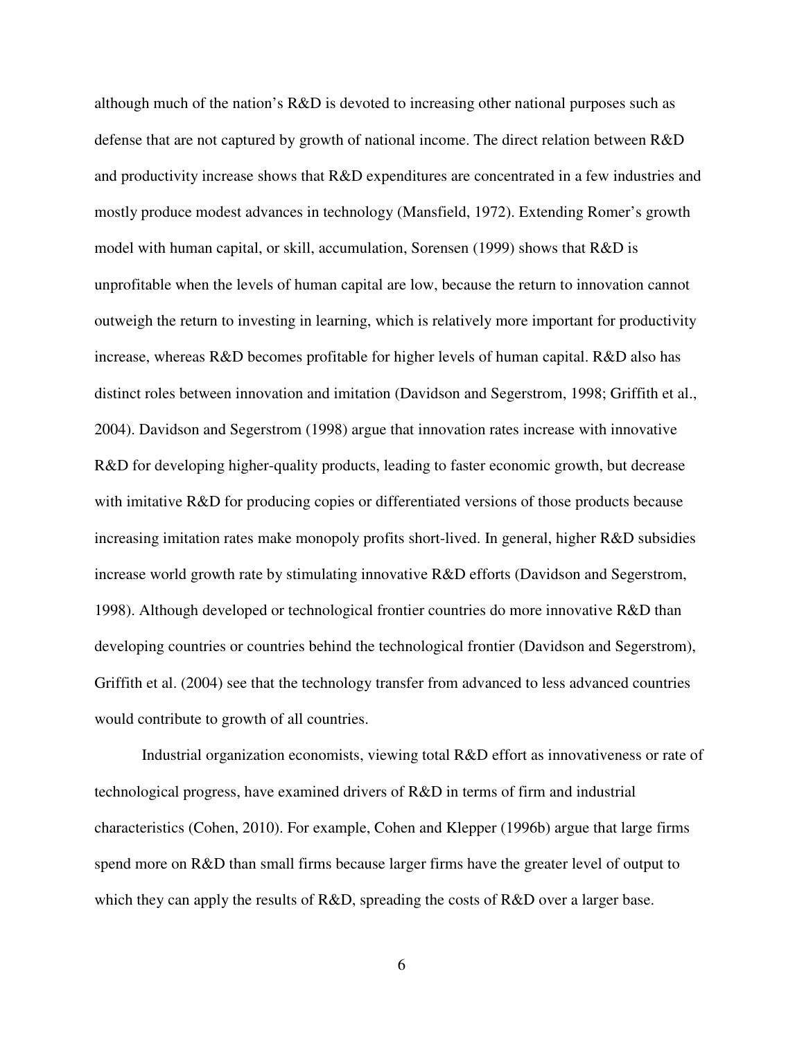although much of the nation's R&D is devoted to increasing other national purposes such as defense that are not captured by growth of national income. The direct relation between R&D and productivity increase shows that R&D expenditures are concentrated in a few industries and mostly produce modest advances in technology (Mansfield, 1972). Extending Romer's growth model with human capital, or skill, accumulation, Sorensen (1999) shows that R&D is unprofitable when the levels of human capital are low, because the return to innovation cannot outweigh the return to investing in learning, which is relatively more important for productivity increase, whereas R&D becomes profitable for higher levels of human capital. R&D also has distinct roles between innovation and imitation (Davidson and Segerstrom, 1998; Griffith et al., 2004). Davidson and Segerstrom (1998) argue that innovation rates increase with innovative R&D for developing higher-quality products, leading to faster economic growth, but decrease with imitative R&D for producing copies or differentiated versions of those products because increasing imitation rates make monopoly profits short-lived. In general, higher R&D subsidies increase world growth rate by stimulating innovative R&D efforts (Davidson and Segerstrom, 1998). Although developed or technological frontier countries do more innovative R&D than developing countries or countries behind the technological frontier (Davidson and Segerstrom), Griffith et al. (2004) see that the technology transfer from advanced to less advanced countries would contribute to growth of all countries.

Industrial organization economists, viewing total R&D effort as innovativeness or rate of technological progress, have examined drivers of R&D in terms of firm and industrial characteristics (Cohen, 2010). For example, Cohen and Klepper (1996b) argue that large firms spend more on R&D than small firms because larger firms have the greater level of output to which they can apply the results of R&D, spreading the costs of R&D over a larger base.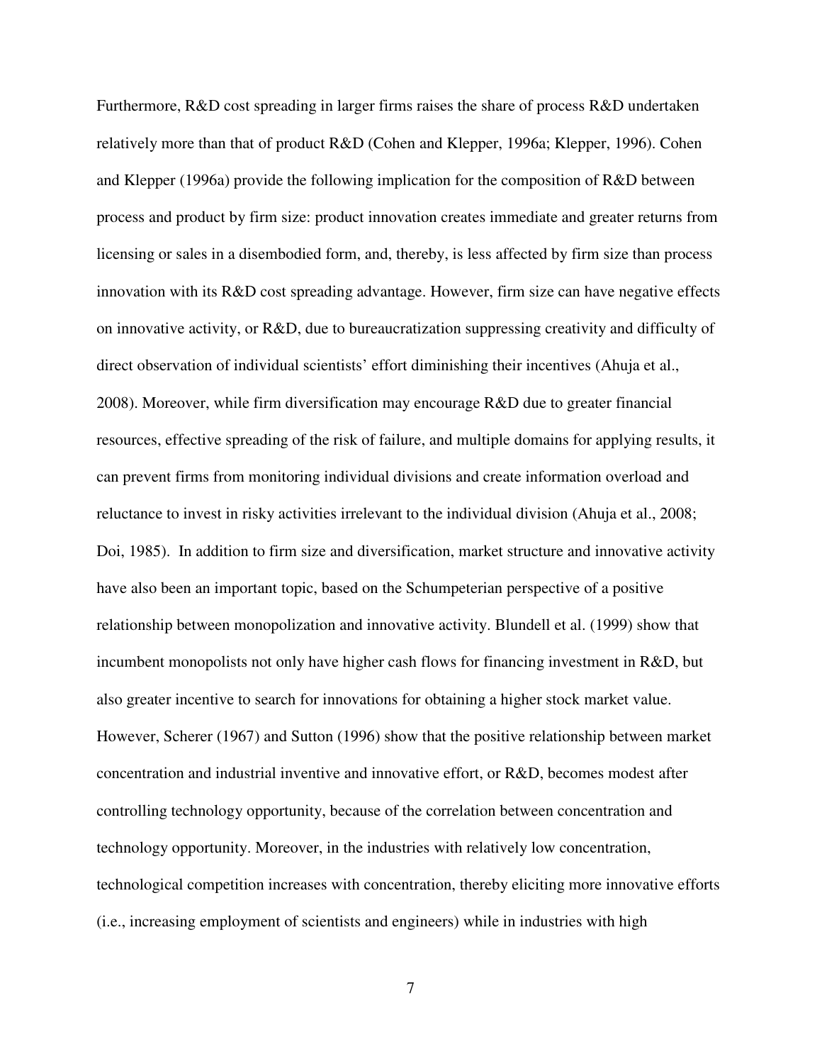Furthermore, R&D cost spreading in larger firms raises the share of process R&D undertaken relatively more than that of product R&D (Cohen and Klepper, 1996a; Klepper, 1996). Cohen and Klepper (1996a) provide the following implication for the composition of R&D between process and product by firm size: product innovation creates immediate and greater returns from licensing or sales in a disembodied form, and, thereby, is less affected by firm size than process innovation with its R&D cost spreading advantage. However, firm size can have negative effects on innovative activity, or R&D, due to bureaucratization suppressing creativity and difficulty of direct observation of individual scientists' effort diminishing their incentives (Ahuja et al., 2008). Moreover, while firm diversification may encourage R&D due to greater financial resources, effective spreading of the risk of failure, and multiple domains for applying results, it can prevent firms from monitoring individual divisions and create information overload and reluctance to invest in risky activities irrelevant to the individual division (Ahuja et al., 2008; Doi, 1985). In addition to firm size and diversification, market structure and innovative activity have also been an important topic, based on the Schumpeterian perspective of a positive relationship between monopolization and innovative activity. Blundell et al. (1999) show that incumbent monopolists not only have higher cash flows for financing investment in R&D, but also greater incentive to search for innovations for obtaining a higher stock market value. However, Scherer (1967) and Sutton (1996) show that the positive relationship between market concentration and industrial inventive and innovative effort, or R&D, becomes modest after controlling technology opportunity, because of the correlation between concentration and technology opportunity. Moreover, in the industries with relatively low concentration, technological competition increases with concentration, thereby eliciting more innovative efforts (i.e., increasing employment of scientists and engineers) while in industries with high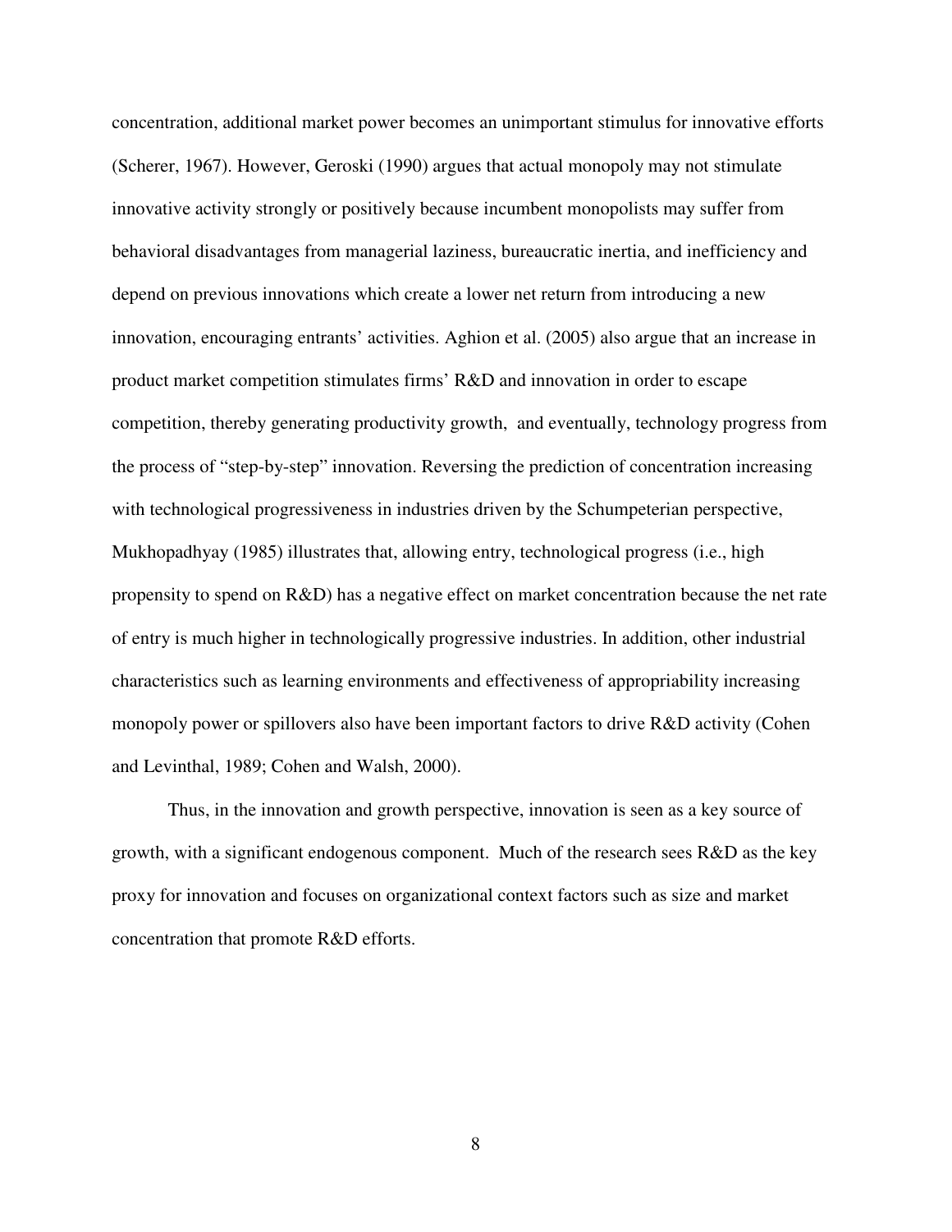concentration, additional market power becomes an unimportant stimulus for innovative efforts (Scherer, 1967). However, Geroski (1990) argues that actual monopoly may not stimulate innovative activity strongly or positively because incumbent monopolists may suffer from behavioral disadvantages from managerial laziness, bureaucratic inertia, and inefficiency and depend on previous innovations which create a lower net return from introducing a new innovation, encouraging entrants' activities. Aghion et al. (2005) also argue that an increase in product market competition stimulates firms' R&D and innovation in order to escape competition, thereby generating productivity growth, and eventually, technology progress from the process of "step-by-step" innovation. Reversing the prediction of concentration increasing with technological progressiveness in industries driven by the Schumpeterian perspective, Mukhopadhyay (1985) illustrates that, allowing entry, technological progress (i.e., high propensity to spend on R&D) has a negative effect on market concentration because the net rate of entry is much higher in technologically progressive industries. In addition, other industrial characteristics such as learning environments and effectiveness of appropriability increasing monopoly power or spillovers also have been important factors to drive R&D activity (Cohen and Levinthal, 1989; Cohen and Walsh, 2000).

Thus, in the innovation and growth perspective, innovation is seen as a key source of growth, with a significant endogenous component. Much of the research sees R&D as the key proxy for innovation and focuses on organizational context factors such as size and market concentration that promote R&D efforts.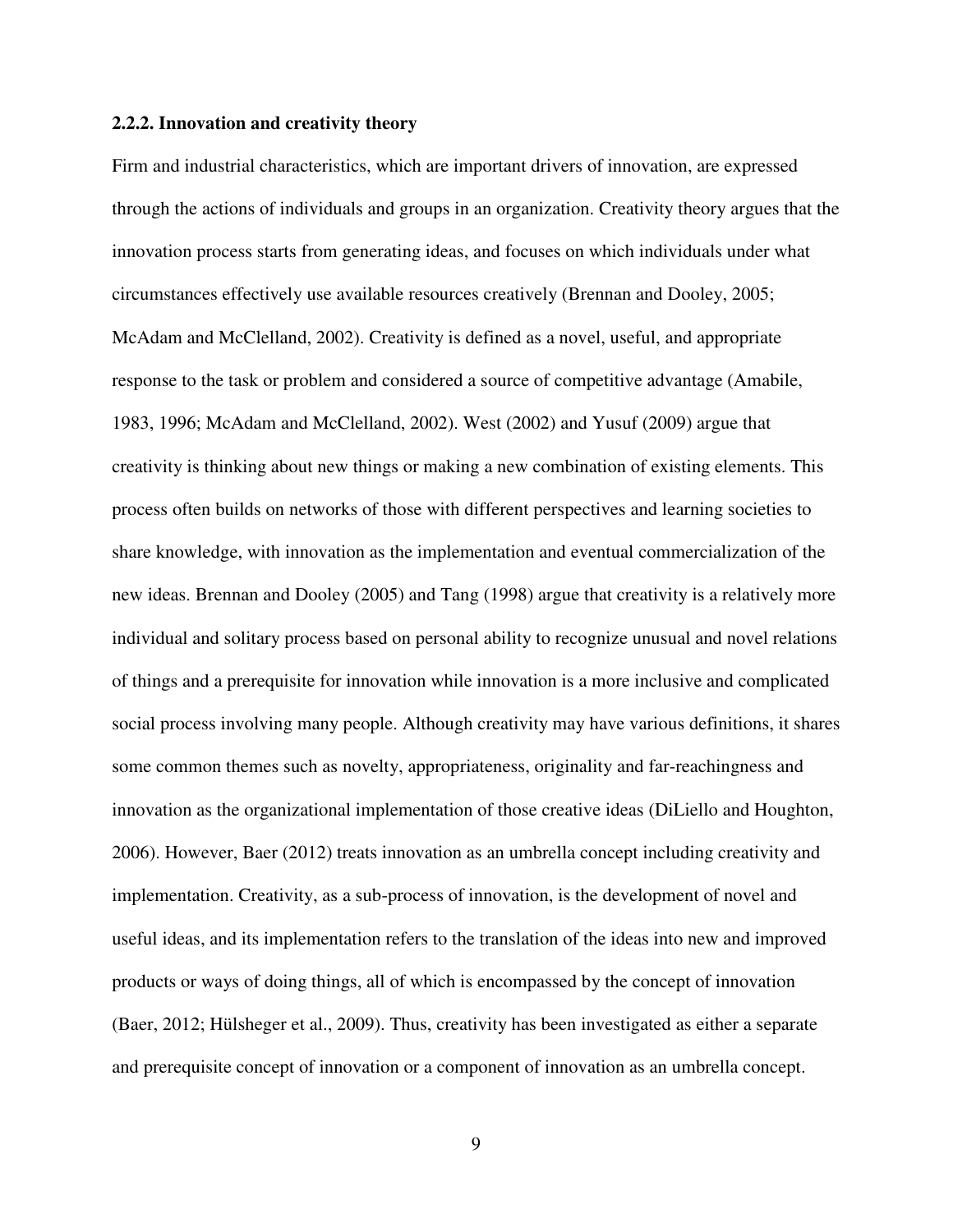### 2.2.2. Innovation and creativity theory

Firm and industrial characteristics, which are important drivers of innovation, are expressed through the actions of individuals and groups in an organization. Creativity theory argues that the innovation process starts from generating ideas, and focuses on which individuals under what circumstances effectively use available resources creatively (Brennan and Dooley, 2005; McAdam and McClelland, 2002). Creativity is defined as a novel, useful, and appropriate response to the task or problem and considered a source of competitive advantage (Amabile, 1983, 1996; McAdam and McClelland, 2002). West (2002) and Yusuf (2009) argue that creativity is thinking about new things or making a new combination of existing elements. This process often builds on networks of those with different perspectives and learning societies to share knowledge, with innovation as the implementation and eventual commercialization of the new ideas. Brennan and Dooley (2005) and Tang (1998) argue that creativity is a relatively more individual and solitary process based on personal ability to recognize unusual and novel relations of things and a prerequisite for innovation while innovation is a more inclusive and complicated social process involving many people. Although creativity may have various definitions, it shares some common themes such as novelty, appropriateness, originality and far-reachingness and innovation as the organizational implementation of those creative ideas (DiLiello and Houghton, 2006). However, Baer (2012) treats innovation as an umbrella concept including creativity and implementation. Creativity, as a sub-process of innovation, is the development of novel and useful ideas, and its implementation refers to the translation of the ideas into new and improved products or ways of doing things, all of which is encompassed by the concept of innovation (Baer, 2012; Hülsheger et al., 2009). Thus, creativity has been investigated as either a separate and prerequisite concept of innovation or a component of innovation as an umbrella concept.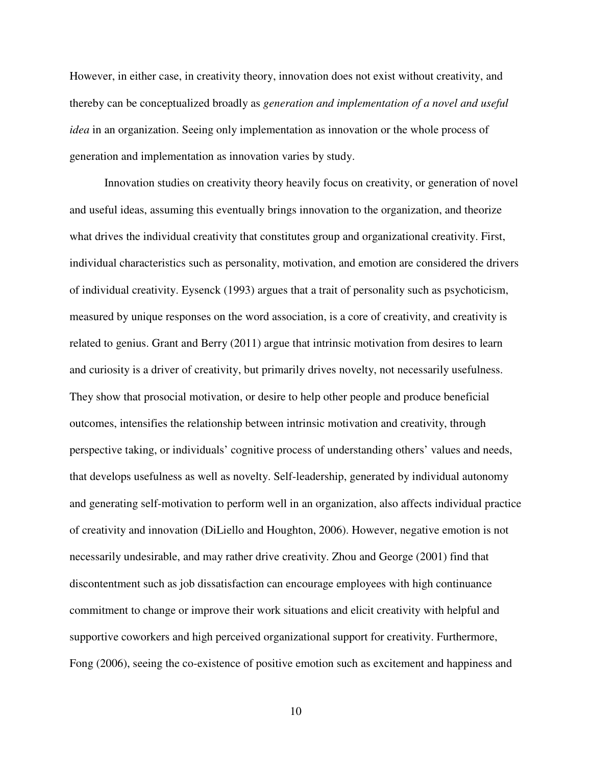However, in either case, in creativity theory, innovation does not exist without creativity, and thereby can be conceptualized broadly as *generation and implementation of a novel and useful idea* in an organization. Seeing only implementation as innovation or the whole process of generation and implementation as innovation varies by study.

Innovation studies on creativity theory heavily focus on creativity, or generation of novel and useful ideas, assuming this eventually brings innovation to the organization, and theorize what drives the individual creativity that constitutes group and organizational creativity. First, individual characteristics such as personality, motivation, and emotion are considered the drivers of individual creativity. Eysenck (1993) argues that a trait of personality such as psychoticism, measured by unique responses on the word association, is a core of creativity, and creativity is related to genius. Grant and Berry (2011) argue that intrinsic motivation from desires to learn and curiosity is a driver of creativity, but primarily drives novelty, not necessarily usefulness. They show that prosocial motivation, or desire to help other people and produce beneficial outcomes, intensifies the relationship between intrinsic motivation and creativity, through perspective taking, or individuals' cognitive process of understanding others' values and needs, that develops usefulness as well as novelty. Self-leadership, generated by individual autonomy and generating self-motivation to perform well in an organization, also affects individual practice of creativity and innovation (DiLiello and Houghton, 2006). However, negative emotion is not necessarily undesirable, and may rather drive creativity. Zhou and George (2001) find that discontentment such as job dissatisfaction can encourage employees with high continuance commitment to change or improve their work situations and elicit creativity with helpful and supportive coworkers and high perceived organizational support for creativity. Furthermore, Fong (2006), seeing the co-existence of positive emotion such as excitement and happiness and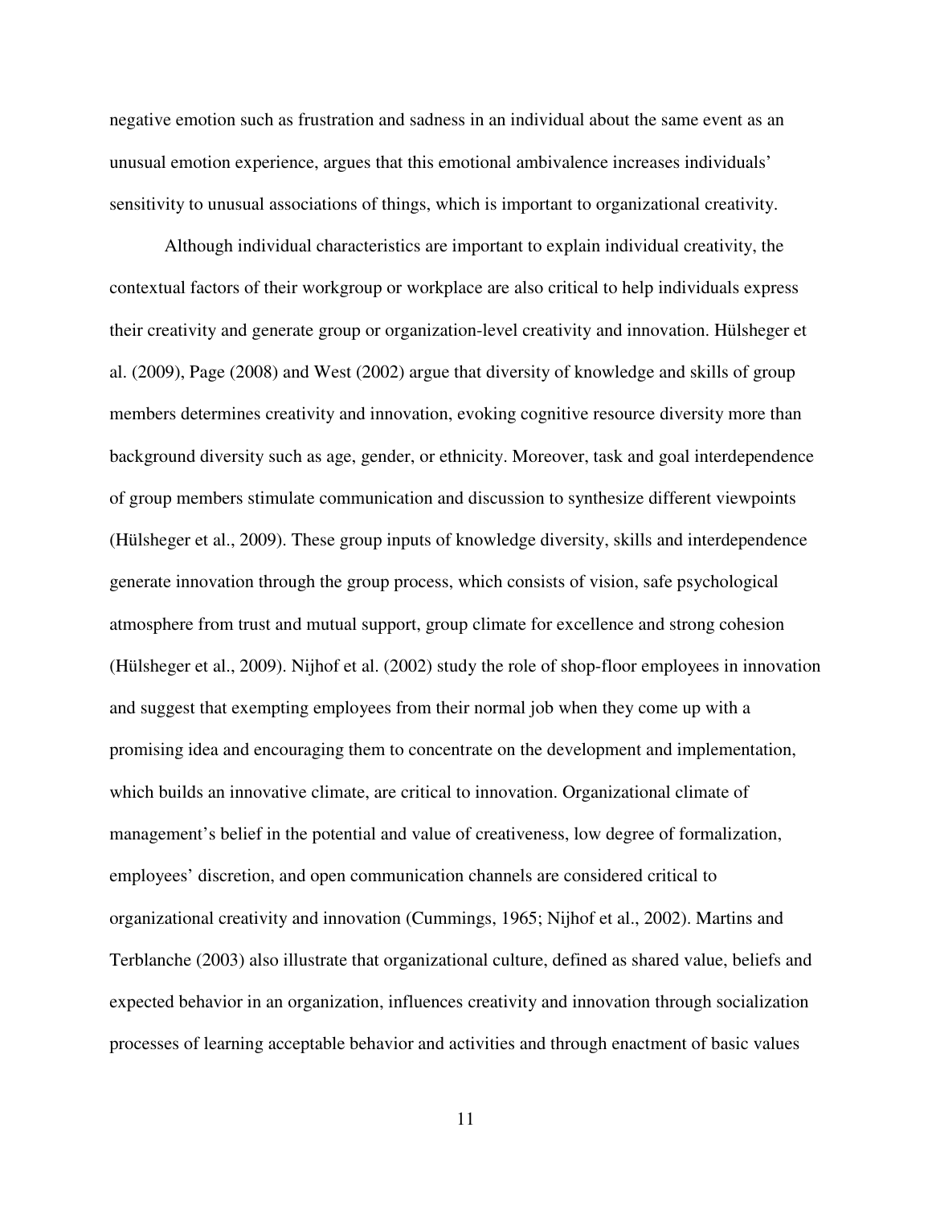negative emotion such as frustration and sadness in an individual about the same event as an unusual emotion experience, argues that this emotional ambivalence increases individuals' sensitivity to unusual associations of things, which is important to organizational creativity.

Although individual characteristics are important to explain individual creativity, the contextual factors of their workgroup or workplace are also critical to help individuals express their creativity and generate group or organization-level creativity and innovation. Hülsheger et al. (2009), Page (2008) and West (2002) argue that diversity of knowledge and skills of group members determines creativity and innovation, evoking cognitive resource diversity more than background diversity such as age, gender, or ethnicity. Moreover, task and goal interdependence of group members stimulate communication and discussion to synthesize different viewpoints (Hülsheger et al., 2009). These group inputs of knowledge diversity, skills and interdependence generate innovation through the group process, which consists of vision, safe psychological atmosphere from trust and mutual support, group climate for excellence and strong cohesion (Hülsheger et al., 2009). Nijhof et al. (2002) study the role of shop-floor employees in innovation and suggest that exempting employees from their normal job when they come up with a promising idea and encouraging them to concentrate on the development and implementation, which builds an innovative climate, are critical to innovation. Organizational climate of management's belief in the potential and value of creativeness, low degree of formalization, employees' discretion, and open communication channels are considered critical to organizational creativity and innovation (Cummings, 1965; Nijhof et al., 2002). Martins and Terblanche (2003) also illustrate that organizational culture, defined as shared value, beliefs and expected behavior in an organization, influences creativity and innovation through socialization processes of learning acceptable behavior and activities and through enactment of basic values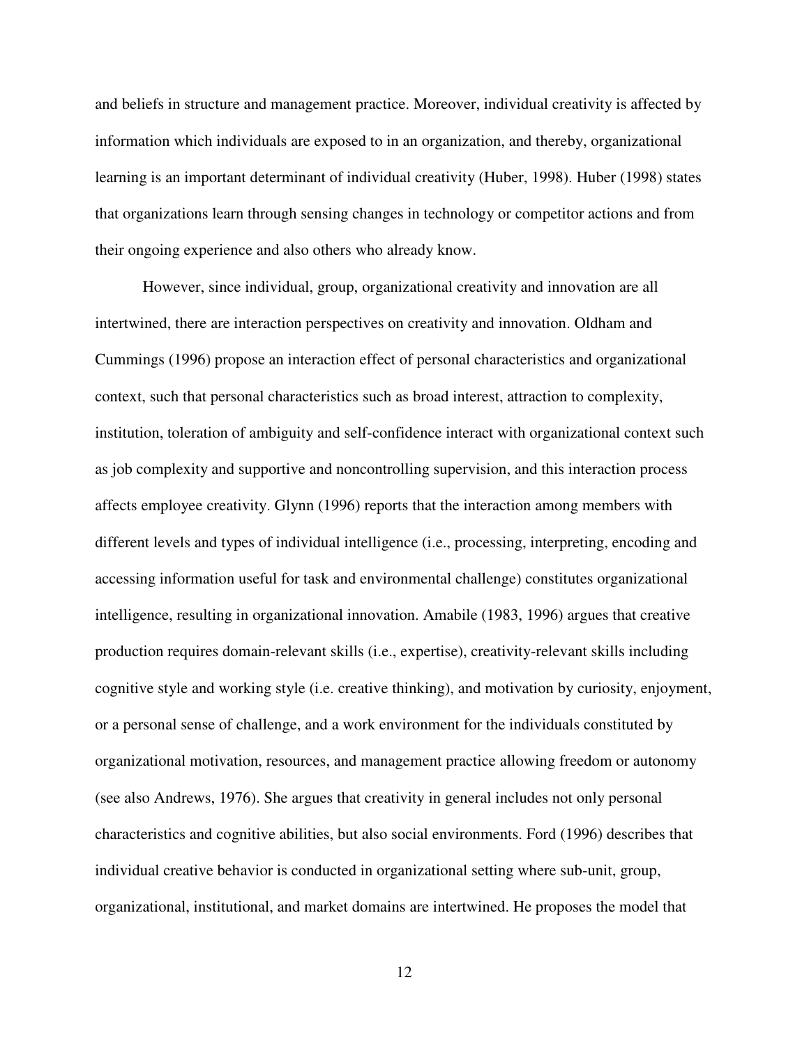and beliefs in structure and management practice. Moreover, individual creativity is affected by information which individuals are exposed to in an organization, and thereby, organizational learning is an important determinant of individual creativity (Huber, 1998). Huber (1998) states that organizations learn through sensing changes in technology or competitor actions and from their ongoing experience and also others who already know.

However, since individual, group, organizational creativity and innovation are all intertwined, there are interaction perspectives on creativity and innovation. Oldham and Cummings (1996) propose an interaction effect of personal characteristics and organizational context, such that personal characteristics such as broad interest, attraction to complexity, institution, toleration of ambiguity and self-confidence interact with organizational context such as job complexity and supportive and noncontrolling supervision, and this interaction process affects employee creativity. Glynn (1996) reports that the interaction among members with different levels and types of individual intelligence (i.e., processing, interpreting, encoding and accessing information useful for task and environmental challenge) constitutes organizational intelligence, resulting in organizational innovation. Amabile (1983, 1996) argues that creative production requires domain-relevant skills (i.e., expertise), creativity-relevant skills including cognitive style and working style (i.e. creative thinking), and motivation by curiosity, enjoyment, or a personal sense of challenge, and a work environment for the individuals constituted by organizational motivation, resources, and management practice allowing freedom or autonomy (see also Andrews, 1976). She argues that creativity in general includes not only personal characteristics and cognitive abilities, but also social environments. Ford (1996) describes that individual creative behavior is conducted in organizational setting where sub-unit, group, organizational, institutional, and market domains are intertwined. He proposes the model that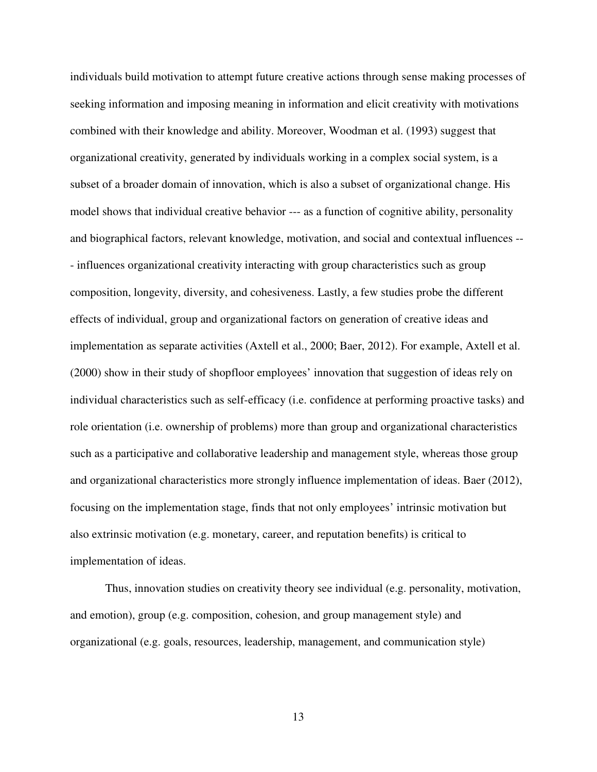individuals build motivation to attempt future creative actions through sense making processes of seeking information and imposing meaning in information and elicit creativity with motivations combined with their knowledge and ability. Moreover, Woodman et al. (1993) suggest that organizational creativity, generated by individuals working in a complex social system, is a subset of a broader domain of innovation, which is also a subset of organizational change. His model shows that individual creative behavior --- as a function of cognitive ability, personality and biographical factors, relevant knowledge, motivation, and social and contextual influences --- influences organizational creativity interacting with group characteristics such as group composition, longevity, diversity, and cohesiveness. Lastly, a few studies probe the different effects of individual, group and organizational factors on generation of creative ideas and implementation as separate activities (Axtell et al., 2000; Baer, 2012). For example, Axtell et al. (2000) show in their study of shopfloor employees' innovation that suggestion of ideas rely on individual characteristics such as self-efficacy (i.e. confidence at performing proactive tasks) and role orientation (i.e. ownership of problems) more than group and organizational characteristics such as a participative and collaborative leadership and management style, whereas those group and organizational characteristics more strongly influence implementation of ideas. Baer (2012), focusing on the implementation stage, finds that not only employees' intrinsic motivation but also extrinsic motivation (e.g. monetary, career, and reputation benefits) is critical to implementation of ideas.

Thus, innovation studies on creativity theory see individual (e.g. personality, motivation, and emotion), group (e.g. composition, cohesion, and group management style) and organizational (e.g. goals, resources, leadership, management, and communication style)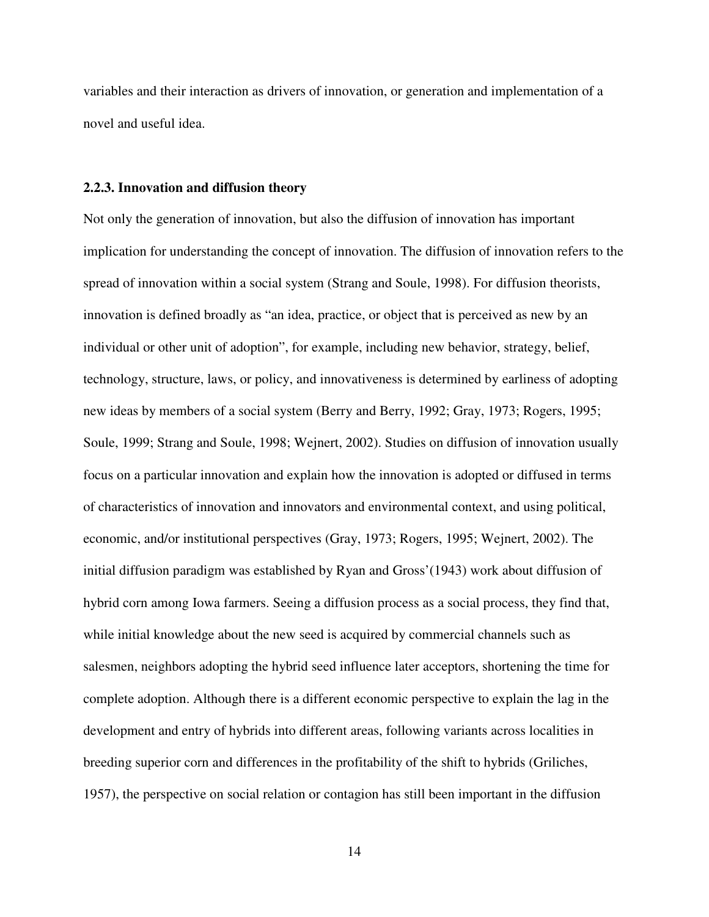variables and their interaction as drivers of innovation, or generation and implementation of a novel and useful idea.

### 2.2.3. Innovation and diffusion theory

Not only the generation of innovation, but also the diffusion of innovation has important implication for understanding the concept of innovation. The diffusion of innovation refers to the spread of innovation within a social system (Strang and Soule, 1998). For diffusion theorists, innovation is defined broadly as "an idea, practice, or object that is perceived as new by an individual or other unit of adoption", for example, including new behavior, strategy, belief, technology, structure, laws, or policy, and innovativeness is determined by earliness of adopting new ideas by members of a social system (Berry and Berry, 1992; Gray, 1973; Rogers, 1995; Soule, 1999; Strang and Soule, 1998; Wejnert, 2002). Studies on diffusion of innovation usually focus on a particular innovation and explain how the innovation is adopted or diffused in terms of characteristics of innovation and innovators and environmental context, and using political, economic, and/or institutional perspectives (Gray, 1973; Rogers, 1995; Wejnert, 2002). The initial diffusion paradigm was established by Ryan and Gross'(1943) work about diffusion of hybrid corn among Iowa farmers. Seeing a diffusion process as a social process, they find that, while initial knowledge about the new seed is acquired by commercial channels such as salesmen, neighbors adopting the hybrid seed influence later acceptors, shortening the time for complete adoption. Although there is a different economic perspective to explain the lag in the development and entry of hybrids into different areas, following variants across localities in breeding superior corn and differences in the profitability of the shift to hybrids (Griliches, 1957), the perspective on social relation or contagion has still been important in the diffusion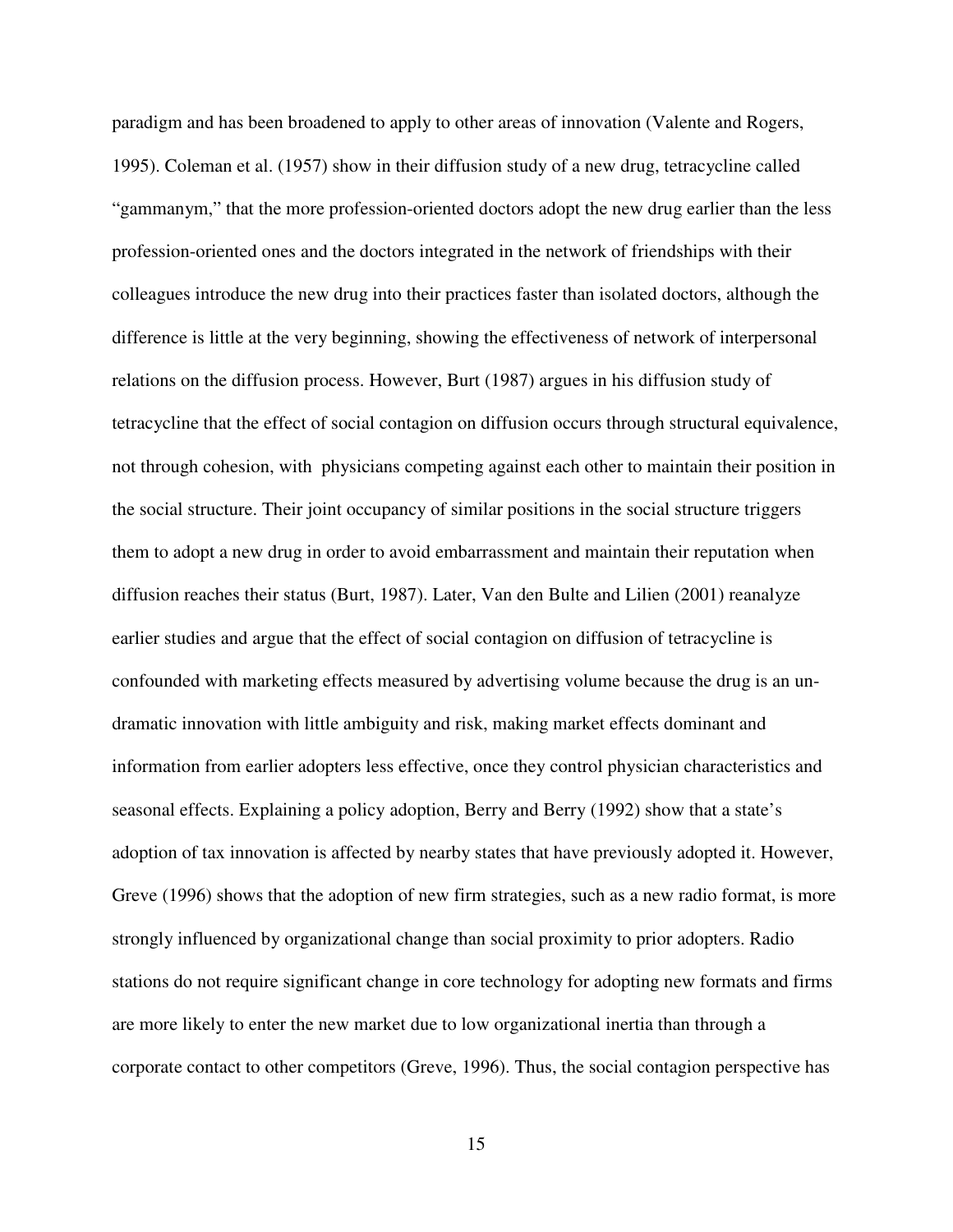paradigm and has been broadened to apply to other areas of innovation (Valente and Rogers, 1995). Coleman et al. (1957) show in their diffusion study of a new drug, tetracycline called "gammanym," that the more profession-oriented doctors adopt the new drug earlier than the less profession-oriented ones and the doctors integrated in the network of friendships with their colleagues introduce the new drug into their practices faster than isolated doctors, although the difference is little at the very beginning, showing the effectiveness of network of interpersonal relations on the diffusion process. However, Burt (1987) argues in his diffusion study of tetracycline that the effect of social contagion on diffusion occurs through structural equivalence, not through cohesion, with physicians competing against each other to maintain their position in the social structure. Their joint occupancy of similar positions in the social structure triggers them to adopt a new drug in order to avoid embarrassment and maintain their reputation when diffusion reaches their status (Burt, 1987). Later, Van den Bulte and Lilien (2001) reanalyze earlier studies and argue that the effect of social contagion on diffusion of tetracycline is confounded with marketing effects measured by advertising volume because the drug is an un-dramatic innovation with little ambiguity and risk, making market effects dominant and information from earlier adopters less effective, once they control physician characteristics and seasonal effects. Explaining a policy adoption, Berry and Berry (1992) show that a state's adoption of tax innovation is affected by nearby states that have previously adopted it. However, Greve (1996) shows that the adoption of new firm strategies, such as a new radio format, is more strongly influenced by organizational change than social proximity to prior adopters. Radio stations do not require significant change in core technology for adopting new formats and firms are more likely to enter the new market due to low organizational inertia than through a corporate contact to other competitors (Greve, 1996). Thus, the social contagion perspective has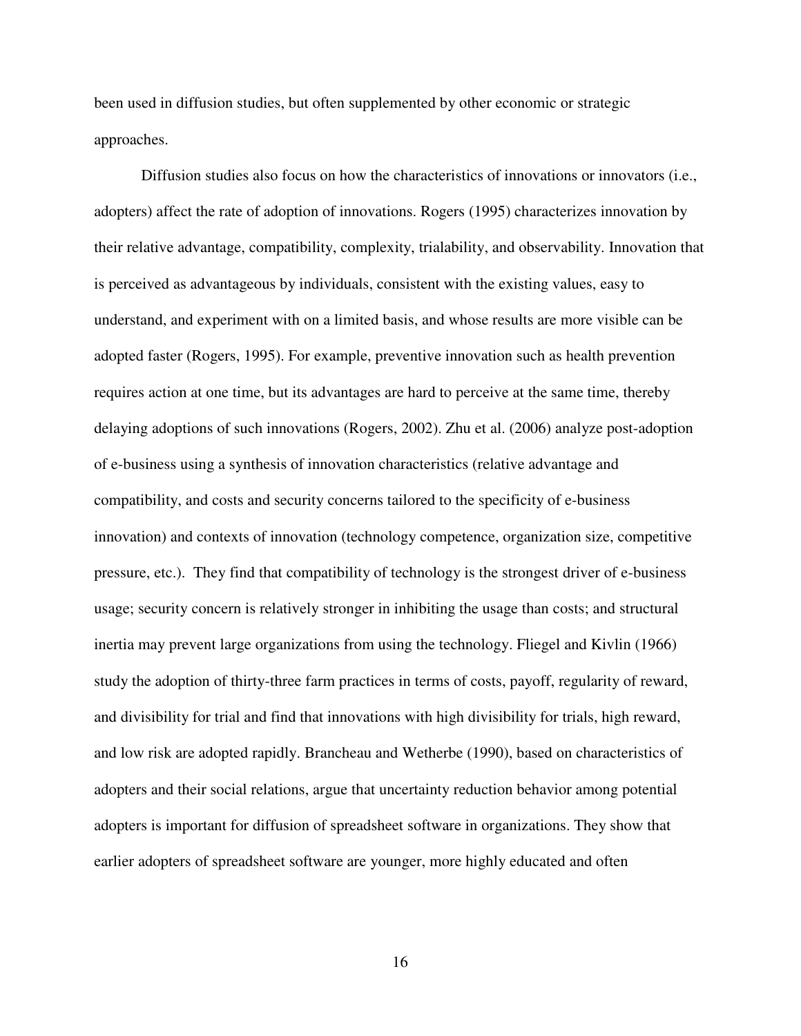been used in diffusion studies, but often supplemented by other economic or strategic approaches.

Diffusion studies also focus on how the characteristics of innovations or innovators (i.e., adopters) affect the rate of adoption of innovations. Rogers (1995) characterizes innovation by their relative advantage, compatibility, complexity, trialability, and observability. Innovation that is perceived as advantageous by individuals, consistent with the existing values, easy to understand, and experiment with on a limited basis, and whose results are more visible can be adopted faster (Rogers, 1995). For example, preventive innovation such as health prevention requires action at one time, but its advantages are hard to perceive at the same time, thereby delaying adoptions of such innovations (Rogers, 2002). Zhu et al. (2006) analyze post-adoption of e-business using a synthesis of innovation characteristics (relative advantage and compatibility, and costs and security concerns tailored to the specificity of e-business innovation) and contexts of innovation (technology competence, organization size, competitive pressure, etc.). They find that compatibility of technology is the strongest driver of e-business usage; security concern is relatively stronger in inhibiting the usage than costs; and structural inertia may prevent large organizations from using the technology. Fliegel and Kivlin (1966) study the adoption of thirty-three farm practices in terms of costs, payoff, regularity of reward, and divisibility for trial and find that innovations with high divisibility for trials, high reward, and low risk are adopted rapidly. Brancheau and Wetherbe (1990), based on characteristics of adopters and their social relations, argue that uncertainty reduction behavior among potential adopters is important for diffusion of spreadsheet software in organizations. They show that earlier adopters of spreadsheet software are younger, more highly educated and often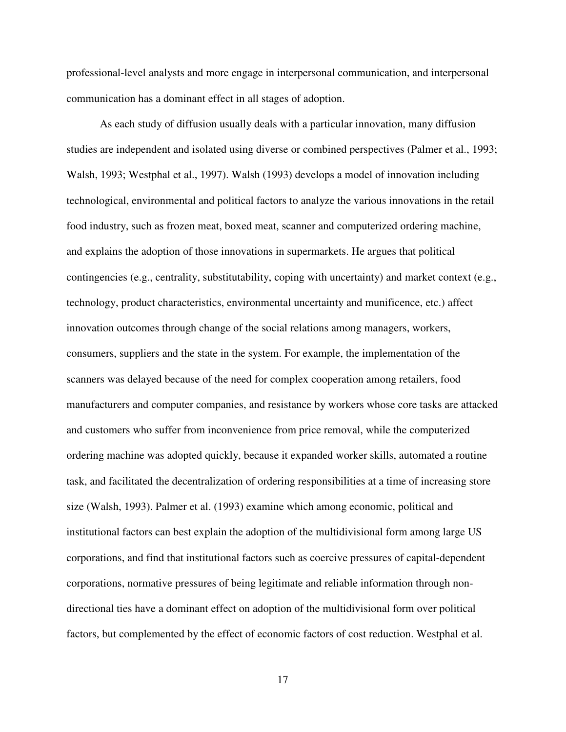professional-level analysts and more engage in interpersonal communication, and interpersonal communication has a dominant effect in all stages of adoption.

As each study of diffusion usually deals with a particular innovation, many diffusion studies are independent and isolated using diverse or combined perspectives (Palmer et al., 1993; Walsh, 1993; Westphal et al., 1997). Walsh (1993) develops a model of innovation including technological, environmental and political factors to analyze the various innovations in the retail food industry, such as frozen meat, boxed meat, scanner and computerized ordering machine, and explains the adoption of those innovations in supermarkets. He argues that political contingencies (e.g., centrality, substitutability, coping with uncertainty) and market context (e.g., technology, product characteristics, environmental uncertainty and munificence, etc.) affect innovation outcomes through change of the social relations among managers, workers, consumers, suppliers and the state in the system. For example, the implementation of the scanners was delayed because of the need for complex cooperation among retailers, food manufacturers and computer companies, and resistance by workers whose core tasks are attacked and customers who suffer from inconvenience from price removal, while the computerized ordering machine was adopted quickly, because it expanded worker skills, automated a routine task, and facilitated the decentralization of ordering responsibilities at a time of increasing store size (Walsh, 1993). Palmer et al. (1993) examine which among economic, political and institutional factors can best explain the adoption of the multidivisional form among large US corporations, and find that institutional factors such as coercive pressures of capital-dependent corporations, normative pressures of being legitimate and reliable information through non-directional ties have a dominant effect on adoption of the multidivisional form over political factors, but complemented by the effect of economic factors of cost reduction. Westphal et al.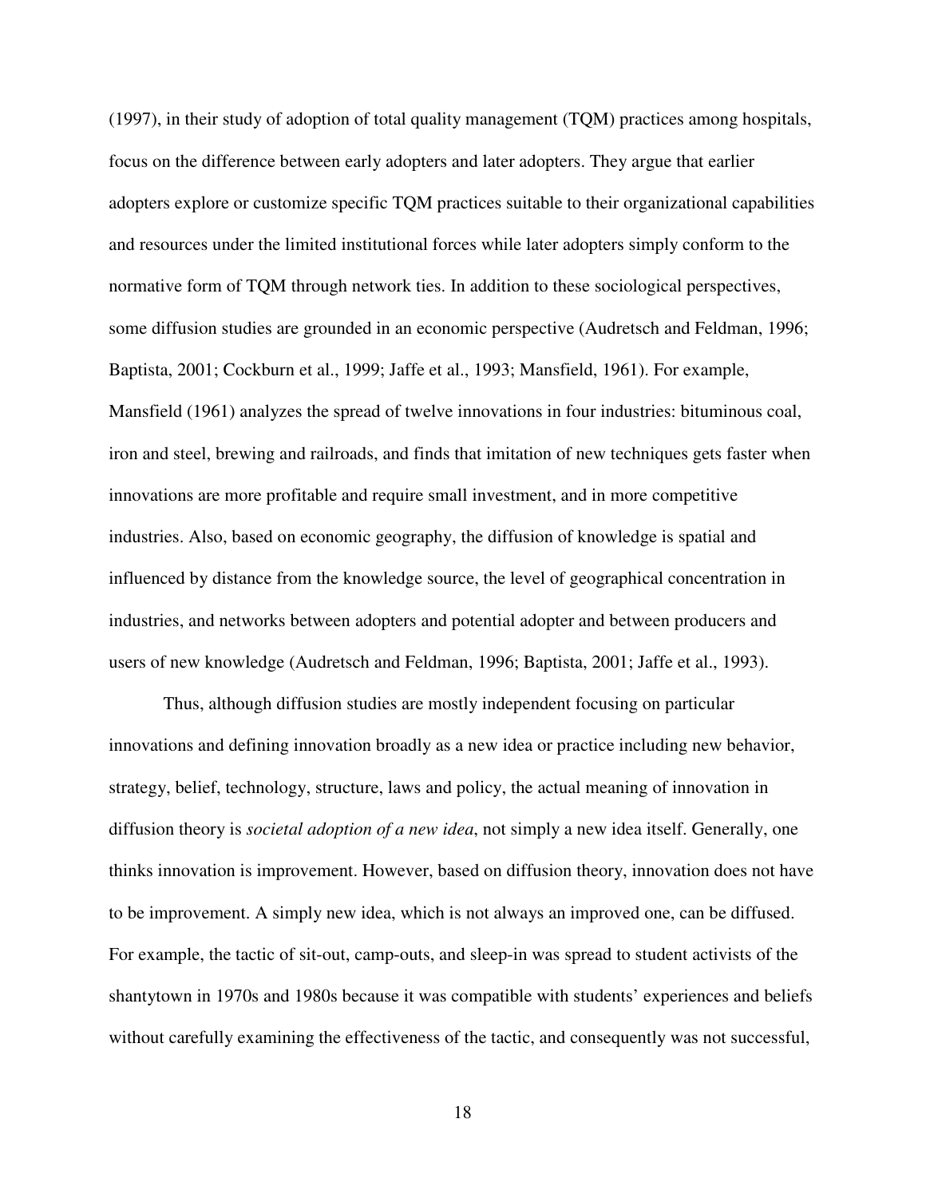(1997), in their study of adoption of total quality management (TQM) practices among hospitals, focus on the difference between early adopters and later adopters. They argue that earlier adopters explore or customize specific TQM practices suitable to their organizational capabilities and resources under the limited institutional forces while later adopters simply conform to the normative form of TQM through network ties. In addition to these sociological perspectives, some diffusion studies are grounded in an economic perspective (Audretsch and Feldman, 1996; Baptista, 2001; Cockburn et al., 1999; Jaffe et al., 1993; Mansfield, 1961). For example, Mansfield (1961) analyzes the spread of twelve innovations in four industries: bituminous coal, iron and steel, brewing and railroads, and finds that imitation of new techniques gets faster when innovations are more profitable and require small investment, and in more competitive industries. Also, based on economic geography, the diffusion of knowledge is spatial and influenced by distance from the knowledge source, the level of geographical concentration in industries, and networks between adopters and potential adopter and between producers and users of new knowledge (Audretsch and Feldman, 1996; Baptista, 2001; Jaffe et al., 1993).

Thus, although diffusion studies are mostly independent focusing on particular innovations and defining innovation broadly as a new idea or practice including new behavior, strategy, belief, technology, structure, laws and policy, the actual meaning of innovation in diffusion theory is *societal adoption of a new idea*, not simply a new idea itself. Generally, one thinks innovation is improvement. However, based on diffusion theory, innovation does not have to be improvement. A simply new idea, which is not always an improved one, can be diffused. For example, the tactic of sit-out, camp-outs, and sleep-in was spread to student activists of the shantytown in 1970s and 1980s because it was compatible with students' experiences and beliefs without carefully examining the effectiveness of the tactic, and consequently was not successful,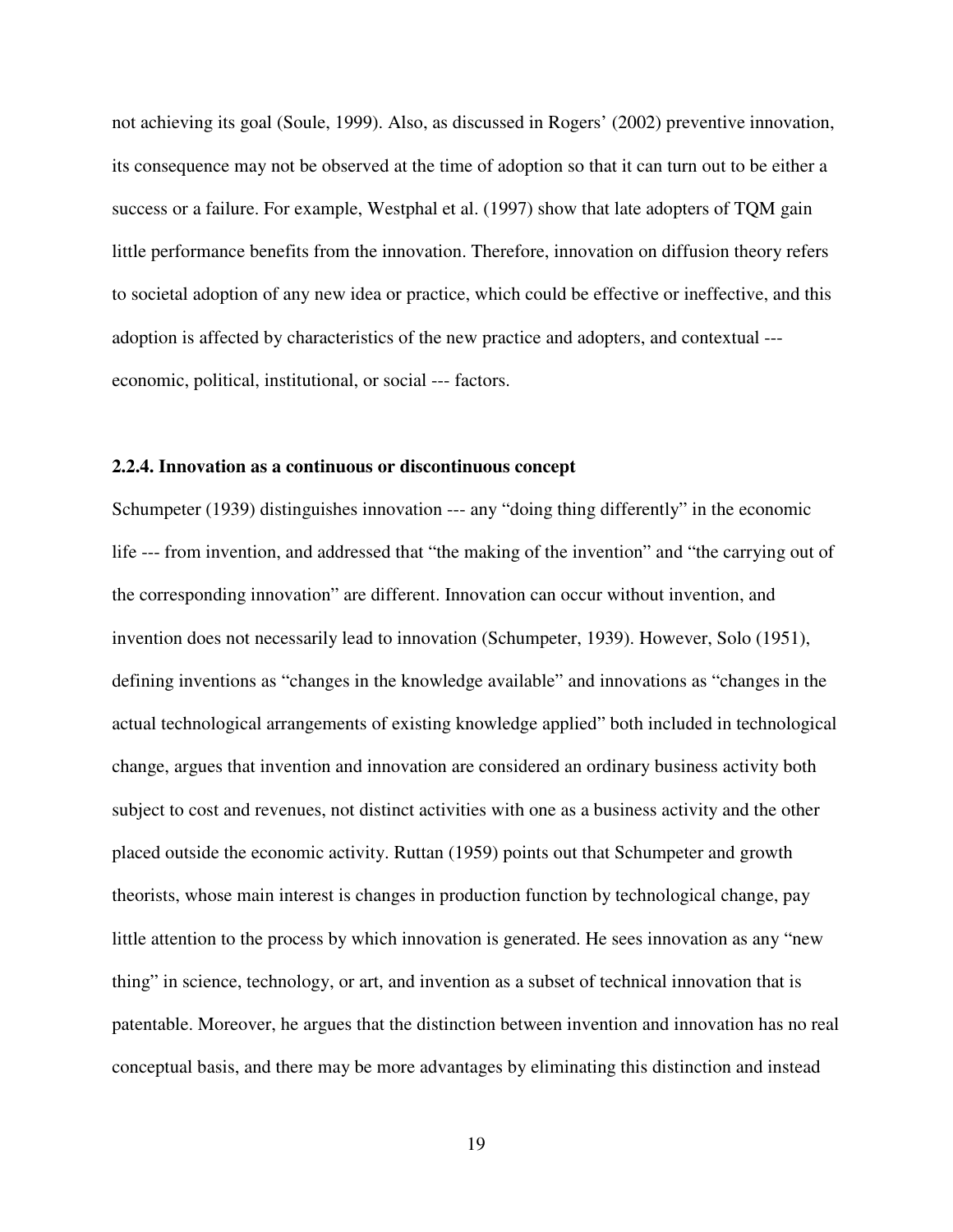not achieving its goal (Soule, 1999). Also, as discussed in Rogers' (2002) preventive innovation, its consequence may not be observed at the time of adoption so that it can turn out to be either a success or a failure. For example, Westphal et al. (1997) show that late adopters of TQM gain little performance benefits from the innovation. Therefore, innovation on diffusion theory refers to societal adoption of any new idea or practice, which could be effective or ineffective, and this adoption is affected by characteristics of the new practice and adopters, and contextual --- economic, political, institutional, or social --- factors.

### 2.2.4. Innovation as a continuous or discontinuous concept

Schumpeter (1939) distinguishes innovation --- any "doing thing differently" in the economic life --- from invention, and addressed that "the making of the invention" and "the carrying out of the corresponding innovation" are different. Innovation can occur without invention, and invention does not necessarily lead to innovation (Schumpeter, 1939). However, Solo (1951), defining inventions as "changes in the knowledge available" and innovations as "changes in the actual technological arrangements of existing knowledge applied" both included in technological change, argues that invention and innovation are considered an ordinary business activity both subject to cost and revenues, not distinct activities with one as a business activity and the other placed outside the economic activity. Ruttan (1959) points out that Schumpeter and growth theorists, whose main interest is changes in production function by technological change, pay little attention to the process by which innovation is generated. He sees innovation as any "new thing" in science, technology, or art, and invention as a subset of technical innovation that is patentable. Moreover, he argues that the distinction between invention and innovation has no real conceptual basis, and there may be more advantages by eliminating this distinction and instead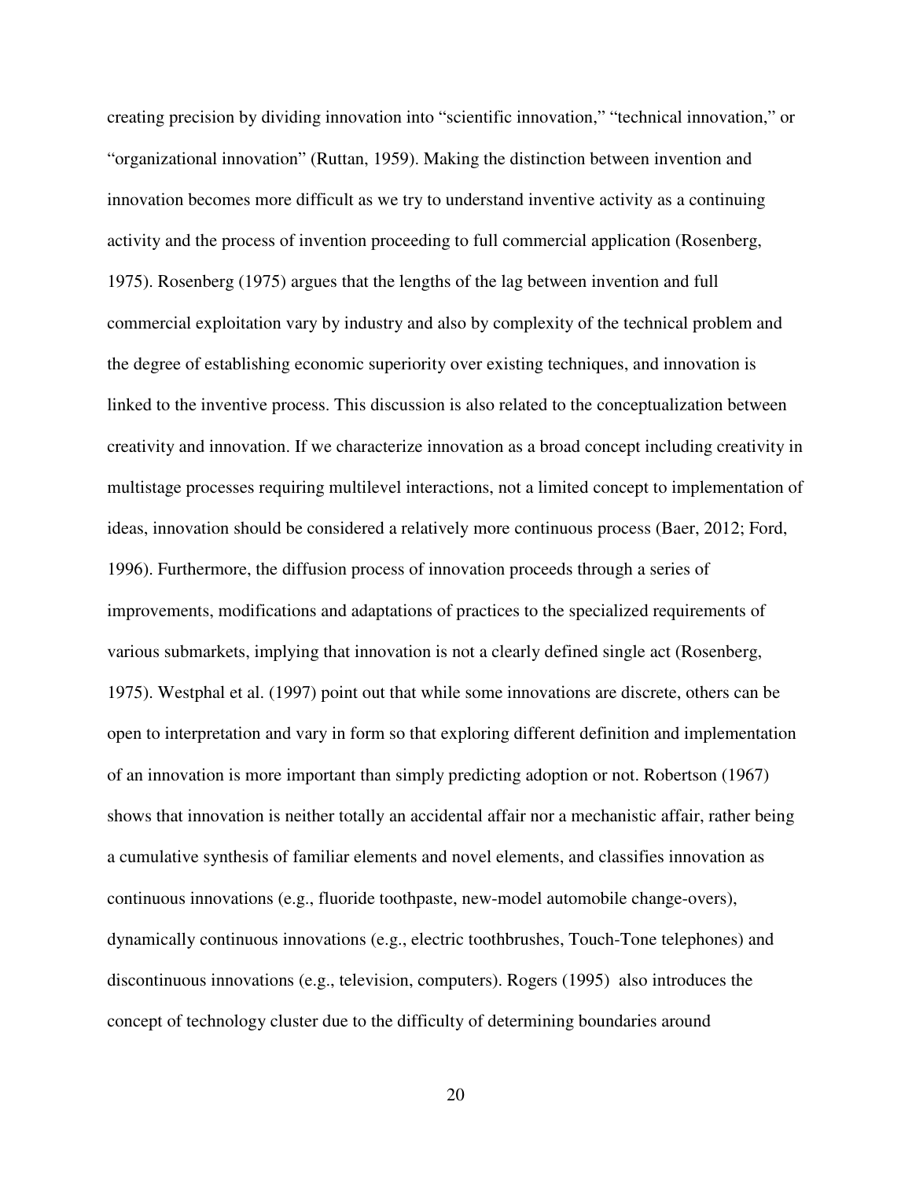creating precision by dividing innovation into "scientific innovation," "technical innovation," or "organizational innovation" (Ruttan, 1959). Making the distinction between invention and innovation becomes more difficult as we try to understand inventive activity as a continuing activity and the process of invention proceeding to full commercial application (Rosenberg, 1975). Rosenberg (1975) argues that the lengths of the lag between invention and full commercial exploitation vary by industry and also by complexity of the technical problem and the degree of establishing economic superiority over existing techniques, and innovation is linked to the inventive process. This discussion is also related to the conceptualization between creativity and innovation. If we characterize innovation as a broad concept including creativity in multistage processes requiring multilevel interactions, not a limited concept to implementation of ideas, innovation should be considered a relatively more continuous process (Baer, 2012; Ford, 1996). Furthermore, the diffusion process of innovation proceeds through a series of improvements, modifications and adaptations of practices to the specialized requirements of various submarkets, implying that innovation is not a clearly defined single act (Rosenberg, 1975). Westphal et al. (1997) point out that while some innovations are discrete, others can be open to interpretation and vary in form so that exploring different definition and implementation of an innovation is more important than simply predicting adoption or not. Robertson (1967) shows that innovation is neither totally an accidental affair nor a mechanistic affair, rather being a cumulative synthesis of familiar elements and novel elements, and classifies innovation as continuous innovations (e.g., fluoride toothpaste, new-model automobile change-overs), dynamically continuous innovations (e.g., electric toothbrushes, Touch-Tone telephones) and discontinuous innovations (e.g., television, computers). Rogers (1995) also introduces the concept of technology cluster due to the difficulty of determining boundaries around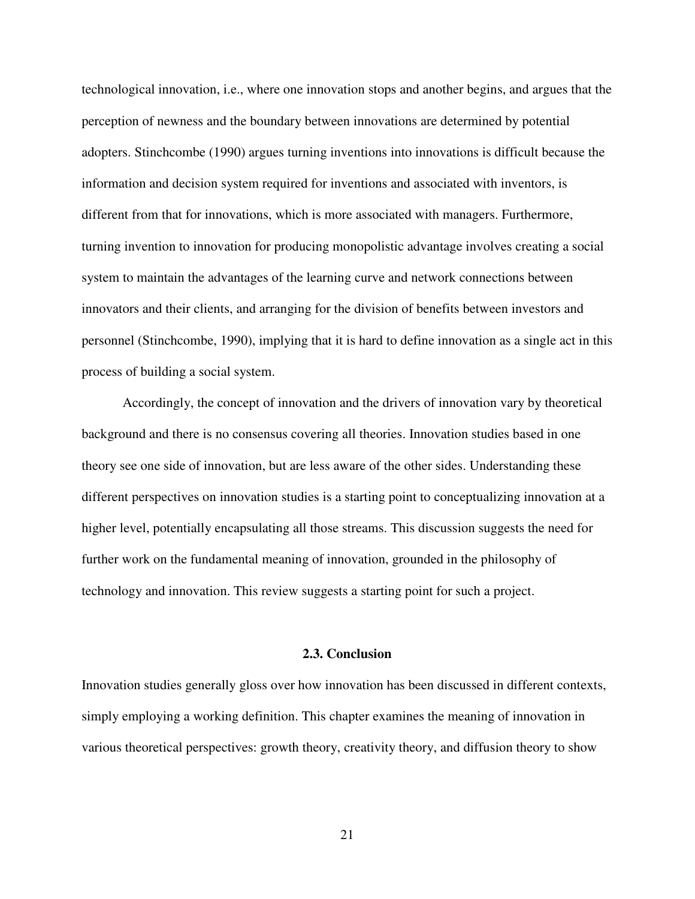technological innovation, i.e., where one innovation stops and another begins, and argues that the perception of newness and the boundary between innovations are determined by potential adopters. Stinchcombe (1990) argues turning inventions into innovations is difficult because the information and decision system required for inventions and associated with inventors, is different from that for innovations, which is more associated with managers. Furthermore, turning invention to innovation for producing monopolistic advantage involves creating a social system to maintain the advantages of the learning curve and network connections between innovators and their clients, and arranging for the division of benefits between investors and personnel (Stinchcombe, 1990), implying that it is hard to define innovation as a single act in this process of building a social system.

Accordingly, the concept of innovation and the drivers of innovation vary by theoretical background and there is no consensus covering all theories. Innovation studies based in one theory see one side of innovation, but are less aware of the other sides. Understanding these different perspectives on innovation studies is a starting point to conceptualizing innovation at a higher level, potentially encapsulating all those streams. This discussion suggests the need for further work on the fundamental meaning of innovation, grounded in the philosophy of technology and innovation. This review suggests a starting point for such a project.

## 2.3. Conclusion

Innovation studies generally gloss over how innovation has been discussed in different contexts, simply employing a working definition. This chapter examines the meaning of innovation in various theoretical perspectives: growth theory, creativity theory, and diffusion theory to show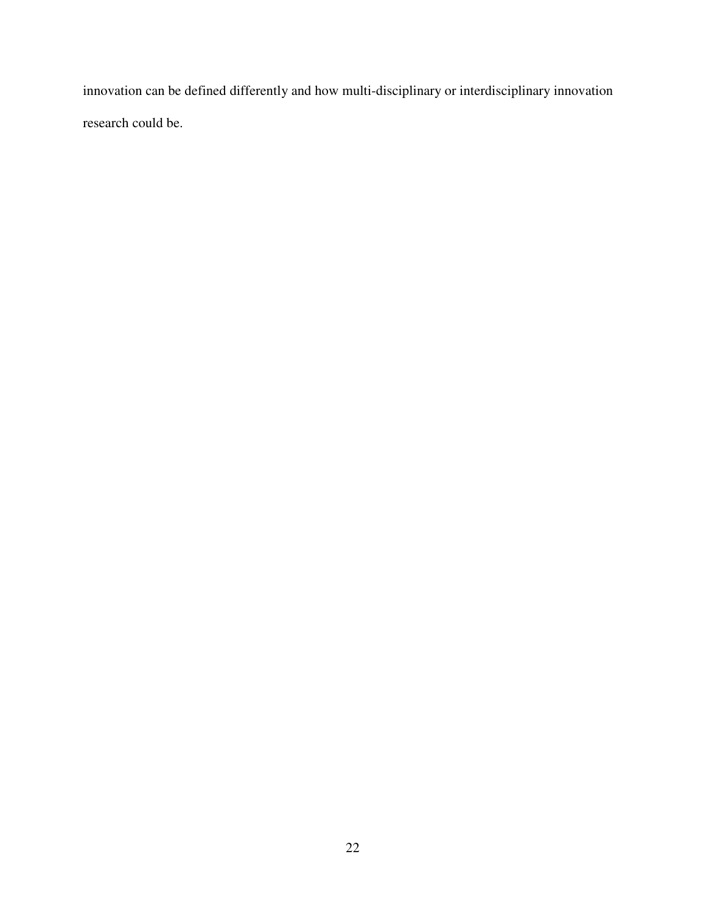innovation can be defined differently and how multi-disciplinary or interdisciplinary innovation research could be.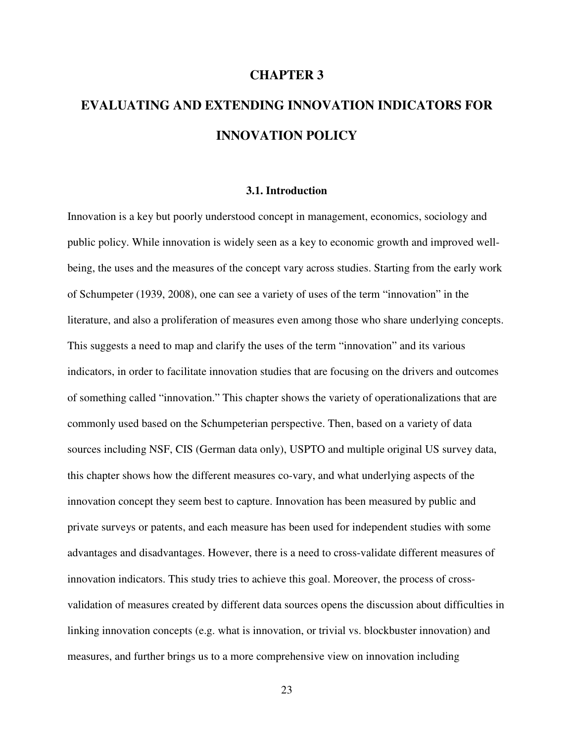# CHAPTER 3

# EVALUATING AND EXTENDING INNOVATION INDICATORS FOR INNOVATION POLICY

## 3.1. Introduction

Innovation is a key but poorly understood concept in management, economics, sociology and public policy. While innovation is widely seen as a key to economic growth and improved well-being, the uses and the measures of the concept vary across studies. Starting from the early work of Schumpeter (1939, 2008), one can see a variety of uses of the term "innovation" in the literature, and also a proliferation of measures even among those who share underlying concepts. This suggests a need to map and clarify the uses of the term "innovation" and its various indicators, in order to facilitate innovation studies that are focusing on the drivers and outcomes of something called "innovation." This chapter shows the variety of operationalizations that are commonly used based on the Schumpeterian perspective. Then, based on a variety of data sources including NSF, CIS (German data only), USPTO and multiple original US survey data, this chapter shows how the different measures co-vary, and what underlying aspects of the innovation concept they seem best to capture. Innovation has been measured by public and private surveys or patents, and each measure has been used for independent studies with some advantages and disadvantages. However, there is a need to cross-validate different measures of innovation indicators. This study tries to achieve this goal. Moreover, the process of cross-validation of measures created by different data sources opens the discussion about difficulties in linking innovation concepts (e.g. what is innovation, or trivial vs. blockbuster innovation) and measures, and further brings us to a more comprehensive view on innovation including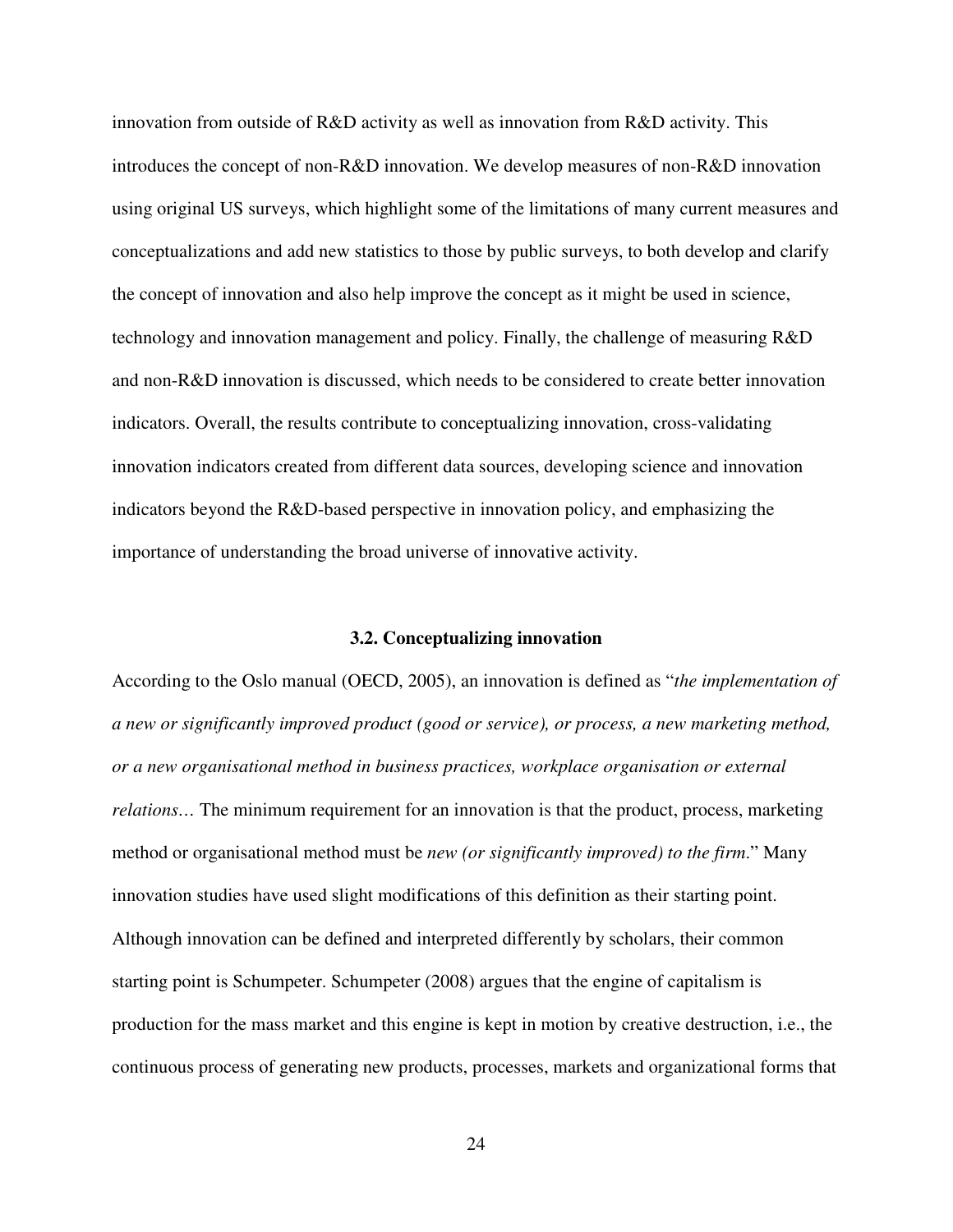innovation from outside of R&D activity as well as innovation from R&D activity. This introduces the concept of non-R&D innovation. We develop measures of non-R&D innovation using original US surveys, which highlight some of the limitations of many current measures and conceptualizations and add new statistics to those by public surveys, to both develop and clarify the concept of innovation and also help improve the concept as it might be used in science, technology and innovation management and policy. Finally, the challenge of measuring R&D and non-R&D innovation is discussed, which needs to be considered to create better innovation indicators. Overall, the results contribute to conceptualizing innovation, cross-validating innovation indicators created from different data sources, developing science and innovation indicators beyond the R&D-based perspective in innovation policy, and emphasizing the importance of understanding the broad universe of innovative activity.

### 3.2. Conceptualizing innovation

According to the Oslo manual (OECD, 2005), an innovation is defined as "*the implementation of a new or significantly improved product (good or service), or process, a new marketing method, or a new organisational method in business practices, workplace organisation or external relations*… The minimum requirement for an innovation is that the product, process, marketing method or organisational method must be *new (or significantly improved) to the firm*." Many innovation studies have used slight modifications of this definition as their starting point. Although innovation can be defined and interpreted differently by scholars, their common starting point is Schumpeter. Schumpeter (2008) argues that the engine of capitalism is production for the mass market and this engine is kept in motion by creative destruction, i.e., the continuous process of generating new products, processes, markets and organizational forms that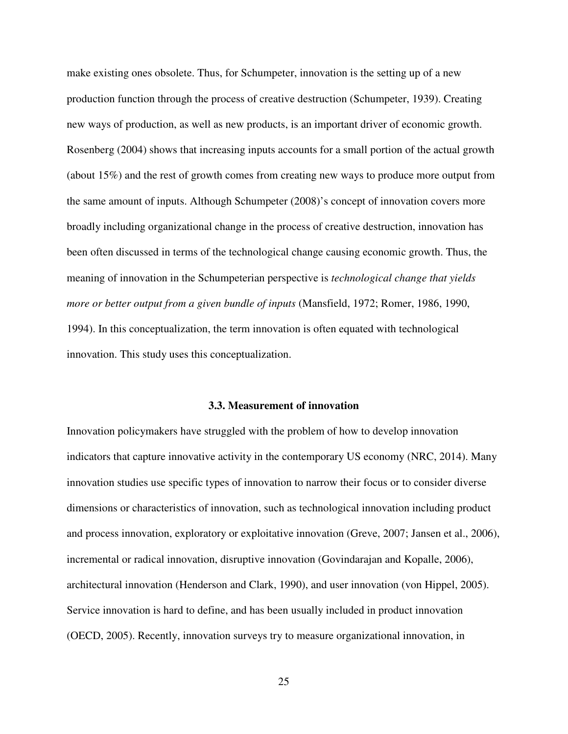make existing ones obsolete. Thus, for Schumpeter, innovation is the setting up of a new production function through the process of creative destruction (Schumpeter, 1939). Creating new ways of production, as well as new products, is an important driver of economic growth. Rosenberg (2004) shows that increasing inputs accounts for a small portion of the actual growth (about 15%) and the rest of growth comes from creating new ways to produce more output from the same amount of inputs. Although Schumpeter (2008)'s concept of innovation covers more broadly including organizational change in the process of creative destruction, innovation has been often discussed in terms of the technological change causing economic growth. Thus, the meaning of innovation in the Schumpeterian perspective is *technological change that yields more or better output from a given bundle of inputs* (Mansfield, 1972; Romer, 1986, 1990, 1994). In this conceptualization, the term innovation is often equated with technological innovation. This study uses this conceptualization.

### 3.3. Measurement of innovation

Innovation policymakers have struggled with the problem of how to develop innovation indicators that capture innovative activity in the contemporary US economy (NRC, 2014). Many innovation studies use specific types of innovation to narrow their focus or to consider diverse dimensions or characteristics of innovation, such as technological innovation including product and process innovation, exploratory or exploitative innovation (Greve, 2007; Jansen et al., 2006), incremental or radical innovation, disruptive innovation (Govindarajan and Kopalle, 2006), architectural innovation (Henderson and Clark, 1990), and user innovation (von Hippel, 2005). Service innovation is hard to define, and has been usually included in product innovation (OECD, 2005). Recently, innovation surveys try to measure organizational innovation, in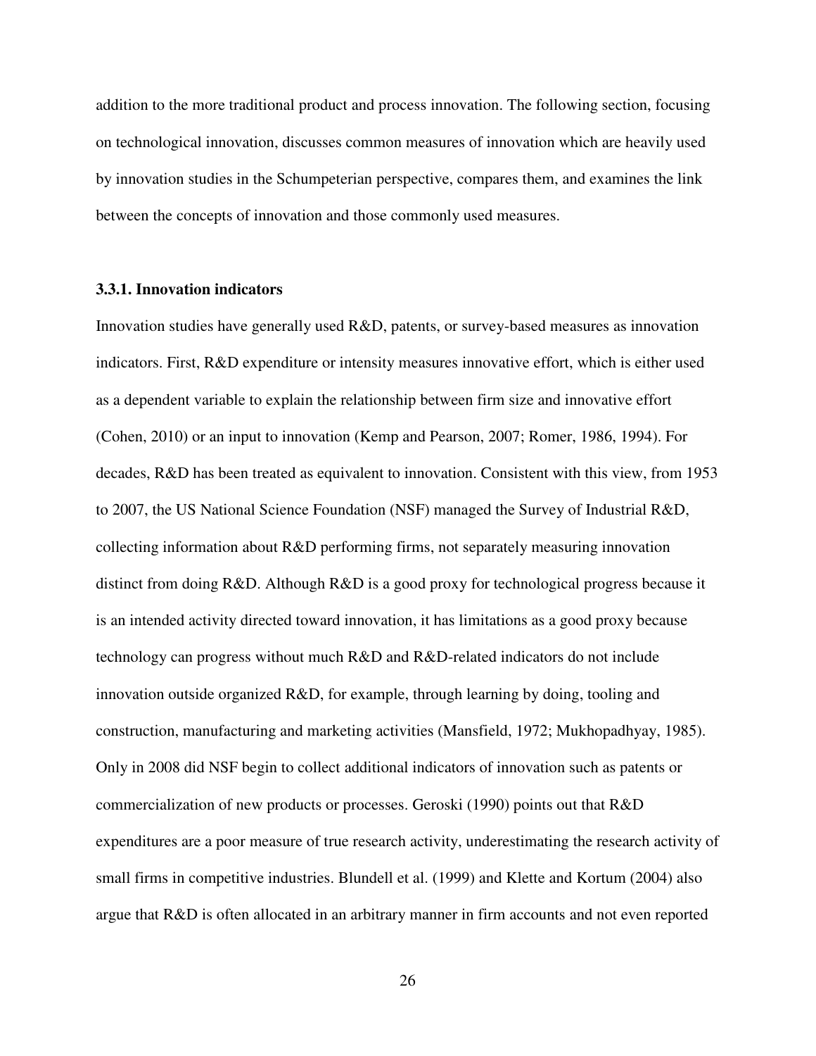addition to the more traditional product and process innovation. The following section, focusing on technological innovation, discusses common measures of innovation which are heavily used by innovation studies in the Schumpeterian perspective, compares them, and examines the link between the concepts of innovation and those commonly used measures.

### 3.3.1. Innovation indicators

Innovation studies have generally used R&D, patents, or survey-based measures as innovation indicators. First, R&D expenditure or intensity measures innovative effort, which is either used as a dependent variable to explain the relationship between firm size and innovative effort (Cohen, 2010) or an input to innovation (Kemp and Pearson, 2007; Romer, 1986, 1994). For decades, R&D has been treated as equivalent to innovation. Consistent with this view, from 1953 to 2007, the US National Science Foundation (NSF) managed the Survey of Industrial R&D, collecting information about R&D performing firms, not separately measuring innovation distinct from doing R&D. Although R&D is a good proxy for technological progress because it is an intended activity directed toward innovation, it has limitations as a good proxy because technology can progress without much R&D and R&D-related indicators do not include innovation outside organized R&D, for example, through learning by doing, tooling and construction, manufacturing and marketing activities (Mansfield, 1972; Mukhopadhyay, 1985). Only in 2008 did NSF begin to collect additional indicators of innovation such as patents or commercialization of new products or processes. Geroski (1990) points out that R&D expenditures are a poor measure of true research activity, underestimating the research activity of small firms in competitive industries. Blundell et al. (1999) and Klette and Kortum (2004) also argue that R&D is often allocated in an arbitrary manner in firm accounts and not even reported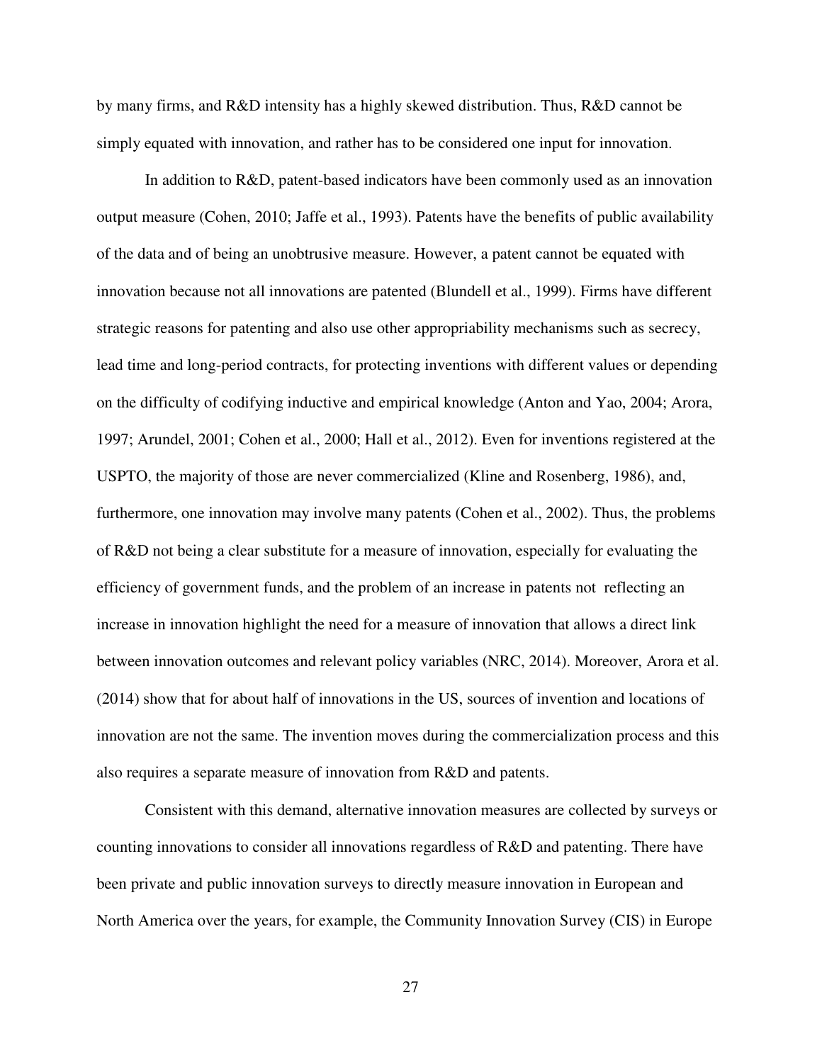by many firms, and R&D intensity has a highly skewed distribution. Thus, R&D cannot be simply equated with innovation, and rather has to be considered one input for innovation.

In addition to R&D, patent-based indicators have been commonly used as an innovation output measure (Cohen, 2010; Jaffe et al., 1993). Patents have the benefits of public availability of the data and of being an unobtrusive measure. However, a patent cannot be equated with innovation because not all innovations are patented (Blundell et al., 1999). Firms have different strategic reasons for patenting and also use other appropriability mechanisms such as secrecy, lead time and long-period contracts, for protecting inventions with different values or depending on the difficulty of codifying inductive and empirical knowledge (Anton and Yao, 2004; Arora, 1997; Arundel, 2001; Cohen et al., 2000; Hall et al., 2012). Even for inventions registered at the USPTO, the majority of those are never commercialized (Kline and Rosenberg, 1986), and, furthermore, one innovation may involve many patents (Cohen et al., 2002). Thus, the problems of R&D not being a clear substitute for a measure of innovation, especially for evaluating the efficiency of government funds, and the problem of an increase in patents not reflecting an increase in innovation highlight the need for a measure of innovation that allows a direct link between innovation outcomes and relevant policy variables (NRC, 2014). Moreover, Arora et al. (2014) show that for about half of innovations in the US, sources of invention and locations of innovation are not the same. The invention moves during the commercialization process and this also requires a separate measure of innovation from R&D and patents.

Consistent with this demand, alternative innovation measures are collected by surveys or counting innovations to consider all innovations regardless of R&D and patenting. There have been private and public innovation surveys to directly measure innovation in European and North America over the years, for example, the Community Innovation Survey (CIS) in Europe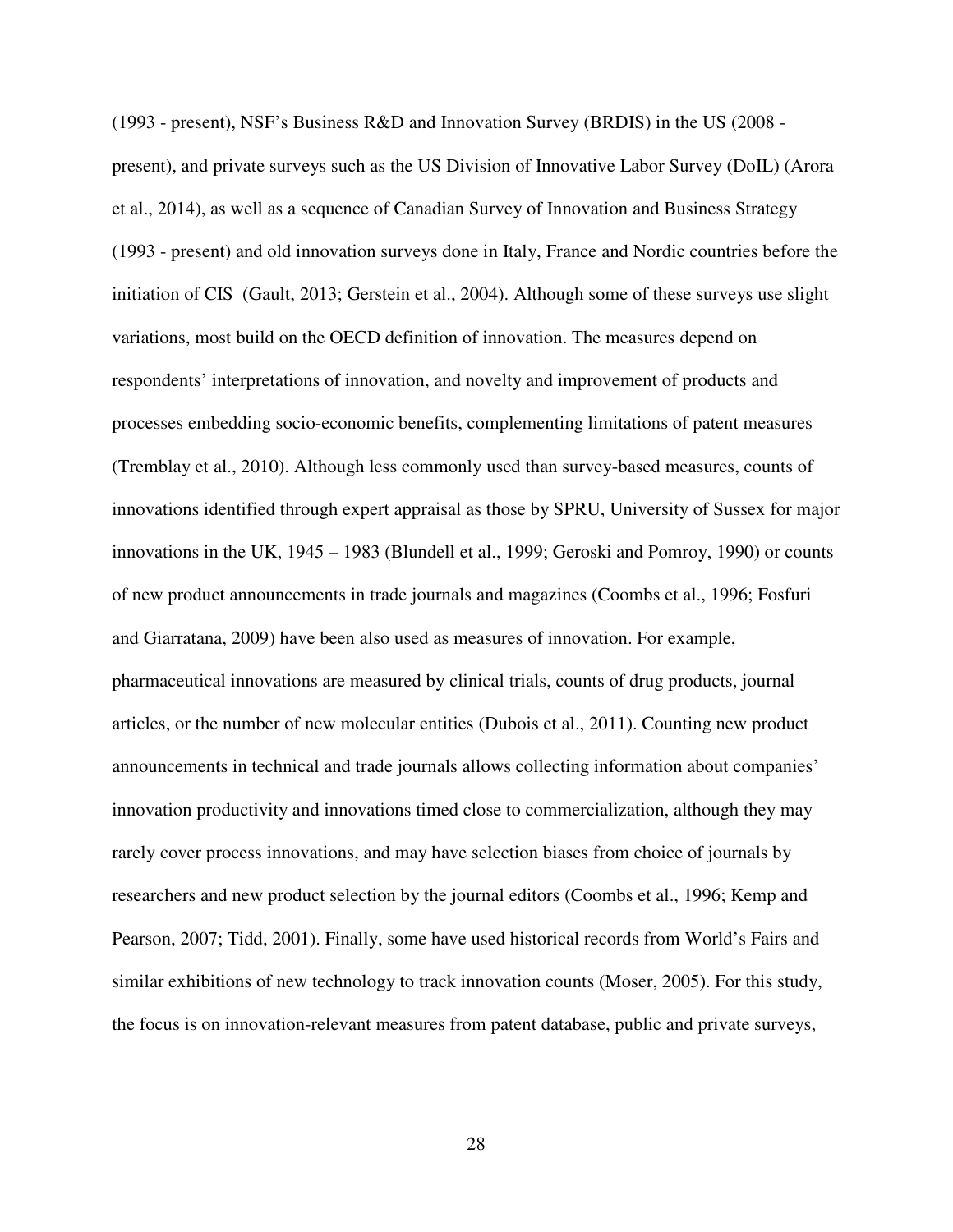(1993 - present), NSF's Business R&D and Innovation Survey (BRDIS) in the US (2008 - present), and private surveys such as the US Division of Innovative Labor Survey (DoIL) (Arora et al., 2014), as well as a sequence of Canadian Survey of Innovation and Business Strategy (1993 - present) and old innovation surveys done in Italy, France and Nordic countries before the initiation of CIS (Gault, 2013; Gerstein et al., 2004). Although some of these surveys use slight variations, most build on the OECD definition of innovation. The measures depend on respondents' interpretations of innovation, and novelty and improvement of products and processes embedding socio-economic benefits, complementing limitations of patent measures (Tremblay et al., 2010). Although less commonly used than survey-based measures, counts of innovations identified through expert appraisal as those by SPRU, University of Sussex for major innovations in the UK, 1945 – 1983 (Blundell et al., 1999; Geroski and Pomroy, 1990) or counts of new product announcements in trade journals and magazines (Coombs et al., 1996; Fosfuri and Giarratana, 2009) have been also used as measures of innovation. For example, pharmaceutical innovations are measured by clinical trials, counts of drug products, journal articles, or the number of new molecular entities (Dubois et al., 2011). Counting new product announcements in technical and trade journals allows collecting information about companies' innovation productivity and innovations timed close to commercialization, although they may rarely cover process innovations, and may have selection biases from choice of journals by researchers and new product selection by the journal editors (Coombs et al., 1996; Kemp and Pearson, 2007; Tidd, 2001). Finally, some have used historical records from World's Fairs and similar exhibitions of new technology to track innovation counts (Moser, 2005). For this study, the focus is on innovation-relevant measures from patent database, public and private surveys,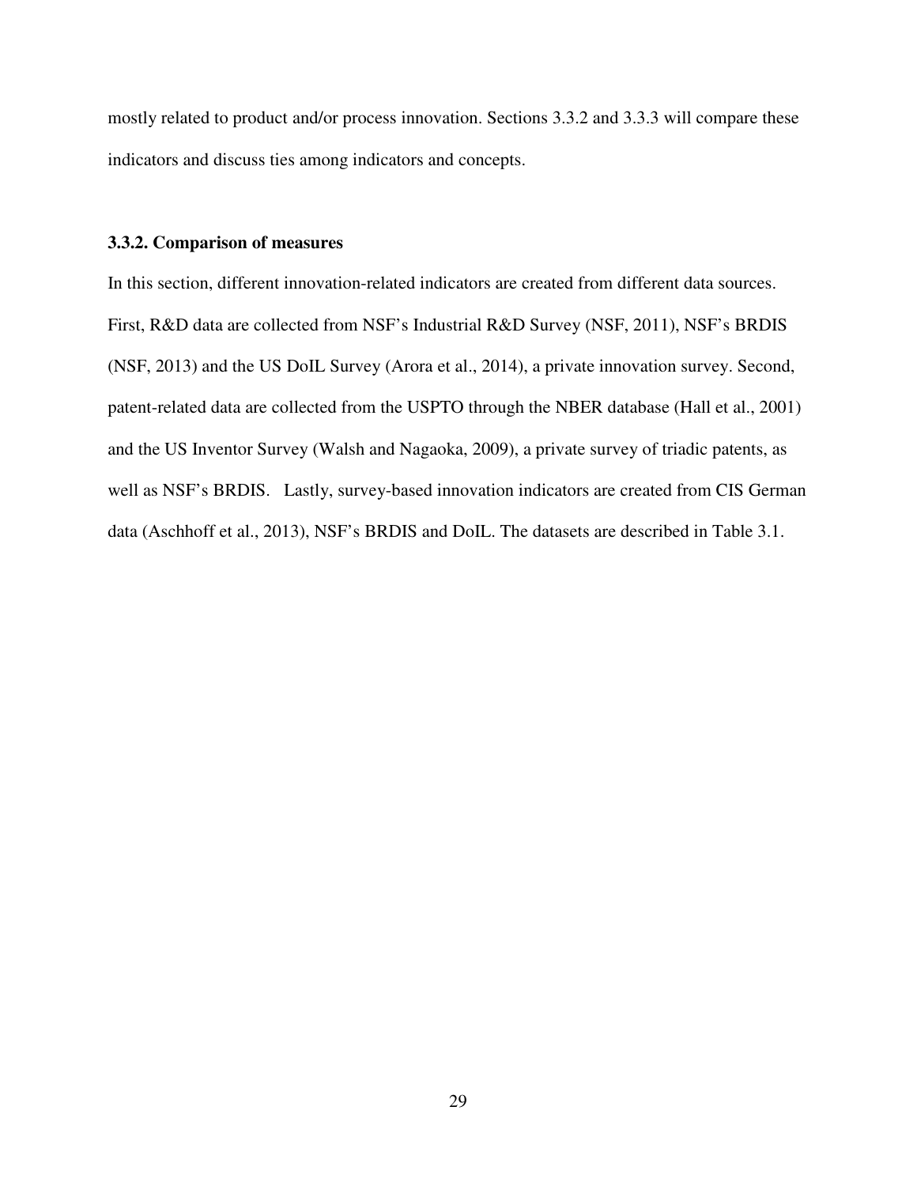mostly related to product and/or process innovation. Sections 3.3.2 and 3.3.3 will compare these indicators and discuss ties among indicators and concepts.

### 3.3.2. Comparison of measures

In this section, different innovation-related indicators are created from different data sources. First, R&D data are collected from NSF's Industrial R&D Survey (NSF, 2011), NSF's BRDIS (NSF, 2013) and the US DoIL Survey (Arora et al., 2014), a private innovation survey. Second, patent-related data are collected from the USPTO through the NBER database (Hall et al., 2001) and the US Inventor Survey (Walsh and Nagaoka, 2009), a private survey of triadic patents, as well as NSF's BRDIS. Lastly, survey-based innovation indicators are created from CIS German data (Aschhoff et al., 2013), NSF's BRDIS and DoIL. The datasets are described in Table 3.1.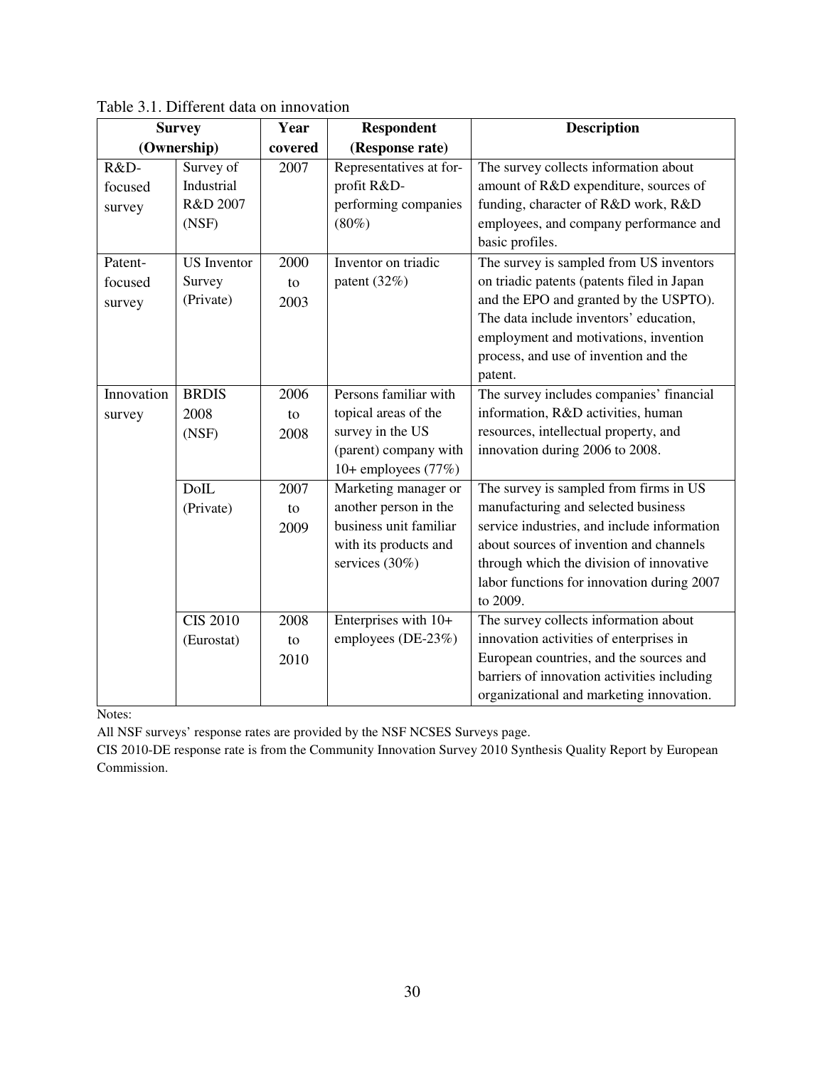Table 3.1. Different data on innovation

| Survey (Ownership) | | Year covered | Respondent (Response rate) | Description |
|---|---|---|---|---|
| R&D-focused survey | Survey of Industrial R&D 2007 (NSF) | 2007 | Representatives at for-profit R&D-performing companies (80%) | The survey collects information about amount of R&D expenditure, sources of funding, character of R&D work, R&D employees, and company performance and basic profiles. |
| Patent-focused survey | US Inventor Survey (Private) | 2000 to 2003 | Inventor on triadic patent (32%) | The survey is sampled from US inventors on triadic patents (patents filed in Japan and the EPO and granted by the USPTO). The data include inventors' education, employment and motivations, invention process, and use of invention and the patent. |
| Innovation survey | BRDIS 2008 (NSF) | 2006 to 2008 | Persons familiar with topical areas of the survey in the US (parent) company with 10+ employees (77%) | The survey includes companies' financial information, R&D activities, human resources, intellectual property, and innovation during 2006 to 2008. |
| | DoIL (Private) | 2007 to 2009 | Marketing manager or another person in the business unit familiar with its products and services (30%) | The survey is sampled from firms in US manufacturing and selected business service industries, and include information about sources of invention and channels through which the division of innovative labor functions for innovation during 2007 to 2009. |
| | CIS 2010 (Eurostat) | 2008 to 2010 | Enterprises with 10+ employees (DE-23%) | The survey collects information about innovation activities of enterprises in European countries, and the sources and barriers of innovation activities including organizational and marketing innovation. |

Notes:

All NSF surveys' response rates are provided by the NSF NCSES Surveys page.

CIS 2010-DE response rate is from the Community Innovation Survey 2010 Synthesis Quality Report by European Commission.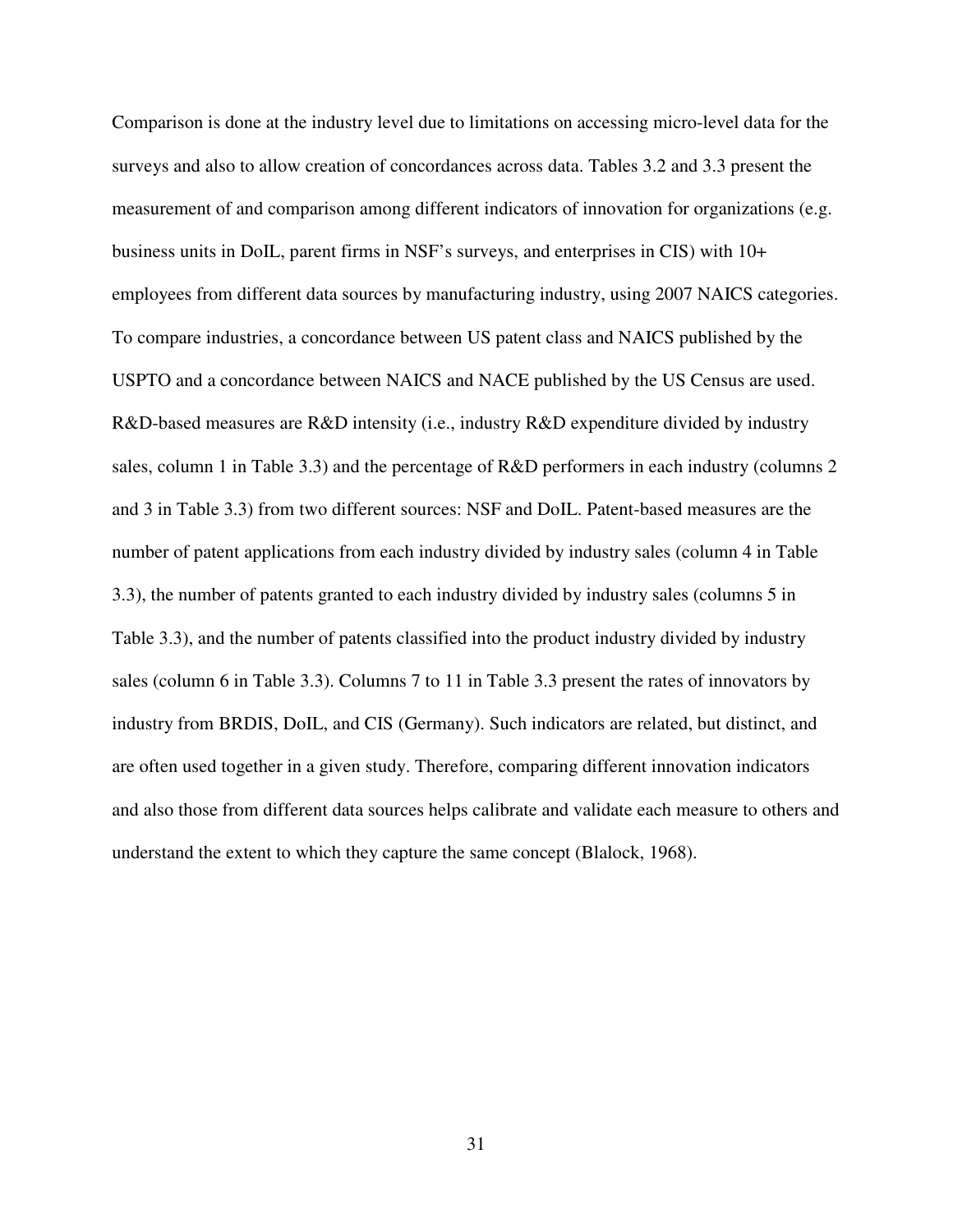Comparison is done at the industry level due to limitations on accessing micro-level data for the surveys and also to allow creation of concordances across data. Tables 3.2 and 3.3 present the measurement of and comparison among different indicators of innovation for organizations (e.g. business units in DoIL, parent firms in NSF's surveys, and enterprises in CIS) with 10+ employees from different data sources by manufacturing industry, using 2007 NAICS categories. To compare industries, a concordance between US patent class and NAICS published by the USPTO and a concordance between NAICS and NACE published by the US Census are used. R&D-based measures are R&D intensity (i.e., industry R&D expenditure divided by industry sales, column 1 in Table 3.3) and the percentage of R&D performers in each industry (columns 2 and 3 in Table 3.3) from two different sources: NSF and DoIL. Patent-based measures are the number of patent applications from each industry divided by industry sales (column 4 in Table 3.3), the number of patents granted to each industry divided by industry sales (columns 5 in Table 3.3), and the number of patents classified into the product industry divided by industry sales (column 6 in Table 3.3). Columns 7 to 11 in Table 3.3 present the rates of innovators by industry from BRDIS, DoIL, and CIS (Germany). Such indicators are related, but distinct, and are often used together in a given study. Therefore, comparing different innovation indicators and also those from different data sources helps calibrate and validate each measure to others and understand the extent to which they capture the same concept (Blalock, 1968).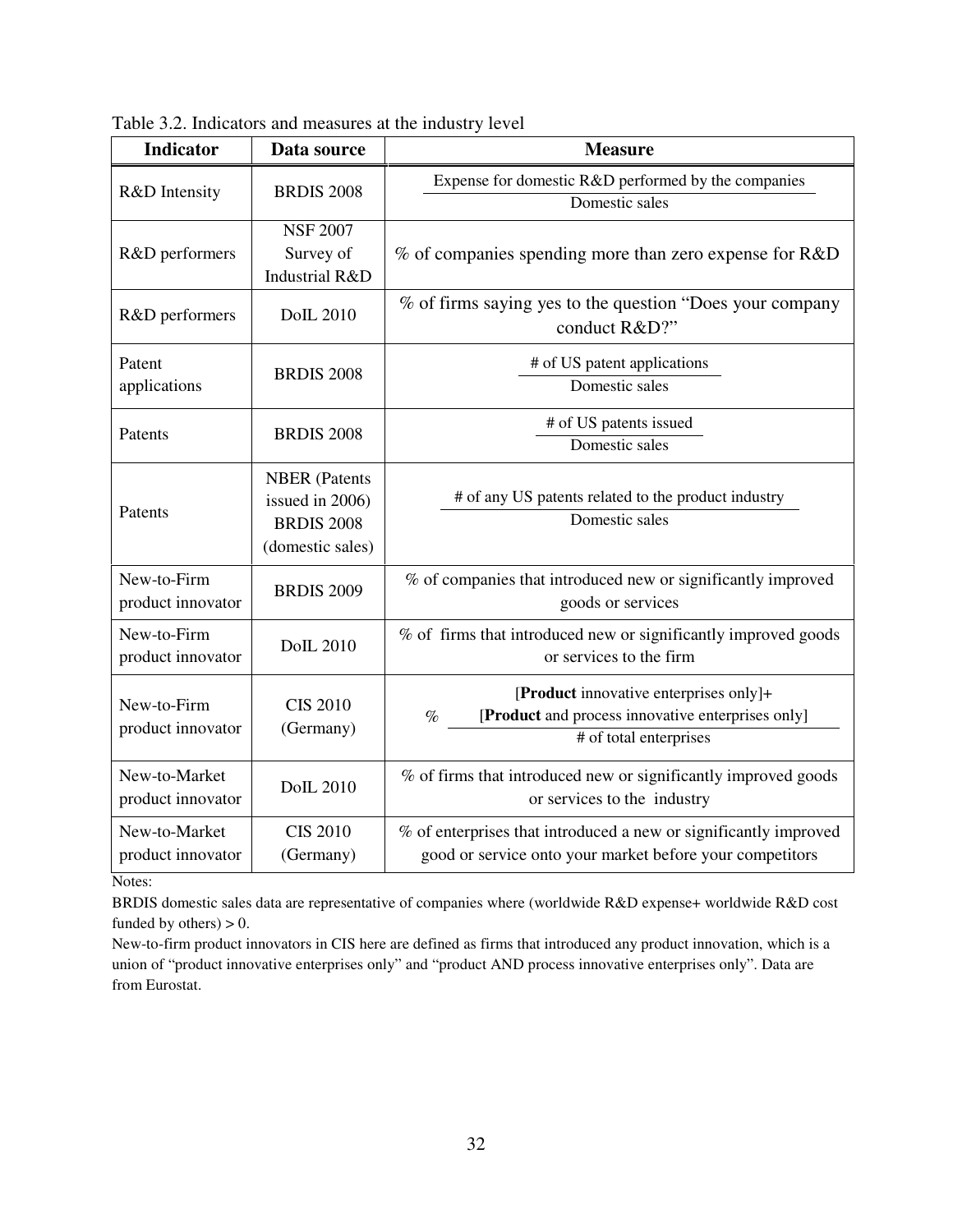Table 3.2. Indicators and measures at the industry level

| Indicator | Data source | Measure |
|---|---|---|
| R&D Intensity | BRDIS 2008 | $\frac{\text{Expense for domestic R\&D performed by the companies}}{\text{Domestic sales}}$ |
| R&D performers | NSF 2007 Survey of Industrial R&D | % of companies spending more than zero expense for R&D |
| R&D performers | DoIL 2010 | % of firms saying yes to the question "Does your company conduct R&D?" |
| Patent applications | BRDIS 2008 | $\frac{\text{\# of US patent applications}}{\text{Domestic sales}}$ |
| Patents | BRDIS 2008 | $\frac{\text{\# of US patents issued}}{\text{Domestic sales}}$ |
| Patents | NBER (Patents issued in 2006) BRDIS 2008 (domestic sales) | $\frac{\text{\# of any US patents related to the product industry}}{\text{Domestic sales}}$ |
| New-to-Firm product innovator | BRDIS 2009 | % of companies that introduced new or significantly improved goods or services |
| New-to-Firm product innovator | DoIL 2010 | % of firms that introduced new or significantly improved goods or services to the firm |
| New-to-Firm product innovator | CIS 2010 (Germany) | % $\frac{\text{[**Product** innovative enterprises only]+ [**Product** and process innovative enterprises only]}}{\text{\# of total enterprises}}$ |
| New-to-Market product innovator | DoIL 2010 | % of firms that introduced new or significantly improved goods or services to the industry |
| New-to-Market product innovator | CIS 2010 (Germany) | % of enterprises that introduced a new or significantly improved good or service onto your market before your competitors |

Notes:

BRDIS domestic sales data are representative of companies where (worldwide R&D expense+ worldwide R&D cost funded by others) > 0.

New-to-firm product innovators in CIS here are defined as firms that introduced any product innovation, which is a union of "product innovative enterprises only" and "product AND process innovative enterprises only". Data are from Eurostat.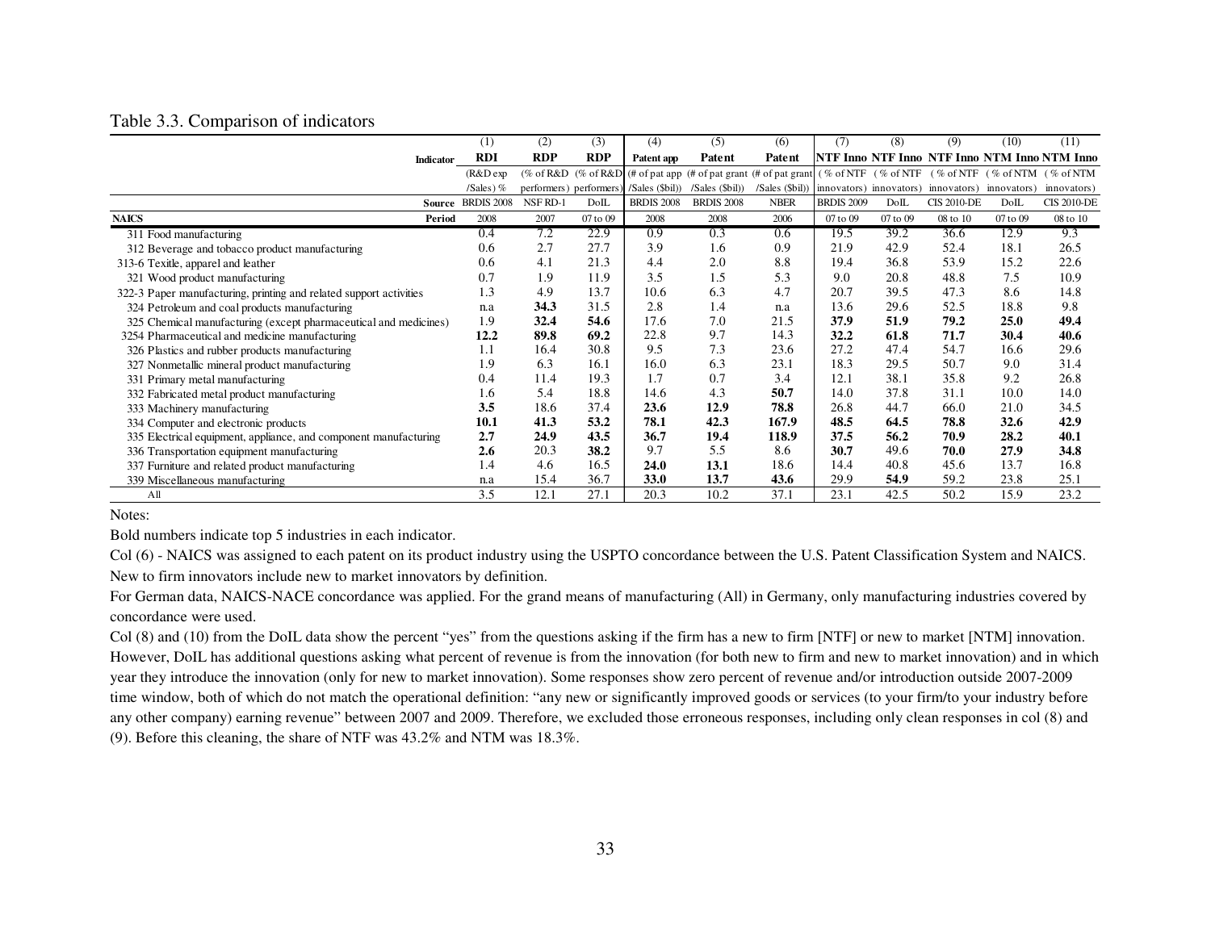Table 3.3. Comparison of indicators

| | (1) | (2) | (3) | (4) | (5) | (6) | (7) | (8) | (9) | (10) | (11) |
|---|---|---|---|---|---|---|---|---|---|---|---|
| **Indicator** | **RDI** | **RDP** | **RDP** | **Patent app** | **Patent** | **Patent** | **NTF Inno** | **NTF Inno** | **NTF Inno** | **NTM Inno** | **NTM Inno** |
| | (R&D exp /Sales) % | (% of R&D performers) | (% of R&D performers) | (# of pat app /Sales ($bil)) | (# of pat grant /Sales ($bil)) | (# of pat grant /Sales ($bil)) | (% of NTF innovators) | (% of NTF innovators) | (% of NTF innovators) | (% of NTM innovators) | (% of NTM innovators) |
| **Source** | BRDIS 2008 | NSF RD-1 | DoIL | BRDIS 2008 | BRDIS 2008 | NBER | BRDIS 2009 | DoIL | CIS 2010-DE | DoIL | CIS 2010-DE |
| **NAICS** / **Period** | 2008 | 2007 | 07 to 09 | 2008 | 2008 | 2006 | 07 to 09 | 07 to 09 | 08 to 10 | 07 to 09 | 08 to 10 |
| 311 Food manufacturing | 0.4 | 7.2 | 22.9 | 0.9 | 0.3 | 0.6 | 19.5 | 39.2 | 36.6 | 12.9 | 9.3 |
| 312 Beverage and tobacco product manufacturing | 0.6 | 2.7 | 27.7 | 3.9 | 1.6 | 0.9 | 21.9 | 42.9 | 52.4 | 18.1 | 26.5 |
| 313-6 Texitle, apparel and leather | 0.6 | 4.1 | 21.3 | 4.4 | 2.0 | 8.8 | 19.4 | 36.8 | 53.9 | 15.2 | 22.6 |
| 321 Wood product manufacturing | 0.7 | 1.9 | 11.9 | 3.5 | 1.5 | 5.3 | 9.0 | 20.8 | 48.8 | 7.5 | 10.9 |
| 322-3 Paper manufacturing, printing and related support activities | 1.3 | 4.9 | 13.7 | 10.6 | 6.3 | 4.7 | 20.7 | 39.5 | 47.3 | 8.6 | 14.8 |
| 324 Petroleum and coal products manufacturing | n.a | **34.3** | 31.5 | 2.8 | 1.4 | n.a | 13.6 | 29.6 | 52.5 | 18.8 | 9.8 |
| 325 Chemical manufacturing (except pharmaceutical and medicines) | 1.9 | **32.4** | **54.6** | 17.6 | 7.0 | 21.5 | **37.9** | **51.9** | **79.2** | **25.0** | **49.4** |
| 3254 Pharmaceutical and medicine manufacturing | **12.2** | **89.8** | **69.2** | 22.8 | 9.7 | 14.3 | **32.2** | **61.8** | **71.7** | **30.4** | **40.6** |
| 326 Plastics and rubber products manufacturing | 1.1 | 16.4 | 30.8 | 9.5 | 7.3 | 23.6 | 27.2 | 47.4 | 54.7 | 16.6 | 29.6 |
| 327 Nonmetallic mineral product manufacturing | 1.9 | 6.3 | 16.1 | 16.0 | 6.3 | 23.1 | 18.3 | 29.5 | 50.7 | 9.0 | 31.4 |
| 331 Primary metal manufacturing | 0.4 | 11.4 | 19.3 | 1.7 | 0.7 | 3.4 | 12.1 | 38.1 | 35.8 | 9.2 | 26.8 |
| 332 Fabricated metal product manufacturing | 1.6 | 5.4 | 18.8 | 14.6 | 4.3 | **50.7** | 14.0 | 37.8 | 31.1 | 10.0 | 14.0 |
| 333 Machinery manufacturing | **3.5** | 18.6 | 37.4 | **23.6** | **12.9** | **78.8** | 26.8 | 44.7 | 66.0 | 21.0 | 34.5 |
| 334 Computer and electronic products | **10.1** | **41.3** | **53.2** | **78.1** | **42.3** | **167.9** | **48.5** | **64.5** | **78.8** | **32.6** | **42.9** |
| 335 Electrical equipment, appliance, and component manufacturing | **2.7** | **24.9** | **43.5** | **36.7** | **19.4** | **118.9** | **37.5** | **56.2** | **70.9** | **28.2** | **40.1** |
| 336 Transportation equipment manufacturing | **2.6** | 20.3 | **38.2** | 9.7 | 5.5 | 8.6 | **30.7** | 49.6 | **70.0** | **27.9** | **34.8** |
| 337 Furniture and related product manufacturing | 1.4 | 4.6 | 16.5 | **24.0** | **13.1** | 18.6 | 14.4 | 40.8 | 45.6 | 13.7 | 16.8 |
| 339 Miscellaneous manufacturing | n.a | 15.4 | 36.7 | **33.0** | **13.7** | **43.6** | 29.9 | **54.9** | 59.2 | 23.8 | 25.1 |
| All | 3.5 | 12.1 | 27.1 | 20.3 | 10.2 | 37.1 | 23.1 | 42.5 | 50.2 | 15.9 | 23.2 |

Notes:

Bold numbers indicate top 5 industries in each indicator.

Col (6) - NAICS was assigned to each patent on its product industry using the USPTO concordance between the U.S. Patent Classification System and NAICS. New to firm innovators include new to market innovators by definition.

For German data, NAICS-NACE concordance was applied. For the grand means of manufacturing (All) in Germany, only manufacturing industries covered by concordance were used.

Col (8) and (10) from the DoIL data show the percent "yes" from the questions asking if the firm has a new to firm [NTF] or new to market [NTM] innovation. However, DoIL has additional questions asking what percent of revenue is from the innovation (for both new to firm and new to market innovation) and in which year they introduce the innovation (only for new to market innovation). Some responses show zero percent of revenue and/or introduction outside 2007-2009 time window, both of which do not match the operational definition: "any new or significantly improved goods or services (to your firm/to your industry before any other company) earning revenue" between 2007 and 2009. Therefore, we excluded those erroneous responses, including only clean responses in col (8) and (9). Before this cleaning, the share of NTF was 43.2% and NTM was 18.3%.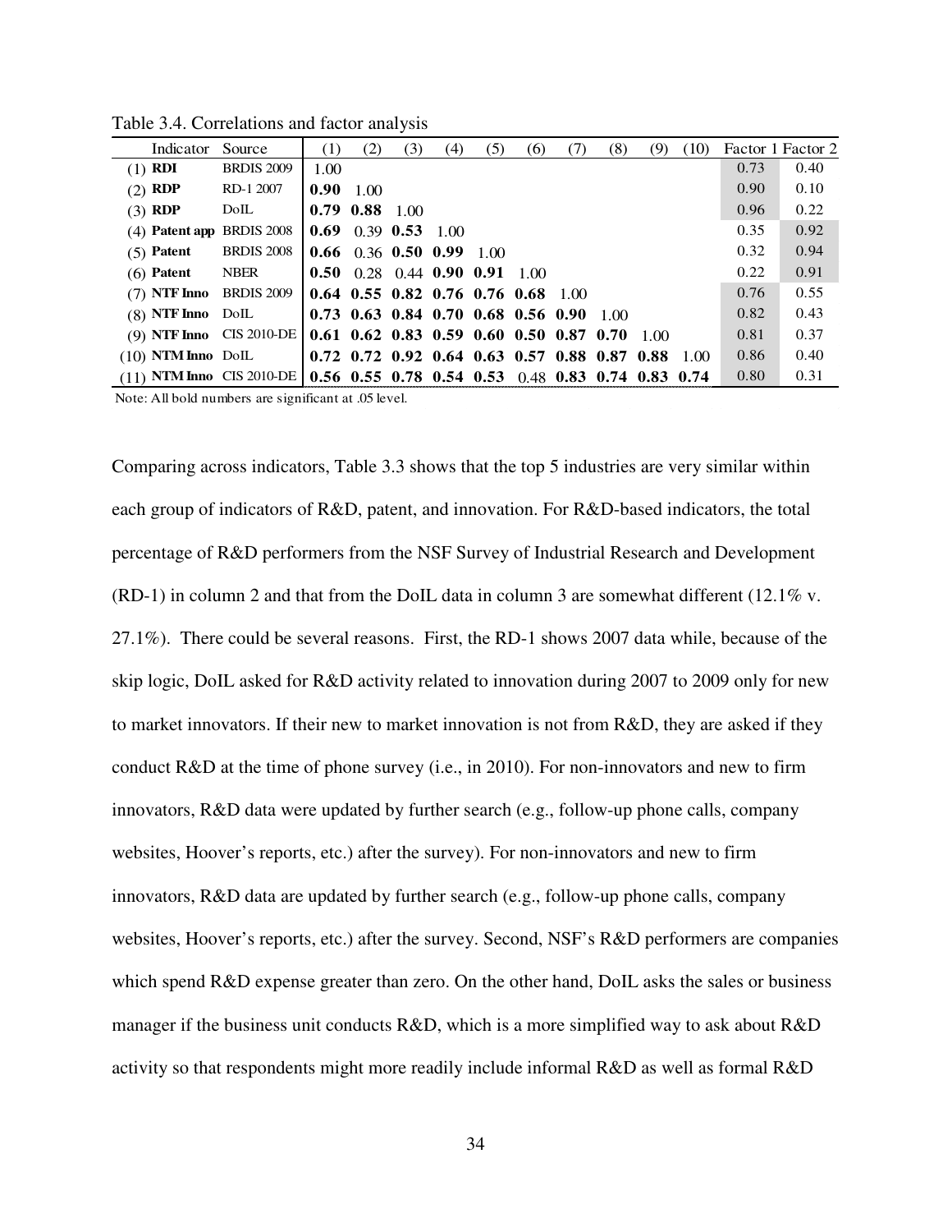Table 3.4. Correlations and factor analysis

| Indicator | Source | (1) | (2) | (3) | (4) | (5) | (6) | (7) | (8) | (9) | (10) | Factor 1 | Factor 2 |
|---|---|---|---|---|---|---|---|---|---|---|---|---|---|
| (1) **RDI** | BRDIS 2009 | 1.00 | | | | | | | | | | 0.73 | 0.40 |
| (2) **RDP** | RD-1 2007 | **0.90** | 1.00 | | | | | | | | | 0.90 | 0.10 |
| (3) **RDP** | DoIL | **0.79** | **0.88** | 1.00 | | | | | | | | 0.96 | 0.22 |
| (4) **Patent app** | BRDIS 2008 | **0.69** | 0.39 | **0.53** | 1.00 | | | | | | | 0.35 | 0.92 |
| (5) **Patent** | BRDIS 2008 | **0.66** | 0.36 | **0.50** | **0.99** | 1.00 | | | | | | 0.32 | 0.94 |
| (6) **Patent** | NBER | **0.50** | 0.28 | 0.44 | **0.90** | **0.91** | 1.00 | | | | | 0.22 | 0.91 |
| (7) **NTF Inno** | BRDIS 2009 | **0.64** | **0.55** | **0.82** | **0.76** | **0.76** | **0.68** | 1.00 | | | | 0.76 | 0.55 |
| (8) **NTF Inno** | DoIL | **0.73** | **0.63** | **0.84** | **0.70** | **0.68** | **0.56** | **0.90** | 1.00 | | | 0.82 | 0.43 |
| (9) **NTF Inno** | CIS 2010-DE | **0.61** | **0.62** | **0.83** | **0.59** | **0.60** | **0.50** | **0.87** | **0.70** | 1.00 | | 0.81 | 0.37 |
| (10) **NTM Inno** | DoIL | **0.72** | **0.72** | **0.92** | **0.64** | **0.63** | **0.57** | **0.88** | **0.87** | **0.88** | 1.00 | 0.86 | 0.40 |
| (11) **NTM Inno** | CIS 2010-DE | **0.56** | **0.55** | **0.78** | **0.54** | **0.53** | 0.48 | **0.83** | **0.74** | **0.83** | **0.74** | 0.80 | 0.31 |

Note: All bold numbers are significant at .05 level.

Comparing across indicators, Table 3.3 shows that the top 5 industries are very similar within each group of indicators of R&D, patent, and innovation. For R&D-based indicators, the total percentage of R&D performers from the NSF Survey of Industrial Research and Development (RD-1) in column 2 and that from the DoIL data in column 3 are somewhat different (12.1% v. 27.1%). There could be several reasons. First, the RD-1 shows 2007 data while, because of the skip logic, DoIL asked for R&D activity related to innovation during 2007 to 2009 only for new to market innovators. If their new to market innovation is not from R&D, they are asked if they conduct R&D at the time of phone survey (i.e., in 2010). For non-innovators and new to firm innovators, R&D data were updated by further search (e.g., follow-up phone calls, company websites, Hoover's reports, etc.) after the survey). For non-innovators and new to firm innovators, R&D data are updated by further search (e.g., follow-up phone calls, company websites, Hoover's reports, etc.) after the survey. Second, NSF's R&D performers are companies which spend R&D expense greater than zero. On the other hand, DoIL asks the sales or business manager if the business unit conducts R&D, which is a more simplified way to ask about R&D activity so that respondents might more readily include informal R&D as well as formal R&D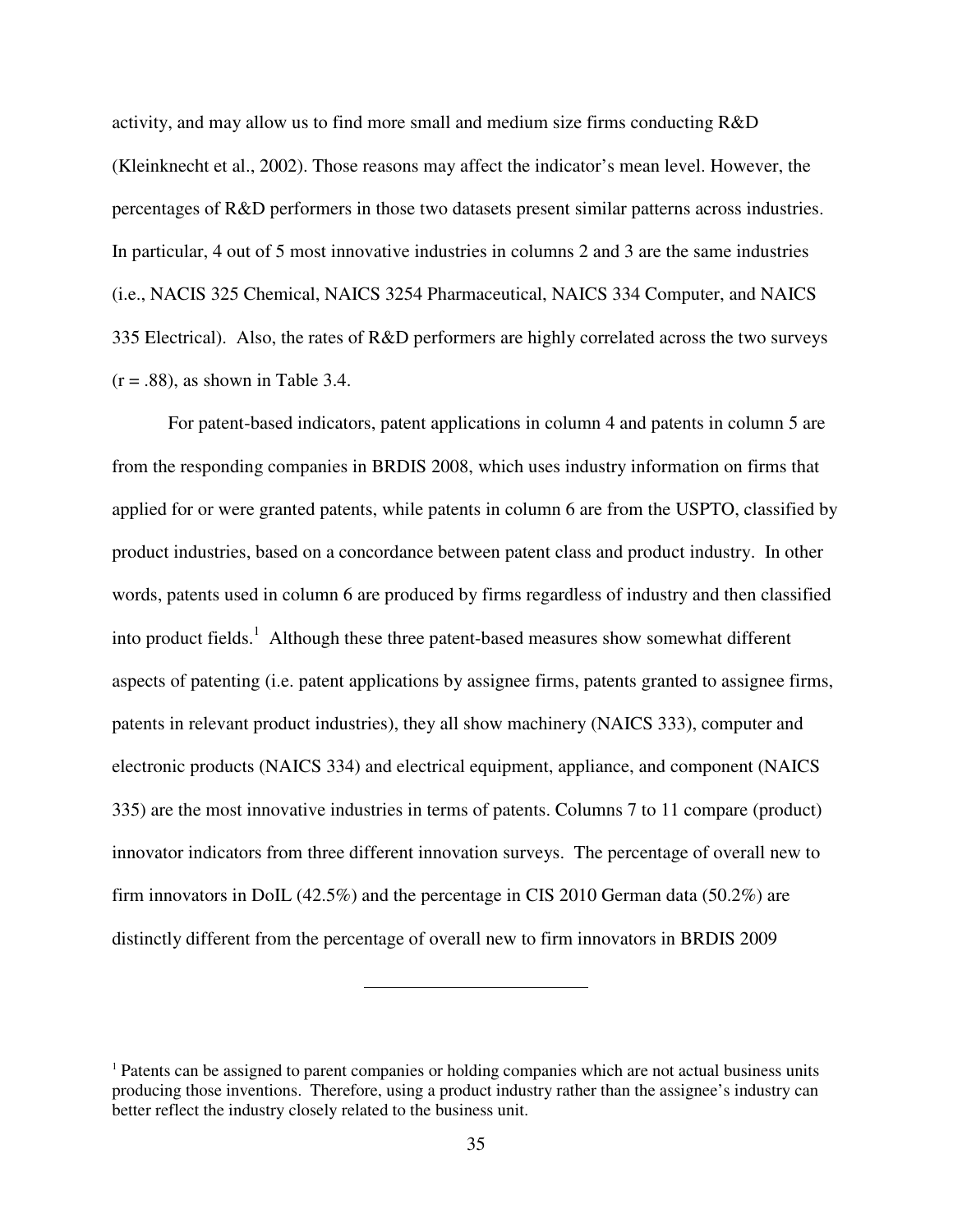activity, and may allow us to find more small and medium size firms conducting R&D (Kleinknecht et al., 2002). Those reasons may affect the indicator's mean level. However, the percentages of R&D performers in those two datasets present similar patterns across industries. In particular, 4 out of 5 most innovative industries in columns 2 and 3 are the same industries (i.e., NACIS 325 Chemical, NAICS 3254 Pharmaceutical, NAICS 334 Computer, and NAICS 335 Electrical). Also, the rates of R&D performers are highly correlated across the two surveys (r = .88), as shown in Table 3.4.

For patent-based indicators, patent applications in column 4 and patents in column 5 are from the responding companies in BRDIS 2008, which uses industry information on firms that applied for or were granted patents, while patents in column 6 are from the USPTO, classified by product industries, based on a concordance between patent class and product industry. In other words, patents used in column 6 are produced by firms regardless of industry and then classified into product fields.[1] Although these three patent-based measures show somewhat different aspects of patenting (i.e. patent applications by assignee firms, patents granted to assignee firms, patents in relevant product industries), they all show machinery (NAICS 333), computer and electronic products (NAICS 334) and electrical equipment, appliance, and component (NAICS 335) are the most innovative industries in terms of patents. Columns 7 to 11 compare (product) innovator indicators from three different innovation surveys. The percentage of overall new to firm innovators in DoIL (42.5%) and the percentage in CIS 2010 German data (50.2%) are distinctly different from the percentage of overall new to firm innovators in BRDIS 2009

---

[1] Patents can be assigned to parent companies or holding companies which are not actual business units producing those inventions. Therefore, using a product industry rather than the assignee's industry can better reflect the industry closely related to the business unit.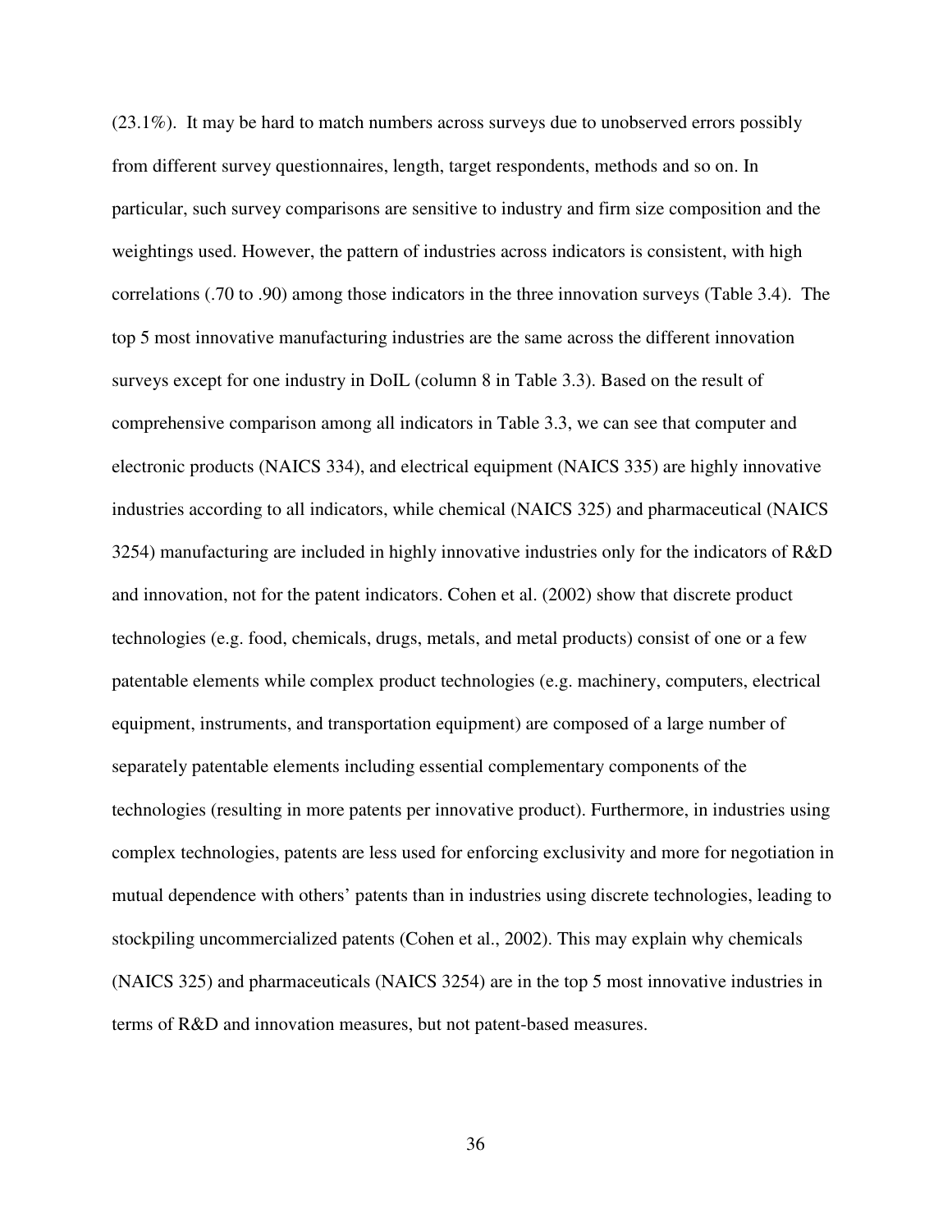(23.1%). It may be hard to match numbers across surveys due to unobserved errors possibly from different survey questionnaires, length, target respondents, methods and so on. In particular, such survey comparisons are sensitive to industry and firm size composition and the weightings used. However, the pattern of industries across indicators is consistent, with high correlations (.70 to .90) among those indicators in the three innovation surveys (Table 3.4). The top 5 most innovative manufacturing industries are the same across the different innovation surveys except for one industry in DoIL (column 8 in Table 3.3). Based on the result of comprehensive comparison among all indicators in Table 3.3, we can see that computer and electronic products (NAICS 334), and electrical equipment (NAICS 335) are highly innovative industries according to all indicators, while chemical (NAICS 325) and pharmaceutical (NAICS 3254) manufacturing are included in highly innovative industries only for the indicators of R&D and innovation, not for the patent indicators. Cohen et al. (2002) show that discrete product technologies (e.g. food, chemicals, drugs, metals, and metal products) consist of one or a few patentable elements while complex product technologies (e.g. machinery, computers, electrical equipment, instruments, and transportation equipment) are composed of a large number of separately patentable elements including essential complementary components of the technologies (resulting in more patents per innovative product). Furthermore, in industries using complex technologies, patents are less used for enforcing exclusivity and more for negotiation in mutual dependence with others' patents than in industries using discrete technologies, leading to stockpiling uncommercialized patents (Cohen et al., 2002). This may explain why chemicals (NAICS 325) and pharmaceuticals (NAICS 3254) are in the top 5 most innovative industries in terms of R&D and innovation measures, but not patent-based measures.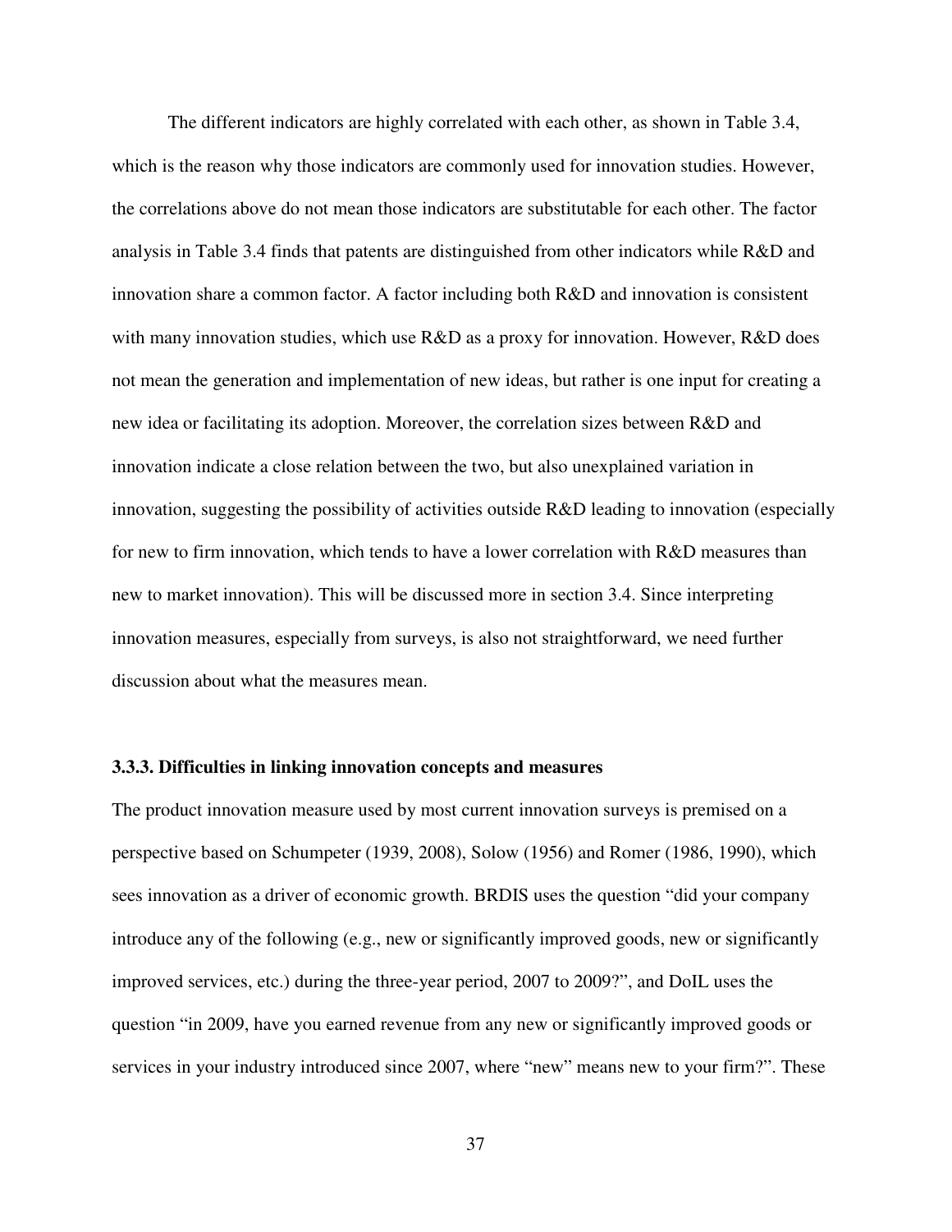The different indicators are highly correlated with each other, as shown in Table 3.4, which is the reason why those indicators are commonly used for innovation studies. However, the correlations above do not mean those indicators are substitutable for each other. The factor analysis in Table 3.4 finds that patents are distinguished from other indicators while R&D and innovation share a common factor. A factor including both R&D and innovation is consistent with many innovation studies, which use R&D as a proxy for innovation. However, R&D does not mean the generation and implementation of new ideas, but rather is one input for creating a new idea or facilitating its adoption. Moreover, the correlation sizes between R&D and innovation indicate a close relation between the two, but also unexplained variation in innovation, suggesting the possibility of activities outside R&D leading to innovation (especially for new to firm innovation, which tends to have a lower correlation with R&D measures than new to market innovation). This will be discussed more in section 3.4. Since interpreting innovation measures, especially from surveys, is also not straightforward, we need further discussion about what the measures mean.

### 3.3.3. Difficulties in linking innovation concepts and measures

The product innovation measure used by most current innovation surveys is premised on a perspective based on Schumpeter (1939, 2008), Solow (1956) and Romer (1986, 1990), which sees innovation as a driver of economic growth. BRDIS uses the question "did your company introduce any of the following (e.g., new or significantly improved goods, new or significantly improved services, etc.) during the three-year period, 2007 to 2009?", and DoIL uses the question "in 2009, have you earned revenue from any new or significantly improved goods or services in your industry introduced since 2007, where "new" means new to your firm?". These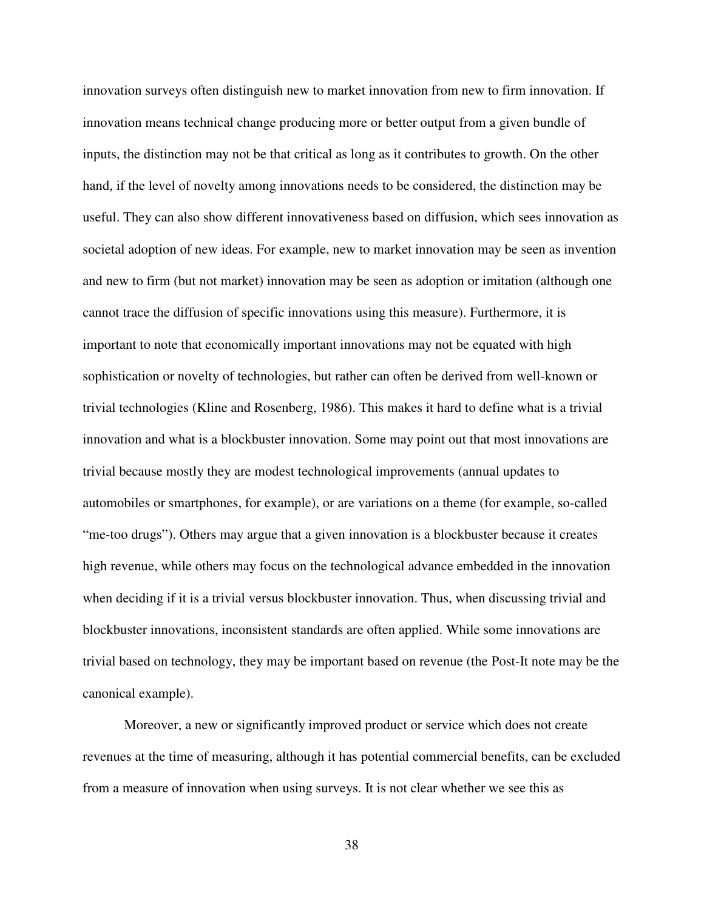innovation surveys often distinguish new to market innovation from new to firm innovation. If innovation means technical change producing more or better output from a given bundle of inputs, the distinction may not be that critical as long as it contributes to growth. On the other hand, if the level of novelty among innovations needs to be considered, the distinction may be useful. They can also show different innovativeness based on diffusion, which sees innovation as societal adoption of new ideas. For example, new to market innovation may be seen as invention and new to firm (but not market) innovation may be seen as adoption or imitation (although one cannot trace the diffusion of specific innovations using this measure). Furthermore, it is important to note that economically important innovations may not be equated with high sophistication or novelty of technologies, but rather can often be derived from well-known or trivial technologies (Kline and Rosenberg, 1986). This makes it hard to define what is a trivial innovation and what is a blockbuster innovation. Some may point out that most innovations are trivial because mostly they are modest technological improvements (annual updates to automobiles or smartphones, for example), or are variations on a theme (for example, so-called "me-too drugs"). Others may argue that a given innovation is a blockbuster because it creates high revenue, while others may focus on the technological advance embedded in the innovation when deciding if it is a trivial versus blockbuster innovation. Thus, when discussing trivial and blockbuster innovations, inconsistent standards are often applied. While some innovations are trivial based on technology, they may be important based on revenue (the Post-It note may be the canonical example).

Moreover, a new or significantly improved product or service which does not create revenues at the time of measuring, although it has potential commercial benefits, can be excluded from a measure of innovation when using surveys. It is not clear whether we see this as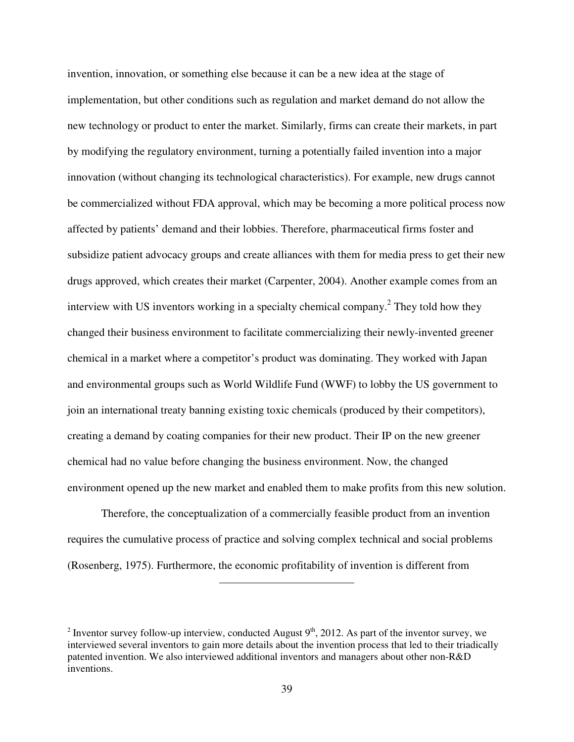invention, innovation, or something else because it can be a new idea at the stage of implementation, but other conditions such as regulation and market demand do not allow the new technology or product to enter the market. Similarly, firms can create their markets, in part by modifying the regulatory environment, turning a potentially failed invention into a major innovation (without changing its technological characteristics). For example, new drugs cannot be commercialized without FDA approval, which may be becoming a more political process now affected by patients' demand and their lobbies. Therefore, pharmaceutical firms foster and subsidize patient advocacy groups and create alliances with them for media press to get their new drugs approved, which creates their market (Carpenter, 2004). Another example comes from an interview with US inventors working in a specialty chemical company.[2] They told how they changed their business environment to facilitate commercializing their newly-invented greener chemical in a market where a competitor's product was dominating. They worked with Japan and environmental groups such as World Wildlife Fund (WWF) to lobby the US government to join an international treaty banning existing toxic chemicals (produced by their competitors), creating a demand by coating companies for their new product. Their IP on the new greener chemical had no value before changing the business environment. Now, the changed environment opened up the new market and enabled them to make profits from this new solution.

Therefore, the conceptualization of a commercially feasible product from an invention requires the cumulative process of practice and solving complex technical and social problems (Rosenberg, 1975). Furthermore, the economic profitability of invention is different from

---

[2] Inventor survey follow-up interview, conducted August 9th, 2012. As part of the inventor survey, we interviewed several inventors to gain more details about the invention process that led to their triadically patented invention. We also interviewed additional inventors and managers about other non-R&D inventions.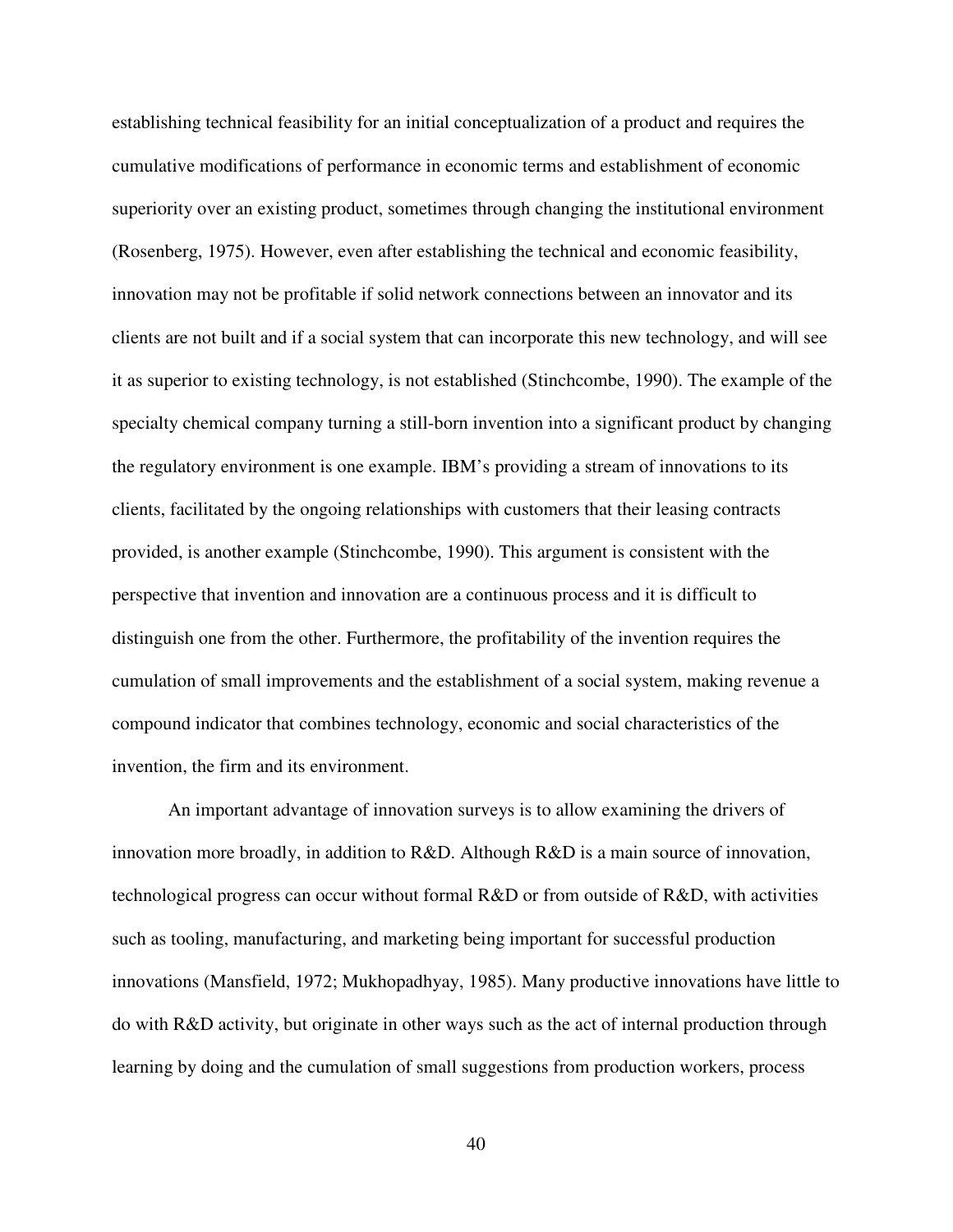establishing technical feasibility for an initial conceptualization of a product and requires the cumulative modifications of performance in economic terms and establishment of economic superiority over an existing product, sometimes through changing the institutional environment (Rosenberg, 1975). However, even after establishing the technical and economic feasibility, innovation may not be profitable if solid network connections between an innovator and its clients are not built and if a social system that can incorporate this new technology, and will see it as superior to existing technology, is not established (Stinchcombe, 1990). The example of the specialty chemical company turning a still-born invention into a significant product by changing the regulatory environment is one example. IBM's providing a stream of innovations to its clients, facilitated by the ongoing relationships with customers that their leasing contracts provided, is another example (Stinchcombe, 1990). This argument is consistent with the perspective that invention and innovation are a continuous process and it is difficult to distinguish one from the other. Furthermore, the profitability of the invention requires the cumulation of small improvements and the establishment of a social system, making revenue a compound indicator that combines technology, economic and social characteristics of the invention, the firm and its environment.

An important advantage of innovation surveys is to allow examining the drivers of innovation more broadly, in addition to R&D. Although R&D is a main source of innovation, technological progress can occur without formal R&D or from outside of R&D, with activities such as tooling, manufacturing, and marketing being important for successful production innovations (Mansfield, 1972; Mukhopadhyay, 1985). Many productive innovations have little to do with R&D activity, but originate in other ways such as the act of internal production through learning by doing and the cumulation of small suggestions from production workers, process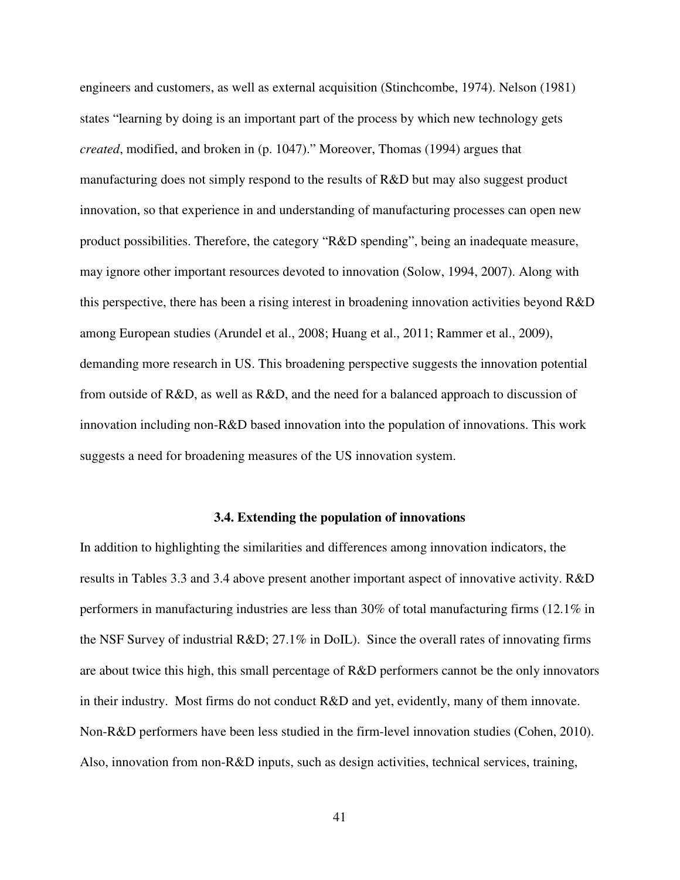engineers and customers, as well as external acquisition (Stinchcombe, 1974). Nelson (1981) states "learning by doing is an important part of the process by which new technology gets *created*, modified, and broken in (p. 1047)." Moreover, Thomas (1994) argues that manufacturing does not simply respond to the results of R&D but may also suggest product innovation, so that experience in and understanding of manufacturing processes can open new product possibilities. Therefore, the category "R&D spending", being an inadequate measure, may ignore other important resources devoted to innovation (Solow, 1994, 2007). Along with this perspective, there has been a rising interest in broadening innovation activities beyond R&D among European studies (Arundel et al., 2008; Huang et al., 2011; Rammer et al., 2009), demanding more research in US. This broadening perspective suggests the innovation potential from outside of R&D, as well as R&D, and the need for a balanced approach to discussion of innovation including non-R&D based innovation into the population of innovations. This work suggests a need for broadening measures of the US innovation system.

### 3.4. Extending the population of innovations

In addition to highlighting the similarities and differences among innovation indicators, the results in Tables 3.3 and 3.4 above present another important aspect of innovative activity. R&D performers in manufacturing industries are less than 30% of total manufacturing firms (12.1% in the NSF Survey of industrial R&D; 27.1% in DoIL). Since the overall rates of innovating firms are about twice this high, this small percentage of R&D performers cannot be the only innovators in their industry. Most firms do not conduct R&D and yet, evidently, many of them innovate. Non-R&D performers have been less studied in the firm-level innovation studies (Cohen, 2010). Also, innovation from non-R&D inputs, such as design activities, technical services, training,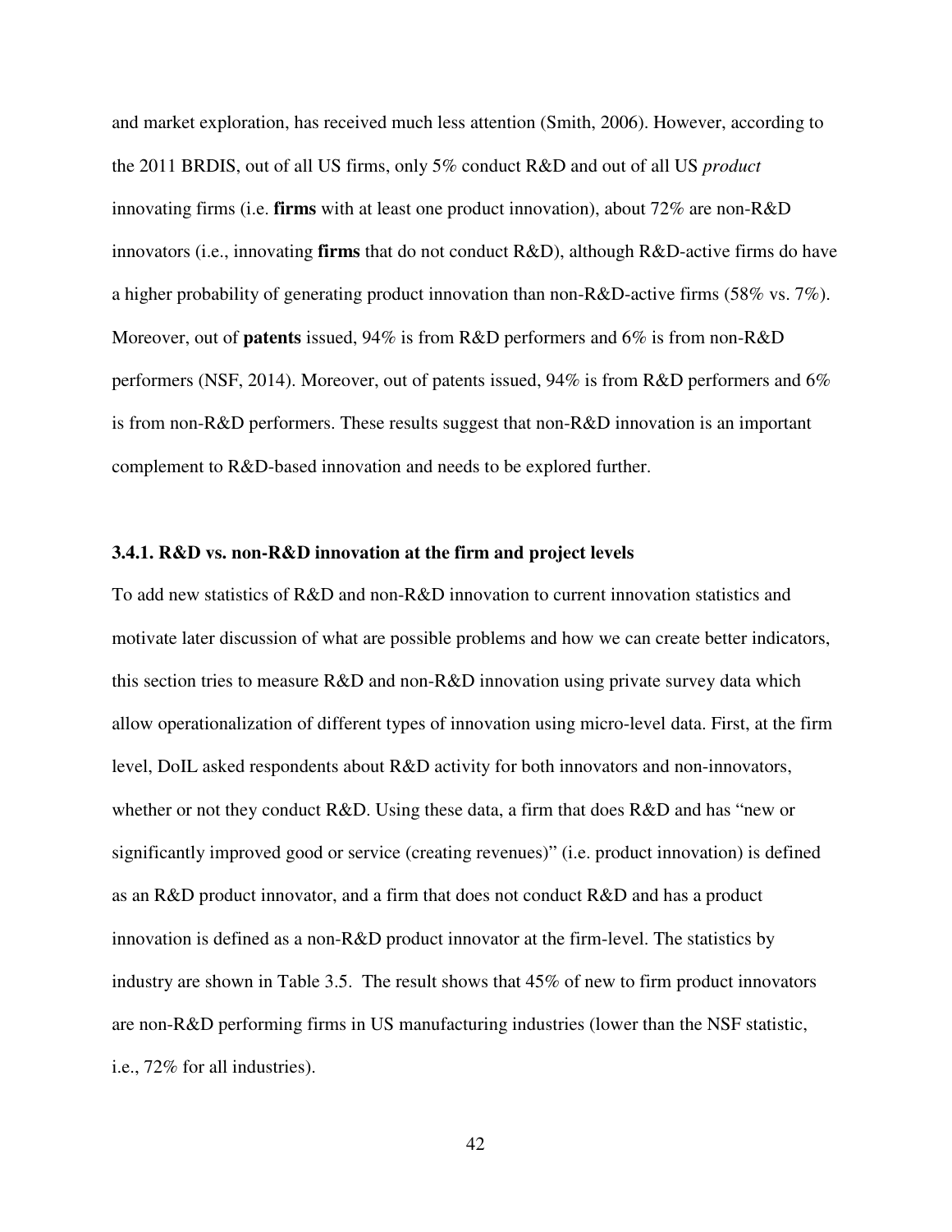and market exploration, has received much less attention (Smith, 2006). However, according to the 2011 BRDIS, out of all US firms, only 5% conduct R&D and out of all US *product* innovating firms (i.e. **firms** with at least one product innovation), about 72% are non-R&D innovators (i.e., innovating **firms** that do not conduct R&D), although R&D-active firms do have a higher probability of generating product innovation than non-R&D-active firms (58% vs. 7%). Moreover, out of **patents** issued, 94% is from R&D performers and 6% is from non-R&D performers (NSF, 2014). Moreover, out of patents issued, 94% is from R&D performers and 6% is from non-R&D performers. These results suggest that non-R&D innovation is an important complement to R&D-based innovation and needs to be explored further.

### 3.4.1. R&D vs. non-R&D innovation at the firm and project levels

To add new statistics of R&D and non-R&D innovation to current innovation statistics and motivate later discussion of what are possible problems and how we can create better indicators, this section tries to measure R&D and non-R&D innovation using private survey data which allow operationalization of different types of innovation using micro-level data. First, at the firm level, DoIL asked respondents about R&D activity for both innovators and non-innovators, whether or not they conduct R&D. Using these data, a firm that does R&D and has "new or significantly improved good or service (creating revenues)" (i.e. product innovation) is defined as an R&D product innovator, and a firm that does not conduct R&D and has a product innovation is defined as a non-R&D product innovator at the firm-level. The statistics by industry are shown in Table 3.5. The result shows that 45% of new to firm product innovators are non-R&D performing firms in US manufacturing industries (lower than the NSF statistic, i.e., 72% for all industries).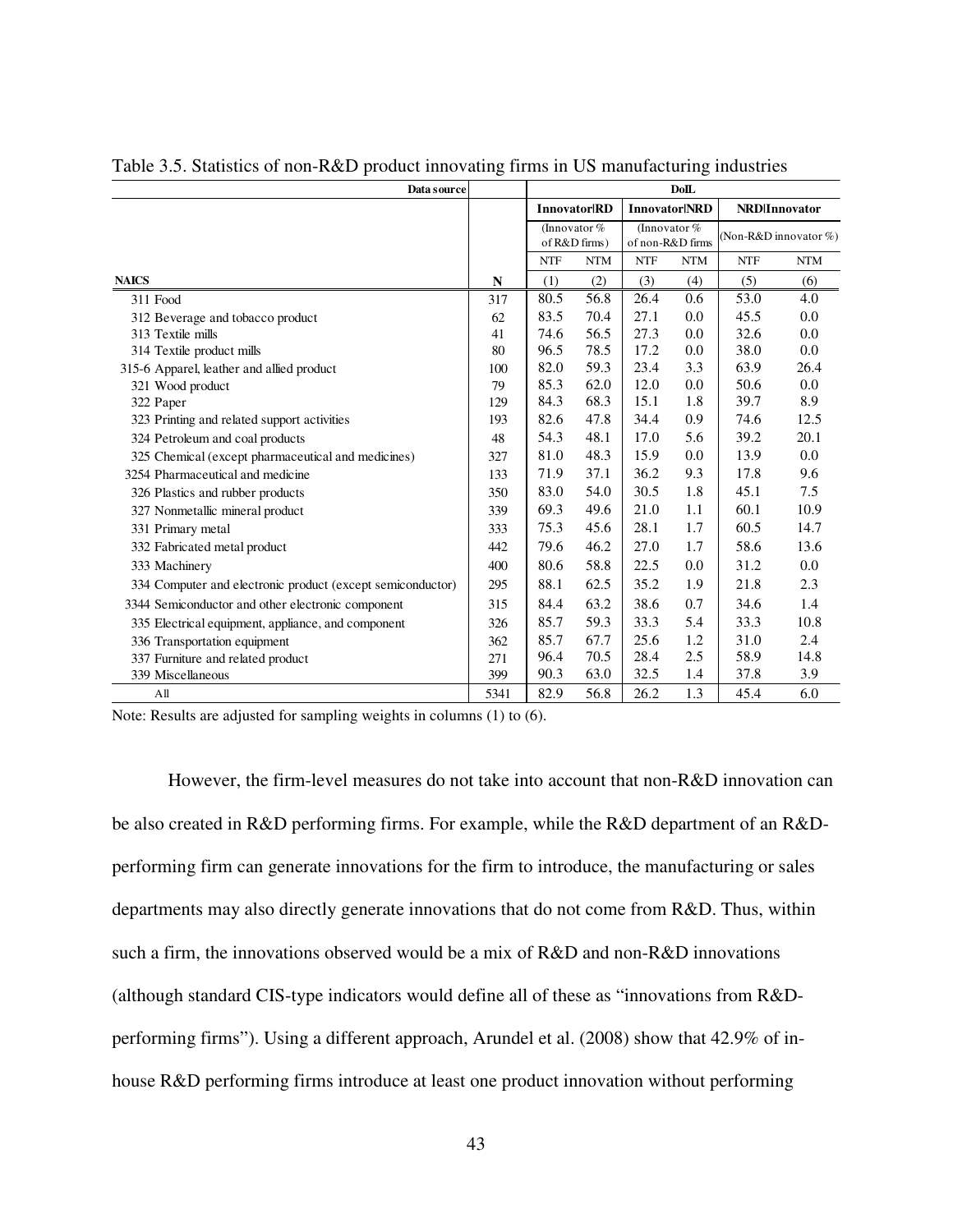Table 3.5. Statistics of non-R&D product innovating firms in US manufacturing industries

| Data source | | DoIL | | | | | |
|---|---|---|---|---|---|---|---|
| | | Innovator\|RD | | Innovator\|NRD | | NRD\|Innovator | |
| | | (Innovator % of R&D firms) | | (Innovator % of non-R&D firms | | (Non-R&D innovator %) | |
| | | NTF | NTM | NTF | NTM | NTF | NTM |
| NAICS | N | (1) | (2) | (3) | (4) | (5) | (6) |
| 311 Food | 317 | 80.5 | 56.8 | 26.4 | 0.6 | 53.0 | 4.0 |
| 312 Beverage and tobacco product | 62 | 83.5 | 70.4 | 27.1 | 0.0 | 45.5 | 0.0 |
| 313 Textile mills | 41 | 74.6 | 56.5 | 27.3 | 0.0 | 32.6 | 0.0 |
| 314 Textile product mills | 80 | 96.5 | 78.5 | 17.2 | 0.0 | 38.0 | 0.0 |
| 315-6 Apparel, leather and allied product | 100 | 82.0 | 59.3 | 23.4 | 3.3 | 63.9 | 26.4 |
| 321 Wood product | 79 | 85.3 | 62.0 | 12.0 | 0.0 | 50.6 | 0.0 |
| 322 Paper | 129 | 84.3 | 68.3 | 15.1 | 1.8 | 39.7 | 8.9 |
| 323 Printing and related support activities | 193 | 82.6 | 47.8 | 34.4 | 0.9 | 74.6 | 12.5 |
| 324 Petroleum and coal products | 48 | 54.3 | 48.1 | 17.0 | 5.6 | 39.2 | 20.1 |
| 325 Chemical (except pharmaceutical and medicines) | 327 | 81.0 | 48.3 | 15.9 | 0.0 | 13.9 | 0.0 |
| 3254 Pharmaceutical and medicine | 133 | 71.9 | 37.1 | 36.2 | 9.3 | 17.8 | 9.6 |
| 326 Plastics and rubber products | 350 | 83.0 | 54.0 | 30.5 | 1.8 | 45.1 | 7.5 |
| 327 Nonmetallic mineral product | 339 | 69.3 | 49.6 | 21.0 | 1.1 | 60.1 | 10.9 |
| 331 Primary metal | 333 | 75.3 | 45.6 | 28.1 | 1.7 | 60.5 | 14.7 |
| 332 Fabricated metal product | 442 | 79.6 | 46.2 | 27.0 | 1.7 | 58.6 | 13.6 |
| 333 Machinery | 400 | 80.6 | 58.8 | 22.5 | 0.0 | 31.2 | 0.0 |
| 334 Computer and electronic product (except semiconductor) | 295 | 88.1 | 62.5 | 35.2 | 1.9 | 21.8 | 2.3 |
| 3344 Semiconductor and other electronic component | 315 | 84.4 | 63.2 | 38.6 | 0.7 | 34.6 | 1.4 |
| 335 Electrical equipment, appliance, and component | 326 | 85.7 | 59.3 | 33.3 | 5.4 | 33.3 | 10.8 |
| 336 Transportation equipment | 362 | 85.7 | 67.7 | 25.6 | 1.2 | 31.0 | 2.4 |
| 337 Furniture and related product | 271 | 96.4 | 70.5 | 28.4 | 2.5 | 58.9 | 14.8 |
| 339 Miscellaneous | 399 | 90.3 | 63.0 | 32.5 | 1.4 | 37.8 | 3.9 |
| All | 5341 | 82.9 | 56.8 | 26.2 | 1.3 | 45.4 | 6.0 |

Note: Results are adjusted for sampling weights in columns (1) to (6).

However, the firm-level measures do not take into account that non-R&D innovation can be also created in R&D performing firms. For example, while the R&D department of an R&D-performing firm can generate innovations for the firm to introduce, the manufacturing or sales departments may also directly generate innovations that do not come from R&D. Thus, within such a firm, the innovations observed would be a mix of R&D and non-R&D innovations (although standard CIS-type indicators would define all of these as "innovations from R&D-performing firms"). Using a different approach, Arundel et al. (2008) show that 42.9% of in-house R&D performing firms introduce at least one product innovation without performing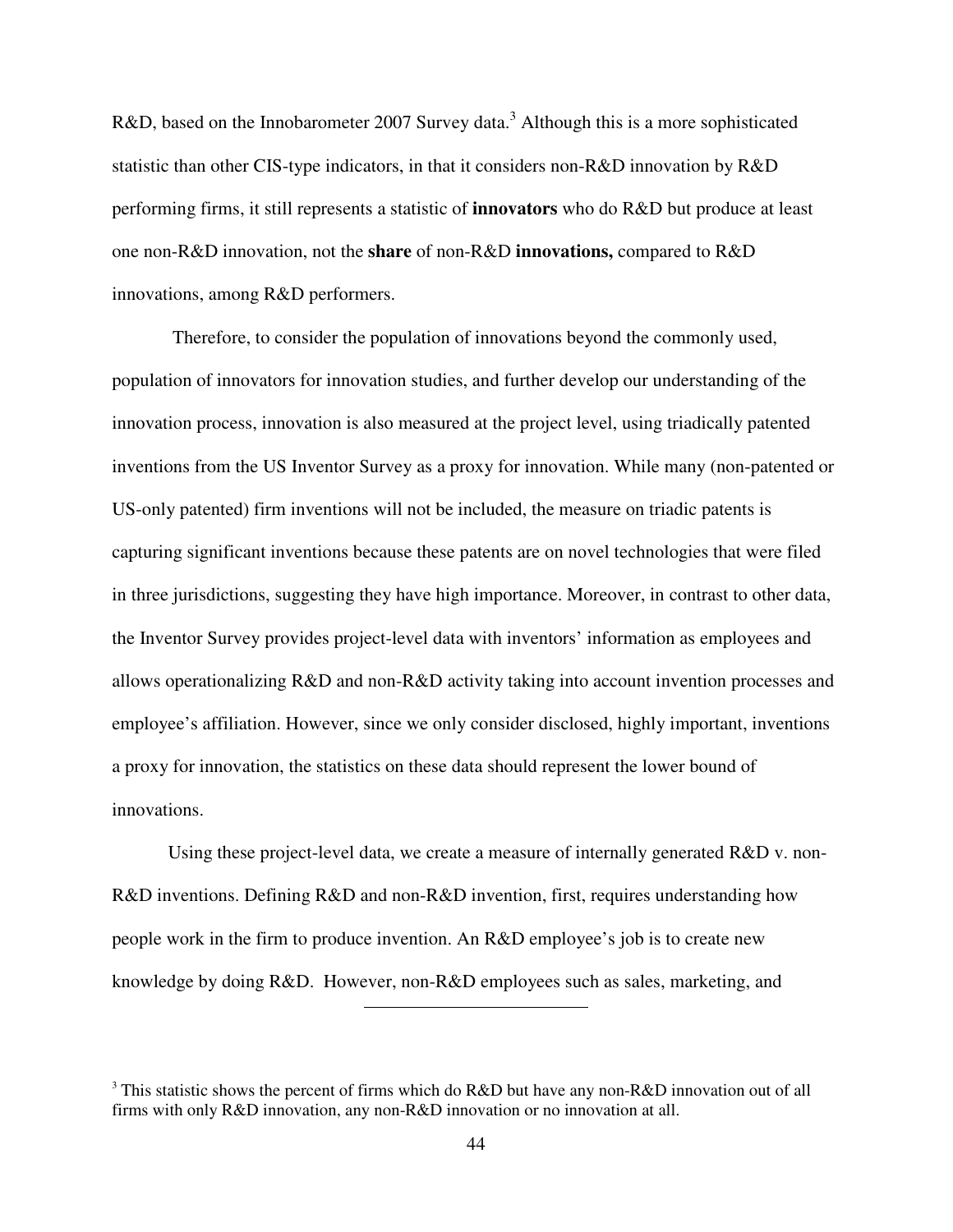R&D, based on the Innobarometer 2007 Survey data.[3] Although this is a more sophisticated statistic than other CIS-type indicators, in that it considers non-R&D innovation by R&D performing firms, it still represents a statistic of **innovators** who do R&D but produce at least one non-R&D innovation, not the **share** of non-R&D **innovations,** compared to R&D innovations, among R&D performers.

Therefore, to consider the population of innovations beyond the commonly used, population of innovators for innovation studies, and further develop our understanding of the innovation process, innovation is also measured at the project level, using triadically patented inventions from the US Inventor Survey as a proxy for innovation. While many (non-patented or US-only patented) firm inventions will not be included, the measure on triadic patents is capturing significant inventions because these patents are on novel technologies that were filed in three jurisdictions, suggesting they have high importance. Moreover, in contrast to other data, the Inventor Survey provides project-level data with inventors' information as employees and allows operationalizing R&D and non-R&D activity taking into account invention processes and employee's affiliation. However, since we only consider disclosed, highly important, inventions a proxy for innovation, the statistics on these data should represent the lower bound of innovations.

Using these project-level data, we create a measure of internally generated R&D v. non-R&D inventions. Defining R&D and non-R&D invention, first, requires understanding how people work in the firm to produce invention. An R&D employee's job is to create new knowledge by doing R&D. However, non-R&D employees such as sales, marketing, and

---

[3] This statistic shows the percent of firms which do R&D but have any non-R&D innovation out of all firms with only R&D innovation, any non-R&D innovation or no innovation at all.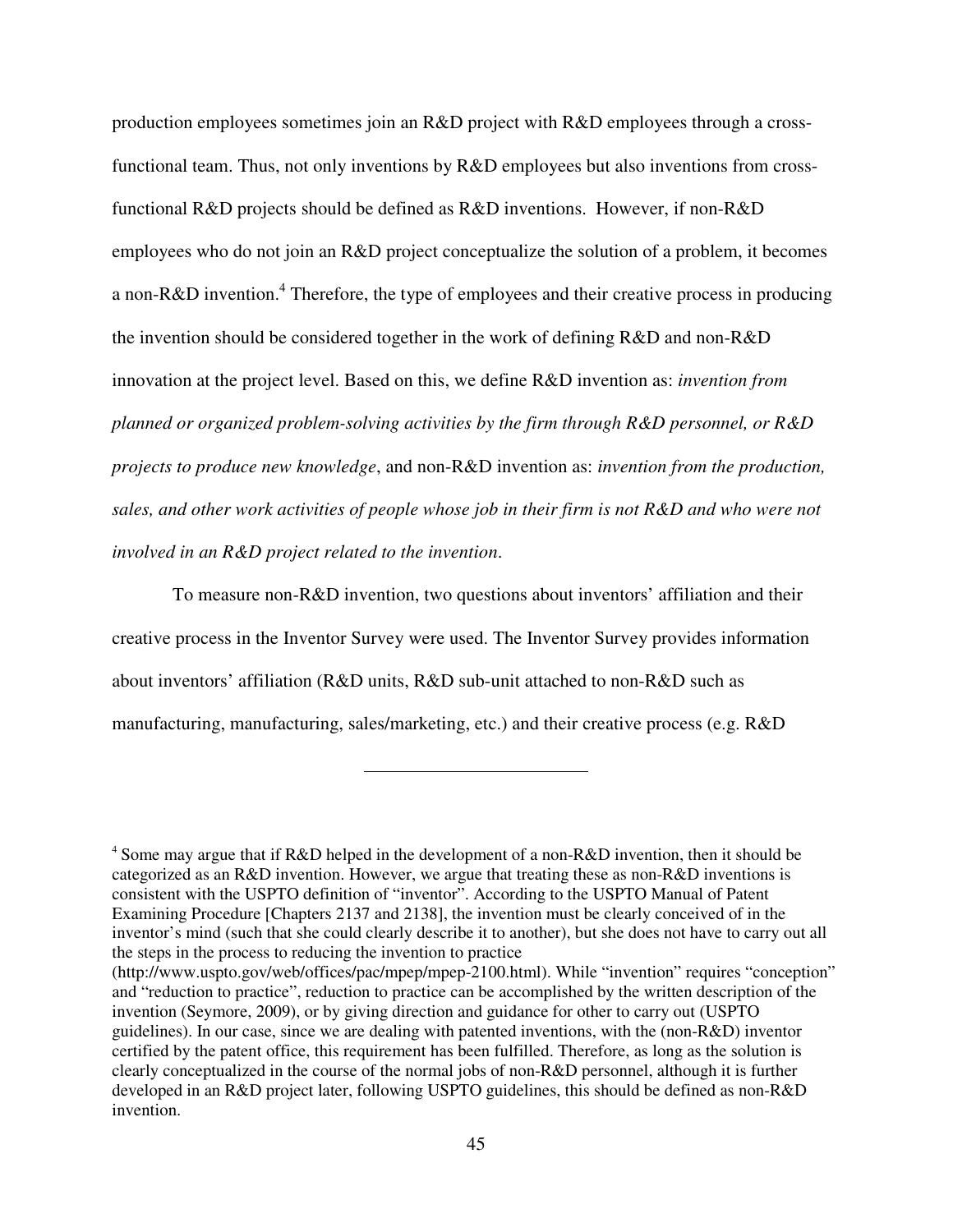production employees sometimes join an R&D project with R&D employees through a cross-functional team. Thus, not only inventions by R&D employees but also inventions from cross-functional R&D projects should be defined as R&D inventions. However, if non-R&D employees who do not join an R&D project conceptualize the solution of a problem, it becomes a non-R&D invention.[4] Therefore, the type of employees and their creative process in producing the invention should be considered together in the work of defining R&D and non-R&D innovation at the project level. Based on this, we define R&D invention as: *invention from planned or organized problem-solving activities by the firm through R&D personnel, or R&D projects to produce new knowledge*, and non-R&D invention as: *invention from the production, sales, and other work activities of people whose job in their firm is not R&D and who were not involved in an R&D project related to the invention*.

To measure non-R&D invention, two questions about inventors' affiliation and their creative process in the Inventor Survey were used. The Inventor Survey provides information about inventors' affiliation (R&D units, R&D sub-unit attached to non-R&D such as manufacturing, manufacturing, sales/marketing, etc.) and their creative process (e.g. R&D

---

[4] Some may argue that if R&D helped in the development of a non-R&D invention, then it should be categorized as an R&D invention. However, we argue that treating these as non-R&D inventions is consistent with the USPTO definition of "inventor". According to the USPTO Manual of Patent Examining Procedure [Chapters 2137 and 2138], the invention must be clearly conceived of in the inventor's mind (such that she could clearly describe it to another), but she does not have to carry out all the steps in the process to reducing the invention to practice (http://www.uspto.gov/web/offices/pac/mpep/mpep-2100.html). While "invention" requires "conception" and "reduction to practice", reduction to practice can be accomplished by the written description of the invention (Seymore, 2009), or by giving direction and guidance for other to carry out (USPTO guidelines). In our case, since we are dealing with patented inventions, with the (non-R&D) inventor certified by the patent office, this requirement has been fulfilled. Therefore, as long as the solution is clearly conceptualized in the course of the normal jobs of non-R&D personnel, although it is further developed in an R&D project later, following USPTO guidelines, this should be defined as non-R&D invention.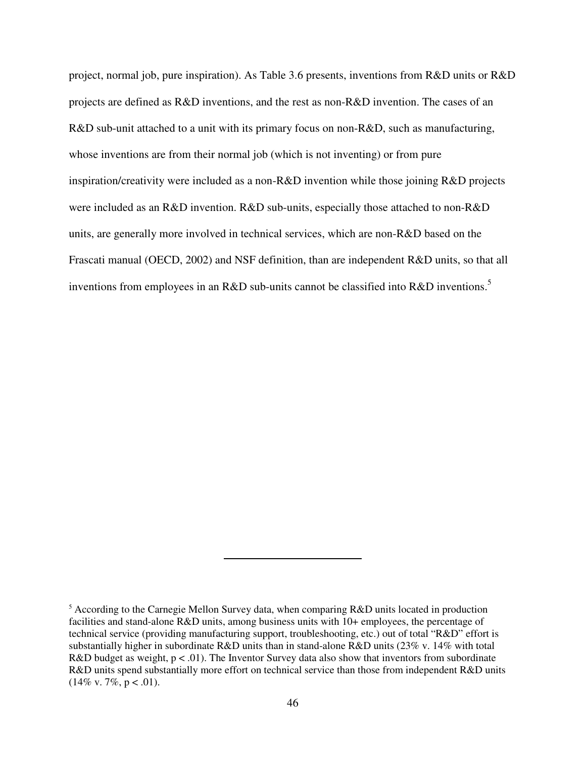project, normal job, pure inspiration). As Table 3.6 presents, inventions from R&D units or R&D projects are defined as R&D inventions, and the rest as non-R&D invention. The cases of an R&D sub-unit attached to a unit with its primary focus on non-R&D, such as manufacturing, whose inventions are from their normal job (which is not inventing) or from pure inspiration/creativity were included as a non-R&D invention while those joining R&D projects were included as an R&D invention. R&D sub-units, especially those attached to non-R&D units, are generally more involved in technical services, which are non-R&D based on the Frascati manual (OECD, 2002) and NSF definition, than are independent R&D units, so that all inventions from employees in an R&D sub-units cannot be classified into R&D inventions.[5]

---

[5] According to the Carnegie Mellon Survey data, when comparing R&D units located in production facilities and stand-alone R&D units, among business units with 10+ employees, the percentage of technical service (providing manufacturing support, troubleshooting, etc.) out of total "R&D" effort is substantially higher in subordinate R&D units than in stand-alone R&D units (23% v. 14% with total R&D budget as weight, $p < .01$). The Inventor Survey data also show that inventors from subordinate R&D units spend substantially more effort on technical service than those from independent R&D units (14% v. 7%, $p < .01$).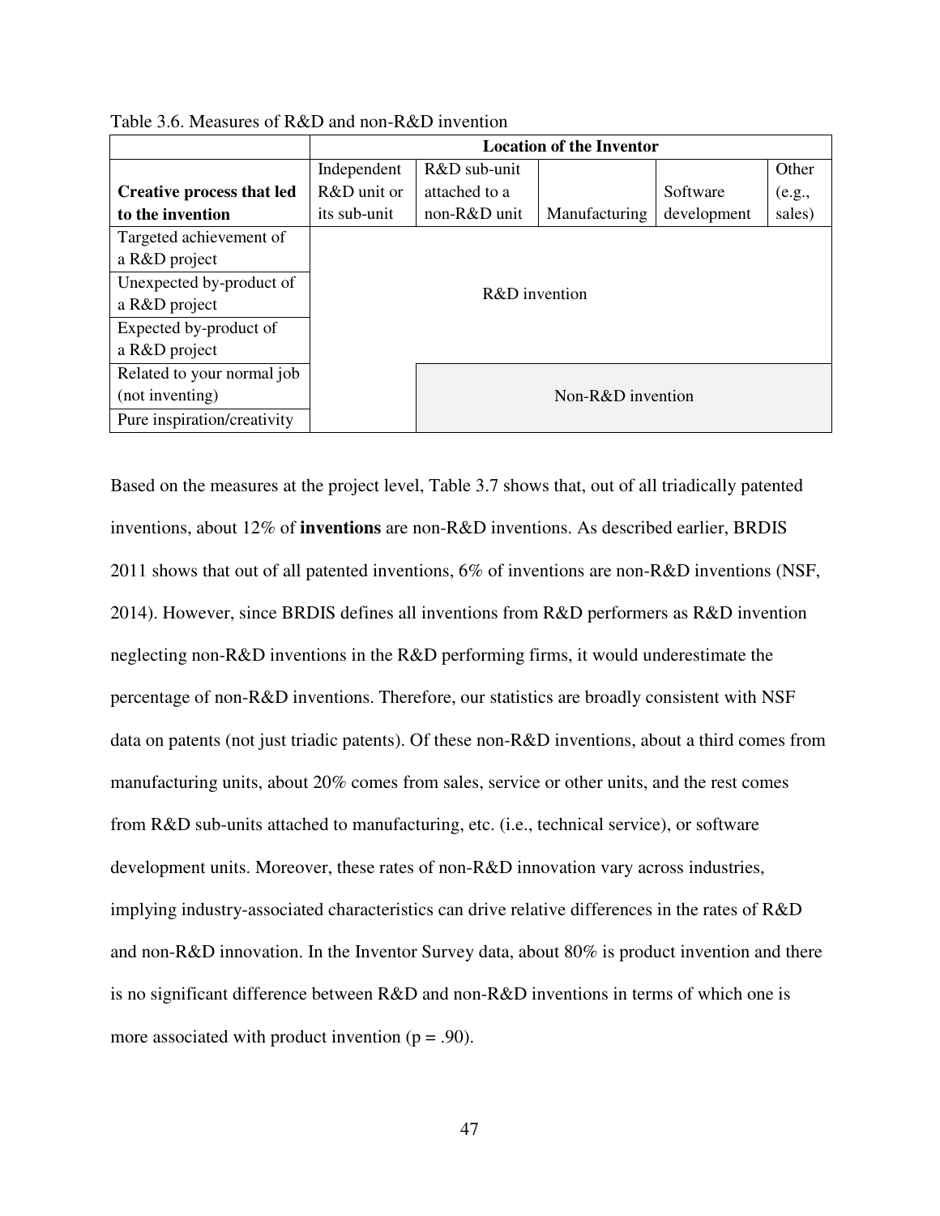Table 3.6. Measures of R&D and non-R&D invention

| | Location of the Inventor | | | | |
|---|---|---|---|---|---|
| **Creative process that led to the invention** | Independent R&D unit or its sub-unit | R&D sub-unit attached to a non-R&D unit | Manufacturing | Software development | Other (e.g., sales) |
| Targeted achievement of a R&D project | R&D invention | | | | |
| Unexpected by-product of a R&D project | R&D invention | | | | |
| Expected by-product of a R&D project | R&D invention | | | | |
| Related to your normal job (not inventing) | R&D invention | Non-R&D invention | | | |
| Pure inspiration/creativity | R&D invention | Non-R&D invention | | | |

Based on the measures at the project level, Table 3.7 shows that, out of all triadically patented inventions, about 12% of **inventions** are non-R&D inventions. As described earlier, BRDIS 2011 shows that out of all patented inventions, 6% of inventions are non-R&D inventions (NSF, 2014). However, since BRDIS defines all inventions from R&D performers as R&D invention neglecting non-R&D inventions in the R&D performing firms, it would underestimate the percentage of non-R&D inventions. Therefore, our statistics are broadly consistent with NSF data on patents (not just triadic patents). Of these non-R&D inventions, about a third comes from manufacturing units, about 20% comes from sales, service or other units, and the rest comes from R&D sub-units attached to manufacturing, etc. (i.e., technical service), or software development units. Moreover, these rates of non-R&D innovation vary across industries, implying industry-associated characteristics can drive relative differences in the rates of R&D and non-R&D innovation. In the Inventor Survey data, about 80% is product invention and there is no significant difference between R&D and non-R&D inventions in terms of which one is more associated with product invention ($p = .90$).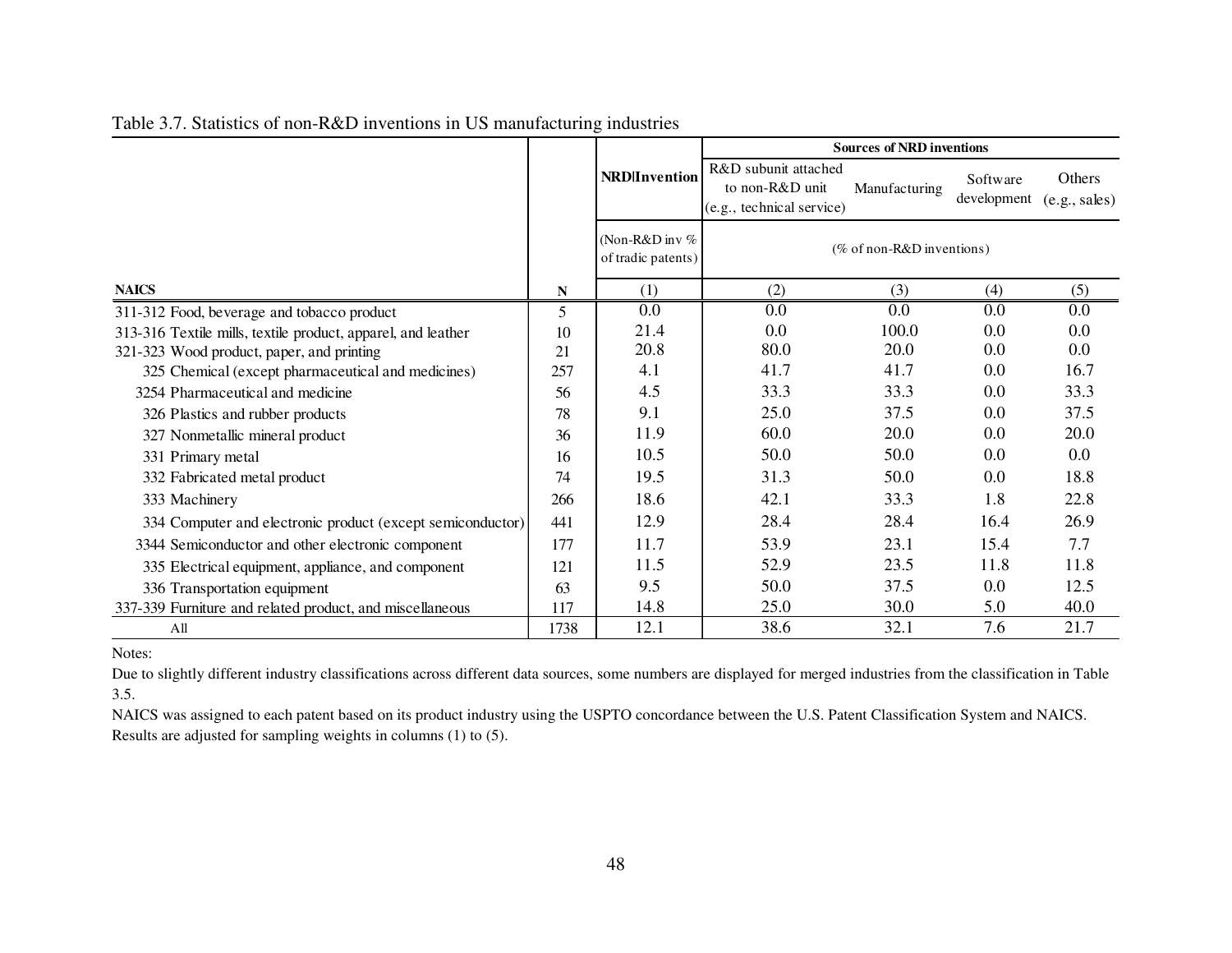Table 3.7. Statistics of non-R&D inventions in US manufacturing industries

| NAICS | N | NRD\|Invention | Sources of NRD inventions: R&D subunit attached to non-R&D unit (e.g., technical service) | Manufacturing | Software development | Others (e.g., sales) |
|---|---|---|---|---|---|---|
| | | (Non-R&D inv % of tradic patents) | (% of non-R&D inventions) | | | |
| | | (1) | (2) | (3) | (4) | (5) |
| 311-312 Food, beverage and tobacco product | 5 | 0.0 | 0.0 | 0.0 | 0.0 | 0.0 |
| 313-316 Textile mills, textile product, apparel, and leather | 10 | 21.4 | 0.0 | 100.0 | 0.0 | 0.0 |
| 321-323 Wood product, paper, and printing | 21 | 20.8 | 80.0 | 20.0 | 0.0 | 0.0 |
| 325 Chemical (except pharmaceutical and medicines) | 257 | 4.1 | 41.7 | 41.7 | 0.0 | 16.7 |
| 3254 Pharmaceutical and medicine | 56 | 4.5 | 33.3 | 33.3 | 0.0 | 33.3 |
| 326 Plastics and rubber products | 78 | 9.1 | 25.0 | 37.5 | 0.0 | 37.5 |
| 327 Nonmetallic mineral product | 36 | 11.9 | 60.0 | 20.0 | 0.0 | 20.0 |
| 331 Primary metal | 16 | 10.5 | 50.0 | 50.0 | 0.0 | 0.0 |
| 332 Fabricated metal product | 74 | 19.5 | 31.3 | 50.0 | 0.0 | 18.8 |
| 333 Machinery | 266 | 18.6 | 42.1 | 33.3 | 1.8 | 22.8 |
| 334 Computer and electronic product (except semiconductor) | 441 | 12.9 | 28.4 | 28.4 | 16.4 | 26.9 |
| 3344 Semiconductor and other electronic component | 177 | 11.7 | 53.9 | 23.1 | 15.4 | 7.7 |
| 335 Electrical equipment, appliance, and component | 121 | 11.5 | 52.9 | 23.5 | 11.8 | 11.8 |
| 336 Transportation equipment | 63 | 9.5 | 50.0 | 37.5 | 0.0 | 12.5 |
| 337-339 Furniture and related product, and miscellaneous | 117 | 14.8 | 25.0 | 30.0 | 5.0 | 40.0 |
| All | 1738 | 12.1 | 38.6 | 32.1 | 7.6 | 21.7 |

Notes:

Due to slightly different industry classifications across different data sources, some numbers are displayed for merged industries from the classification in Table 3.5.

NAICS was assigned to each patent based on its product industry using the USPTO concordance between the U.S. Patent Classification System and NAICS. Results are adjusted for sampling weights in columns (1) to (5).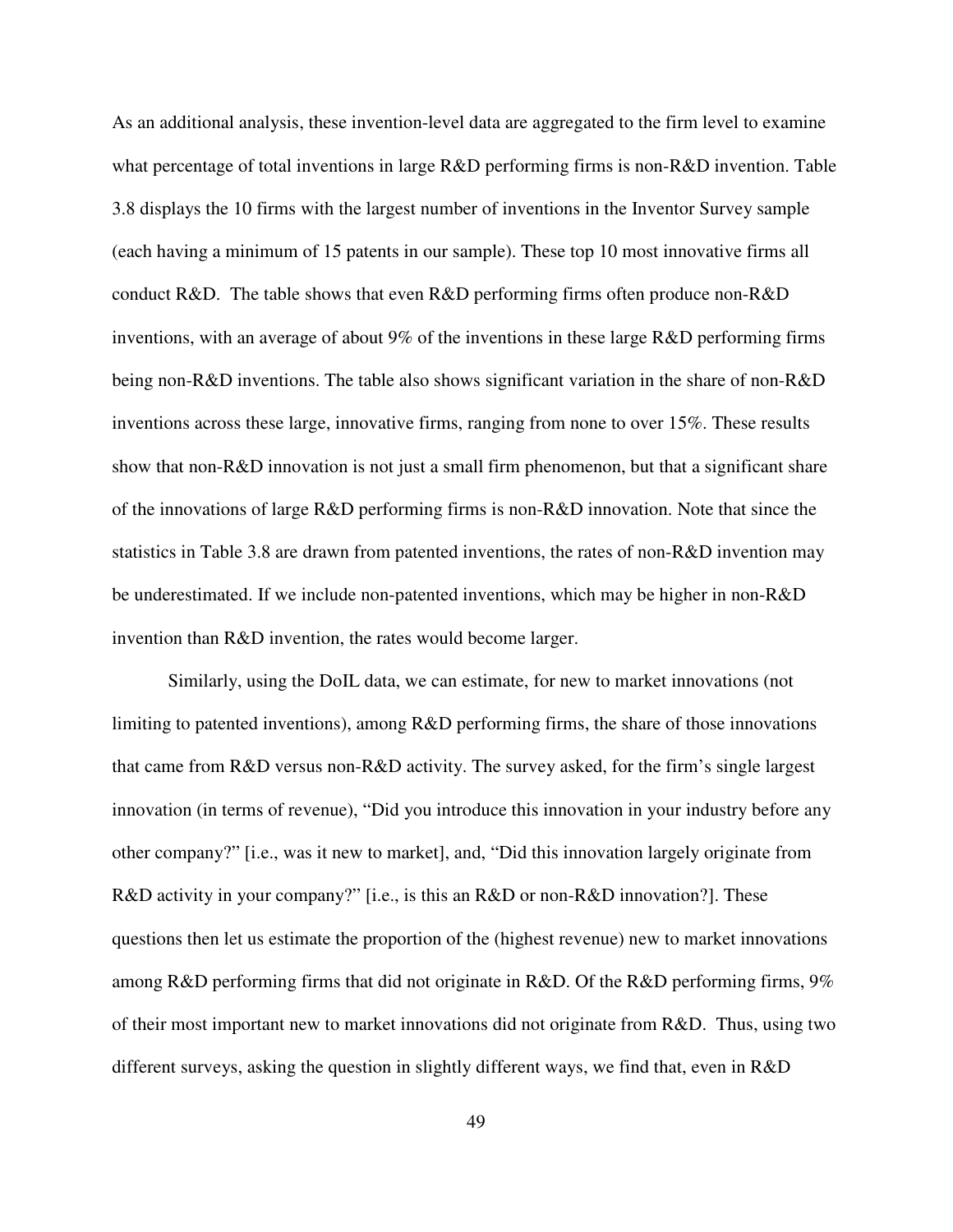As an additional analysis, these invention-level data are aggregated to the firm level to examine what percentage of total inventions in large R&D performing firms is non-R&D invention. Table 3.8 displays the 10 firms with the largest number of inventions in the Inventor Survey sample (each having a minimum of 15 patents in our sample). These top 10 most innovative firms all conduct R&D. The table shows that even R&D performing firms often produce non-R&D inventions, with an average of about 9% of the inventions in these large R&D performing firms being non-R&D inventions. The table also shows significant variation in the share of non-R&D inventions across these large, innovative firms, ranging from none to over 15%. These results show that non-R&D innovation is not just a small firm phenomenon, but that a significant share of the innovations of large R&D performing firms is non-R&D innovation. Note that since the statistics in Table 3.8 are drawn from patented inventions, the rates of non-R&D invention may be underestimated. If we include non-patented inventions, which may be higher in non-R&D invention than R&D invention, the rates would become larger.

Similarly, using the DoIL data, we can estimate, for new to market innovations (not limiting to patented inventions), among R&D performing firms, the share of those innovations that came from R&D versus non-R&D activity. The survey asked, for the firm's single largest innovation (in terms of revenue), "Did you introduce this innovation in your industry before any other company?" [i.e., was it new to market], and, "Did this innovation largely originate from R&D activity in your company?" [i.e., is this an R&D or non-R&D innovation?]. These questions then let us estimate the proportion of the (highest revenue) new to market innovations among R&D performing firms that did not originate in R&D. Of the R&D performing firms, 9% of their most important new to market innovations did not originate from R&D. Thus, using two different surveys, asking the question in slightly different ways, we find that, even in R&D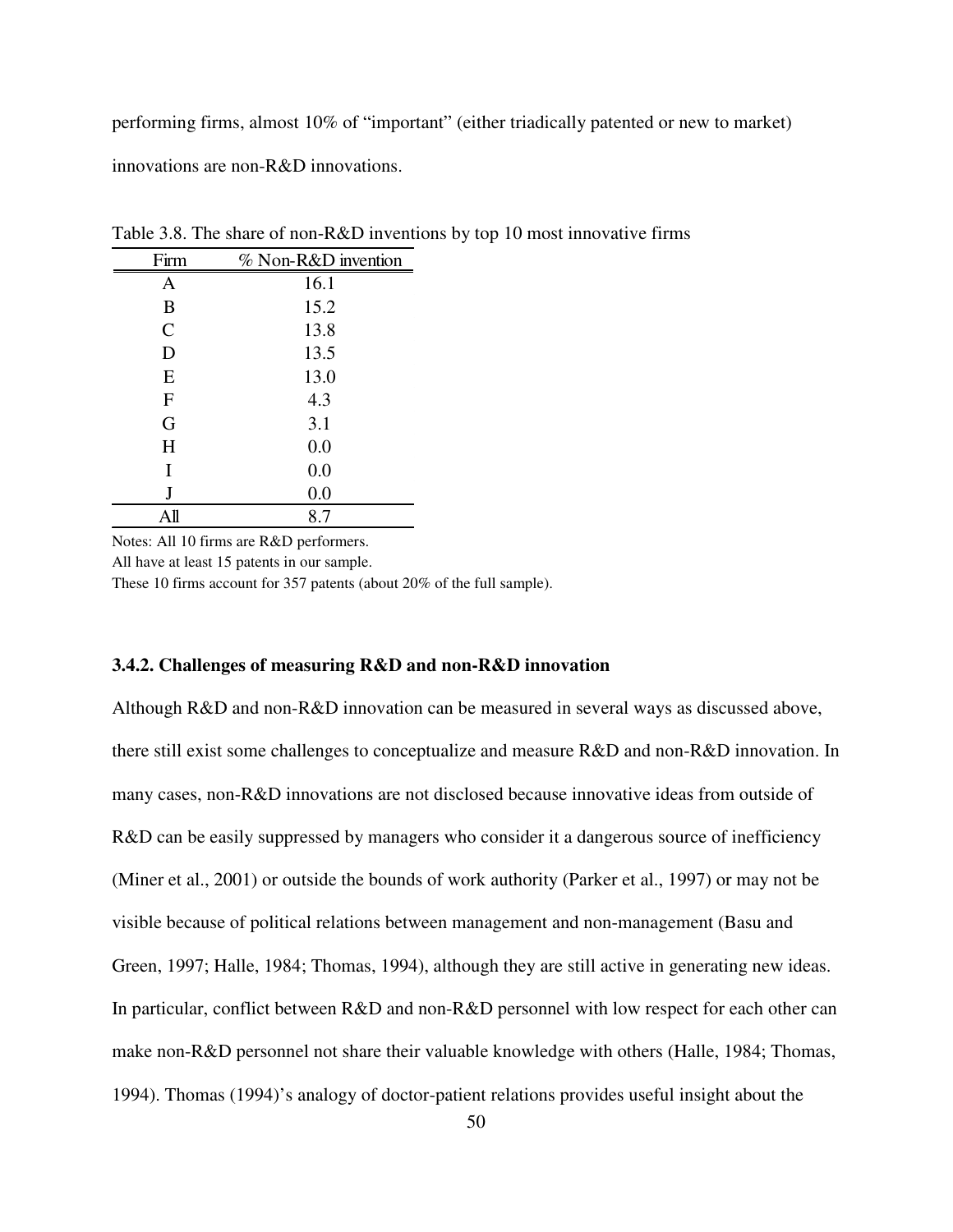performing firms, almost 10% of "important" (either triadically patented or new to market) innovations are non-R&D innovations.

Table 3.8. The share of non-R&D inventions by top 10 most innovative firms

| Firm | % Non-R&D invention |
|---|---|
| A | 16.1 |
| B | 15.2 |
| C | 13.8 |
| D | 13.5 |
| E | 13.0 |
| F | 4.3 |
| G | 3.1 |
| H | 0.0 |
| I | 0.0 |
| J | 0.0 |
| All | 8.7 |

Notes: All 10 firms are R&D performers.
All have at least 15 patents in our sample.
These 10 firms account for 357 patents (about 20% of the full sample).

### 3.4.2. Challenges of measuring R&D and non-R&D innovation

Although R&D and non-R&D innovation can be measured in several ways as discussed above, there still exist some challenges to conceptualize and measure R&D and non-R&D innovation. In many cases, non-R&D innovations are not disclosed because innovative ideas from outside of R&D can be easily suppressed by managers who consider it a dangerous source of inefficiency (Miner et al., 2001) or outside the bounds of work authority (Parker et al., 1997) or may not be visible because of political relations between management and non-management (Basu and Green, 1997; Halle, 1984; Thomas, 1994), although they are still active in generating new ideas. In particular, conflict between R&D and non-R&D personnel with low respect for each other can make non-R&D personnel not share their valuable knowledge with others (Halle, 1984; Thomas, 1994). Thomas (1994)'s analogy of doctor-patient relations provides useful insight about the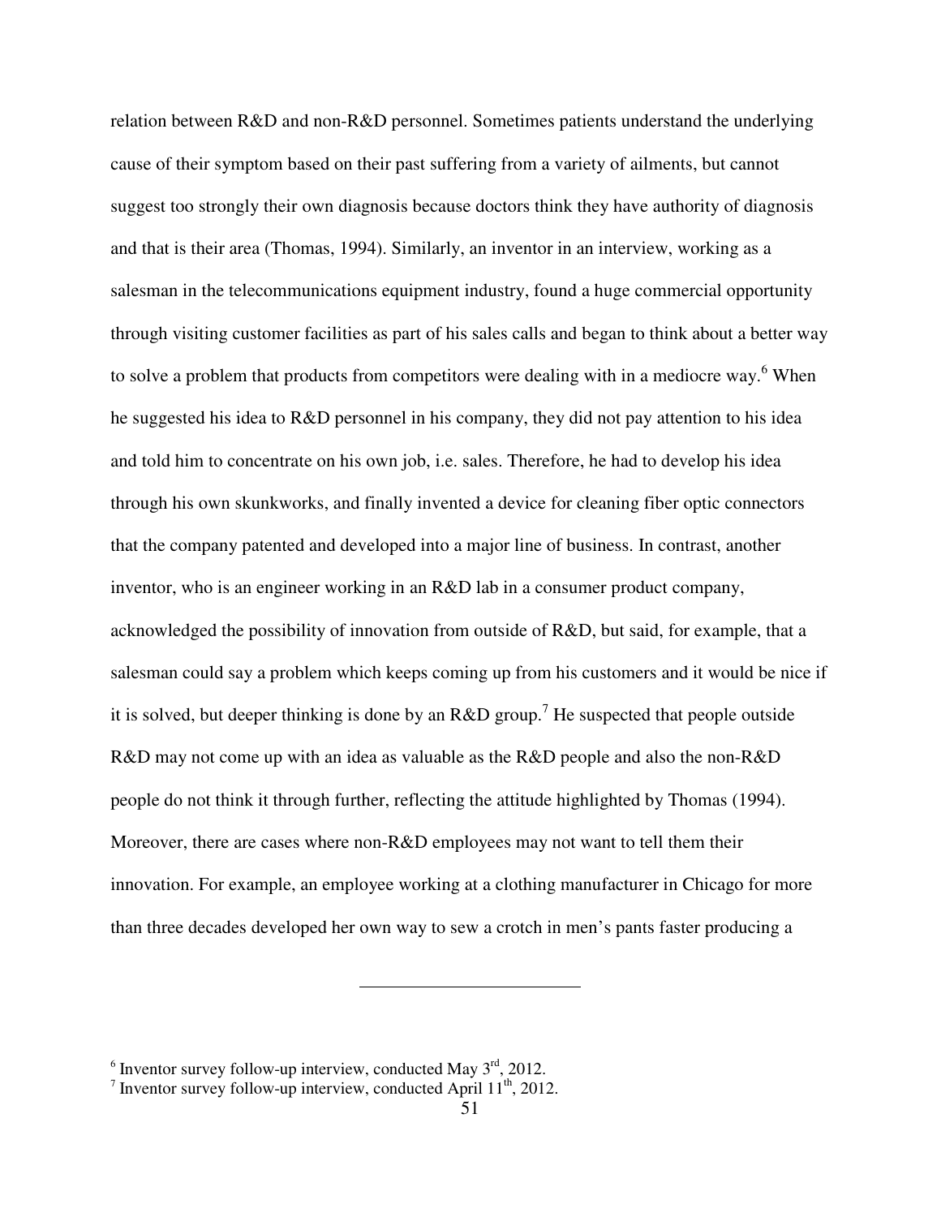relation between R&D and non-R&D personnel. Sometimes patients understand the underlying cause of their symptom based on their past suffering from a variety of ailments, but cannot suggest too strongly their own diagnosis because doctors think they have authority of diagnosis and that is their area (Thomas, 1994). Similarly, an inventor in an interview, working as a salesman in the telecommunications equipment industry, found a huge commercial opportunity through visiting customer facilities as part of his sales calls and began to think about a better way to solve a problem that products from competitors were dealing with in a mediocre way.[6] When he suggested his idea to R&D personnel in his company, they did not pay attention to his idea and told him to concentrate on his own job, i.e. sales. Therefore, he had to develop his idea through his own skunkworks, and finally invented a device for cleaning fiber optic connectors that the company patented and developed into a major line of business. In contrast, another inventor, who is an engineer working in an R&D lab in a consumer product company, acknowledged the possibility of innovation from outside of R&D, but said, for example, that a salesman could say a problem which keeps coming up from his customers and it would be nice if it is solved, but deeper thinking is done by an R&D group.[7] He suspected that people outside R&D may not come up with an idea as valuable as the R&D people and also the non-R&D people do not think it through further, reflecting the attitude highlighted by Thomas (1994). Moreover, there are cases where non-R&D employees may not want to tell them their innovation. For example, an employee working at a clothing manufacturer in Chicago for more than three decades developed her own way to sew a crotch in men's pants faster producing a

---

[6] Inventor survey follow-up interview, conducted May 3rd, 2012.

[7] Inventor survey follow-up interview, conducted April 11th, 2012.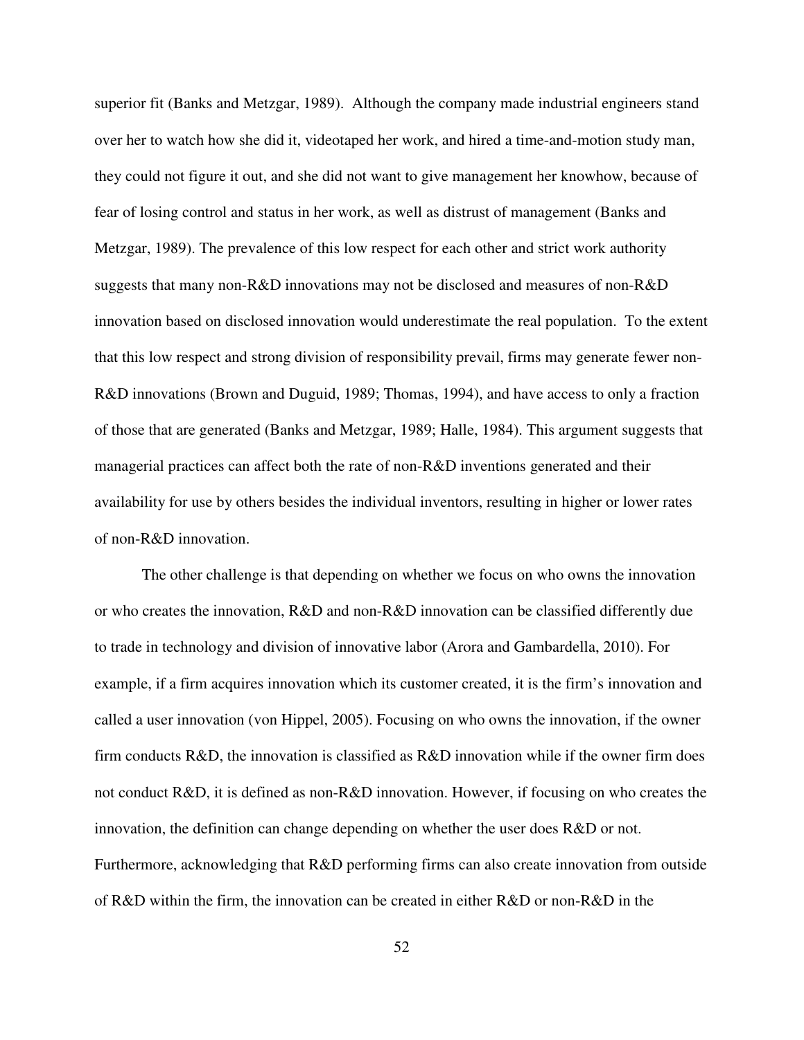superior fit (Banks and Metzgar, 1989). Although the company made industrial engineers stand over her to watch how she did it, videotaped her work, and hired a time-and-motion study man, they could not figure it out, and she did not want to give management her knowhow, because of fear of losing control and status in her work, as well as distrust of management (Banks and Metzgar, 1989). The prevalence of this low respect for each other and strict work authority suggests that many non-R&D innovations may not be disclosed and measures of non-R&D innovation based on disclosed innovation would underestimate the real population. To the extent that this low respect and strong division of responsibility prevail, firms may generate fewer non-R&D innovations (Brown and Duguid, 1989; Thomas, 1994), and have access to only a fraction of those that are generated (Banks and Metzgar, 1989; Halle, 1984). This argument suggests that managerial practices can affect both the rate of non-R&D inventions generated and their availability for use by others besides the individual inventors, resulting in higher or lower rates of non-R&D innovation.

The other challenge is that depending on whether we focus on who owns the innovation or who creates the innovation, R&D and non-R&D innovation can be classified differently due to trade in technology and division of innovative labor (Arora and Gambardella, 2010). For example, if a firm acquires innovation which its customer created, it is the firm's innovation and called a user innovation (von Hippel, 2005). Focusing on who owns the innovation, if the owner firm conducts R&D, the innovation is classified as R&D innovation while if the owner firm does not conduct R&D, it is defined as non-R&D innovation. However, if focusing on who creates the innovation, the definition can change depending on whether the user does R&D or not. Furthermore, acknowledging that R&D performing firms can also create innovation from outside of R&D within the firm, the innovation can be created in either R&D or non-R&D in the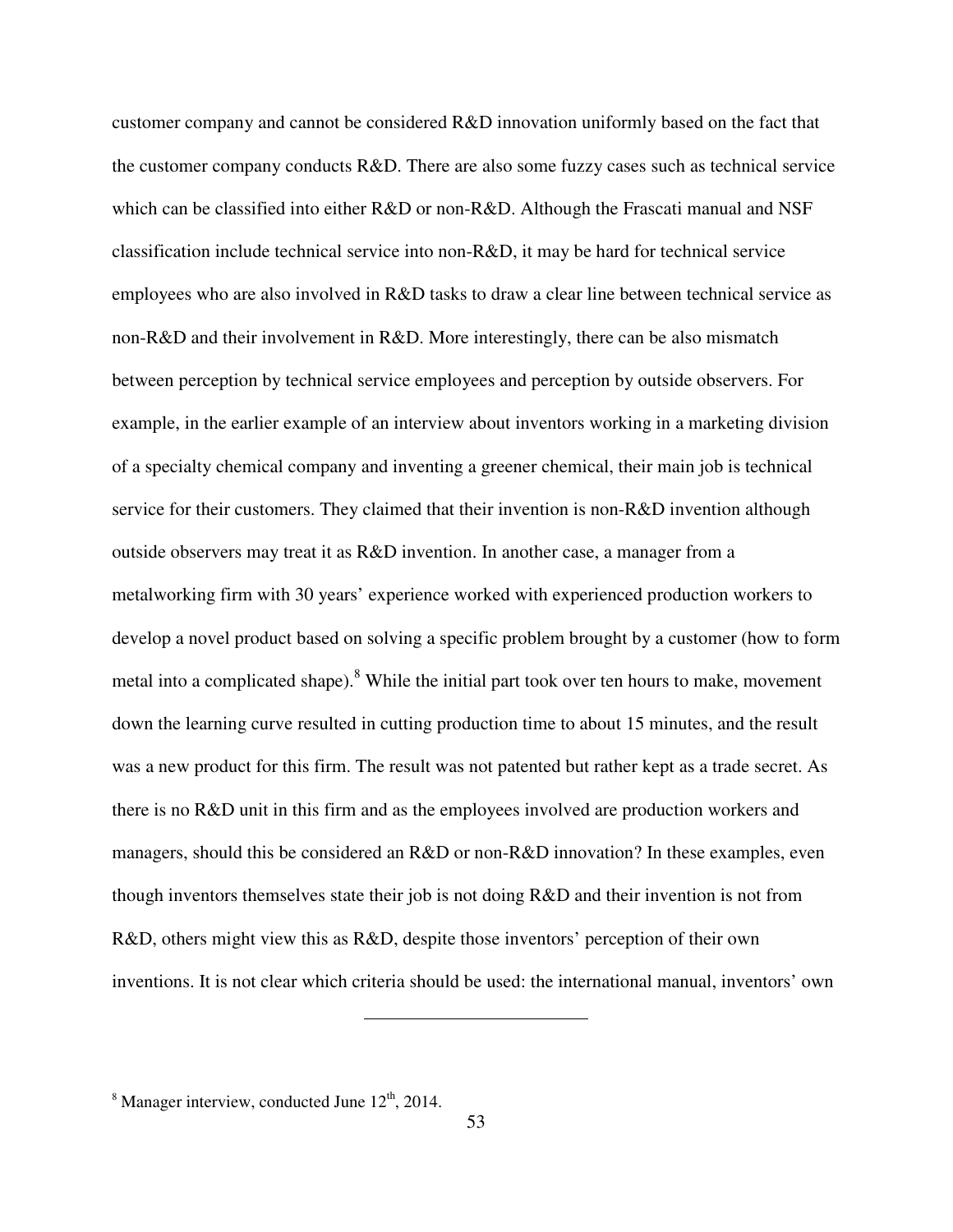customer company and cannot be considered R&D innovation uniformly based on the fact that the customer company conducts R&D. There are also some fuzzy cases such as technical service which can be classified into either R&D or non-R&D. Although the Frascati manual and NSF classification include technical service into non-R&D, it may be hard for technical service employees who are also involved in R&D tasks to draw a clear line between technical service as non-R&D and their involvement in R&D. More interestingly, there can be also mismatch between perception by technical service employees and perception by outside observers. For example, in the earlier example of an interview about inventors working in a marketing division of a specialty chemical company and inventing a greener chemical, their main job is technical service for their customers. They claimed that their invention is non-R&D invention although outside observers may treat it as R&D invention. In another case, a manager from a metalworking firm with 30 years' experience worked with experienced production workers to develop a novel product based on solving a specific problem brought by a customer (how to form metal into a complicated shape).[8] While the initial part took over ten hours to make, movement down the learning curve resulted in cutting production time to about 15 minutes, and the result was a new product for this firm. The result was not patented but rather kept as a trade secret. As there is no R&D unit in this firm and as the employees involved are production workers and managers, should this be considered an R&D or non-R&D innovation? In these examples, even though inventors themselves state their job is not doing R&D and their invention is not from R&D, others might view this as R&D, despite those inventors' perception of their own inventions. It is not clear which criteria should be used: the international manual, inventors' own

---

[8] Manager interview, conducted June 12th, 2014.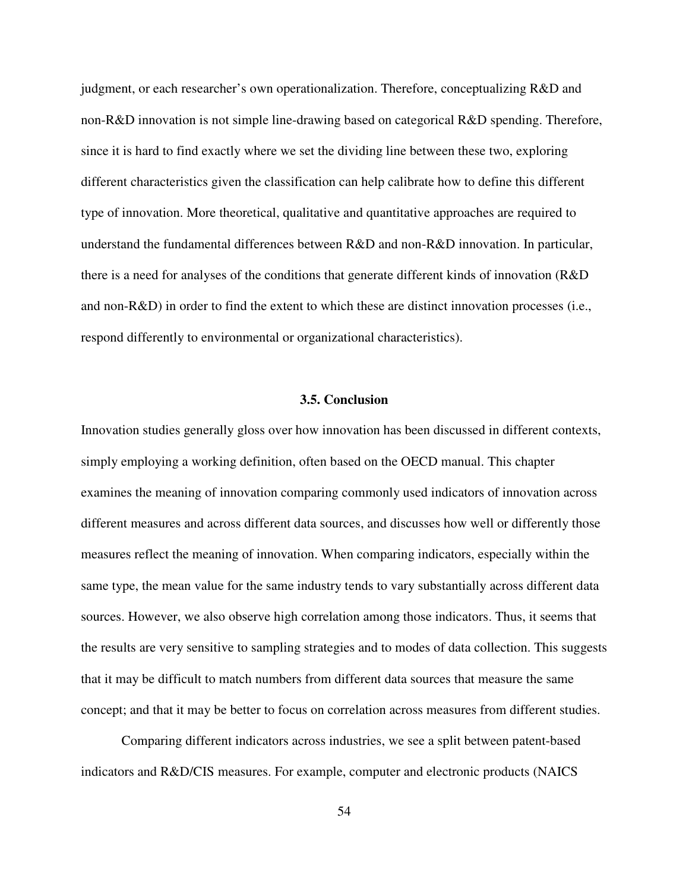judgment, or each researcher's own operationalization. Therefore, conceptualizing R&D and non-R&D innovation is not simple line-drawing based on categorical R&D spending. Therefore, since it is hard to find exactly where we set the dividing line between these two, exploring different characteristics given the classification can help calibrate how to define this different type of innovation. More theoretical, qualitative and quantitative approaches are required to understand the fundamental differences between R&D and non-R&D innovation. In particular, there is a need for analyses of the conditions that generate different kinds of innovation (R&D and non-R&D) in order to find the extent to which these are distinct innovation processes (i.e., respond differently to environmental or organizational characteristics).

### 3.5. Conclusion

Innovation studies generally gloss over how innovation has been discussed in different contexts, simply employing a working definition, often based on the OECD manual. This chapter examines the meaning of innovation comparing commonly used indicators of innovation across different measures and across different data sources, and discusses how well or differently those measures reflect the meaning of innovation. When comparing indicators, especially within the same type, the mean value for the same industry tends to vary substantially across different data sources. However, we also observe high correlation among those indicators. Thus, it seems that the results are very sensitive to sampling strategies and to modes of data collection. This suggests that it may be difficult to match numbers from different data sources that measure the same concept; and that it may be better to focus on correlation across measures from different studies.

Comparing different indicators across industries, we see a split between patent-based indicators and R&D/CIS measures. For example, computer and electronic products (NAICS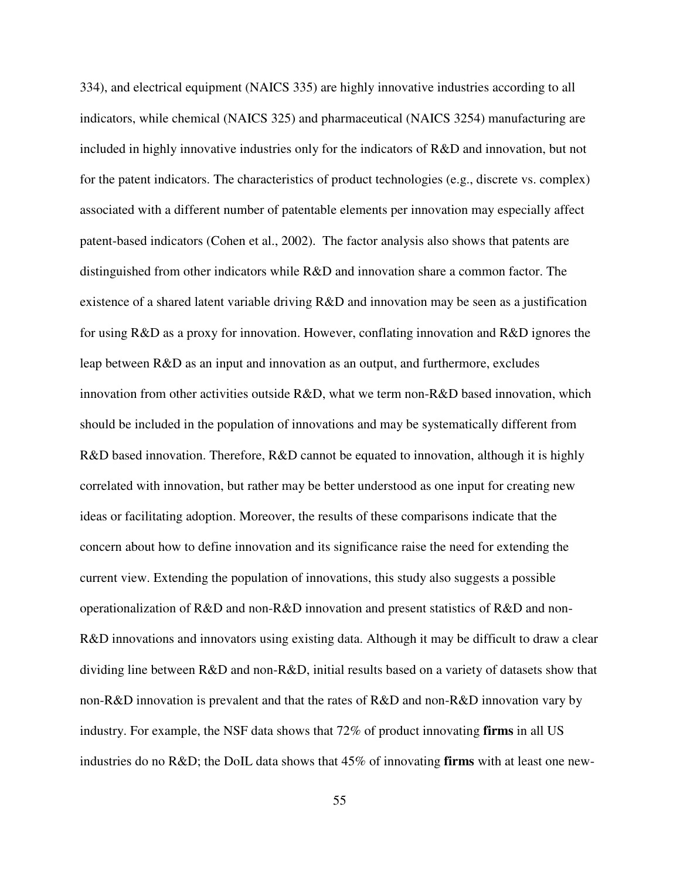334), and electrical equipment (NAICS 335) are highly innovative industries according to all indicators, while chemical (NAICS 325) and pharmaceutical (NAICS 3254) manufacturing are included in highly innovative industries only for the indicators of R&D and innovation, but not for the patent indicators. The characteristics of product technologies (e.g., discrete vs. complex) associated with a different number of patentable elements per innovation may especially affect patent-based indicators (Cohen et al., 2002). The factor analysis also shows that patents are distinguished from other indicators while R&D and innovation share a common factor. The existence of a shared latent variable driving R&D and innovation may be seen as a justification for using R&D as a proxy for innovation. However, conflating innovation and R&D ignores the leap between R&D as an input and innovation as an output, and furthermore, excludes innovation from other activities outside R&D, what we term non-R&D based innovation, which should be included in the population of innovations and may be systematically different from R&D based innovation. Therefore, R&D cannot be equated to innovation, although it is highly correlated with innovation, but rather may be better understood as one input for creating new ideas or facilitating adoption. Moreover, the results of these comparisons indicate that the concern about how to define innovation and its significance raise the need for extending the current view. Extending the population of innovations, this study also suggests a possible operationalization of R&D and non-R&D innovation and present statistics of R&D and non-R&D innovations and innovators using existing data. Although it may be difficult to draw a clear dividing line between R&D and non-R&D, initial results based on a variety of datasets show that non-R&D innovation is prevalent and that the rates of R&D and non-R&D innovation vary by industry. For example, the NSF data shows that 72% of product innovating **firms** in all US industries do no R&D; the DoIL data shows that 45% of innovating **firms** with at least one new-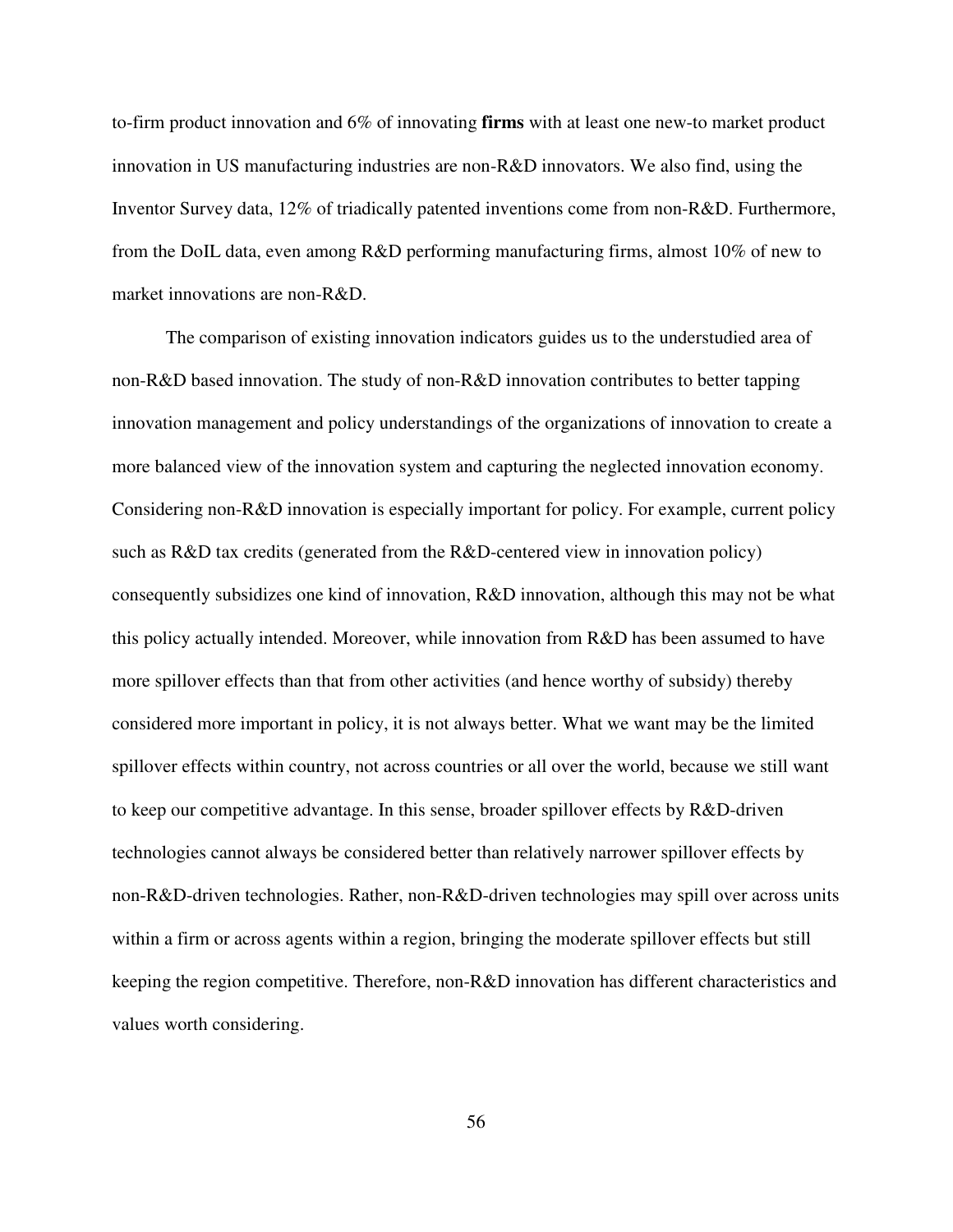to-firm product innovation and 6% of innovating **firms** with at least one new-to market product innovation in US manufacturing industries are non-R&D innovators. We also find, using the Inventor Survey data, 12% of triadically patented inventions come from non-R&D. Furthermore, from the DoIL data, even among R&D performing manufacturing firms, almost 10% of new to market innovations are non-R&D.

The comparison of existing innovation indicators guides us to the understudied area of non-R&D based innovation. The study of non-R&D innovation contributes to better tapping innovation management and policy understandings of the organizations of innovation to create a more balanced view of the innovation system and capturing the neglected innovation economy. Considering non-R&D innovation is especially important for policy. For example, current policy such as R&D tax credits (generated from the R&D-centered view in innovation policy) consequently subsidizes one kind of innovation, R&D innovation, although this may not be what this policy actually intended. Moreover, while innovation from R&D has been assumed to have more spillover effects than that from other activities (and hence worthy of subsidy) thereby considered more important in policy, it is not always better. What we want may be the limited spillover effects within country, not across countries or all over the world, because we still want to keep our competitive advantage. In this sense, broader spillover effects by R&D-driven technologies cannot always be considered better than relatively narrower spillover effects by non-R&D-driven technologies. Rather, non-R&D-driven technologies may spill over across units within a firm or across agents within a region, bringing the moderate spillover effects but still keeping the region competitive. Therefore, non-R&D innovation has different characteristics and values worth considering.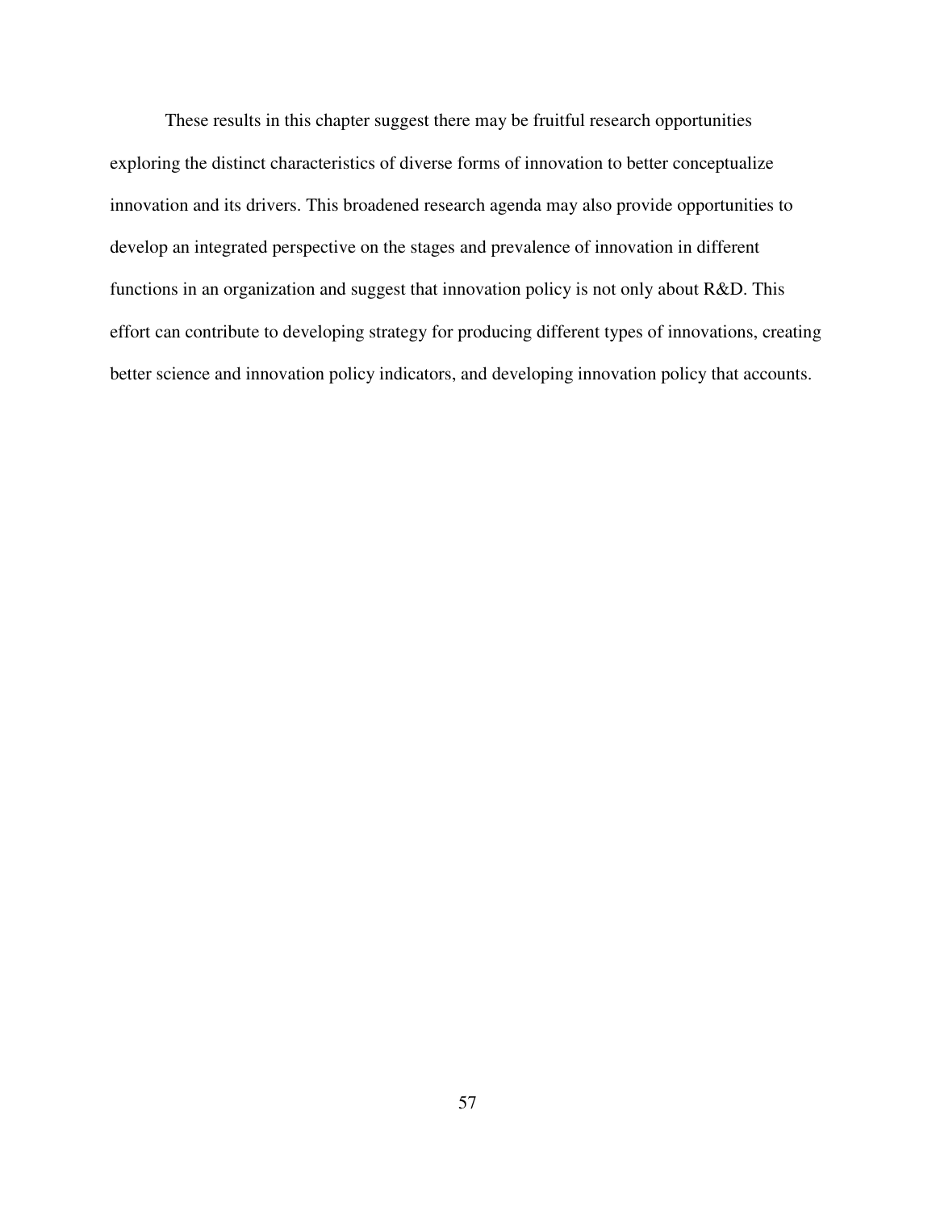These results in this chapter suggest there may be fruitful research opportunities exploring the distinct characteristics of diverse forms of innovation to better conceptualize innovation and its drivers. This broadened research agenda may also provide opportunities to develop an integrated perspective on the stages and prevalence of innovation in different functions in an organization and suggest that innovation policy is not only about R&D. This effort can contribute to developing strategy for producing different types of innovations, creating better science and innovation policy indicators, and developing innovation policy that accounts.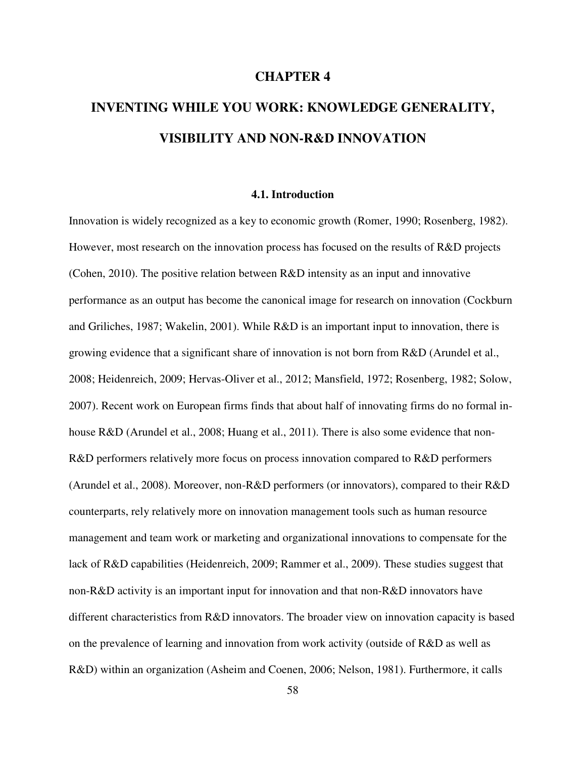# CHAPTER 4

# INVENTING WHILE YOU WORK: KNOWLEDGE GENERALITY, VISIBILITY AND NON-R&D INNOVATION

## 4.1. Introduction

Innovation is widely recognized as a key to economic growth (Romer, 1990; Rosenberg, 1982). However, most research on the innovation process has focused on the results of R&D projects (Cohen, 2010). The positive relation between R&D intensity as an input and innovative performance as an output has become the canonical image for research on innovation (Cockburn and Griliches, 1987; Wakelin, 2001). While R&D is an important input to innovation, there is growing evidence that a significant share of innovation is not born from R&D (Arundel et al., 2008; Heidenreich, 2009; Hervas-Oliver et al., 2012; Mansfield, 1972; Rosenberg, 1982; Solow, 2007). Recent work on European firms finds that about half of innovating firms do no formal in-house R&D (Arundel et al., 2008; Huang et al., 2011). There is also some evidence that non-R&D performers relatively more focus on process innovation compared to R&D performers (Arundel et al., 2008). Moreover, non-R&D performers (or innovators), compared to their R&D counterparts, rely relatively more on innovation management tools such as human resource management and team work or marketing and organizational innovations to compensate for the lack of R&D capabilities (Heidenreich, 2009; Rammer et al., 2009). These studies suggest that non-R&D activity is an important input for innovation and that non-R&D innovators have different characteristics from R&D innovators. The broader view on innovation capacity is based on the prevalence of learning and innovation from work activity (outside of R&D as well as R&D) within an organization (Asheim and Coenen, 2006; Nelson, 1981). Furthermore, it calls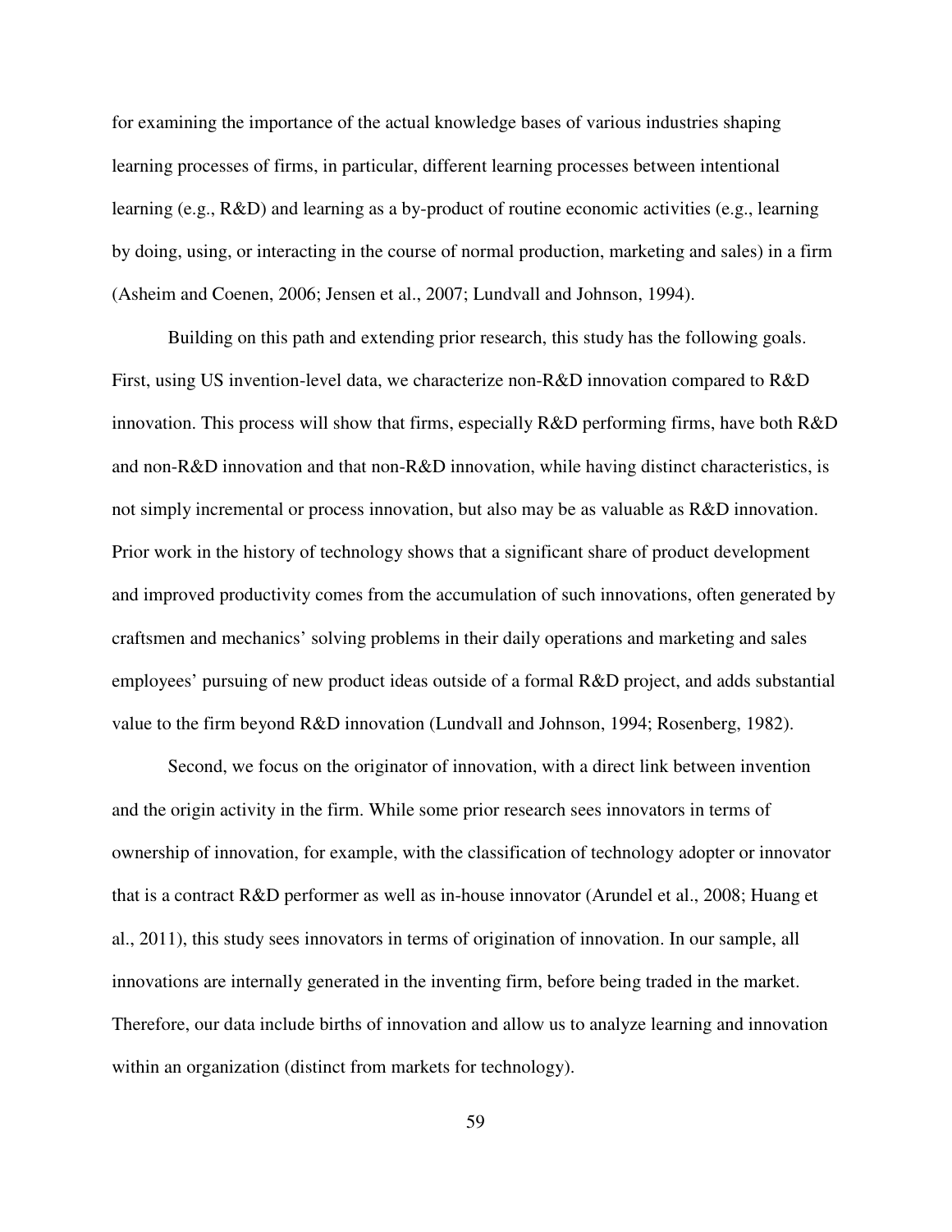for examining the importance of the actual knowledge bases of various industries shaping learning processes of firms, in particular, different learning processes between intentional learning (e.g., R&D) and learning as a by-product of routine economic activities (e.g., learning by doing, using, or interacting in the course of normal production, marketing and sales) in a firm (Asheim and Coenen, 2006; Jensen et al., 2007; Lundvall and Johnson, 1994).

Building on this path and extending prior research, this study has the following goals. First, using US invention-level data, we characterize non-R&D innovation compared to R&D innovation. This process will show that firms, especially R&D performing firms, have both R&D and non-R&D innovation and that non-R&D innovation, while having distinct characteristics, is not simply incremental or process innovation, but also may be as valuable as R&D innovation. Prior work in the history of technology shows that a significant share of product development and improved productivity comes from the accumulation of such innovations, often generated by craftsmen and mechanics' solving problems in their daily operations and marketing and sales employees' pursuing of new product ideas outside of a formal R&D project, and adds substantial value to the firm beyond R&D innovation (Lundvall and Johnson, 1994; Rosenberg, 1982).

Second, we focus on the originator of innovation, with a direct link between invention and the origin activity in the firm. While some prior research sees innovators in terms of ownership of innovation, for example, with the classification of technology adopter or innovator that is a contract R&D performer as well as in-house innovator (Arundel et al., 2008; Huang et al., 2011), this study sees innovators in terms of origination of innovation. In our sample, all innovations are internally generated in the inventing firm, before being traded in the market. Therefore, our data include births of innovation and allow us to analyze learning and innovation within an organization (distinct from markets for technology).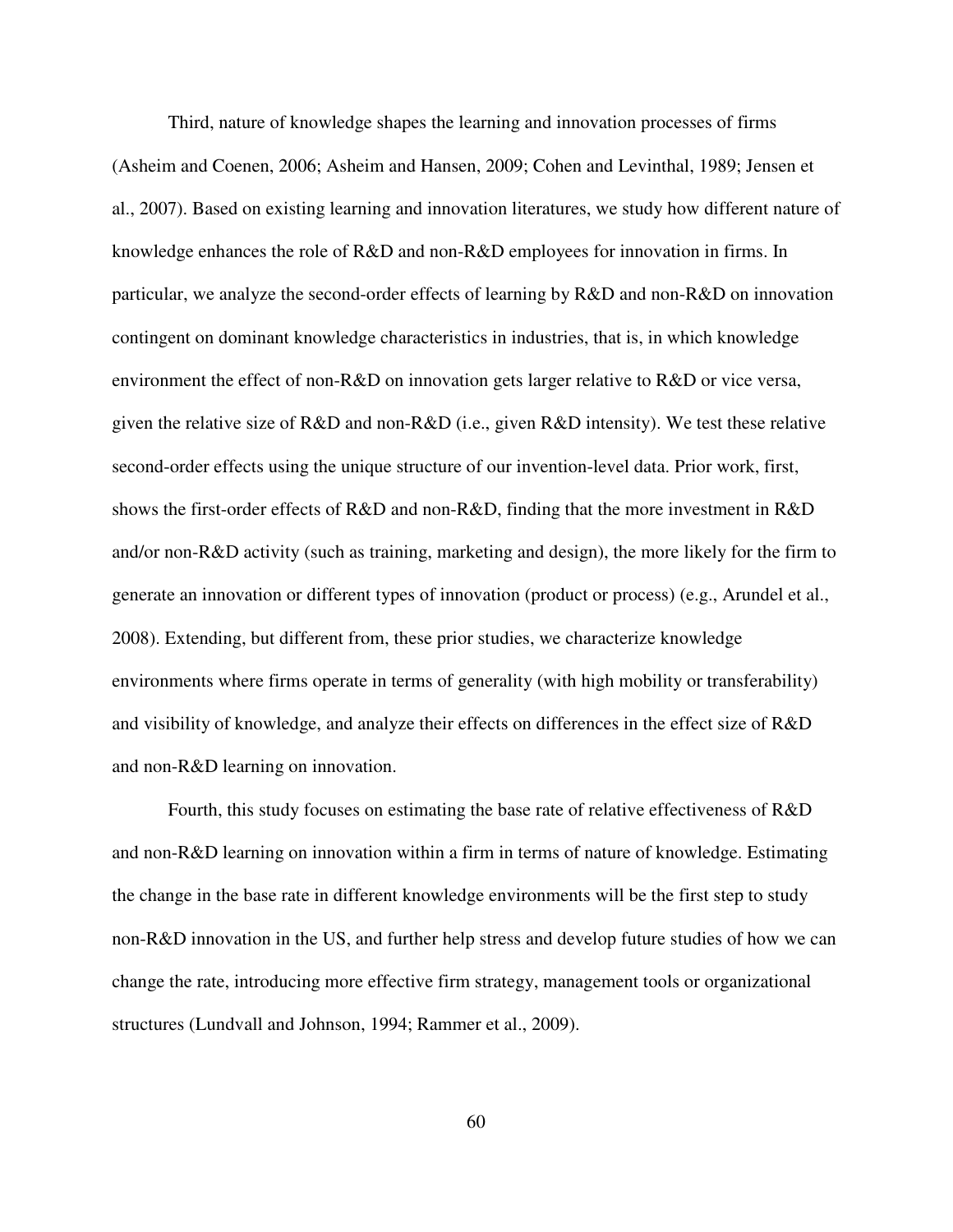Third, nature of knowledge shapes the learning and innovation processes of firms (Asheim and Coenen, 2006; Asheim and Hansen, 2009; Cohen and Levinthal, 1989; Jensen et al., 2007). Based on existing learning and innovation literatures, we study how different nature of knowledge enhances the role of R&D and non-R&D employees for innovation in firms. In particular, we analyze the second-order effects of learning by R&D and non-R&D on innovation contingent on dominant knowledge characteristics in industries, that is, in which knowledge environment the effect of non-R&D on innovation gets larger relative to R&D or vice versa, given the relative size of R&D and non-R&D (i.e., given R&D intensity). We test these relative second-order effects using the unique structure of our invention-level data. Prior work, first, shows the first-order effects of R&D and non-R&D, finding that the more investment in R&D and/or non-R&D activity (such as training, marketing and design), the more likely for the firm to generate an innovation or different types of innovation (product or process) (e.g., Arundel et al., 2008). Extending, but different from, these prior studies, we characterize knowledge environments where firms operate in terms of generality (with high mobility or transferability) and visibility of knowledge, and analyze their effects on differences in the effect size of R&D and non-R&D learning on innovation.

Fourth, this study focuses on estimating the base rate of relative effectiveness of R&D and non-R&D learning on innovation within a firm in terms of nature of knowledge. Estimating the change in the base rate in different knowledge environments will be the first step to study non-R&D innovation in the US, and further help stress and develop future studies of how we can change the rate, introducing more effective firm strategy, management tools or organizational structures (Lundvall and Johnson, 1994; Rammer et al., 2009).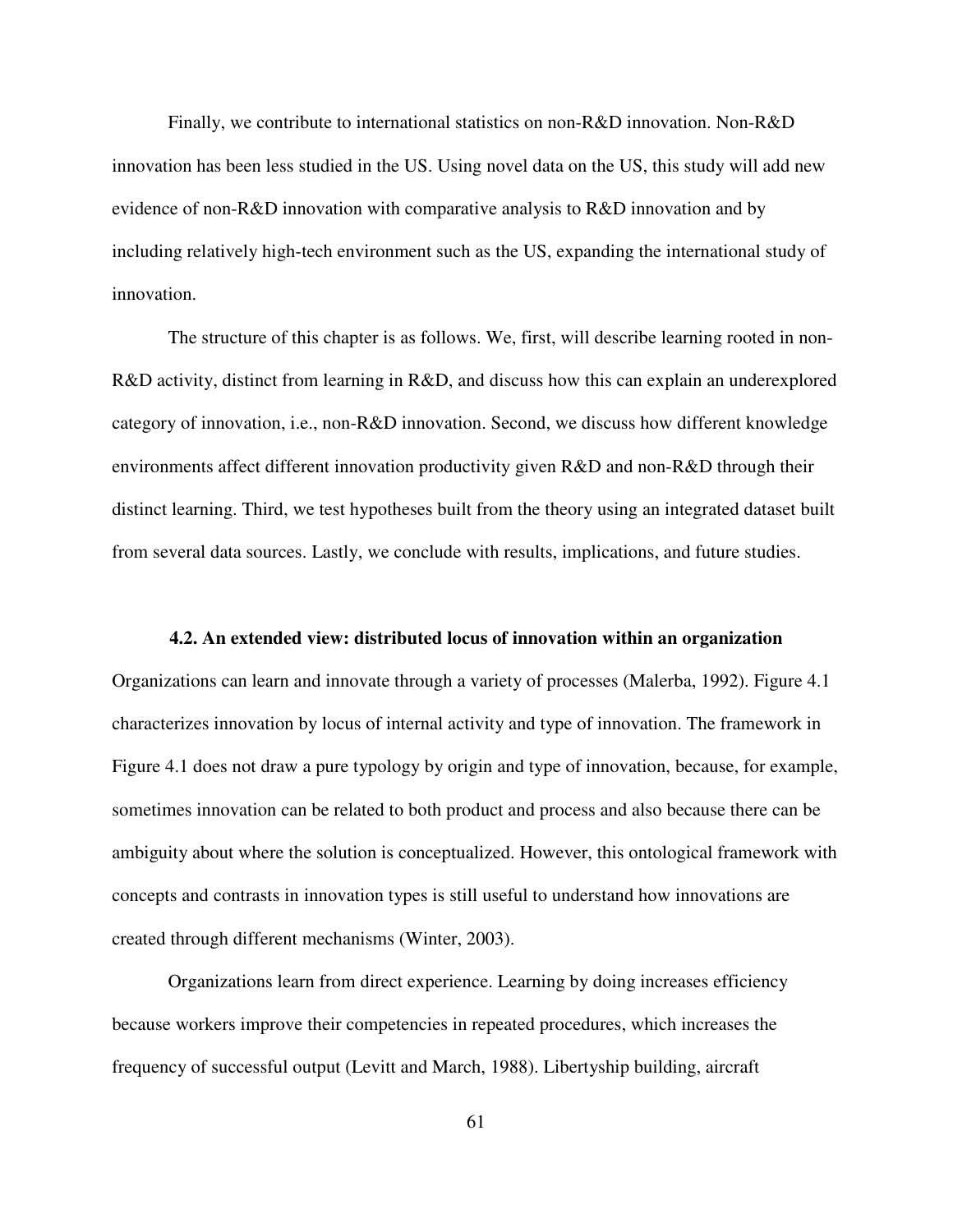Finally, we contribute to international statistics on non-R&D innovation. Non-R&D innovation has been less studied in the US. Using novel data on the US, this study will add new evidence of non-R&D innovation with comparative analysis to R&D innovation and by including relatively high-tech environment such as the US, expanding the international study of innovation.

The structure of this chapter is as follows. We, first, will describe learning rooted in non-R&D activity, distinct from learning in R&D, and discuss how this can explain an underexplored category of innovation, i.e., non-R&D innovation. Second, we discuss how different knowledge environments affect different innovation productivity given R&D and non-R&D through their distinct learning. Third, we test hypotheses built from the theory using an integrated dataset built from several data sources. Lastly, we conclude with results, implications, and future studies.

### 4.2. An extended view: distributed locus of innovation within an organization

Organizations can learn and innovate through a variety of processes (Malerba, 1992). Figure 4.1 characterizes innovation by locus of internal activity and type of innovation. The framework in Figure 4.1 does not draw a pure typology by origin and type of innovation, because, for example, sometimes innovation can be related to both product and process and also because there can be ambiguity about where the solution is conceptualized. However, this ontological framework with concepts and contrasts in innovation types is still useful to understand how innovations are created through different mechanisms (Winter, 2003).

Organizations learn from direct experience. Learning by doing increases efficiency because workers improve their competencies in repeated procedures, which increases the frequency of successful output (Levitt and March, 1988). Libertyship building, aircraft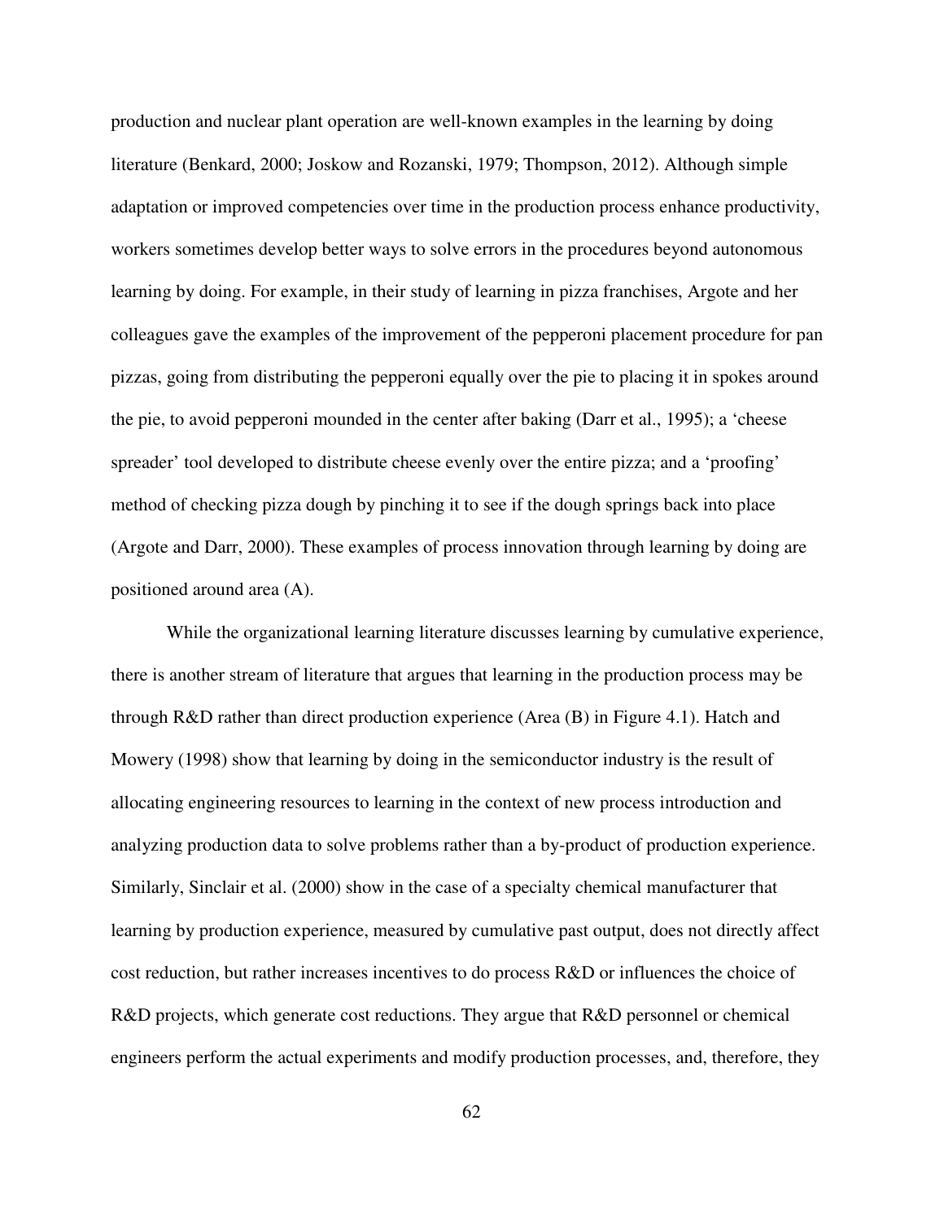production and nuclear plant operation are well-known examples in the learning by doing literature (Benkard, 2000; Joskow and Rozanski, 1979; Thompson, 2012). Although simple adaptation or improved competencies over time in the production process enhance productivity, workers sometimes develop better ways to solve errors in the procedures beyond autonomous learning by doing. For example, in their study of learning in pizza franchises, Argote and her colleagues gave the examples of the improvement of the pepperoni placement procedure for pan pizzas, going from distributing the pepperoni equally over the pie to placing it in spokes around the pie, to avoid pepperoni mounded in the center after baking (Darr et al., 1995); a 'cheese spreader' tool developed to distribute cheese evenly over the entire pizza; and a 'proofing' method of checking pizza dough by pinching it to see if the dough springs back into place (Argote and Darr, 2000). These examples of process innovation through learning by doing are positioned around area (A).

While the organizational learning literature discusses learning by cumulative experience, there is another stream of literature that argues that learning in the production process may be through R&D rather than direct production experience (Area (B) in Figure 4.1). Hatch and Mowery (1998) show that learning by doing in the semiconductor industry is the result of allocating engineering resources to learning in the context of new process introduction and analyzing production data to solve problems rather than a by-product of production experience. Similarly, Sinclair et al. (2000) show in the case of a specialty chemical manufacturer that learning by production experience, measured by cumulative past output, does not directly affect cost reduction, but rather increases incentives to do process R&D or influences the choice of R&D projects, which generate cost reductions. They argue that R&D personnel or chemical engineers perform the actual experiments and modify production processes, and, therefore, they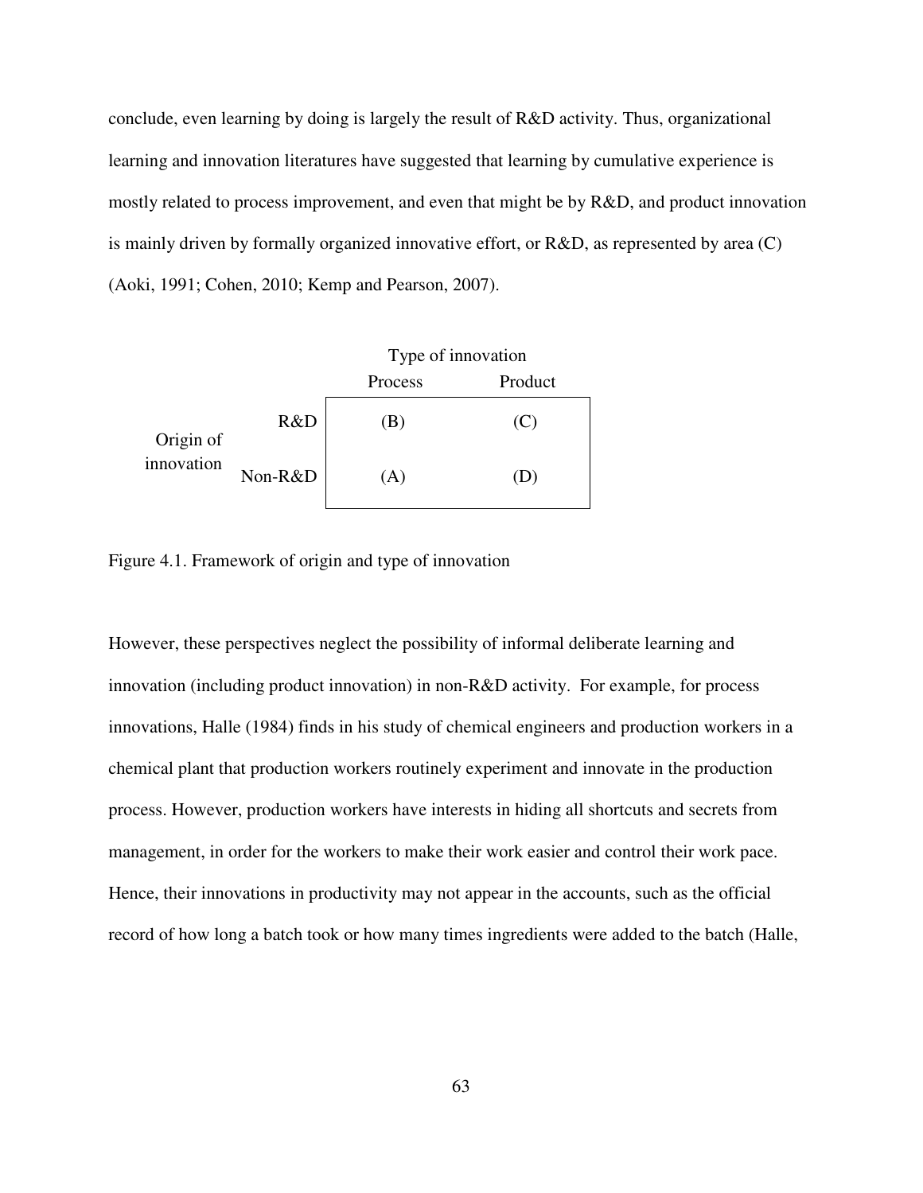conclude, even learning by doing is largely the result of R&D activity. Thus, organizational learning and innovation literatures have suggested that learning by cumulative experience is mostly related to process improvement, and even that might be by R&D, and product innovation is mainly driven by formally organized innovative effort, or R&D, as represented by area (C) (Aoki, 1991; Cohen, 2010; Kemp and Pearson, 2007).

| | | Type of innovation | |
|---|---|---|---|
| | | Process | Product |
| Origin of innovation | R&D | (B) | (C) |
| | Non-R&D | (A) | (D) |

Figure 4.1. Framework of origin and type of innovation

However, these perspectives neglect the possibility of informal deliberate learning and innovation (including product innovation) in non-R&D activity. For example, for process innovations, Halle (1984) finds in his study of chemical engineers and production workers in a chemical plant that production workers routinely experiment and innovate in the production process. However, production workers have interests in hiding all shortcuts and secrets from management, in order for the workers to make their work easier and control their work pace. Hence, their innovations in productivity may not appear in the accounts, such as the official record of how long a batch took or how many times ingredients were added to the batch (Halle,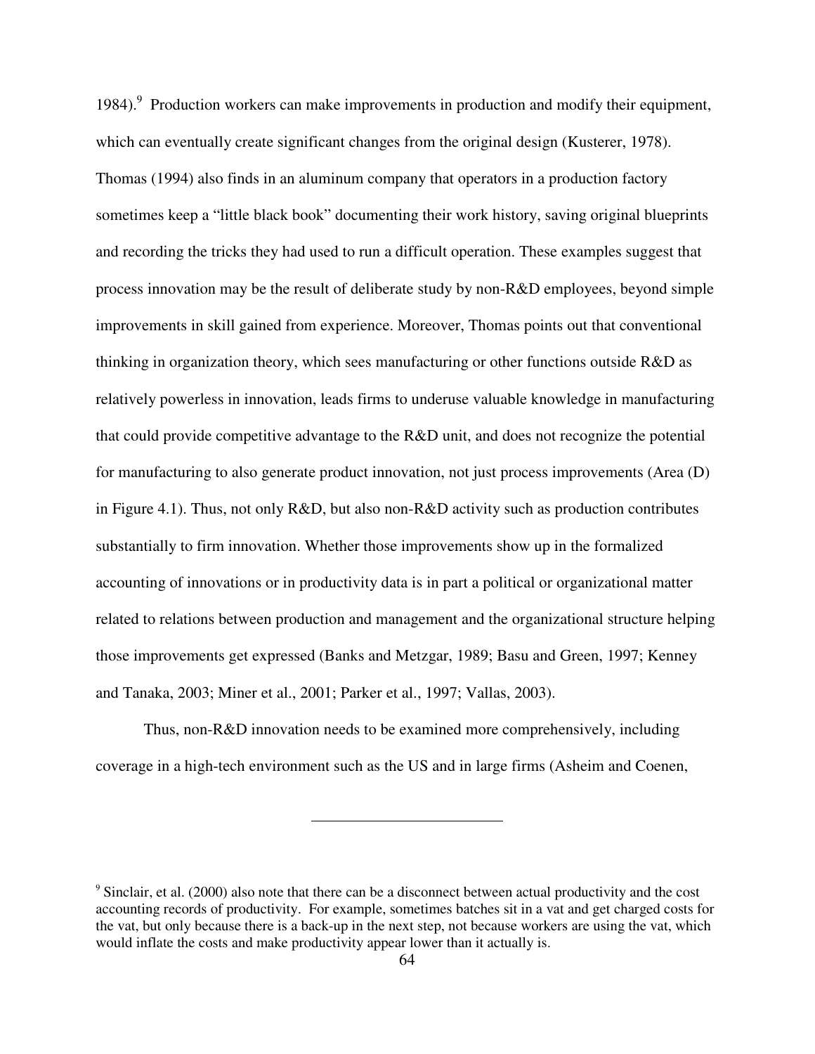1984).[9] Production workers can make improvements in production and modify their equipment, which can eventually create significant changes from the original design (Kusterer, 1978). Thomas (1994) also finds in an aluminum company that operators in a production factory sometimes keep a "little black book" documenting their work history, saving original blueprints and recording the tricks they had used to run a difficult operation. These examples suggest that process innovation may be the result of deliberate study by non-R&D employees, beyond simple improvements in skill gained from experience. Moreover, Thomas points out that conventional thinking in organization theory, which sees manufacturing or other functions outside R&D as relatively powerless in innovation, leads firms to underuse valuable knowledge in manufacturing that could provide competitive advantage to the R&D unit, and does not recognize the potential for manufacturing to also generate product innovation, not just process improvements (Area (D) in Figure 4.1). Thus, not only R&D, but also non-R&D activity such as production contributes substantially to firm innovation. Whether those improvements show up in the formalized accounting of innovations or in productivity data is in part a political or organizational matter related to relations between production and management and the organizational structure helping those improvements get expressed (Banks and Metzgar, 1989; Basu and Green, 1997; Kenney and Tanaka, 2003; Miner et al., 2001; Parker et al., 1997; Vallas, 2003).

Thus, non-R&D innovation needs to be examined more comprehensively, including coverage in a high-tech environment such as the US and in large firms (Asheim and Coenen,

---

[9] Sinclair, et al. (2000) also note that there can be a disconnect between actual productivity and the cost accounting records of productivity. For example, sometimes batches sit in a vat and get charged costs for the vat, but only because there is a back-up in the next step, not because workers are using the vat, which would inflate the costs and make productivity appear lower than it actually is.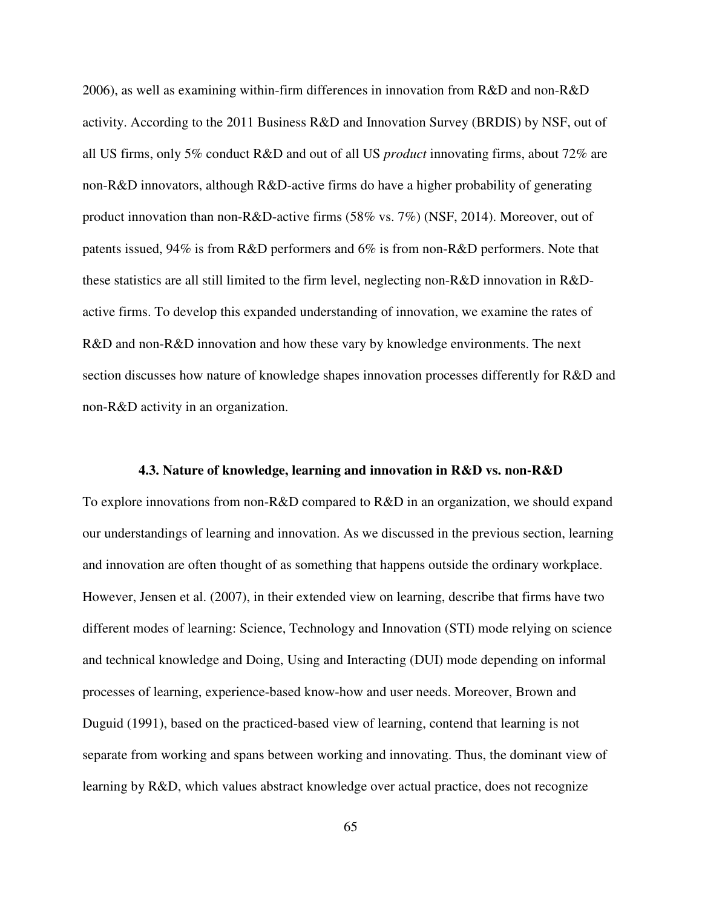2006), as well as examining within-firm differences in innovation from R&D and non-R&D activity. According to the 2011 Business R&D and Innovation Survey (BRDIS) by NSF, out of all US firms, only 5% conduct R&D and out of all US *product* innovating firms, about 72% are non-R&D innovators, although R&D-active firms do have a higher probability of generating product innovation than non-R&D-active firms (58% vs. 7%) (NSF, 2014). Moreover, out of patents issued, 94% is from R&D performers and 6% is from non-R&D performers. Note that these statistics are all still limited to the firm level, neglecting non-R&D innovation in R&D-active firms. To develop this expanded understanding of innovation, we examine the rates of R&D and non-R&D innovation and how these vary by knowledge environments. The next section discusses how nature of knowledge shapes innovation processes differently for R&D and non-R&D activity in an organization.

### 4.3. Nature of knowledge, learning and innovation in R&D vs. non-R&D

To explore innovations from non-R&D compared to R&D in an organization, we should expand our understandings of learning and innovation. As we discussed in the previous section, learning and innovation are often thought of as something that happens outside the ordinary workplace. However, Jensen et al. (2007), in their extended view on learning, describe that firms have two different modes of learning: Science, Technology and Innovation (STI) mode relying on science and technical knowledge and Doing, Using and Interacting (DUI) mode depending on informal processes of learning, experience-based know-how and user needs. Moreover, Brown and Duguid (1991), based on the practiced-based view of learning, contend that learning is not separate from working and spans between working and innovating. Thus, the dominant view of learning by R&D, which values abstract knowledge over actual practice, does not recognize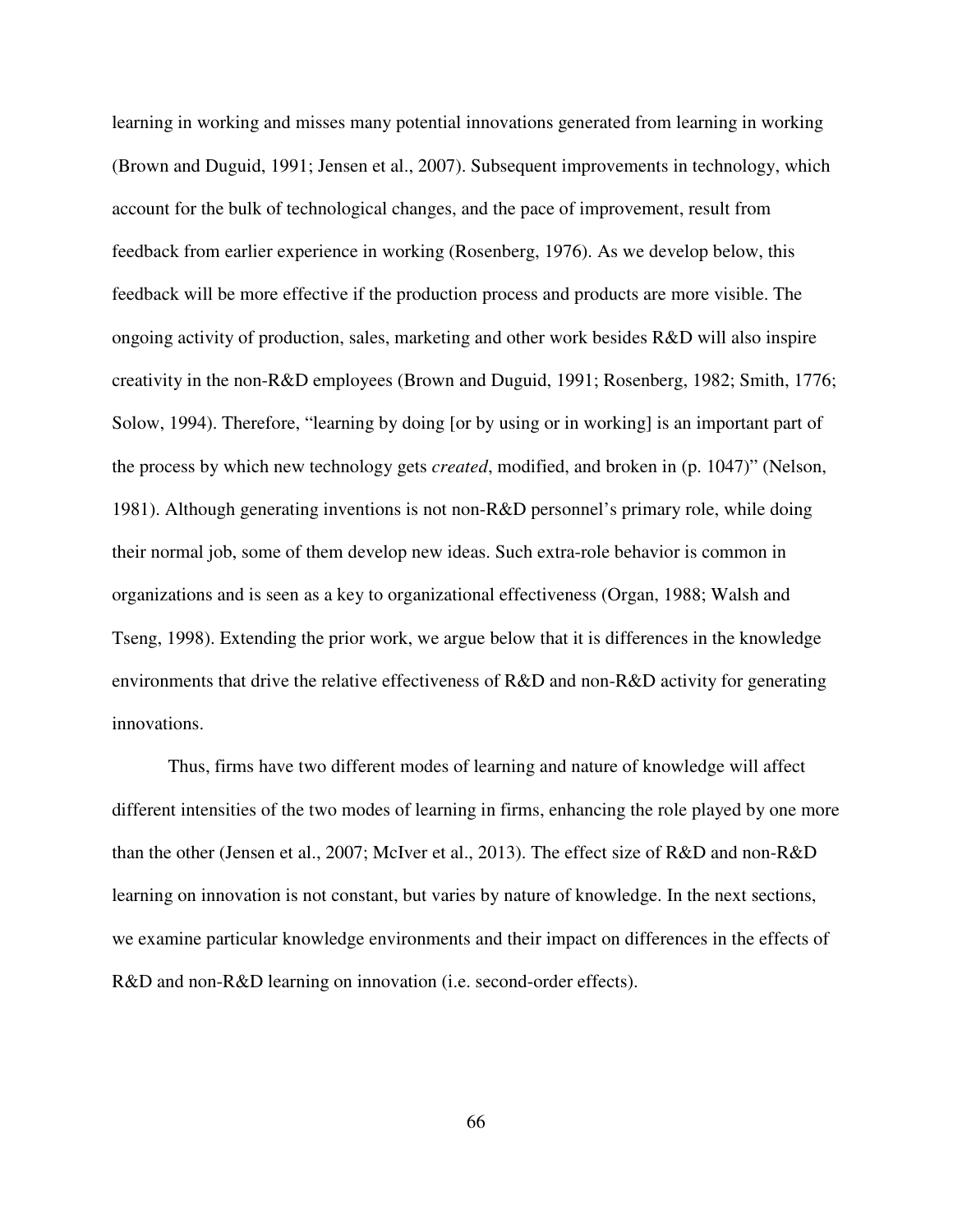learning in working and misses many potential innovations generated from learning in working (Brown and Duguid, 1991; Jensen et al., 2007). Subsequent improvements in technology, which account for the bulk of technological changes, and the pace of improvement, result from feedback from earlier experience in working (Rosenberg, 1976). As we develop below, this feedback will be more effective if the production process and products are more visible. The ongoing activity of production, sales, marketing and other work besides R&D will also inspire creativity in the non-R&D employees (Brown and Duguid, 1991; Rosenberg, 1982; Smith, 1776; Solow, 1994). Therefore, "learning by doing [or by using or in working] is an important part of the process by which new technology gets *created*, modified, and broken in (p. 1047)" (Nelson, 1981). Although generating inventions is not non-R&D personnel's primary role, while doing their normal job, some of them develop new ideas. Such extra-role behavior is common in organizations and is seen as a key to organizational effectiveness (Organ, 1988; Walsh and Tseng, 1998). Extending the prior work, we argue below that it is differences in the knowledge environments that drive the relative effectiveness of R&D and non-R&D activity for generating innovations.

Thus, firms have two different modes of learning and nature of knowledge will affect different intensities of the two modes of learning in firms, enhancing the role played by one more than the other (Jensen et al., 2007; McIver et al., 2013). The effect size of R&D and non-R&D learning on innovation is not constant, but varies by nature of knowledge. In the next sections, we examine particular knowledge environments and their impact on differences in the effects of R&D and non-R&D learning on innovation (i.e. second-order effects).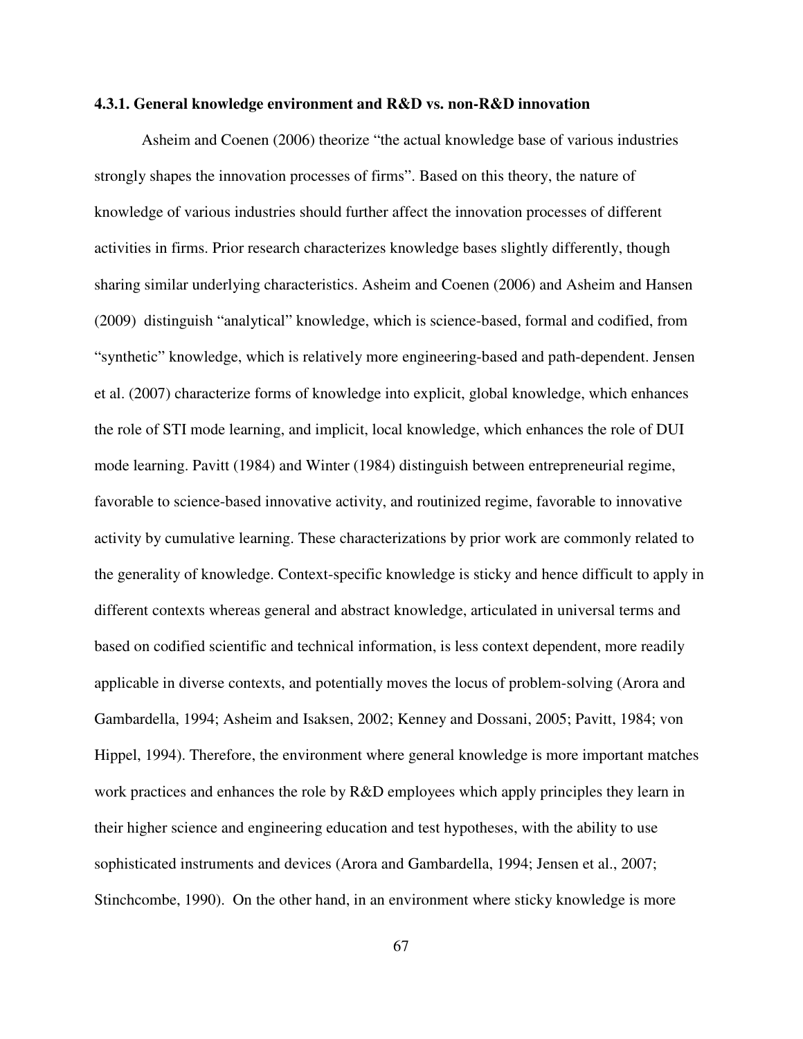**4.3.1. General knowledge environment and R&D vs. non-R&D innovation**

Asheim and Coenen (2006) theorize "the actual knowledge base of various industries strongly shapes the innovation processes of firms". Based on this theory, the nature of knowledge of various industries should further affect the innovation processes of different activities in firms. Prior research characterizes knowledge bases slightly differently, though sharing similar underlying characteristics. Asheim and Coenen (2006) and Asheim and Hansen (2009) distinguish "analytical" knowledge, which is science-based, formal and codified, from "synthetic" knowledge, which is relatively more engineering-based and path-dependent. Jensen et al. (2007) characterize forms of knowledge into explicit, global knowledge, which enhances the role of STI mode learning, and implicit, local knowledge, which enhances the role of DUI mode learning. Pavitt (1984) and Winter (1984) distinguish between entrepreneurial regime, favorable to science-based innovative activity, and routinized regime, favorable to innovative activity by cumulative learning. These characterizations by prior work are commonly related to the generality of knowledge. Context-specific knowledge is sticky and hence difficult to apply in different contexts whereas general and abstract knowledge, articulated in universal terms and based on codified scientific and technical information, is less context dependent, more readily applicable in diverse contexts, and potentially moves the locus of problem-solving (Arora and Gambardella, 1994; Asheim and Isaksen, 2002; Kenney and Dossani, 2005; Pavitt, 1984; von Hippel, 1994). Therefore, the environment where general knowledge is more important matches work practices and enhances the role by R&D employees which apply principles they learn in their higher science and engineering education and test hypotheses, with the ability to use sophisticated instruments and devices (Arora and Gambardella, 1994; Jensen et al., 2007; Stinchcombe, 1990). On the other hand, in an environment where sticky knowledge is more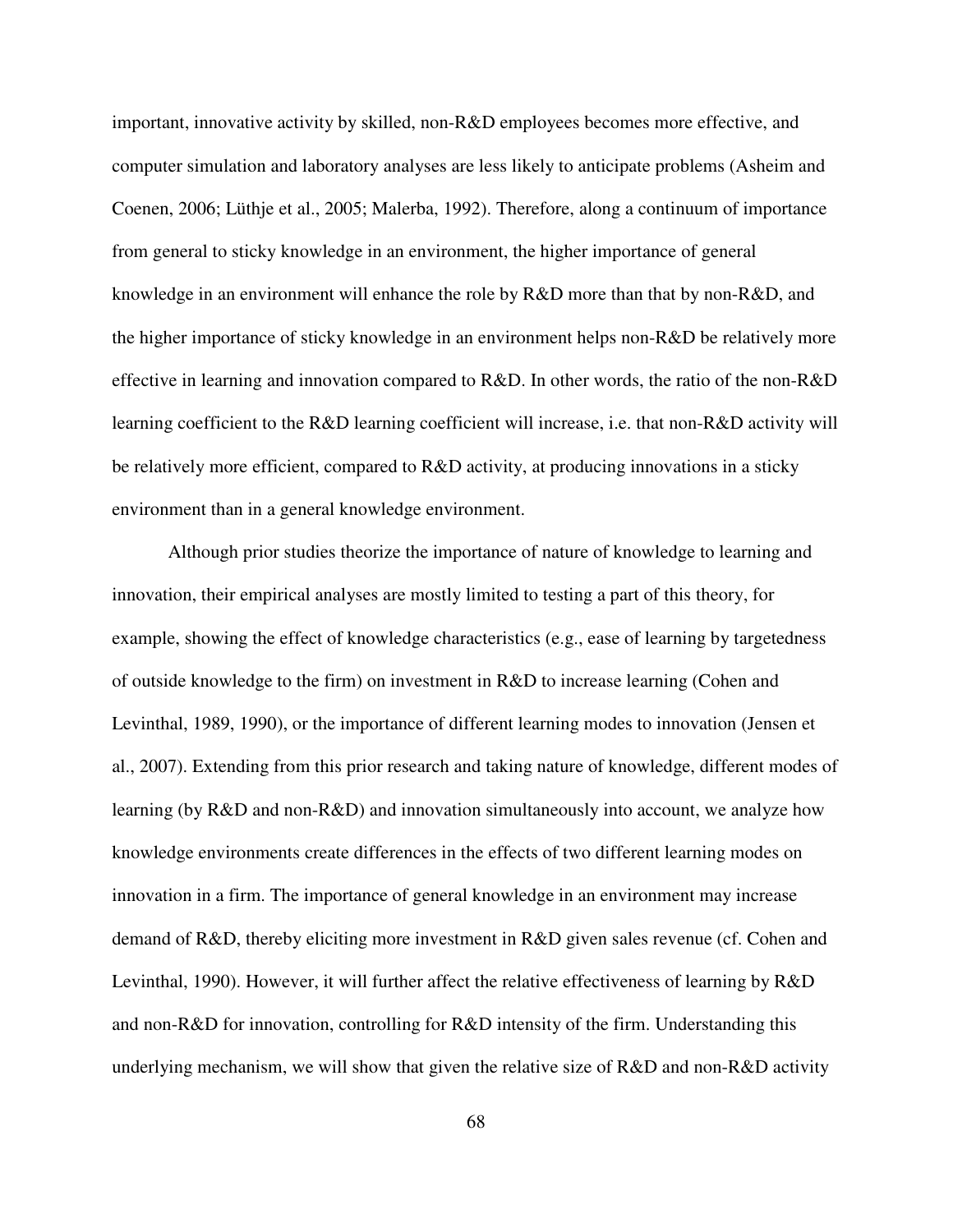important, innovative activity by skilled, non-R&D employees becomes more effective, and computer simulation and laboratory analyses are less likely to anticipate problems (Asheim and Coenen, 2006; Lüthje et al., 2005; Malerba, 1992). Therefore, along a continuum of importance from general to sticky knowledge in an environment, the higher importance of general knowledge in an environment will enhance the role by R&D more than that by non-R&D, and the higher importance of sticky knowledge in an environment helps non-R&D be relatively more effective in learning and innovation compared to R&D. In other words, the ratio of the non-R&D learning coefficient to the R&D learning coefficient will increase, i.e. that non-R&D activity will be relatively more efficient, compared to R&D activity, at producing innovations in a sticky environment than in a general knowledge environment.

Although prior studies theorize the importance of nature of knowledge to learning and innovation, their empirical analyses are mostly limited to testing a part of this theory, for example, showing the effect of knowledge characteristics (e.g., ease of learning by targetedness of outside knowledge to the firm) on investment in R&D to increase learning (Cohen and Levinthal, 1989, 1990), or the importance of different learning modes to innovation (Jensen et al., 2007). Extending from this prior research and taking nature of knowledge, different modes of learning (by R&D and non-R&D) and innovation simultaneously into account, we analyze how knowledge environments create differences in the effects of two different learning modes on innovation in a firm. The importance of general knowledge in an environment may increase demand of R&D, thereby eliciting more investment in R&D given sales revenue (cf. Cohen and Levinthal, 1990). However, it will further affect the relative effectiveness of learning by R&D and non-R&D for innovation, controlling for R&D intensity of the firm. Understanding this underlying mechanism, we will show that given the relative size of R&D and non-R&D activity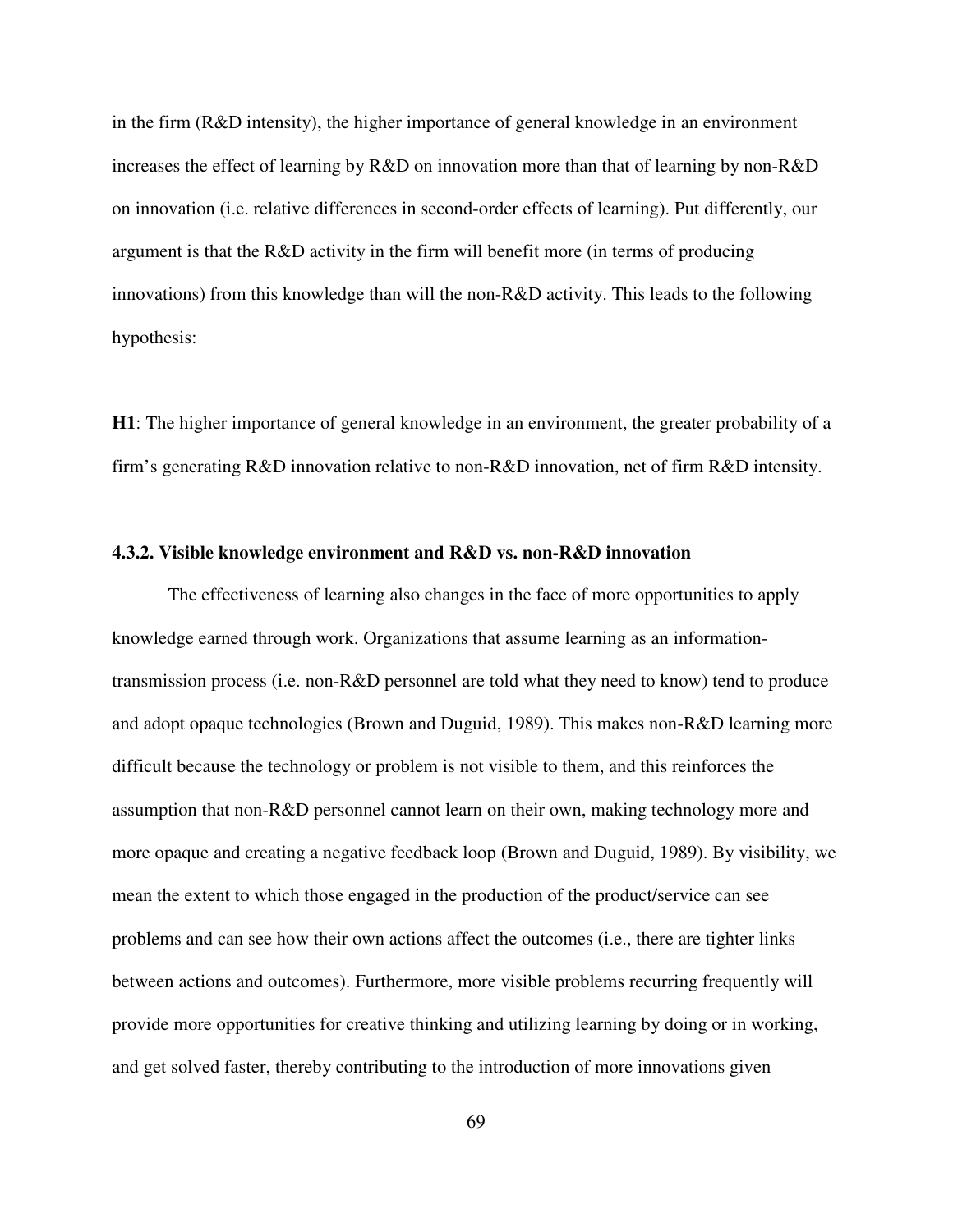in the firm (R&D intensity), the higher importance of general knowledge in an environment increases the effect of learning by R&D on innovation more than that of learning by non-R&D on innovation (i.e. relative differences in second-order effects of learning). Put differently, our argument is that the R&D activity in the firm will benefit more (in terms of producing innovations) from this knowledge than will the non-R&D activity. This leads to the following hypothesis:

**H1**: The higher importance of general knowledge in an environment, the greater probability of a firm's generating R&D innovation relative to non-R&D innovation, net of firm R&D intensity.

### 4.3.2. Visible knowledge environment and R&D vs. non-R&D innovation

The effectiveness of learning also changes in the face of more opportunities to apply knowledge earned through work. Organizations that assume learning as an information-transmission process (i.e. non-R&D personnel are told what they need to know) tend to produce and adopt opaque technologies (Brown and Duguid, 1989). This makes non-R&D learning more difficult because the technology or problem is not visible to them, and this reinforces the assumption that non-R&D personnel cannot learn on their own, making technology more and more opaque and creating a negative feedback loop (Brown and Duguid, 1989). By visibility, we mean the extent to which those engaged in the production of the product/service can see problems and can see how their own actions affect the outcomes (i.e., there are tighter links between actions and outcomes). Furthermore, more visible problems recurring frequently will provide more opportunities for creative thinking and utilizing learning by doing or in working, and get solved faster, thereby contributing to the introduction of more innovations given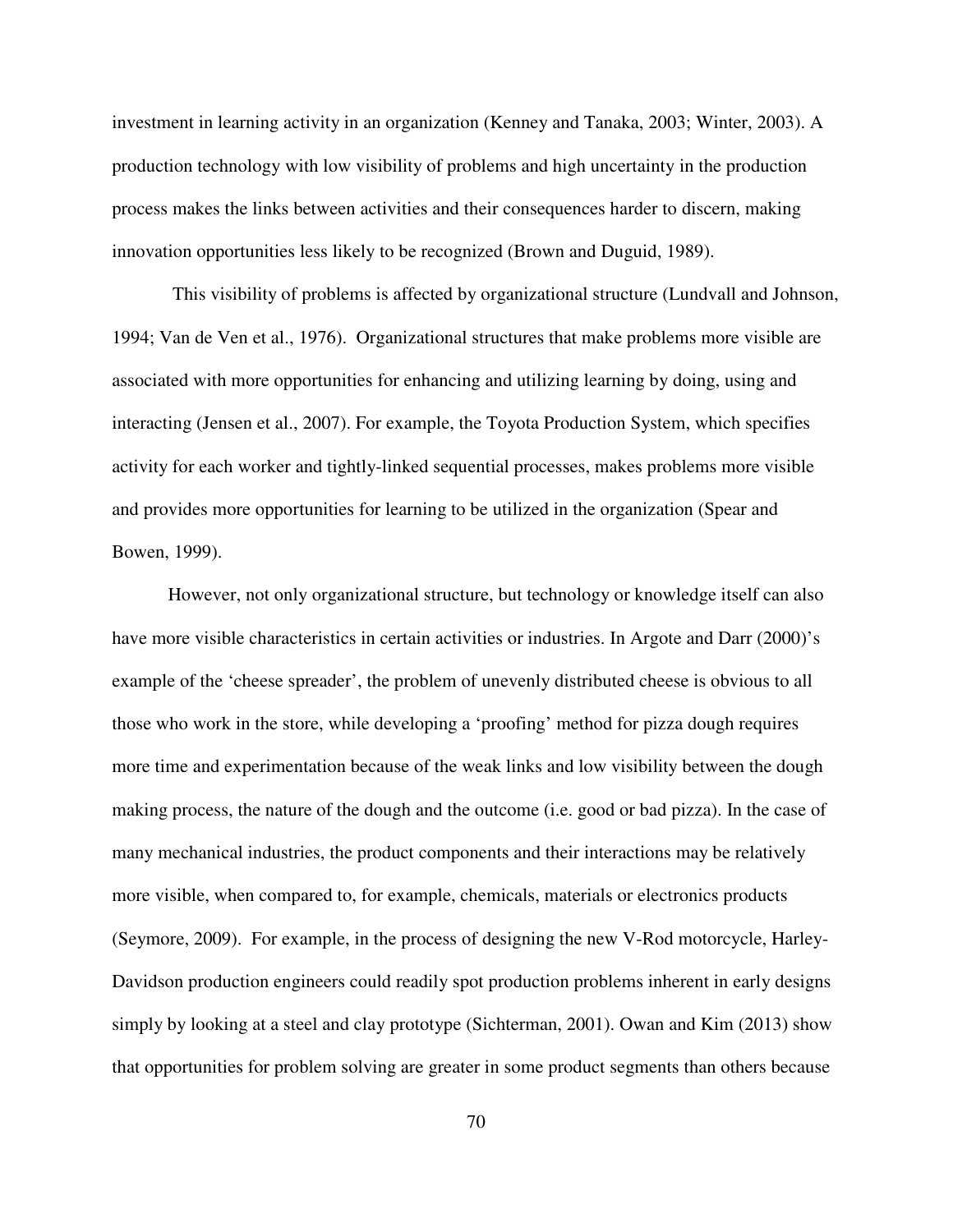investment in learning activity in an organization (Kenney and Tanaka, 2003; Winter, 2003). A production technology with low visibility of problems and high uncertainty in the production process makes the links between activities and their consequences harder to discern, making innovation opportunities less likely to be recognized (Brown and Duguid, 1989).

This visibility of problems is affected by organizational structure (Lundvall and Johnson, 1994; Van de Ven et al., 1976). Organizational structures that make problems more visible are associated with more opportunities for enhancing and utilizing learning by doing, using and interacting (Jensen et al., 2007). For example, the Toyota Production System, which specifies activity for each worker and tightly-linked sequential processes, makes problems more visible and provides more opportunities for learning to be utilized in the organization (Spear and Bowen, 1999).

However, not only organizational structure, but technology or knowledge itself can also have more visible characteristics in certain activities or industries. In Argote and Darr (2000)'s example of the 'cheese spreader', the problem of unevenly distributed cheese is obvious to all those who work in the store, while developing a 'proofing' method for pizza dough requires more time and experimentation because of the weak links and low visibility between the dough making process, the nature of the dough and the outcome (i.e. good or bad pizza). In the case of many mechanical industries, the product components and their interactions may be relatively more visible, when compared to, for example, chemicals, materials or electronics products (Seymore, 2009). For example, in the process of designing the new V-Rod motorcycle, Harley-Davidson production engineers could readily spot production problems inherent in early designs simply by looking at a steel and clay prototype (Sichterman, 2001). Owan and Kim (2013) show that opportunities for problem solving are greater in some product segments than others because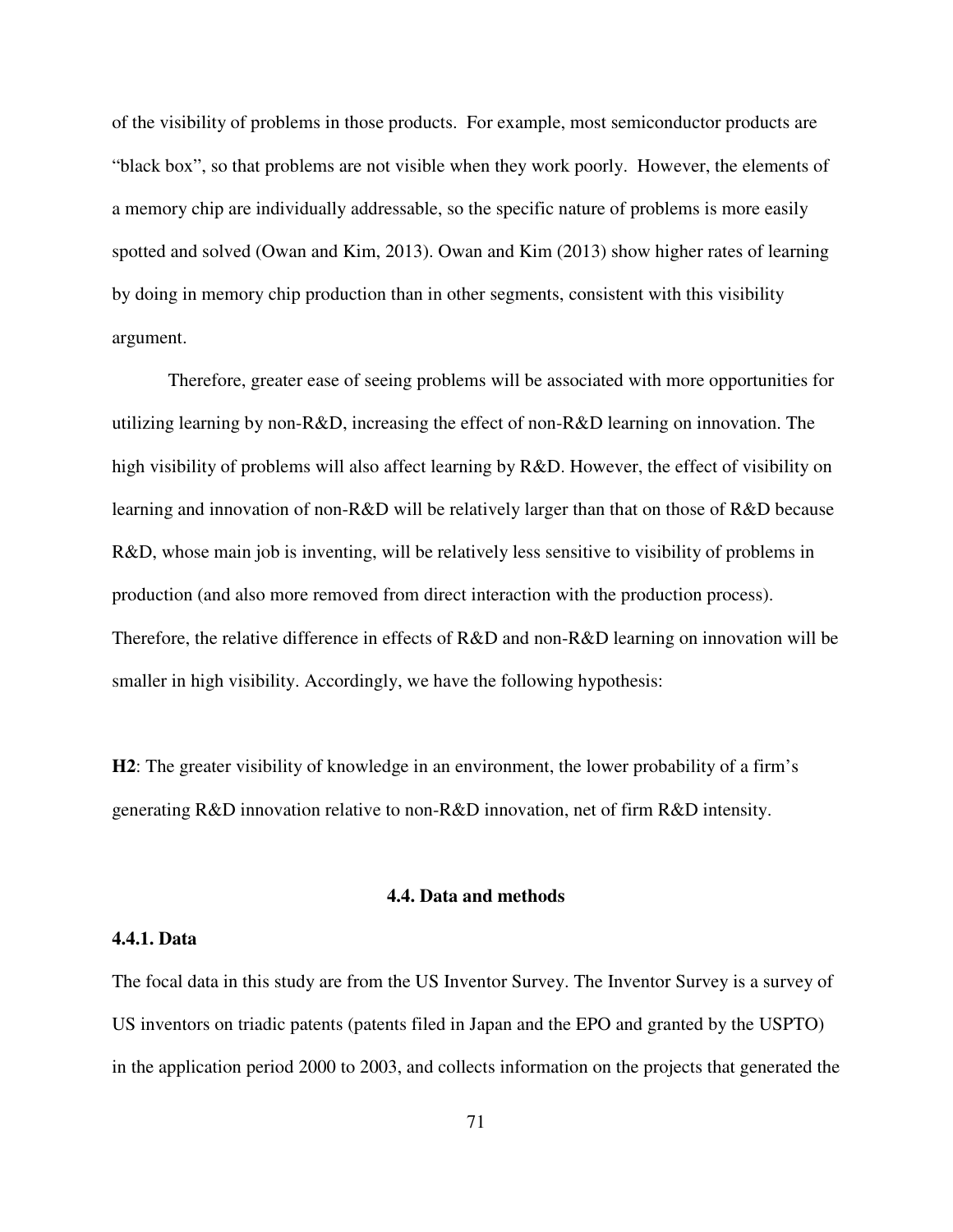of the visibility of problems in those products. For example, most semiconductor products are "black box", so that problems are not visible when they work poorly. However, the elements of a memory chip are individually addressable, so the specific nature of problems is more easily spotted and solved (Owan and Kim, 2013). Owan and Kim (2013) show higher rates of learning by doing in memory chip production than in other segments, consistent with this visibility argument.

Therefore, greater ease of seeing problems will be associated with more opportunities for utilizing learning by non-R&D, increasing the effect of non-R&D learning on innovation. The high visibility of problems will also affect learning by R&D. However, the effect of visibility on learning and innovation of non-R&D will be relatively larger than that on those of R&D because R&D, whose main job is inventing, will be relatively less sensitive to visibility of problems in production (and also more removed from direct interaction with the production process). Therefore, the relative difference in effects of R&D and non-R&D learning on innovation will be smaller in high visibility. Accordingly, we have the following hypothesis:

**H2**: The greater visibility of knowledge in an environment, the lower probability of a firm's generating R&D innovation relative to non-R&D innovation, net of firm R&D intensity.

## 4.4. Data and methods

### 4.4.1. Data

The focal data in this study are from the US Inventor Survey. The Inventor Survey is a survey of US inventors on triadic patents (patents filed in Japan and the EPO and granted by the USPTO) in the application period 2000 to 2003, and collects information on the projects that generated the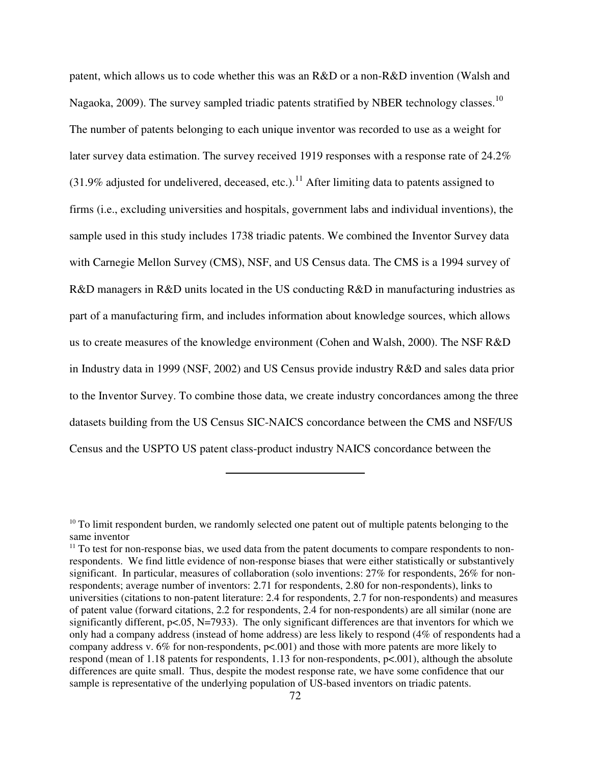patent, which allows us to code whether this was an R&D or a non-R&D invention (Walsh and Nagaoka, 2009). The survey sampled triadic patents stratified by NBER technology classes.[10] The number of patents belonging to each unique inventor was recorded to use as a weight for later survey data estimation. The survey received 1919 responses with a response rate of 24.2% (31.9% adjusted for undelivered, deceased, etc.).[11] After limiting data to patents assigned to firms (i.e., excluding universities and hospitals, government labs and individual inventions), the sample used in this study includes 1738 triadic patents. We combined the Inventor Survey data with Carnegie Mellon Survey (CMS), NSF, and US Census data. The CMS is a 1994 survey of R&D managers in R&D units located in the US conducting R&D in manufacturing industries as part of a manufacturing firm, and includes information about knowledge sources, which allows us to create measures of the knowledge environment (Cohen and Walsh, 2000). The NSF R&D in Industry data in 1999 (NSF, 2002) and US Census provide industry R&D and sales data prior to the Inventor Survey. To combine those data, we create industry concordances among the three datasets building from the US Census SIC-NAICS concordance between the CMS and NSF/US Census and the USPTO US patent class-product industry NAICS concordance between the

---

[10] To limit respondent burden, we randomly selected one patent out of multiple patents belonging to the same inventor

[11] To test for non-response bias, we used data from the patent documents to compare respondents to non-respondents. We find little evidence of non-response biases that were either statistically or substantively significant. In particular, measures of collaboration (solo inventions: 27% for respondents, 26% for non-respondents; average number of inventors: 2.71 for respondents, 2.80 for non-respondents), links to universities (citations to non-patent literature: 2.4 for respondents, 2.7 for non-respondents) and measures of patent value (forward citations, 2.2 for respondents, 2.4 for non-respondents) are all similar (none are significantly different, $p<.05$, $N=7933$). The only significant differences are that inventors for which we only had a company address (instead of home address) are less likely to respond (4% of respondents had a company address v. 6% for non-respondents, $p<.001$) and those with more patents are more likely to respond (mean of 1.18 patents for respondents, 1.13 for non-respondents, $p<.001$), although the absolute differences are quite small. Thus, despite the modest response rate, we have some confidence that our sample is representative of the underlying population of US-based inventors on triadic patents.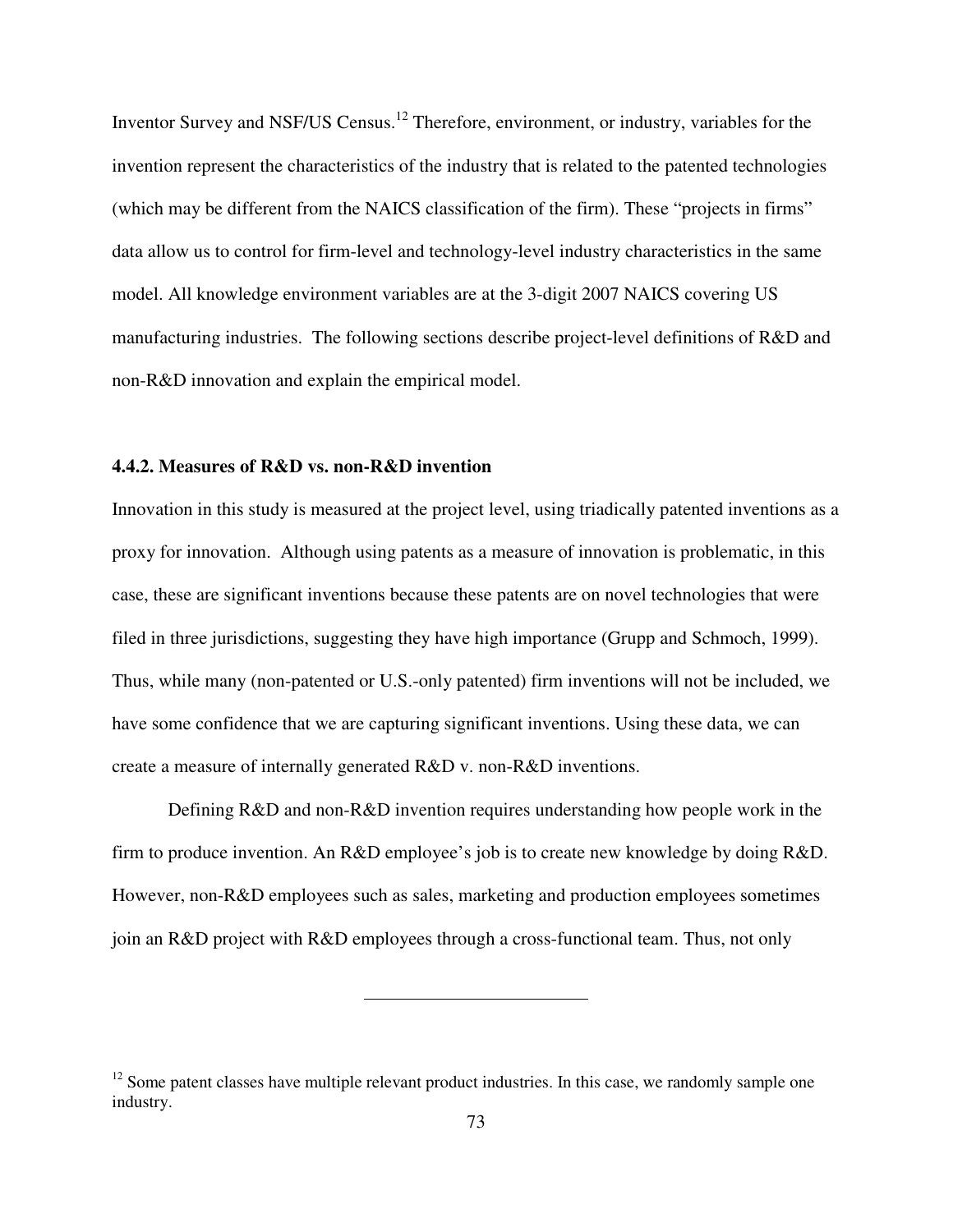Inventor Survey and NSF/US Census.[12] Therefore, environment, or industry, variables for the invention represent the characteristics of the industry that is related to the patented technologies (which may be different from the NAICS classification of the firm). These "projects in firms" data allow us to control for firm-level and technology-level industry characteristics in the same model. All knowledge environment variables are at the 3-digit 2007 NAICS covering US manufacturing industries. The following sections describe project-level definitions of R&D and non-R&D innovation and explain the empirical model.

#### 4.4.2. Measures of R&D vs. non-R&D invention

Innovation in this study is measured at the project level, using triadically patented inventions as a proxy for innovation. Although using patents as a measure of innovation is problematic, in this case, these are significant inventions because these patents are on novel technologies that were filed in three jurisdictions, suggesting they have high importance (Grupp and Schmoch, 1999). Thus, while many (non-patented or U.S.-only patented) firm inventions will not be included, we have some confidence that we are capturing significant inventions. Using these data, we can create a measure of internally generated R&D v. non-R&D inventions.

Defining R&D and non-R&D invention requires understanding how people work in the firm to produce invention. An R&D employee's job is to create new knowledge by doing R&D. However, non-R&D employees such as sales, marketing and production employees sometimes join an R&D project with R&D employees through a cross-functional team. Thus, not only

---

[12] Some patent classes have multiple relevant product industries. In this case, we randomly sample one industry.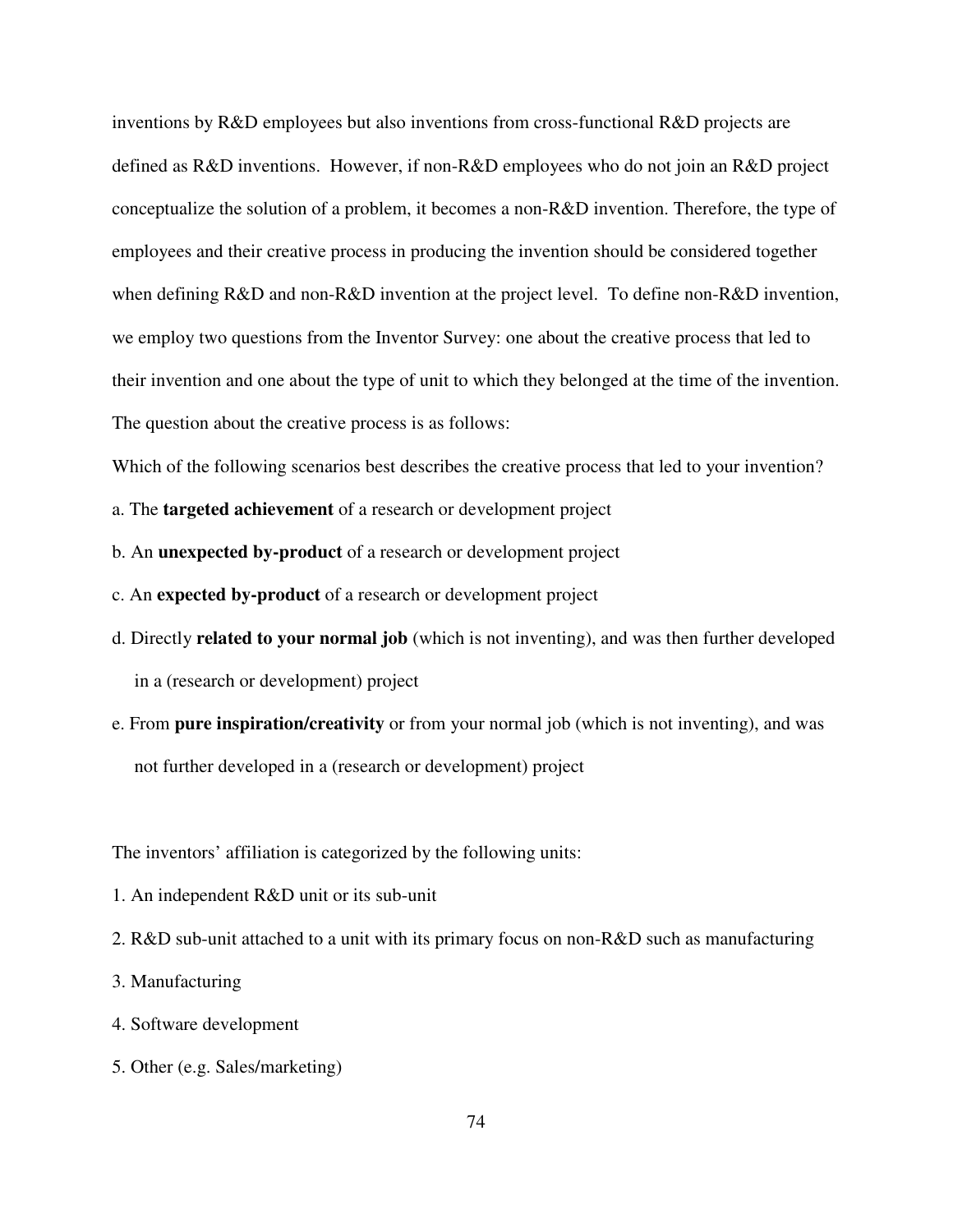inventions by R&D employees but also inventions from cross-functional R&D projects are defined as R&D inventions.  However, if non-R&D employees who do not join an R&D project conceptualize the solution of a problem, it becomes a non-R&D invention. Therefore, the type of employees and their creative process in producing the invention should be considered together when defining R&D and non-R&D invention at the project level.  To define non-R&D invention, we employ two questions from the Inventor Survey: one about the creative process that led to their invention and one about the type of unit to which they belonged at the time of the invention. The question about the creative process is as follows:

Which of the following scenarios best describes the creative process that led to your invention?

a. The **targeted achievement** of a research or development project

b. An **unexpected by-product** of a research or development project

c. An **expected by-product** of a research or development project

d. Directly **related to your normal job** (which is not inventing), and was then further developed in a (research or development) project

e. From **pure inspiration/creativity** or from your normal job (which is not inventing), and was not further developed in a (research or development) project

The inventors' affiliation is categorized by the following units:

1. An independent R&D unit or its sub-unit
2. R&D sub-unit attached to a unit with its primary focus on non-R&D such as manufacturing
3. Manufacturing
4. Software development
5. Other (e.g. Sales/marketing)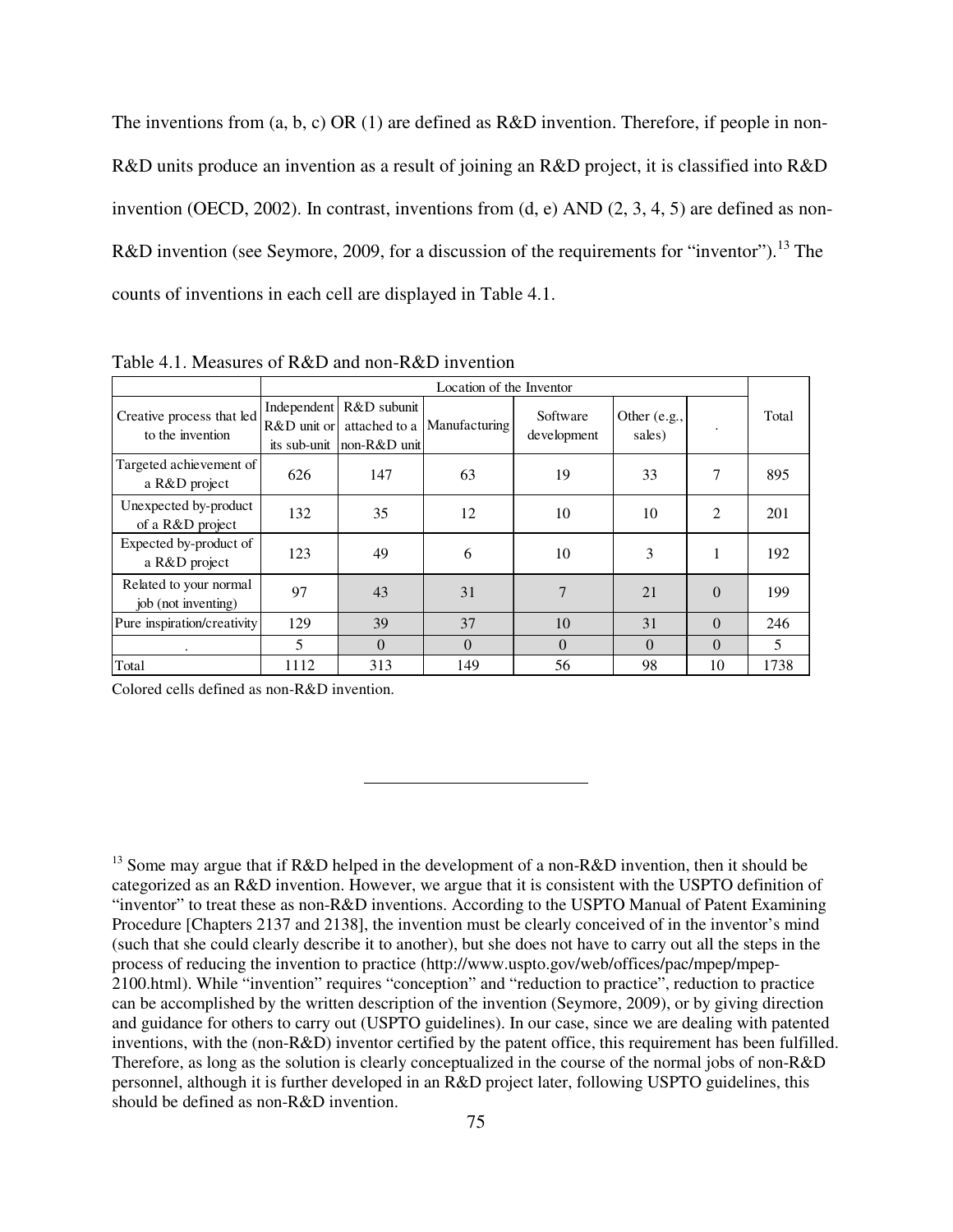The inventions from (a, b, c) OR (1) are defined as R&D invention. Therefore, if people in non-R&D units produce an invention as a result of joining an R&D project, it is classified into R&D invention (OECD, 2002). In contrast, inventions from (d, e) AND (2, 3, 4, 5) are defined as non-R&D invention (see Seymore, 2009, for a discussion of the requirements for "inventor").[13] The counts of inventions in each cell are displayed in Table 4.1.

Table 4.1. Measures of R&D and non-R&D invention

| | Location of the Inventor | | | | | | |
|---|---|---|---|---|---|---|---|
| Creative process that led to the invention | Independent R&D unit or its sub-unit | R&D subunit attached to a non-R&D unit | Manufacturing | Software development | Other (e.g., sales) | . | Total |
| Targeted achievement of a R&D project | 626 | 147 | 63 | 19 | 33 | 7 | 895 |
| Unexpected by-product of a R&D project | 132 | 35 | 12 | 10 | 10 | 2 | 201 |
| Expected by-product of a R&D project | 123 | 49 | 6 | 10 | 3 | 1 | 192 |
| Related to your normal job (not inventing) | 97 | 43 | 31 | 7 | 21 | 0 | 199 |
| Pure inspiration/creativity | 129 | 39 | 37 | 10 | 31 | 0 | 246 |
| . | 5 | 0 | 0 | 0 | 0 | 0 | 5 |
| Total | 1112 | 313 | 149 | 56 | 98 | 10 | 1738 |

Colored cells defined as non-R&D invention.

---

[13] Some may argue that if R&D helped in the development of a non-R&D invention, then it should be categorized as an R&D invention. However, we argue that it is consistent with the USPTO definition of "inventor" to treat these as non-R&D inventions. According to the USPTO Manual of Patent Examining Procedure [Chapters 2137 and 2138], the invention must be clearly conceived of in the inventor's mind (such that she could clearly describe it to another), but she does not have to carry out all the steps in the process of reducing the invention to practice (http://www.uspto.gov/web/offices/pac/mpep/mpep-2100.html). While "invention" requires "conception" and "reduction to practice", reduction to practice can be accomplished by the written description of the invention (Seymore, 2009), or by giving direction and guidance for others to carry out (USPTO guidelines). In our case, since we are dealing with patented inventions, with the (non-R&D) inventor certified by the patent office, this requirement has been fulfilled. Therefore, as long as the solution is clearly conceptualized in the course of the normal jobs of non-R&D personnel, although it is further developed in an R&D project later, following USPTO guidelines, this should be defined as non-R&D invention.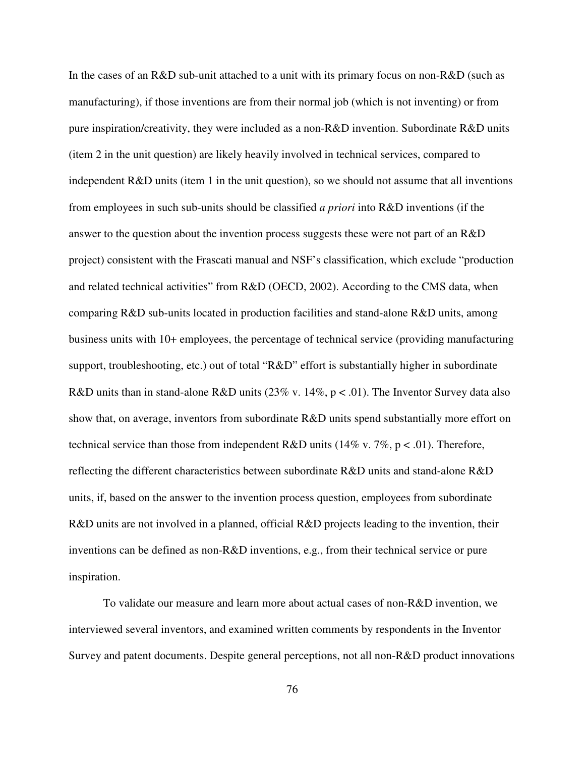In the cases of an R&D sub-unit attached to a unit with its primary focus on non-R&D (such as manufacturing), if those inventions are from their normal job (which is not inventing) or from pure inspiration/creativity, they were included as a non-R&D invention. Subordinate R&D units (item 2 in the unit question) are likely heavily involved in technical services, compared to independent R&D units (item 1 in the unit question), so we should not assume that all inventions from employees in such sub-units should be classified *a priori* into R&D inventions (if the answer to the question about the invention process suggests these were not part of an R&D project) consistent with the Frascati manual and NSF's classification, which exclude "production and related technical activities" from R&D (OECD, 2002). According to the CMS data, when comparing R&D sub-units located in production facilities and stand-alone R&D units, among business units with 10+ employees, the percentage of technical service (providing manufacturing support, troubleshooting, etc.) out of total "R&D" effort is substantially higher in subordinate R&D units than in stand-alone R&D units (23% v. 14%, $p < .01$). The Inventor Survey data also show that, on average, inventors from subordinate R&D units spend substantially more effort on technical service than those from independent R&D units (14% v. 7%, $p < .01$). Therefore, reflecting the different characteristics between subordinate R&D units and stand-alone R&D units, if, based on the answer to the invention process question, employees from subordinate R&D units are not involved in a planned, official R&D projects leading to the invention, their inventions can be defined as non-R&D inventions, e.g., from their technical service or pure inspiration.

To validate our measure and learn more about actual cases of non-R&D invention, we interviewed several inventors, and examined written comments by respondents in the Inventor Survey and patent documents. Despite general perceptions, not all non-R&D product innovations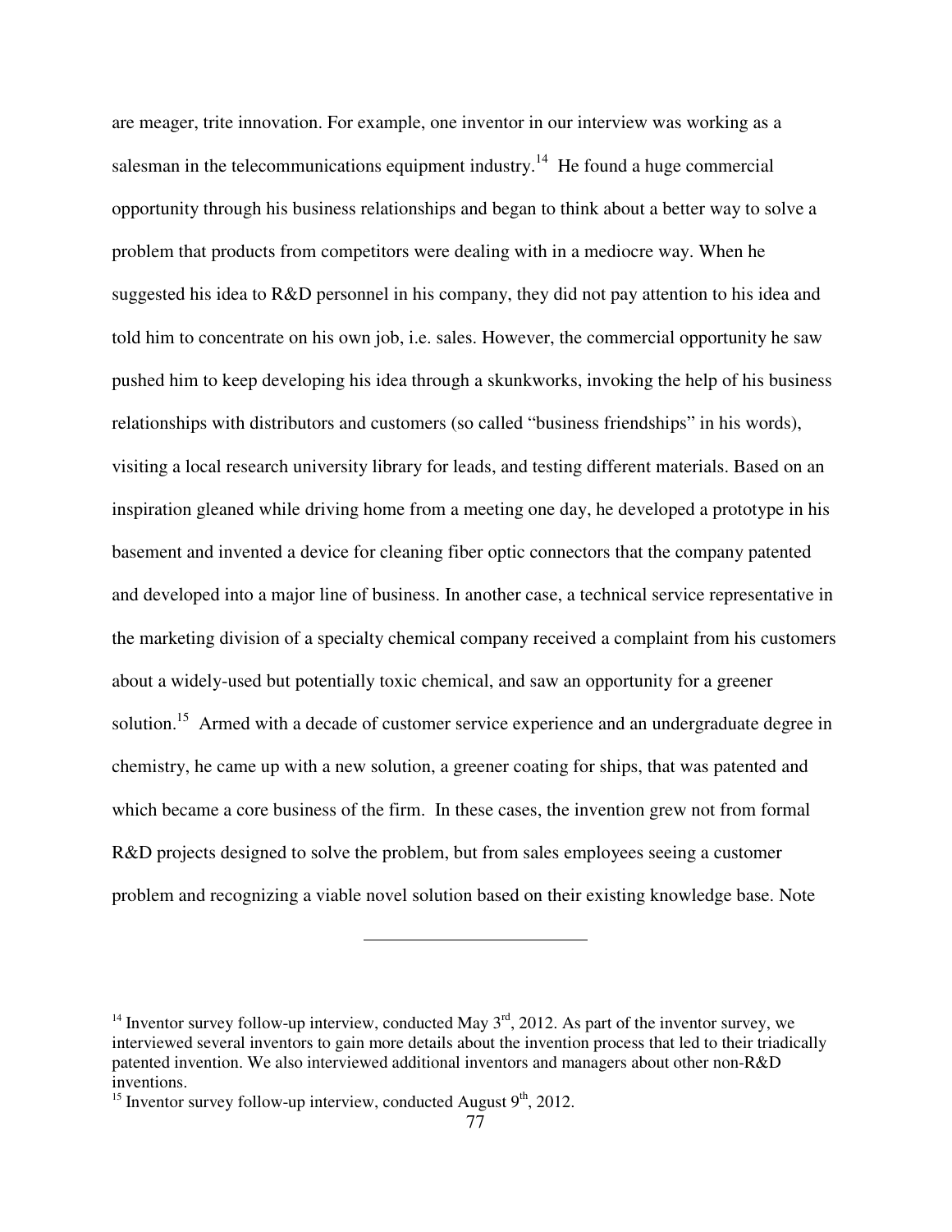are meager, trite innovation. For example, one inventor in our interview was working as a salesman in the telecommunications equipment industry.[14] He found a huge commercial opportunity through his business relationships and began to think about a better way to solve a problem that products from competitors were dealing with in a mediocre way. When he suggested his idea to R&D personnel in his company, they did not pay attention to his idea and told him to concentrate on his own job, i.e. sales. However, the commercial opportunity he saw pushed him to keep developing his idea through a skunkworks, invoking the help of his business relationships with distributors and customers (so called "business friendships" in his words), visiting a local research university library for leads, and testing different materials. Based on an inspiration gleaned while driving home from a meeting one day, he developed a prototype in his basement and invented a device for cleaning fiber optic connectors that the company patented and developed into a major line of business. In another case, a technical service representative in the marketing division of a specialty chemical company received a complaint from his customers about a widely-used but potentially toxic chemical, and saw an opportunity for a greener solution.[15] Armed with a decade of customer service experience and an undergraduate degree in chemistry, he came up with a new solution, a greener coating for ships, that was patented and which became a core business of the firm. In these cases, the invention grew not from formal R&D projects designed to solve the problem, but from sales employees seeing a customer problem and recognizing a viable novel solution based on their existing knowledge base. Note

---

[14] Inventor survey follow-up interview, conducted May 3rd, 2012. As part of the inventor survey, we interviewed several inventors to gain more details about the invention process that led to their triadically patented invention. We also interviewed additional inventors and managers about other non-R&D inventions.

[15] Inventor survey follow-up interview, conducted August 9th, 2012.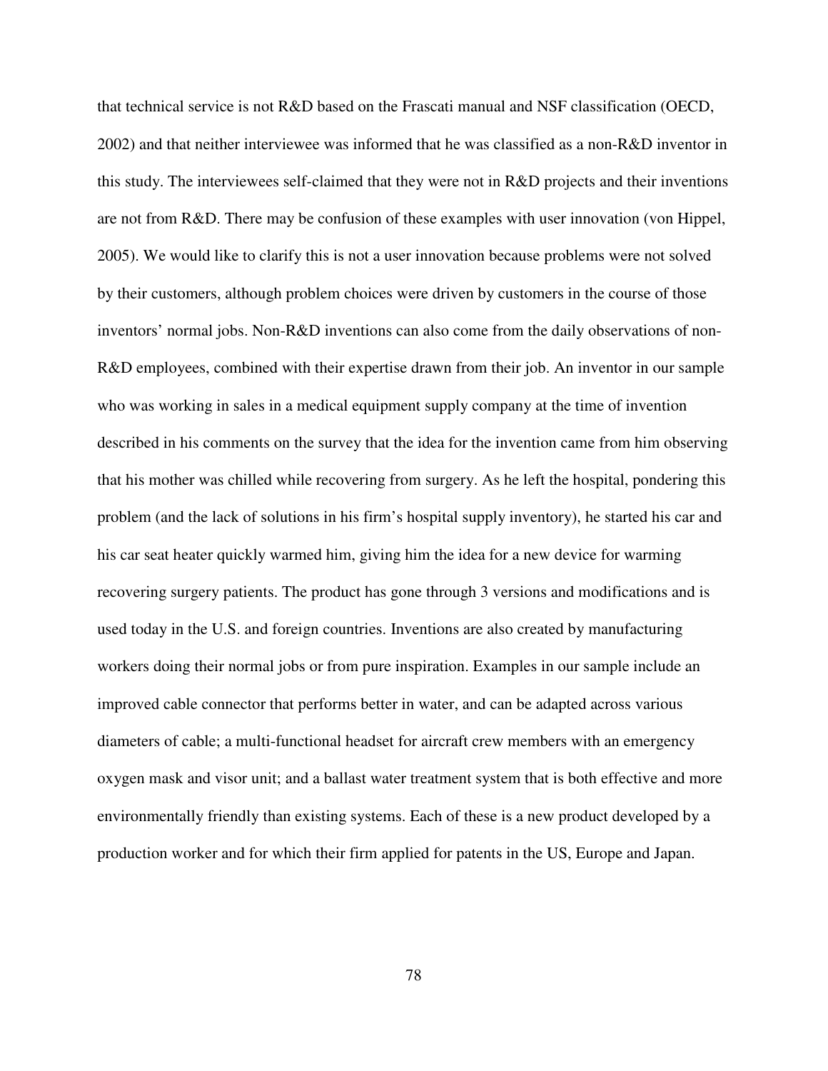that technical service is not R&D based on the Frascati manual and NSF classification (OECD, 2002) and that neither interviewee was informed that he was classified as a non-R&D inventor in this study. The interviewees self-claimed that they were not in R&D projects and their inventions are not from R&D. There may be confusion of these examples with user innovation (von Hippel, 2005). We would like to clarify this is not a user innovation because problems were not solved by their customers, although problem choices were driven by customers in the course of those inventors' normal jobs. Non-R&D inventions can also come from the daily observations of non-R&D employees, combined with their expertise drawn from their job. An inventor in our sample who was working in sales in a medical equipment supply company at the time of invention described in his comments on the survey that the idea for the invention came from him observing that his mother was chilled while recovering from surgery. As he left the hospital, pondering this problem (and the lack of solutions in his firm's hospital supply inventory), he started his car and his car seat heater quickly warmed him, giving him the idea for a new device for warming recovering surgery patients. The product has gone through 3 versions and modifications and is used today in the U.S. and foreign countries. Inventions are also created by manufacturing workers doing their normal jobs or from pure inspiration. Examples in our sample include an improved cable connector that performs better in water, and can be adapted across various diameters of cable; a multi-functional headset for aircraft crew members with an emergency oxygen mask and visor unit; and a ballast water treatment system that is both effective and more environmentally friendly than existing systems. Each of these is a new product developed by a production worker and for which their firm applied for patents in the US, Europe and Japan.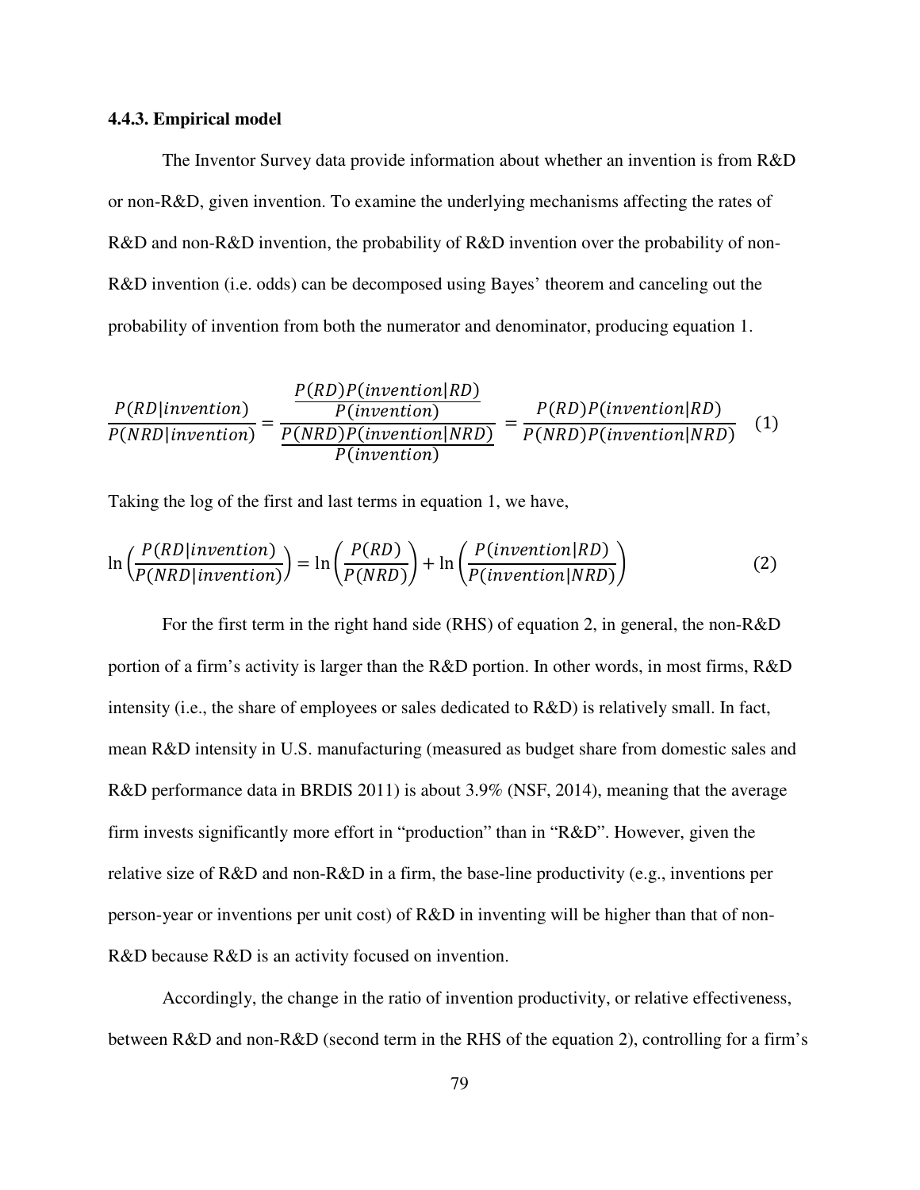### 4.4.3. Empirical model

The Inventor Survey data provide information about whether an invention is from R&D or non-R&D, given invention. To examine the underlying mechanisms affecting the rates of R&D and non-R&D invention, the probability of R&D invention over the probability of non-R&D invention (i.e. odds) can be decomposed using Bayes' theorem and canceling out the probability of invention from both the numerator and denominator, producing equation 1.

$$\frac{P(RD|invention)}{P(NRD|invention)} = \frac{\dfrac{P(RD)P(invention|RD)}{P(invention)}}{\dfrac{P(NRD)P(invention|NRD)}{P(invention)}} = \frac{P(RD)P(invention|RD)}{P(NRD)P(invention|NRD)} \quad (1)$$

Taking the log of the first and last terms in equation 1, we have,

$$\ln\left(\frac{P(RD|invention)}{P(NRD|invention)}\right) = \ln\left(\frac{P(RD)}{P(NRD)}\right) + \ln\left(\frac{P(invention|RD)}{P(invention|NRD)}\right) \quad (2)$$

For the first term in the right hand side (RHS) of equation 2, in general, the non-R&D portion of a firm's activity is larger than the R&D portion. In other words, in most firms, R&D intensity (i.e., the share of employees or sales dedicated to R&D) is relatively small. In fact, mean R&D intensity in U.S. manufacturing (measured as budget share from domestic sales and R&D performance data in BRDIS 2011) is about 3.9% (NSF, 2014), meaning that the average firm invests significantly more effort in "production" than in "R&D". However, given the relative size of R&D and non-R&D in a firm, the base-line productivity (e.g., inventions per person-year or inventions per unit cost) of R&D in inventing will be higher than that of non-R&D because R&D is an activity focused on invention.

Accordingly, the change in the ratio of invention productivity, or relative effectiveness, between R&D and non-R&D (second term in the RHS of the equation 2), controlling for a firm's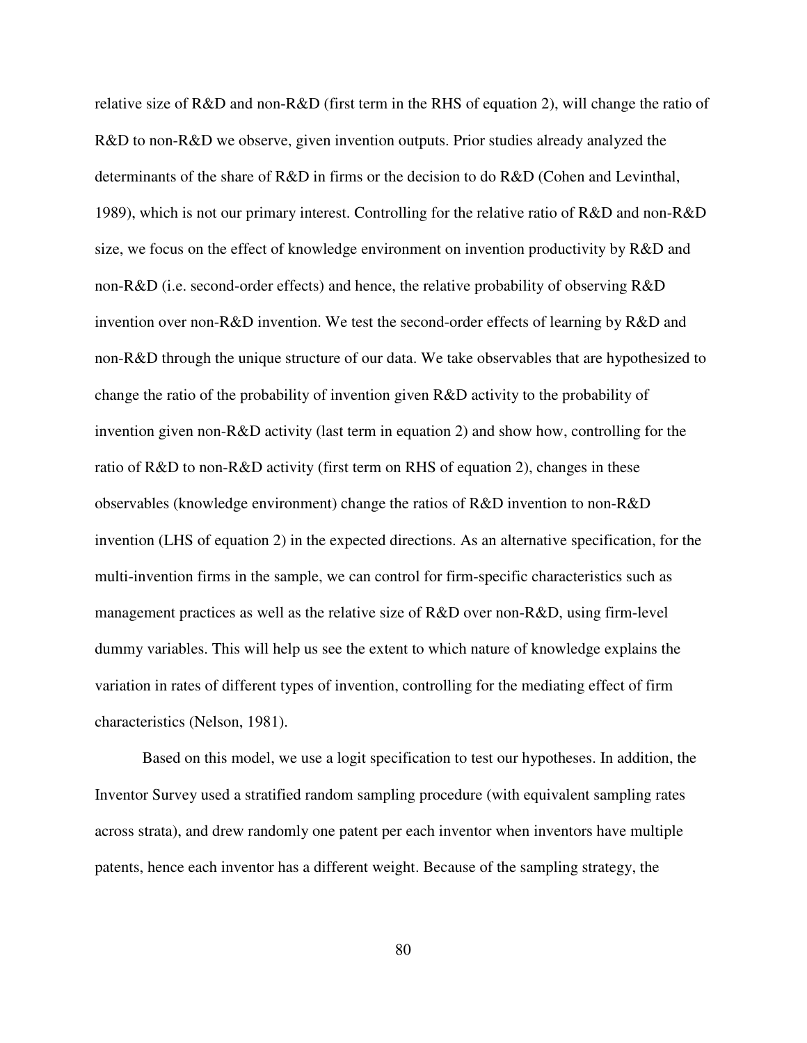relative size of R&D and non-R&D (first term in the RHS of equation 2), will change the ratio of R&D to non-R&D we observe, given invention outputs. Prior studies already analyzed the determinants of the share of R&D in firms or the decision to do R&D (Cohen and Levinthal, 1989), which is not our primary interest. Controlling for the relative ratio of R&D and non-R&D size, we focus on the effect of knowledge environment on invention productivity by R&D and non-R&D (i.e. second-order effects) and hence, the relative probability of observing R&D invention over non-R&D invention. We test the second-order effects of learning by R&D and non-R&D through the unique structure of our data. We take observables that are hypothesized to change the ratio of the probability of invention given R&D activity to the probability of invention given non-R&D activity (last term in equation 2) and show how, controlling for the ratio of R&D to non-R&D activity (first term on RHS of equation 2), changes in these observables (knowledge environment) change the ratios of R&D invention to non-R&D invention (LHS of equation 2) in the expected directions. As an alternative specification, for the multi-invention firms in the sample, we can control for firm-specific characteristics such as management practices as well as the relative size of R&D over non-R&D, using firm-level dummy variables. This will help us see the extent to which nature of knowledge explains the variation in rates of different types of invention, controlling for the mediating effect of firm characteristics (Nelson, 1981).

Based on this model, we use a logit specification to test our hypotheses. In addition, the Inventor Survey used a stratified random sampling procedure (with equivalent sampling rates across strata), and drew randomly one patent per each inventor when inventors have multiple patents, hence each inventor has a different weight. Because of the sampling strategy, the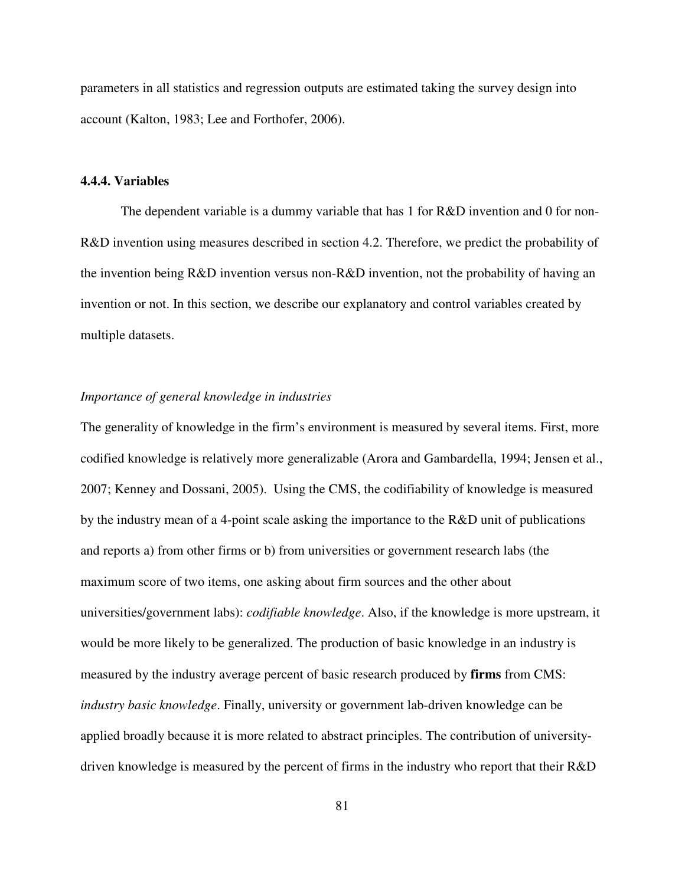parameters in all statistics and regression outputs are estimated taking the survey design into account (Kalton, 1983; Lee and Forthofer, 2006).

### 4.4.4. Variables

The dependent variable is a dummy variable that has 1 for R&D invention and 0 for non-R&D invention using measures described in section 4.2. Therefore, we predict the probability of the invention being R&D invention versus non-R&D invention, not the probability of having an invention or not. In this section, we describe our explanatory and control variables created by multiple datasets.

*Importance of general knowledge in industries*

The generality of knowledge in the firm's environment is measured by several items. First, more codified knowledge is relatively more generalizable (Arora and Gambardella, 1994; Jensen et al., 2007; Kenney and Dossani, 2005). Using the CMS, the codifiability of knowledge is measured by the industry mean of a 4-point scale asking the importance to the R&D unit of publications and reports a) from other firms or b) from universities or government research labs (the maximum score of two items, one asking about firm sources and the other about universities/government labs): *codifiable knowledge*. Also, if the knowledge is more upstream, it would be more likely to be generalized. The production of basic knowledge in an industry is measured by the industry average percent of basic research produced by **firms** from CMS: *industry basic knowledge*. Finally, university or government lab-driven knowledge can be applied broadly because it is more related to abstract principles. The contribution of university-driven knowledge is measured by the percent of firms in the industry who report that their R&D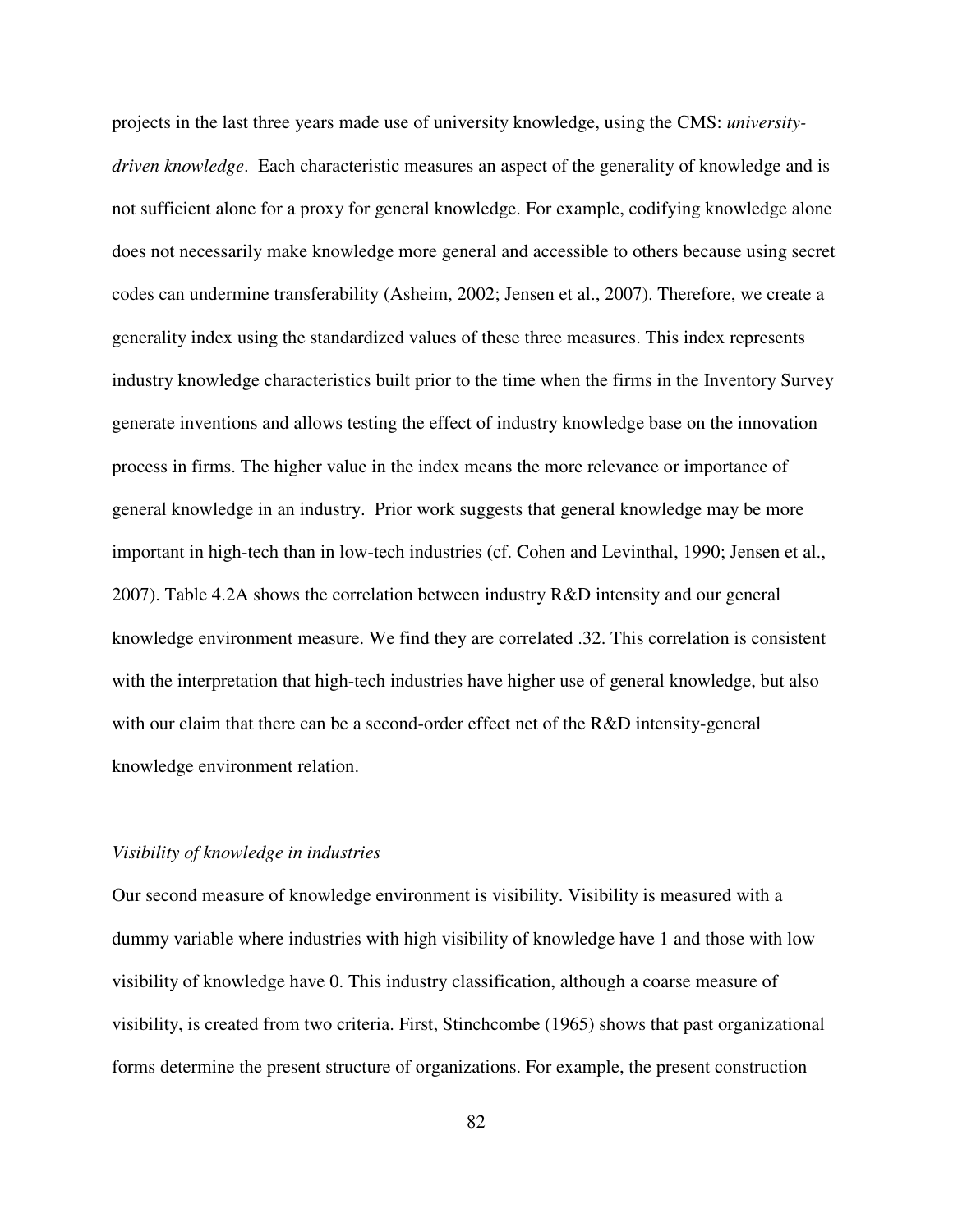projects in the last three years made use of university knowledge, using the CMS: *university-driven knowledge*. Each characteristic measures an aspect of the generality of knowledge and is not sufficient alone for a proxy for general knowledge. For example, codifying knowledge alone does not necessarily make knowledge more general and accessible to others because using secret codes can undermine transferability (Asheim, 2002; Jensen et al., 2007). Therefore, we create a generality index using the standardized values of these three measures. This index represents industry knowledge characteristics built prior to the time when the firms in the Inventory Survey generate inventions and allows testing the effect of industry knowledge base on the innovation process in firms. The higher value in the index means the more relevance or importance of general knowledge in an industry. Prior work suggests that general knowledge may be more important in high-tech than in low-tech industries (cf. Cohen and Levinthal, 1990; Jensen et al., 2007). Table 4.2A shows the correlation between industry R&D intensity and our general knowledge environment measure. We find they are correlated .32. This correlation is consistent with the interpretation that high-tech industries have higher use of general knowledge, but also with our claim that there can be a second-order effect net of the R&D intensity-general knowledge environment relation.

*Visibility of knowledge in industries*

Our second measure of knowledge environment is visibility. Visibility is measured with a dummy variable where industries with high visibility of knowledge have 1 and those with low visibility of knowledge have 0. This industry classification, although a coarse measure of visibility, is created from two criteria. First, Stinchcombe (1965) shows that past organizational forms determine the present structure of organizations. For example, the present construction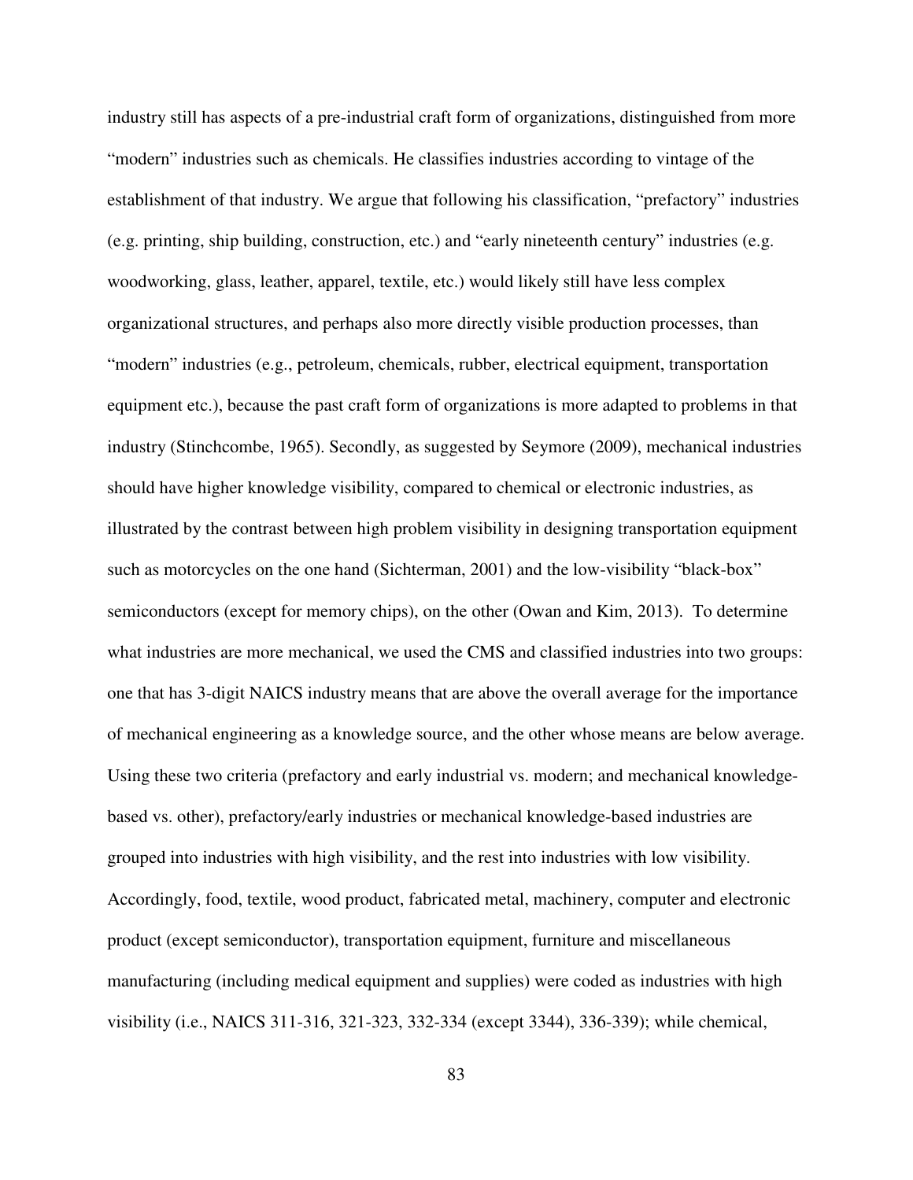industry still has aspects of a pre-industrial craft form of organizations, distinguished from more "modern" industries such as chemicals. He classifies industries according to vintage of the establishment of that industry. We argue that following his classification, "prefactory" industries (e.g. printing, ship building, construction, etc.) and "early nineteenth century" industries (e.g. woodworking, glass, leather, apparel, textile, etc.) would likely still have less complex organizational structures, and perhaps also more directly visible production processes, than "modern" industries (e.g., petroleum, chemicals, rubber, electrical equipment, transportation equipment etc.), because the past craft form of organizations is more adapted to problems in that industry (Stinchcombe, 1965). Secondly, as suggested by Seymore (2009), mechanical industries should have higher knowledge visibility, compared to chemical or electronic industries, as illustrated by the contrast between high problem visibility in designing transportation equipment such as motorcycles on the one hand (Sichterman, 2001) and the low-visibility "black-box" semiconductors (except for memory chips), on the other (Owan and Kim, 2013). To determine what industries are more mechanical, we used the CMS and classified industries into two groups: one that has 3-digit NAICS industry means that are above the overall average for the importance of mechanical engineering as a knowledge source, and the other whose means are below average. Using these two criteria (prefactory and early industrial vs. modern; and mechanical knowledge-based vs. other), prefactory/early industries or mechanical knowledge-based industries are grouped into industries with high visibility, and the rest into industries with low visibility. Accordingly, food, textile, wood product, fabricated metal, machinery, computer and electronic product (except semiconductor), transportation equipment, furniture and miscellaneous manufacturing (including medical equipment and supplies) were coded as industries with high visibility (i.e., NAICS 311-316, 321-323, 332-334 (except 3344), 336-339); while chemical,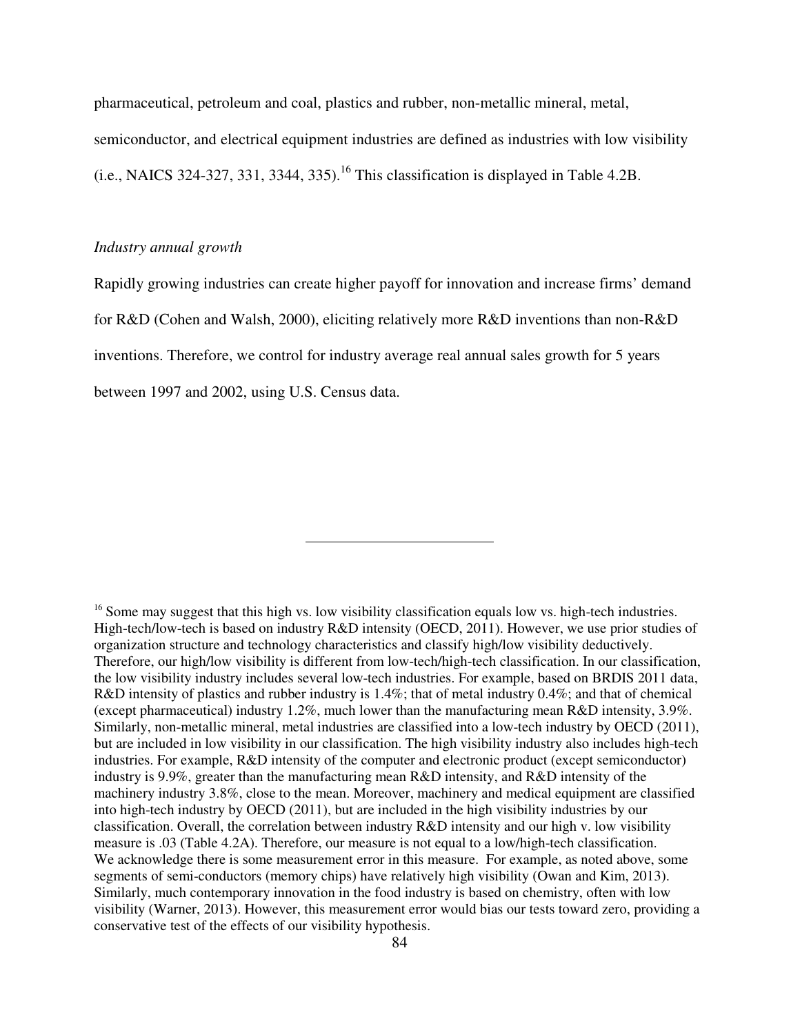pharmaceutical, petroleum and coal, plastics and rubber, non-metallic mineral, metal, semiconductor, and electrical equipment industries are defined as industries with low visibility (i.e., NAICS 324-327, 331, 3344, 335).[16] This classification is displayed in Table 4.2B.

*Industry annual growth*

Rapidly growing industries can create higher payoff for innovation and increase firms' demand for R&D (Cohen and Walsh, 2000), eliciting relatively more R&D inventions than non-R&D inventions. Therefore, we control for industry average real annual sales growth for 5 years between 1997 and 2002, using U.S. Census data.

---

[16] Some may suggest that this high vs. low visibility classification equals low vs. high-tech industries. High-tech/low-tech is based on industry R&D intensity (OECD, 2011). However, we use prior studies of organization structure and technology characteristics and classify high/low visibility deductively. Therefore, our high/low visibility is different from low-tech/high-tech classification. In our classification, the low visibility industry includes several low-tech industries. For example, based on BRDIS 2011 data, R&D intensity of plastics and rubber industry is 1.4%; that of metal industry 0.4%; and that of chemical (except pharmaceutical) industry 1.2%, much lower than the manufacturing mean R&D intensity, 3.9%. Similarly, non-metallic mineral, metal industries are classified into a low-tech industry by OECD (2011), but are included in low visibility in our classification. The high visibility industry also includes high-tech industries. For example, R&D intensity of the computer and electronic product (except semiconductor) industry is 9.9%, greater than the manufacturing mean R&D intensity, and R&D intensity of the machinery industry 3.8%, close to the mean. Moreover, machinery and medical equipment are classified into high-tech industry by OECD (2011), but are included in the high visibility industries by our classification. Overall, the correlation between industry R&D intensity and our high v. low visibility measure is .03 (Table 4.2A). Therefore, our measure is not equal to a low/high-tech classification. We acknowledge there is some measurement error in this measure. For example, as noted above, some segments of semi-conductors (memory chips) have relatively high visibility (Owan and Kim, 2013). Similarly, much contemporary innovation in the food industry is based on chemistry, often with low visibility (Warner, 2013). However, this measurement error would bias our tests toward zero, providing a conservative test of the effects of our visibility hypothesis.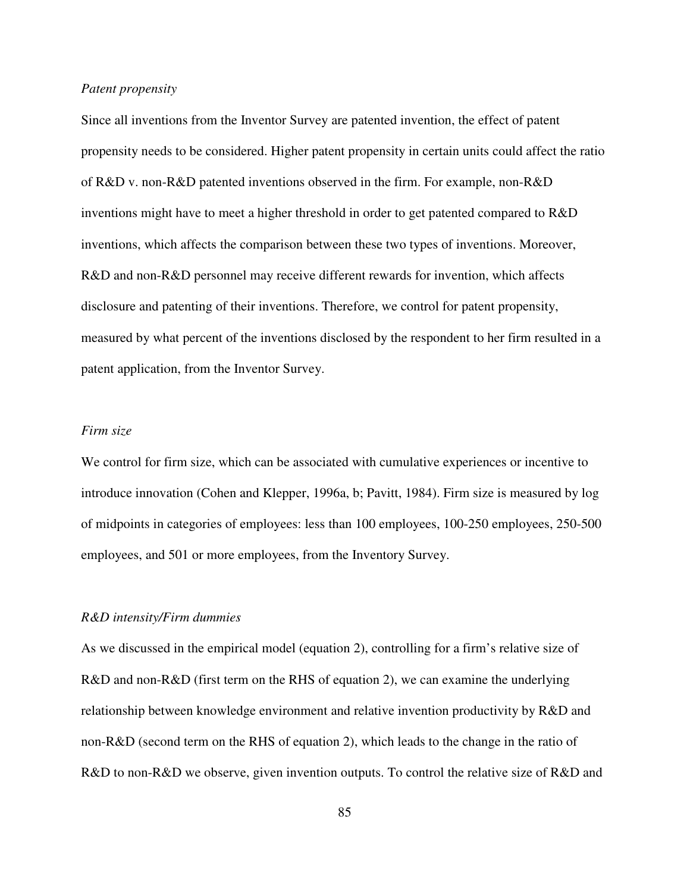*Patent propensity*

Since all inventions from the Inventor Survey are patented invention, the effect of patent propensity needs to be considered. Higher patent propensity in certain units could affect the ratio of R&D v. non-R&D patented inventions observed in the firm. For example, non-R&D inventions might have to meet a higher threshold in order to get patented compared to R&D inventions, which affects the comparison between these two types of inventions. Moreover, R&D and non-R&D personnel may receive different rewards for invention, which affects disclosure and patenting of their inventions. Therefore, we control for patent propensity, measured by what percent of the inventions disclosed by the respondent to her firm resulted in a patent application, from the Inventor Survey.

*Firm size*

We control for firm size, which can be associated with cumulative experiences or incentive to introduce innovation (Cohen and Klepper, 1996a, b; Pavitt, 1984). Firm size is measured by log of midpoints in categories of employees: less than 100 employees, 100-250 employees, 250-500 employees, and 501 or more employees, from the Inventory Survey.

*R&D intensity/Firm dummies*

As we discussed in the empirical model (equation 2), controlling for a firm's relative size of R&D and non-R&D (first term on the RHS of equation 2), we can examine the underlying relationship between knowledge environment and relative invention productivity by R&D and non-R&D (second term on the RHS of equation 2), which leads to the change in the ratio of R&D to non-R&D we observe, given invention outputs. To control the relative size of R&D and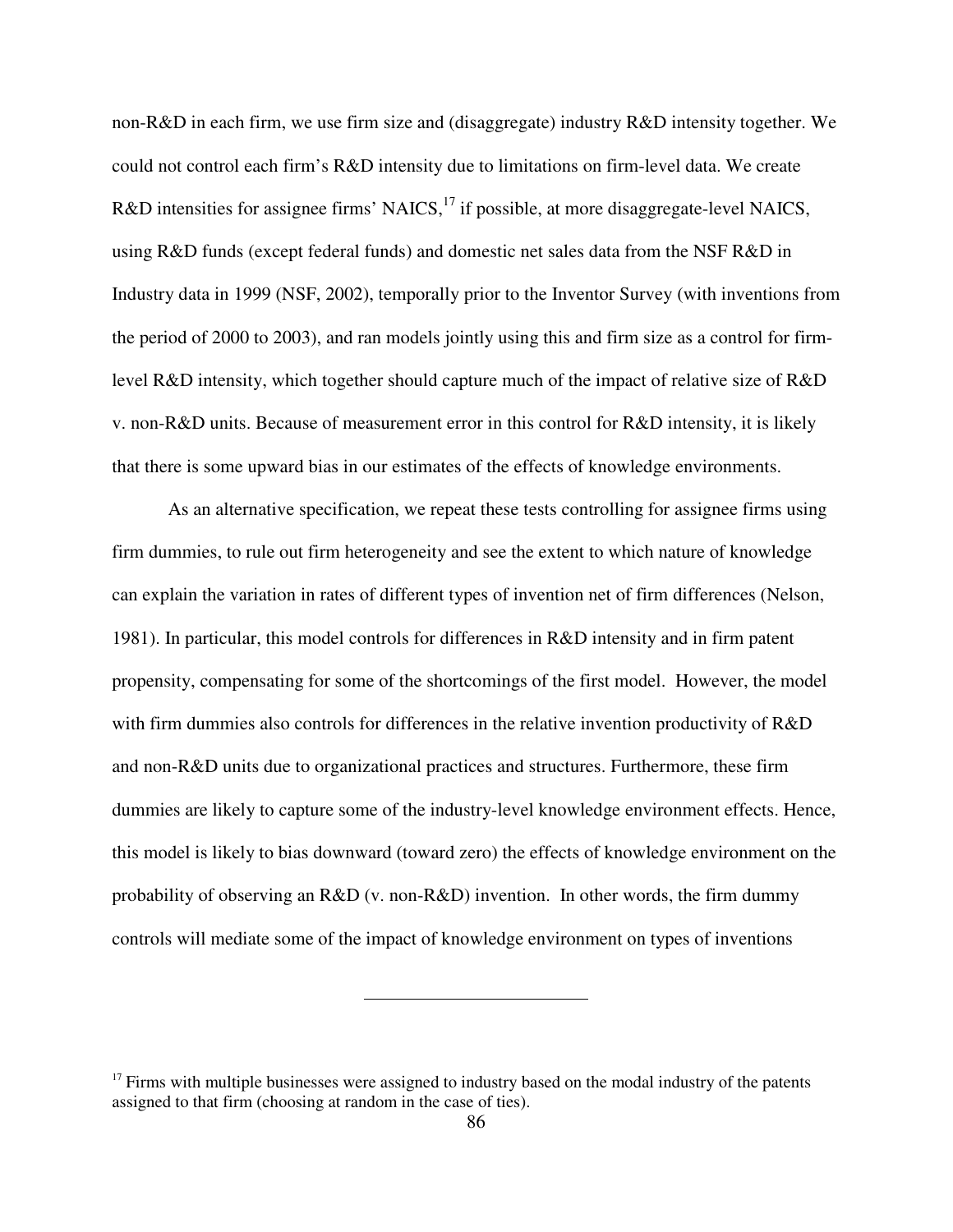non-R&D in each firm, we use firm size and (disaggregate) industry R&D intensity together. We could not control each firm's R&D intensity due to limitations on firm-level data. We create R&D intensities for assignee firms' NAICS,[17] if possible, at more disaggregate-level NAICS, using R&D funds (except federal funds) and domestic net sales data from the NSF R&D in Industry data in 1999 (NSF, 2002), temporally prior to the Inventor Survey (with inventions from the period of 2000 to 2003), and ran models jointly using this and firm size as a control for firm-level R&D intensity, which together should capture much of the impact of relative size of R&D v. non-R&D units. Because of measurement error in this control for R&D intensity, it is likely that there is some upward bias in our estimates of the effects of knowledge environments.

As an alternative specification, we repeat these tests controlling for assignee firms using firm dummies, to rule out firm heterogeneity and see the extent to which nature of knowledge can explain the variation in rates of different types of invention net of firm differences (Nelson, 1981). In particular, this model controls for differences in R&D intensity and in firm patent propensity, compensating for some of the shortcomings of the first model. However, the model with firm dummies also controls for differences in the relative invention productivity of R&D and non-R&D units due to organizational practices and structures. Furthermore, these firm dummies are likely to capture some of the industry-level knowledge environment effects. Hence, this model is likely to bias downward (toward zero) the effects of knowledge environment on the probability of observing an R&D (v. non-R&D) invention. In other words, the firm dummy controls will mediate some of the impact of knowledge environment on types of inventions

[17] Firms with multiple businesses were assigned to industry based on the modal industry of the patents assigned to that firm (choosing at random in the case of ties).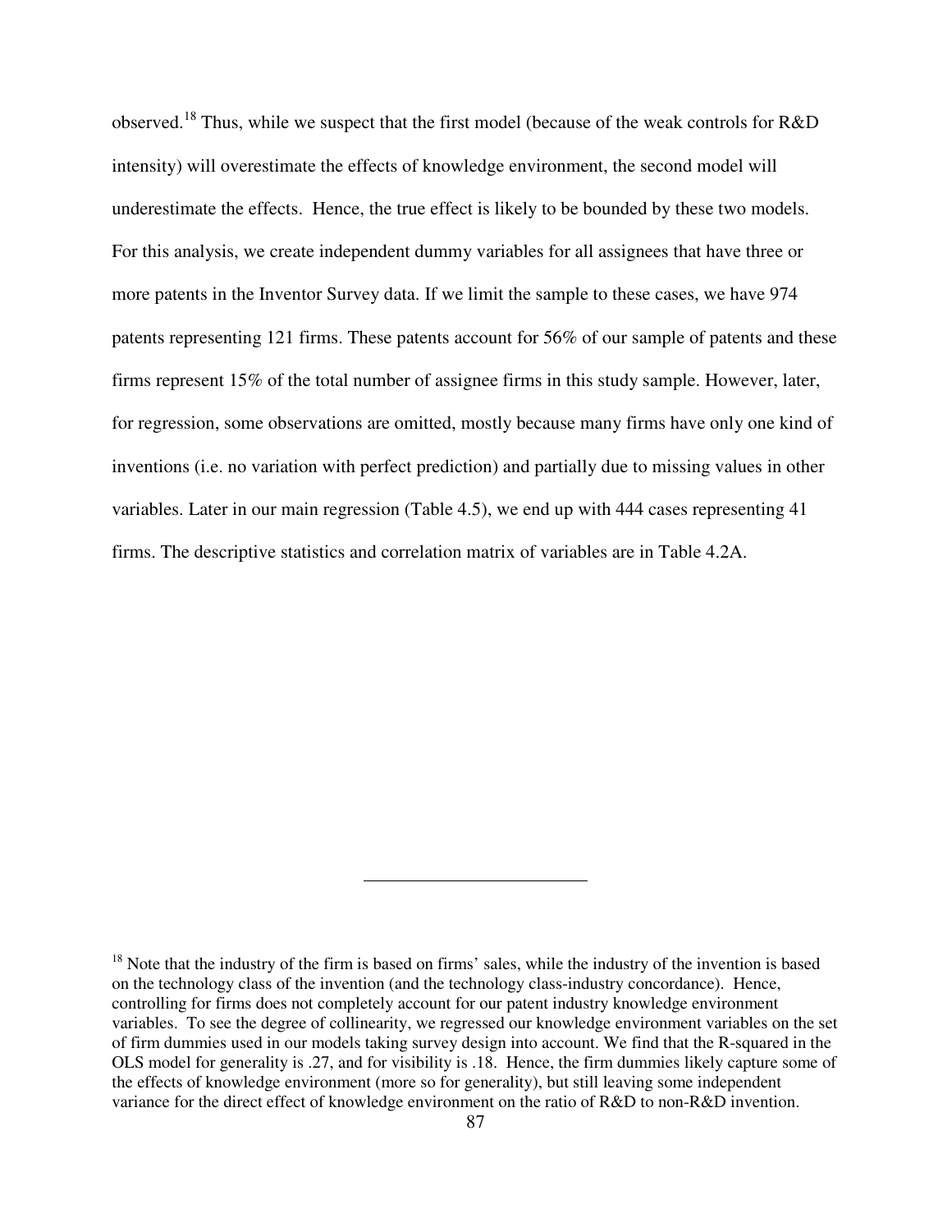observed.[18] Thus, while we suspect that the first model (because of the weak controls for R&D intensity) will overestimate the effects of knowledge environment, the second model will underestimate the effects. Hence, the true effect is likely to be bounded by these two models. For this analysis, we create independent dummy variables for all assignees that have three or more patents in the Inventor Survey data. If we limit the sample to these cases, we have 974 patents representing 121 firms. These patents account for 56% of our sample of patents and these firms represent 15% of the total number of assignee firms in this study sample. However, later, for regression, some observations are omitted, mostly because many firms have only one kind of inventions (i.e. no variation with perfect prediction) and partially due to missing values in other variables. Later in our main regression (Table 4.5), we end up with 444 cases representing 41 firms. The descriptive statistics and correlation matrix of variables are in Table 4.2A.

---

[18] Note that the industry of the firm is based on firms' sales, while the industry of the invention is based on the technology class of the invention (and the technology class-industry concordance). Hence, controlling for firms does not completely account for our patent industry knowledge environment variables. To see the degree of collinearity, we regressed our knowledge environment variables on the set of firm dummies used in our models taking survey design into account. We find that the R-squared in the OLS model for generality is .27, and for visibility is .18. Hence, the firm dummies likely capture some of the effects of knowledge environment (more so for generality), but still leaving some independent variance for the direct effect of knowledge environment on the ratio of R&D to non-R&D invention.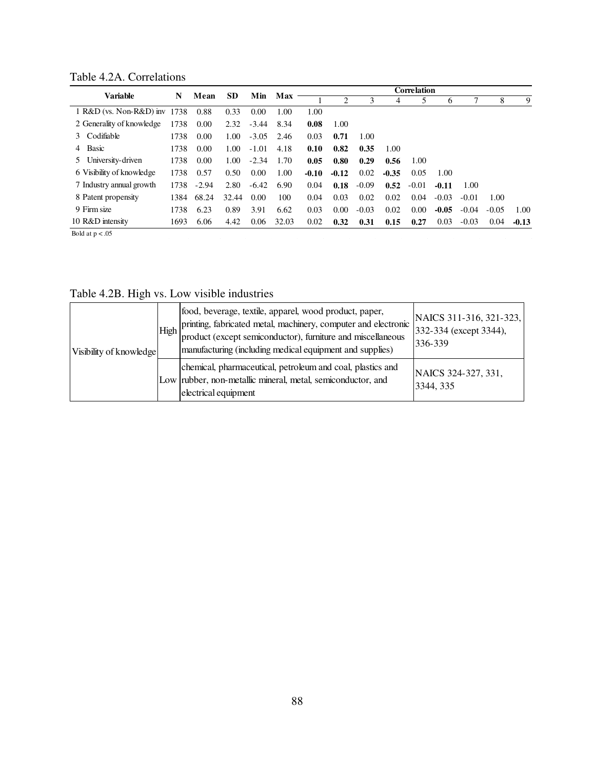Table 4.2A. Correlations

| Variable | N | Mean | SD | Min | Max | Correlation 1 | 2 | 3 | 4 | 5 | 6 | 7 | 8 | 9 |
|---|---|---|---|---|---|---|---|---|---|---|---|---|---|---|
| 1 R&D (vs. Non-R&D) inv | 1738 | 0.88 | 0.33 | 0.00 | 1.00 | 1.00 | | | | | | | | |
| 2 Generality of knowledge | 1738 | 0.00 | 2.32 | -3.44 | 8.34 | **0.08** | 1.00 | | | | | | | |
| 3 Codifiable | 1738 | 0.00 | 1.00 | -3.05 | 2.46 | 0.03 | **0.71** | 1.00 | | | | | | |
| 4 Basic | 1738 | 0.00 | 1.00 | -1.01 | 4.18 | **0.10** | **0.82** | **0.35** | 1.00 | | | | | |
| 5 University-driven | 1738 | 0.00 | 1.00 | -2.34 | 1.70 | **0.05** | **0.80** | **0.29** | **0.56** | 1.00 | | | | |
| 6 Visibility of knowledge | 1738 | 0.57 | 0.50 | 0.00 | 1.00 | **-0.10** | **-0.12** | 0.02 | **-0.35** | 0.05 | 1.00 | | | |
| 7 Industry annual growth | 1738 | -2.94 | 2.80 | -6.42 | 6.90 | 0.04 | **0.18** | -0.09 | **0.52** | -0.01 | **-0.11** | 1.00 | | |
| 8 Patent propensity | 1384 | 68.24 | 32.44 | 0.00 | 100 | 0.04 | 0.03 | 0.02 | 0.02 | 0.04 | -0.03 | -0.01 | 1.00 | |
| 9 Firm size | 1738 | 6.23 | 0.89 | 3.91 | 6.62 | 0.03 | 0.00 | -0.03 | 0.02 | 0.00 | **-0.05** | -0.04 | -0.05 | 1.00 |
| 10 R&D intensity | 1693 | 6.06 | 4.42 | 0.06 | 32.03 | 0.02 | **0.32** | **0.31** | **0.15** | **0.27** | 0.03 | -0.03 | 0.04 | **-0.13** |

Bold at $p < .05$

Table 4.2B. High vs. Low visible industries

| | | | |
|---|---|---|---|
| Visibility of knowledge | High | food, beverage, textile, apparel, wood product, paper, printing, fabricated metal, machinery, computer and electronic product (except semiconductor), furniture and miscellaneous manufacturing (including medical equipment and supplies) | NAICS 311-316, 321-323, 332-334 (except 3344), 336-339 |
| | Low | chemical, pharmaceutical, petroleum and coal, plastics and rubber, non-metallic mineral, metal, semiconductor, and electrical equipment | NAICS 324-327, 331, 3344, 335 |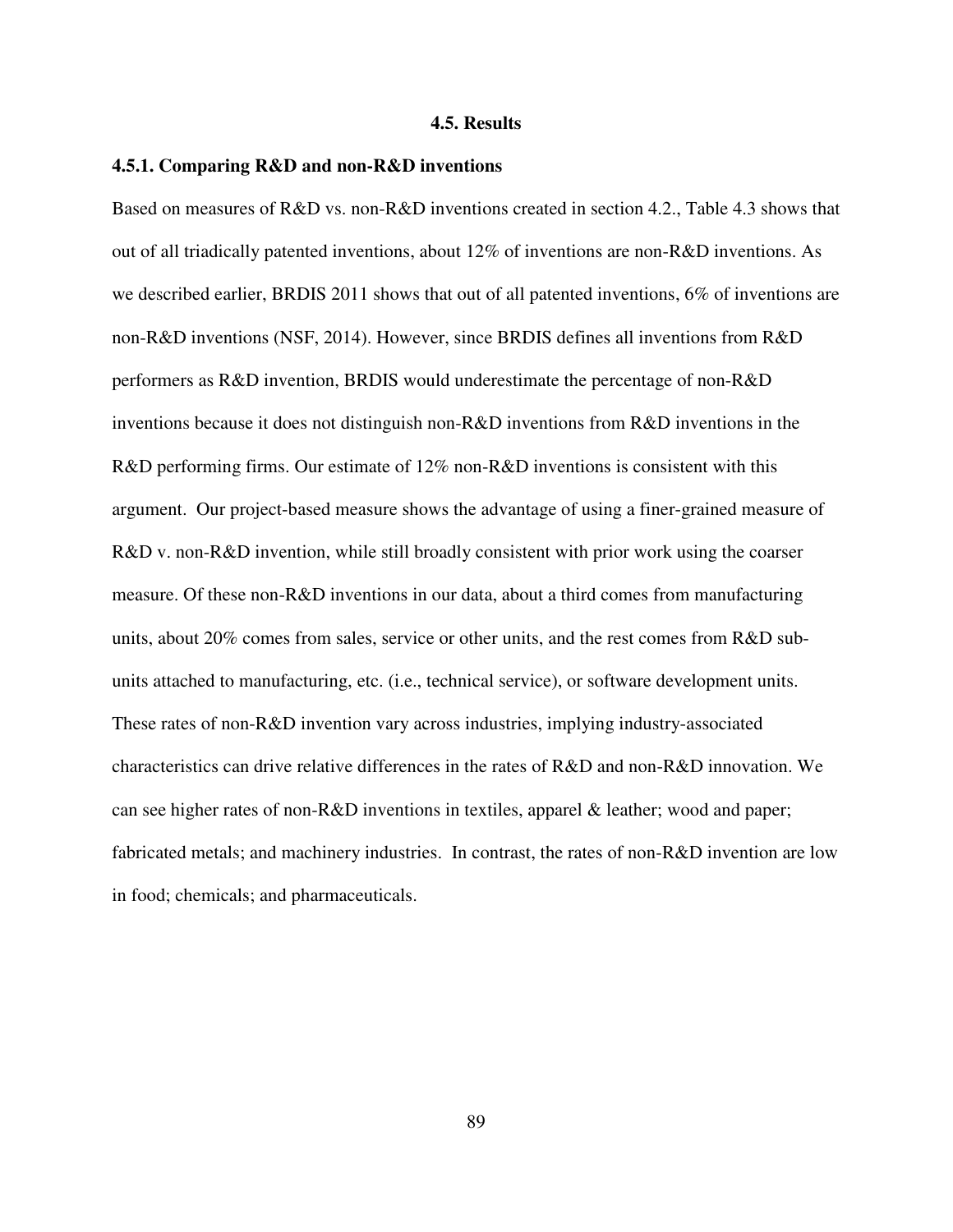## 4.5. Results

### 4.5.1. Comparing R&D and non-R&D inventions

Based on measures of R&D vs. non-R&D inventions created in section 4.2., Table 4.3 shows that out of all triadically patented inventions, about 12% of inventions are non-R&D inventions. As we described earlier, BRDIS 2011 shows that out of all patented inventions, 6% of inventions are non-R&D inventions (NSF, 2014). However, since BRDIS defines all inventions from R&D performers as R&D invention, BRDIS would underestimate the percentage of non-R&D inventions because it does not distinguish non-R&D inventions from R&D inventions in the R&D performing firms. Our estimate of 12% non-R&D inventions is consistent with this argument. Our project-based measure shows the advantage of using a finer-grained measure of R&D v. non-R&D invention, while still broadly consistent with prior work using the coarser measure. Of these non-R&D inventions in our data, about a third comes from manufacturing units, about 20% comes from sales, service or other units, and the rest comes from R&D sub-units attached to manufacturing, etc. (i.e., technical service), or software development units. These rates of non-R&D invention vary across industries, implying industry-associated characteristics can drive relative differences in the rates of R&D and non-R&D innovation. We can see higher rates of non-R&D inventions in textiles, apparel & leather; wood and paper; fabricated metals; and machinery industries. In contrast, the rates of non-R&D invention are low in food; chemicals; and pharmaceuticals.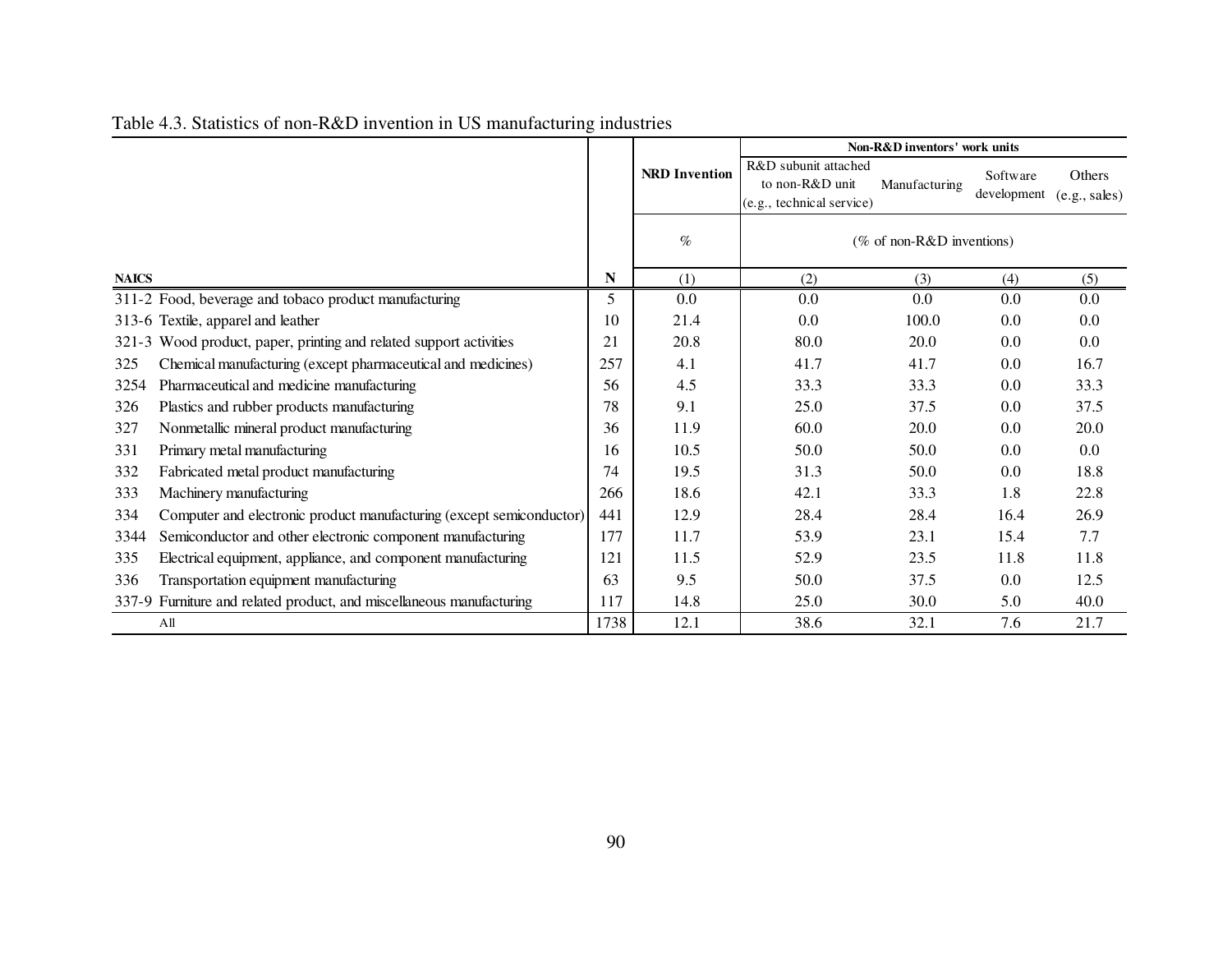Table 4.3. Statistics of non-R&D invention in US manufacturing industries

| NAICS | | N | NRD Invention | Non-R&D inventors' work units | | | |
|---|---|---|---|---|---|---|---|
| | | | | R&D subunit attached to non-R&D unit (e.g., technical service) | Manufacturing | Software development | Others (e.g., sales) |
| | | | % | (% of non-R&D inventions) | | | |
| | | | (1) | (2) | (3) | (4) | (5) |
| 311-2 | Food, beverage and tobaco product manufacturing | 5 | 0.0 | 0.0 | 0.0 | 0.0 | 0.0 |
| 313-6 | Textile, apparel and leather | 10 | 21.4 | 0.0 | 100.0 | 0.0 | 0.0 |
| 321-3 | Wood product, paper, printing and related support activities | 21 | 20.8 | 80.0 | 20.0 | 0.0 | 0.0 |
| 325 | Chemical manufacturing (except pharmaceutical and medicines) | 257 | 4.1 | 41.7 | 41.7 | 0.0 | 16.7 |
| 3254 | Pharmaceutical and medicine manufacturing | 56 | 4.5 | 33.3 | 33.3 | 0.0 | 33.3 |
| 326 | Plastics and rubber products manufacturing | 78 | 9.1 | 25.0 | 37.5 | 0.0 | 37.5 |
| 327 | Nonmetallic mineral product manufacturing | 36 | 11.9 | 60.0 | 20.0 | 0.0 | 20.0 |
| 331 | Primary metal manufacturing | 16 | 10.5 | 50.0 | 50.0 | 0.0 | 0.0 |
| 332 | Fabricated metal product manufacturing | 74 | 19.5 | 31.3 | 50.0 | 0.0 | 18.8 |
| 333 | Machinery manufacturing | 266 | 18.6 | 42.1 | 33.3 | 1.8 | 22.8 |
| 334 | Computer and electronic product manufacturing (except semiconductor) | 441 | 12.9 | 28.4 | 28.4 | 16.4 | 26.9 |
| 3344 | Semiconductor and other electronic component manufacturing | 177 | 11.7 | 53.9 | 23.1 | 15.4 | 7.7 |
| 335 | Electrical equipment, appliance, and component manufacturing | 121 | 11.5 | 52.9 | 23.5 | 11.8 | 11.8 |
| 336 | Transportation equipment manufacturing | 63 | 9.5 | 50.0 | 37.5 | 0.0 | 12.5 |
| 337-9 | Furniture and related product, and miscellaneous manufacturing | 117 | 14.8 | 25.0 | 30.0 | 5.0 | 40.0 |
| | All | 1738 | 12.1 | 38.6 | 32.1 | 7.6 | 21.7 |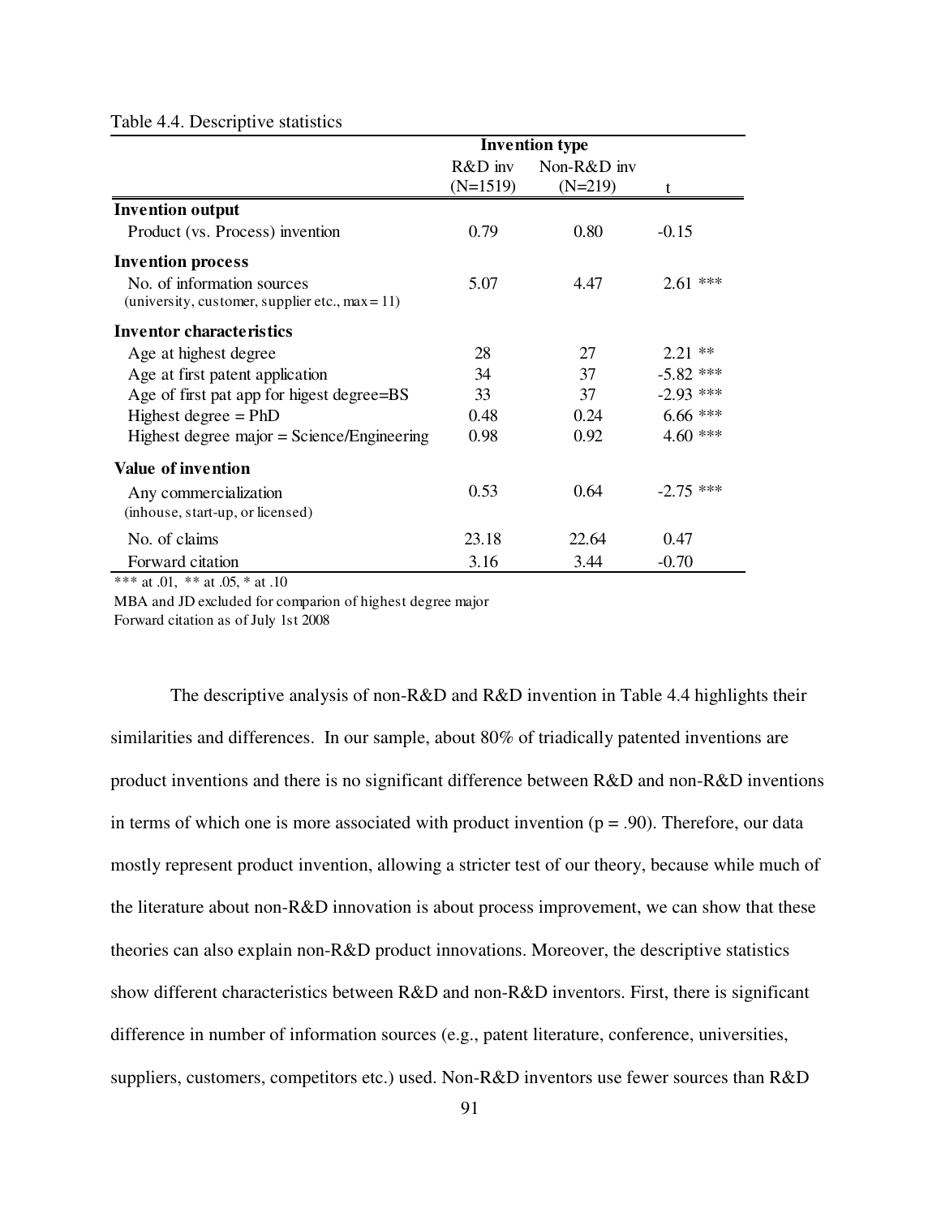Table 4.4. Descriptive statistics

| | Invention type | | |
|---|---|---|---|
| | R&D inv (N=1519) | Non-R&D inv (N=219) | t |
| **Invention output** | | | |
| Product (vs. Process) invention | 0.79 | 0.80 | -0.15 |
| **Invention process** | | | |
| No. of information sources (university, customer, supplier etc., max = 11) | 5.07 | 4.47 | 2.61 *** |
| **Inventor characteristics** | | | |
| Age at highest degree | 28 | 27 | 2.21 ** |
| Age at first patent application | 34 | 37 | -5.82 *** |
| Age of first pat app for higest degree=BS | 33 | 37 | -2.93 *** |
| Highest degree = PhD | 0.48 | 0.24 | 6.66 *** |
| Highest degree major = Science/Engineering | 0.98 | 0.92 | 4.60 *** |
| **Value of invention** | | | |
| Any commercialization (inhouse, start-up, or licensed) | 0.53 | 0.64 | -2.75 *** |
| No. of claims | 23.18 | 22.64 | 0.47 |
| Forward citation | 3.16 | 3.44 | -0.70 |

*** at .01, ** at .05, * at .10

MBA and JD excluded for comparion of highest degree major

Forward citation as of July 1st 2008

The descriptive analysis of non-R&D and R&D invention in Table 4.4 highlights their similarities and differences. In our sample, about 80% of triadically patented inventions are product inventions and there is no significant difference between R&D and non-R&D inventions in terms of which one is more associated with product invention ($p = .90$). Therefore, our data mostly represent product invention, allowing a stricter test of our theory, because while much of the literature about non-R&D innovation is about process improvement, we can show that these theories can also explain non-R&D product innovations. Moreover, the descriptive statistics show different characteristics between R&D and non-R&D inventors. First, there is significant difference in number of information sources (e.g., patent literature, conference, universities, suppliers, customers, competitors etc.) used. Non-R&D inventors use fewer sources than R&D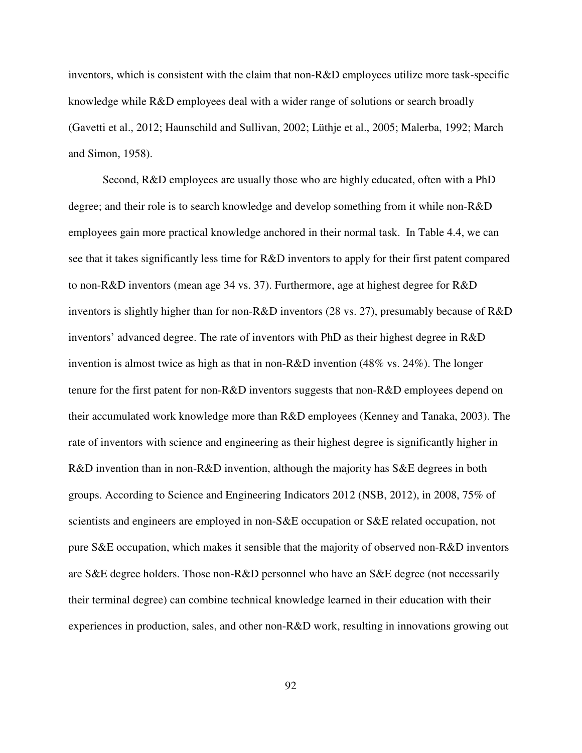inventors, which is consistent with the claim that non-R&D employees utilize more task-specific knowledge while R&D employees deal with a wider range of solutions or search broadly (Gavetti et al., 2012; Haunschild and Sullivan, 2002; Lüthje et al., 2005; Malerba, 1992; March and Simon, 1958).

Second, R&D employees are usually those who are highly educated, often with a PhD degree; and their role is to search knowledge and develop something from it while non-R&D employees gain more practical knowledge anchored in their normal task. In Table 4.4, we can see that it takes significantly less time for R&D inventors to apply for their first patent compared to non-R&D inventors (mean age 34 vs. 37). Furthermore, age at highest degree for R&D inventors is slightly higher than for non-R&D inventors (28 vs. 27), presumably because of R&D inventors' advanced degree. The rate of inventors with PhD as their highest degree in R&D invention is almost twice as high as that in non-R&D invention (48% vs. 24%). The longer tenure for the first patent for non-R&D inventors suggests that non-R&D employees depend on their accumulated work knowledge more than R&D employees (Kenney and Tanaka, 2003). The rate of inventors with science and engineering as their highest degree is significantly higher in R&D invention than in non-R&D invention, although the majority has S&E degrees in both groups. According to Science and Engineering Indicators 2012 (NSB, 2012), in 2008, 75% of scientists and engineers are employed in non-S&E occupation or S&E related occupation, not pure S&E occupation, which makes it sensible that the majority of observed non-R&D inventors are S&E degree holders. Those non-R&D personnel who have an S&E degree (not necessarily their terminal degree) can combine technical knowledge learned in their education with their experiences in production, sales, and other non-R&D work, resulting in innovations growing out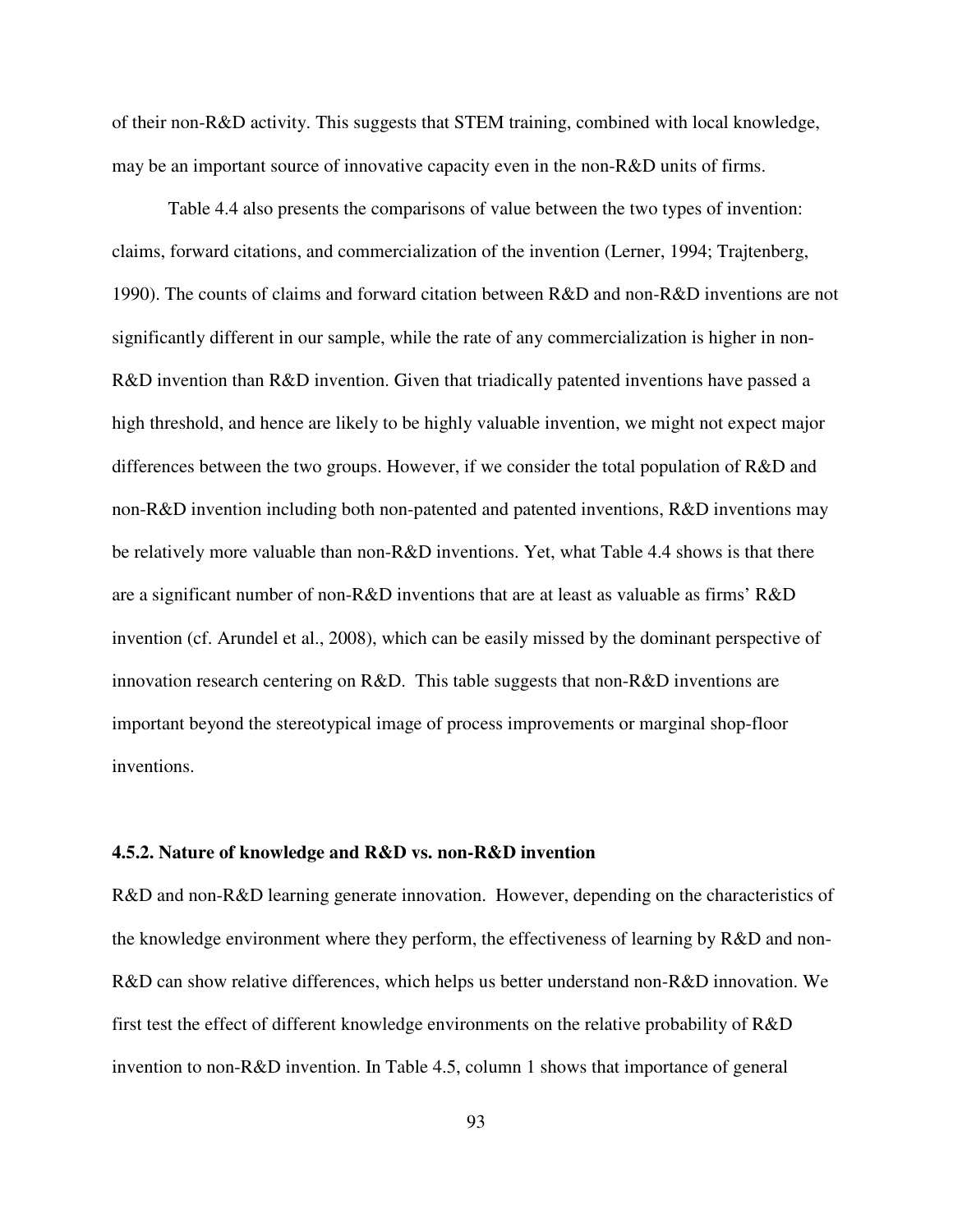of their non-R&D activity. This suggests that STEM training, combined with local knowledge, may be an important source of innovative capacity even in the non-R&D units of firms.

Table 4.4 also presents the comparisons of value between the two types of invention: claims, forward citations, and commercialization of the invention (Lerner, 1994; Trajtenberg, 1990). The counts of claims and forward citation between R&D and non-R&D inventions are not significantly different in our sample, while the rate of any commercialization is higher in non-R&D invention than R&D invention. Given that triadically patented inventions have passed a high threshold, and hence are likely to be highly valuable invention, we might not expect major differences between the two groups. However, if we consider the total population of R&D and non-R&D invention including both non-patented and patented inventions, R&D inventions may be relatively more valuable than non-R&D inventions. Yet, what Table 4.4 shows is that there are a significant number of non-R&D inventions that are at least as valuable as firms' R&D invention (cf. Arundel et al., 2008), which can be easily missed by the dominant perspective of innovation research centering on R&D. This table suggests that non-R&D inventions are important beyond the stereotypical image of process improvements or marginal shop-floor inventions.

### 4.5.2. Nature of knowledge and R&D vs. non-R&D invention

R&D and non-R&D learning generate innovation. However, depending on the characteristics of the knowledge environment where they perform, the effectiveness of learning by R&D and non-R&D can show relative differences, which helps us better understand non-R&D innovation. We first test the effect of different knowledge environments on the relative probability of R&D invention to non-R&D invention. In Table 4.5, column 1 shows that importance of general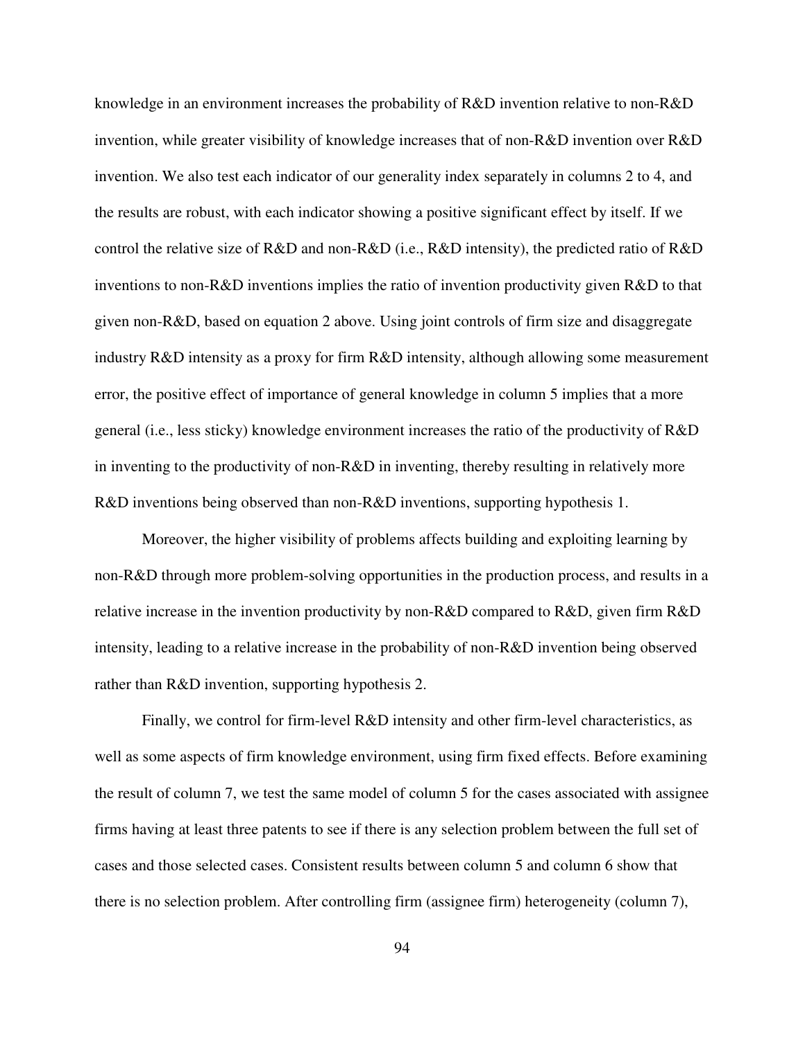knowledge in an environment increases the probability of R&D invention relative to non-R&D invention, while greater visibility of knowledge increases that of non-R&D invention over R&D invention. We also test each indicator of our generality index separately in columns 2 to 4, and the results are robust, with each indicator showing a positive significant effect by itself. If we control the relative size of R&D and non-R&D (i.e., R&D intensity), the predicted ratio of R&D inventions to non-R&D inventions implies the ratio of invention productivity given R&D to that given non-R&D, based on equation 2 above. Using joint controls of firm size and disaggregate industry R&D intensity as a proxy for firm R&D intensity, although allowing some measurement error, the positive effect of importance of general knowledge in column 5 implies that a more general (i.e., less sticky) knowledge environment increases the ratio of the productivity of R&D in inventing to the productivity of non-R&D in inventing, thereby resulting in relatively more R&D inventions being observed than non-R&D inventions, supporting hypothesis 1.

Moreover, the higher visibility of problems affects building and exploiting learning by non-R&D through more problem-solving opportunities in the production process, and results in a relative increase in the invention productivity by non-R&D compared to R&D, given firm R&D intensity, leading to a relative increase in the probability of non-R&D invention being observed rather than R&D invention, supporting hypothesis 2.

Finally, we control for firm-level R&D intensity and other firm-level characteristics, as well as some aspects of firm knowledge environment, using firm fixed effects. Before examining the result of column 7, we test the same model of column 5 for the cases associated with assignee firms having at least three patents to see if there is any selection problem between the full set of cases and those selected cases. Consistent results between column 5 and column 6 show that there is no selection problem. After controlling firm (assignee firm) heterogeneity (column 7),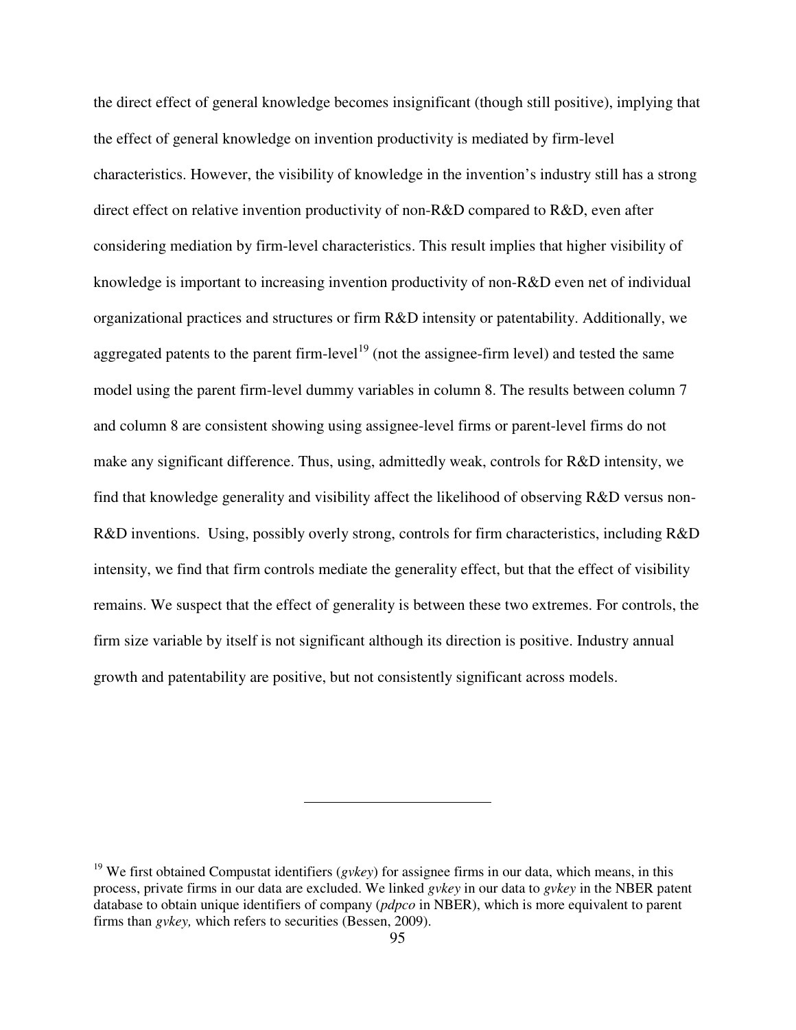the direct effect of general knowledge becomes insignificant (though still positive), implying that the effect of general knowledge on invention productivity is mediated by firm-level characteristics. However, the visibility of knowledge in the invention's industry still has a strong direct effect on relative invention productivity of non-R&D compared to R&D, even after considering mediation by firm-level characteristics. This result implies that higher visibility of knowledge is important to increasing invention productivity of non-R&D even net of individual organizational practices and structures or firm R&D intensity or patentability. Additionally, we aggregated patents to the parent firm-level[19] (not the assignee-firm level) and tested the same model using the parent firm-level dummy variables in column 8. The results between column 7 and column 8 are consistent showing using assignee-level firms or parent-level firms do not make any significant difference. Thus, using, admittedly weak, controls for R&D intensity, we find that knowledge generality and visibility affect the likelihood of observing R&D versus non-R&D inventions. Using, possibly overly strong, controls for firm characteristics, including R&D intensity, we find that firm controls mediate the generality effect, but that the effect of visibility remains. We suspect that the effect of generality is between these two extremes. For controls, the firm size variable by itself is not significant although its direction is positive. Industry annual growth and patentability are positive, but not consistently significant across models.

---

[19] We first obtained Compustat identifiers (*gvkey*) for assignee firms in our data, which means, in this process, private firms in our data are excluded. We linked *gvkey* in our data to *gvkey* in the NBER patent database to obtain unique identifiers of company (*pdpco* in NBER), which is more equivalent to parent firms than *gvkey,* which refers to securities (Bessen, 2009).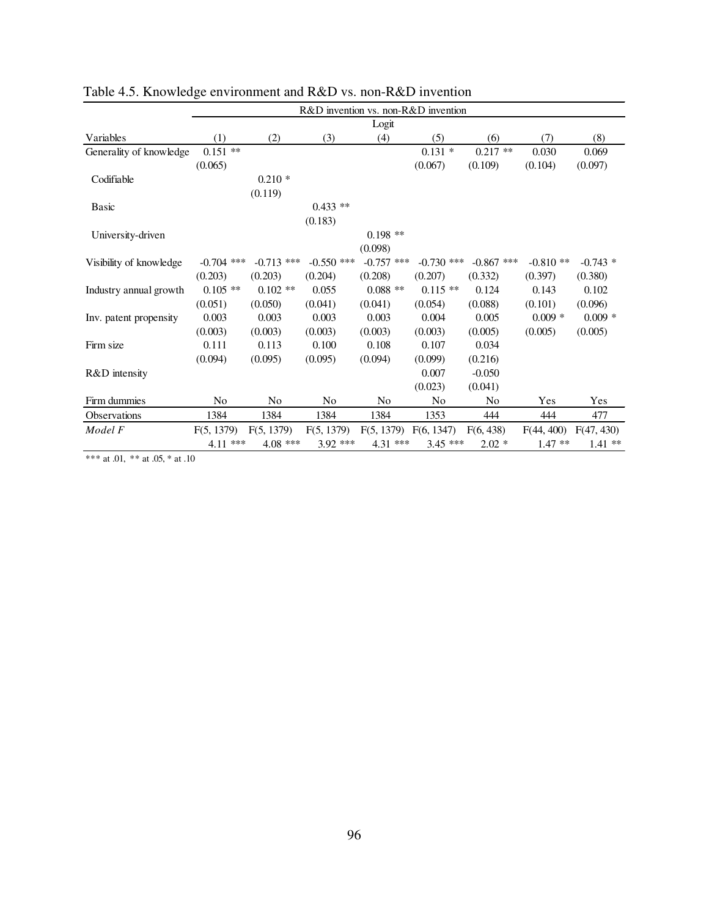Table 4.5. Knowledge environment and R&D vs. non-R&D invention

| | R&D invention vs. non-R&D invention | | | | | | | |
|---|---|---|---|---|---|---|---|---|
| | Logit | | | | | | | |
| Variables | (1) | (2) | (3) | (4) | (5) | (6) | (7) | (8) |
| Generality of knowledge | 0.151 ** | | | | 0.131 * | 0.217 ** | 0.030 | 0.069 |
| | (0.065) | | | | (0.067) | (0.109) | (0.104) | (0.097) |
| Codifiable | | 0.210 * | | | | | | |
| | | (0.119) | | | | | | |
| Basic | | | 0.433 ** | | | | | |
| | | | (0.183) | | | | | |
| University-driven | | | | 0.198 ** | | | | |
| | | | | (0.098) | | | | |
| Visibility of knowledge | -0.704 *** | -0.713 *** | -0.550 *** | -0.757 *** | -0.730 *** | -0.867 *** | -0.810 ** | -0.743 * |
| | (0.203) | (0.203) | (0.204) | (0.208) | (0.207) | (0.332) | (0.397) | (0.380) |
| Industry annual growth | 0.105 ** | 0.102 ** | 0.055 | 0.088 ** | 0.115 ** | 0.124 | 0.143 | 0.102 |
| | (0.051) | (0.050) | (0.041) | (0.041) | (0.054) | (0.088) | (0.101) | (0.096) |
| Inv. patent propensity | 0.003 | 0.003 | 0.003 | 0.003 | 0.004 | 0.005 | 0.009 * | 0.009 * |
| | (0.003) | (0.003) | (0.003) | (0.003) | (0.003) | (0.005) | (0.005) | (0.005) |
| Firm size | 0.111 | 0.113 | 0.100 | 0.108 | 0.107 | 0.034 | | |
| | (0.094) | (0.095) | (0.095) | (0.094) | (0.099) | (0.216) | | |
| R&D intensity | | | | | 0.007 | -0.050 | | |
| | | | | | (0.023) | (0.041) | | |
| Firm dummies | No | No | No | No | No | No | Yes | Yes |
| Observations | 1384 | 1384 | 1384 | 1384 | 1353 | 444 | 444 | 477 |
| *Model F* | F(5, 1379) | F(5, 1379) | F(5, 1379) | F(5, 1379) | F(6, 1347) | F(6, 438) | F(44, 400) | F(47, 430) |
| | 4.11 *** | 4.08 *** | 3.92 *** | 4.31 *** | 3.45 *** | 2.02 * | 1.47 ** | 1.41 ** |

*** at .01, ** at .05, * at .10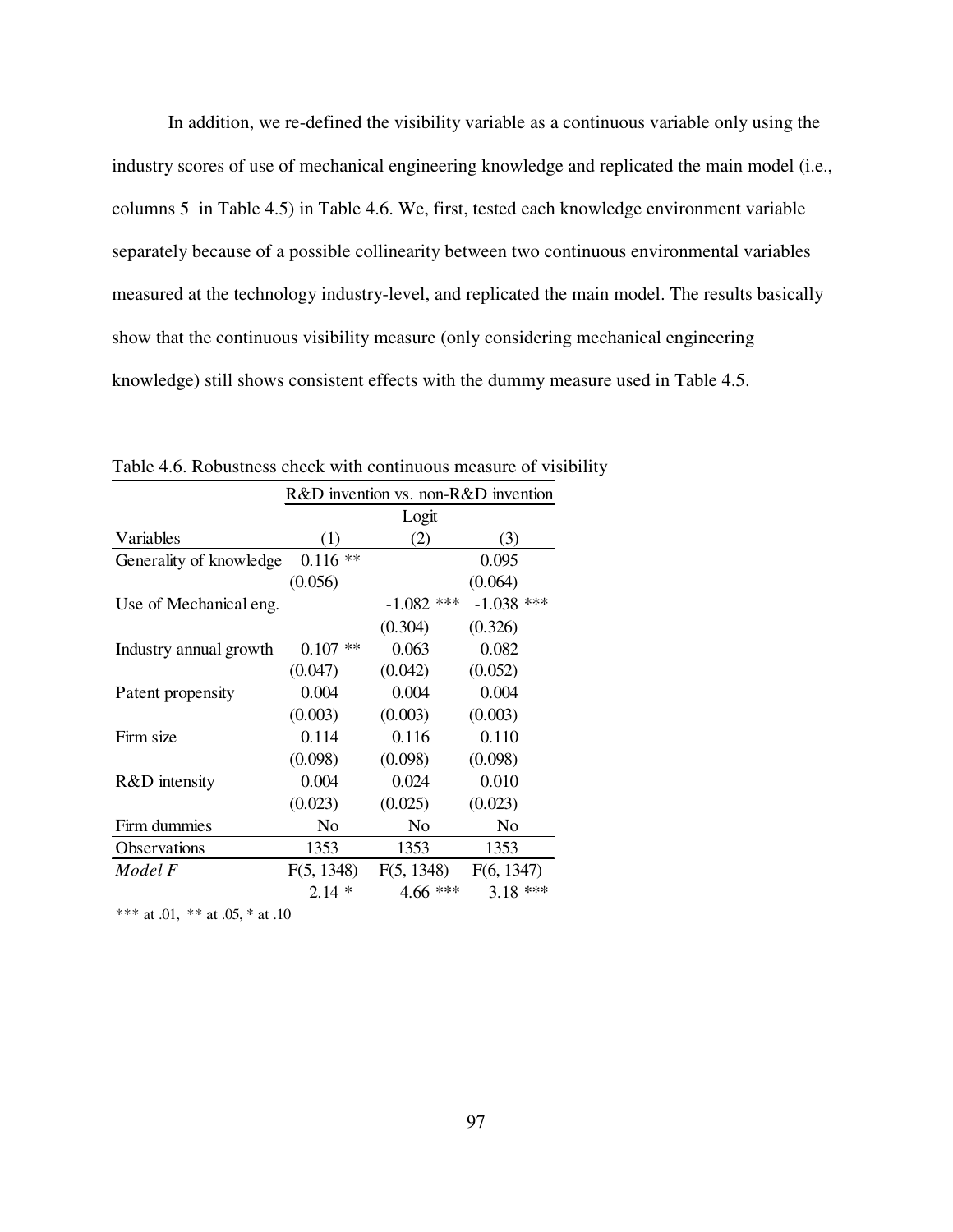In addition, we re-defined the visibility variable as a continuous variable only using the industry scores of use of mechanical engineering knowledge and replicated the main model (i.e., columns 5 in Table 4.5) in Table 4.6. We, first, tested each knowledge environment variable separately because of a possible collinearity between two continuous environmental variables measured at the technology industry-level, and replicated the main model. The results basically show that the continuous visibility measure (only considering mechanical engineering knowledge) still shows consistent effects with the dummy measure used in Table 4.5.

Table 4.6. Robustness check with continuous measure of visibility

| | R&D invention vs. non-R&D invention | | |
|---|---|---|---|
| | Logit | | |
| Variables | (1) | (2) | (3) |
| Generality of knowledge | 0.116 ** | | 0.095 |
| | (0.056) | | (0.064) |
| Use of Mechanical eng. | | -1.082 *** | -1.038 *** |
| | | (0.304) | (0.326) |
| Industry annual growth | 0.107 ** | 0.063 | 0.082 |
| | (0.047) | (0.042) | (0.052) |
| Patent propensity | 0.004 | 0.004 | 0.004 |
| | (0.003) | (0.003) | (0.003) |
| Firm size | 0.114 | 0.116 | 0.110 |
| | (0.098) | (0.098) | (0.098) |
| R&D intensity | 0.004 | 0.024 | 0.010 |
| | (0.023) | (0.025) | (0.023) |
| Firm dummies | No | No | No |
| Observations | 1353 | 1353 | 1353 |
| *Model F* | $F(5, 1348)$ | $F(5, 1348)$ | $F(6, 1347)$ |
| | 2.14 * | 4.66 *** | 3.18 *** |

*** at .01, ** at .05, * at .10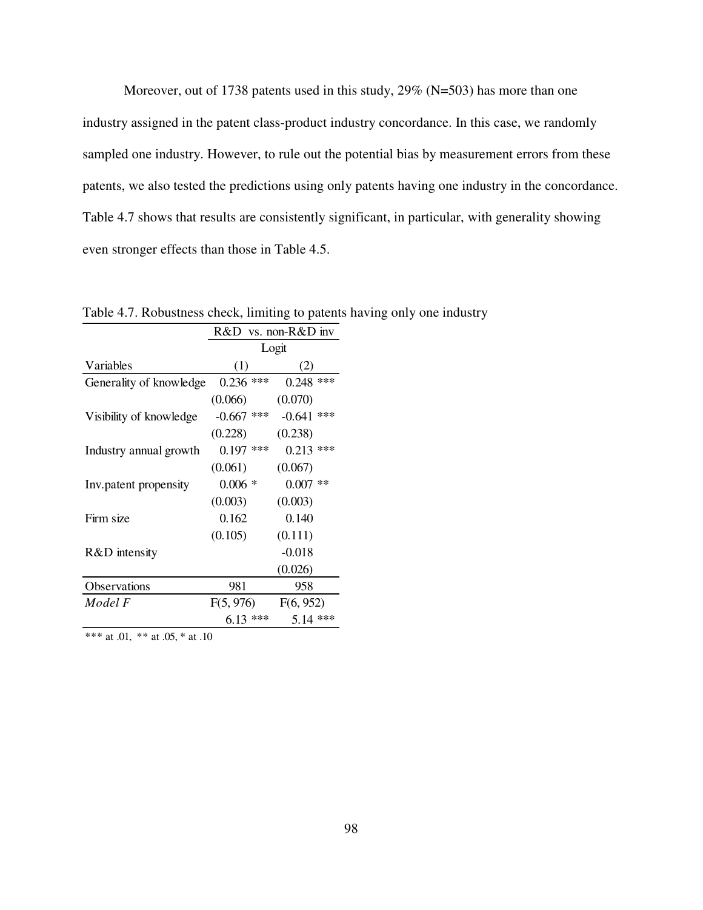Moreover, out of 1738 patents used in this study, 29% (N=503) has more than one industry assigned in the patent class-product industry concordance. In this case, we randomly sampled one industry. However, to rule out the potential bias by measurement errors from these patents, we also tested the predictions using only patents having one industry in the concordance. Table 4.7 shows that results are consistently significant, in particular, with generality showing even stronger effects than those in Table 4.5.

Table 4.7. Robustness check, limiting to patents having only one industry

| | R&D vs. non-R&D inv | |
|---|---|---|
| | Logit | |
| Variables | (1) | (2) |
| Generality of knowledge | 0.236 *** | 0.248 *** |
| | (0.066) | (0.070) |
| Visibility of knowledge | -0.667 *** | -0.641 *** |
| | (0.228) | (0.238) |
| Industry annual growth | 0.197 *** | 0.213 *** |
| | (0.061) | (0.067) |
| Inv.patent propensity | 0.006 * | 0.007 ** |
| | (0.003) | (0.003) |
| Firm size | 0.162 | 0.140 |
| | (0.105) | (0.111) |
| R&D intensity | | -0.018 |
| | | (0.026) |
| Observations | 981 | 958 |
| *Model F* | F(5, 976) | F(6, 952) |
| | 6.13 *** | 5.14 *** |

*** at .01, ** at .05, * at .10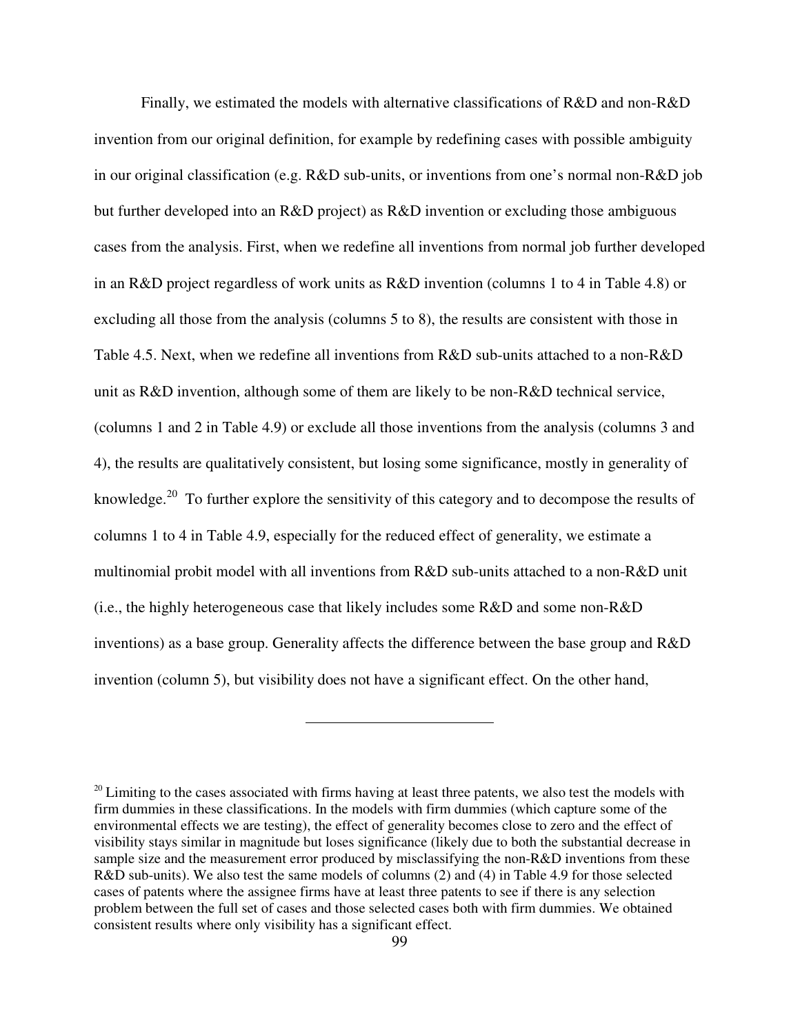Finally, we estimated the models with alternative classifications of R&D and non-R&D invention from our original definition, for example by redefining cases with possible ambiguity in our original classification (e.g. R&D sub-units, or inventions from one's normal non-R&D job but further developed into an R&D project) as R&D invention or excluding those ambiguous cases from the analysis. First, when we redefine all inventions from normal job further developed in an R&D project regardless of work units as R&D invention (columns 1 to 4 in Table 4.8) or excluding all those from the analysis (columns 5 to 8), the results are consistent with those in Table 4.5. Next, when we redefine all inventions from R&D sub-units attached to a non-R&D unit as R&D invention, although some of them are likely to be non-R&D technical service, (columns 1 and 2 in Table 4.9) or exclude all those inventions from the analysis (columns 3 and 4), the results are qualitatively consistent, but losing some significance, mostly in generality of knowledge.[20] To further explore the sensitivity of this category and to decompose the results of columns 1 to 4 in Table 4.9, especially for the reduced effect of generality, we estimate a multinomial probit model with all inventions from R&D sub-units attached to a non-R&D unit (i.e., the highly heterogeneous case that likely includes some R&D and some non-R&D inventions) as a base group. Generality affects the difference between the base group and R&D invention (column 5), but visibility does not have a significant effect. On the other hand,

---

[20] Limiting to the cases associated with firms having at least three patents, we also test the models with firm dummies in these classifications. In the models with firm dummies (which capture some of the environmental effects we are testing), the effect of generality becomes close to zero and the effect of visibility stays similar in magnitude but loses significance (likely due to both the substantial decrease in sample size and the measurement error produced by misclassifying the non-R&D inventions from these R&D sub-units). We also test the same models of columns (2) and (4) in Table 4.9 for those selected cases of patents where the assignee firms have at least three patents to see if there is any selection problem between the full set of cases and those selected cases both with firm dummies. We obtained consistent results where only visibility has a significant effect.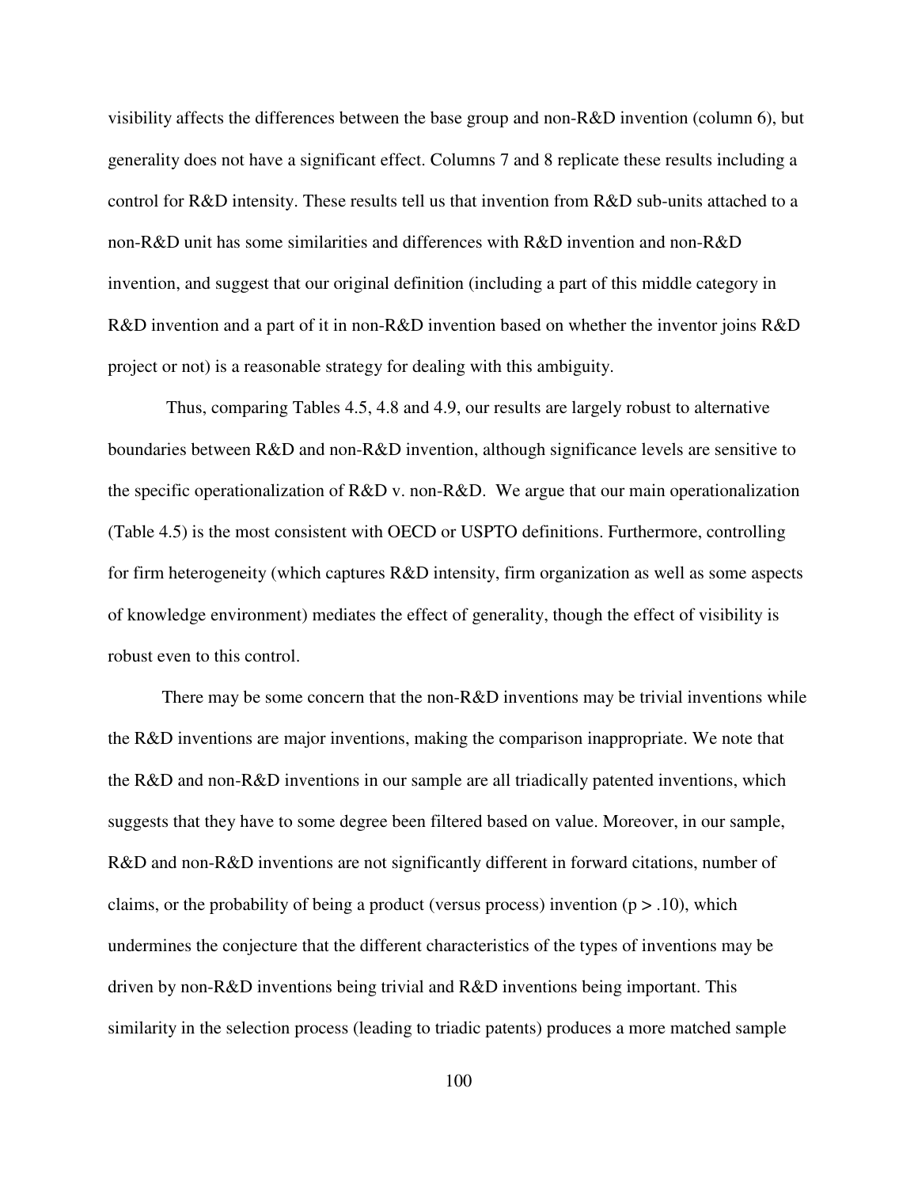visibility affects the differences between the base group and non-R&D invention (column 6), but generality does not have a significant effect. Columns 7 and 8 replicate these results including a control for R&D intensity. These results tell us that invention from R&D sub-units attached to a non-R&D unit has some similarities and differences with R&D invention and non-R&D invention, and suggest that our original definition (including a part of this middle category in R&D invention and a part of it in non-R&D invention based on whether the inventor joins R&D project or not) is a reasonable strategy for dealing with this ambiguity.

Thus, comparing Tables 4.5, 4.8 and 4.9, our results are largely robust to alternative boundaries between R&D and non-R&D invention, although significance levels are sensitive to the specific operationalization of R&D v. non-R&D. We argue that our main operationalization (Table 4.5) is the most consistent with OECD or USPTO definitions. Furthermore, controlling for firm heterogeneity (which captures R&D intensity, firm organization as well as some aspects of knowledge environment) mediates the effect of generality, though the effect of visibility is robust even to this control.

There may be some concern that the non-R&D inventions may be trivial inventions while the R&D inventions are major inventions, making the comparison inappropriate. We note that the R&D and non-R&D inventions in our sample are all triadically patented inventions, which suggests that they have to some degree been filtered based on value. Moreover, in our sample, R&D and non-R&D inventions are not significantly different in forward citations, number of claims, or the probability of being a product (versus process) invention ($p > .10$), which undermines the conjecture that the different characteristics of the types of inventions may be driven by non-R&D inventions being trivial and R&D inventions being important. This similarity in the selection process (leading to triadic patents) produces a more matched sample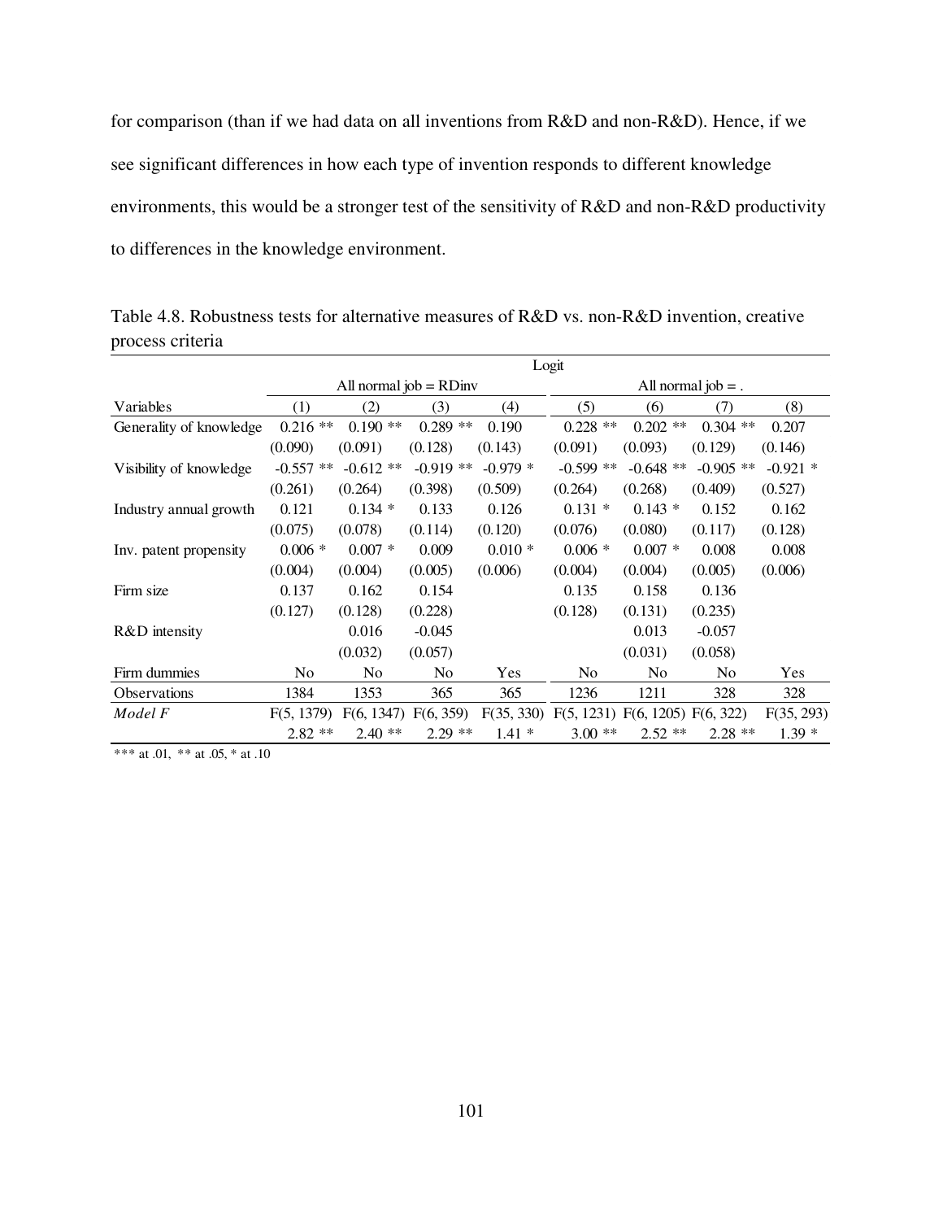for comparison (than if we had data on all inventions from R&D and non-R&D). Hence, if we see significant differences in how each type of invention responds to different knowledge environments, this would be a stronger test of the sensitivity of R&D and non-R&D productivity to differences in the knowledge environment.

Table 4.8. Robustness tests for alternative measures of R&D vs. non-R&D invention, creative process criteria

| | Logit | | | | | | | |
|---|---|---|---|---|---|---|---|---|
| | All normal job = RDinv | | | | All normal job = . | | | |
| Variables | (1) | (2) | (3) | (4) | (5) | (6) | (7) | (8) |
| Generality of knowledge | 0.216 ** | 0.190 ** | 0.289 ** | 0.190 | 0.228 ** | 0.202 ** | 0.304 ** | 0.207 |
| | (0.090) | (0.091) | (0.128) | (0.143) | (0.091) | (0.093) | (0.129) | (0.146) |
| Visibility of knowledge | -0.557 ** | -0.612 ** | -0.919 ** | -0.979 * | -0.599 ** | -0.648 ** | -0.905 ** | -0.921 * |
| | (0.261) | (0.264) | (0.398) | (0.509) | (0.264) | (0.268) | (0.409) | (0.527) |
| Industry annual growth | 0.121 | 0.134 * | 0.133 | 0.126 | 0.131 * | 0.143 * | 0.152 | 0.162 |
| | (0.075) | (0.078) | (0.114) | (0.120) | (0.076) | (0.080) | (0.117) | (0.128) |
| Inv. patent propensity | 0.006 * | 0.007 * | 0.009 | 0.010 * | 0.006 * | 0.007 * | 0.008 | 0.008 |
| | (0.004) | (0.004) | (0.005) | (0.006) | (0.004) | (0.004) | (0.005) | (0.006) |
| Firm size | 0.137 | 0.162 | 0.154 | | 0.135 | 0.158 | 0.136 | |
| | (0.127) | (0.128) | (0.228) | | (0.128) | (0.131) | (0.235) | |
| R&D intensity | | 0.016 | -0.045 | | | 0.013 | -0.057 | |
| | | (0.032) | (0.057) | | | (0.031) | (0.058) | |
| Firm dummies | No | No | No | Yes | No | No | No | Yes |
| Observations | 1384 | 1353 | 365 | 365 | 1236 | 1211 | 328 | 328 |
| *Model F* | F(5, 1379) | F(6, 1347) | F(6, 359) | F(35, 330) | F(5, 1231) | F(6, 1205) | F(6, 322) | F(35, 293) |
| | 2.82 ** | 2.40 ** | 2.29 ** | 1.41 * | 3.00 ** | 2.52 ** | 2.28 ** | 1.39 * |

*** at .01, ** at .05, * at .10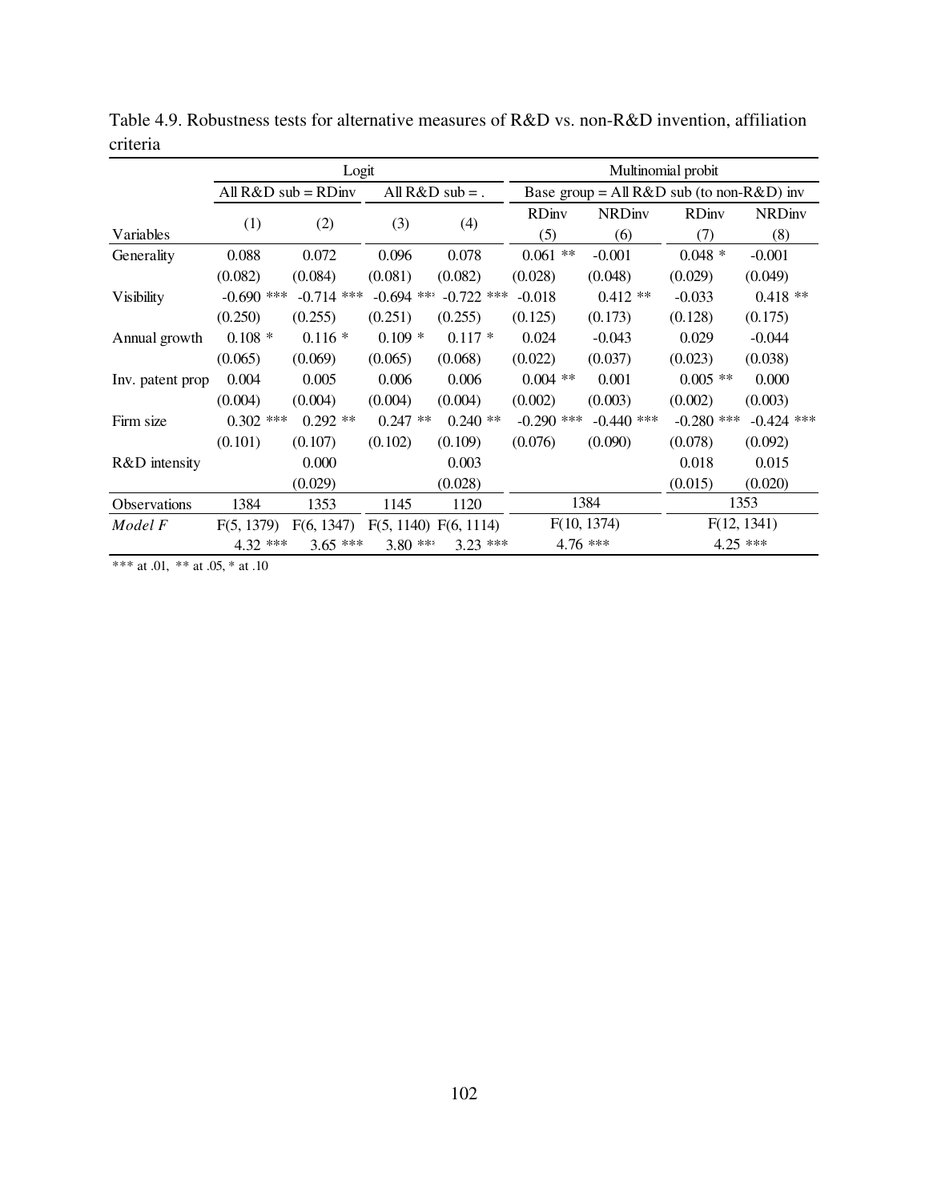Table 4.9. Robustness tests for alternative measures of R&D vs. non-R&D invention, affiliation criteria

| | Logit | | | | Multinomial probit | | | |
|---|---|---|---|---|---|---|---|---|
| | All R&D sub = RDinv | | All R&D sub = . | | Base group = All R&D sub (to non-R&D) inv | | | |
| Variables | (1) | (2) | (3) | (4) | RDinv (5) | NRDinv (6) | RDinv (7) | NRDinv (8) |
| Generality | 0.088 | 0.072 | 0.096 | 0.078 | 0.061 ** | -0.001 | 0.048 * | -0.001 |
| | (0.082) | (0.084) | (0.081) | (0.082) | (0.028) | (0.048) | (0.029) | (0.049) |
| Visibility | -0.690 *** | -0.714 *** | -0.694 *** | -0.722 *** | -0.018 | 0.412 ** | -0.033 | 0.418 ** |
| | (0.250) | (0.255) | (0.251) | (0.255) | (0.125) | (0.173) | (0.128) | (0.175) |
| Annual growth | 0.108 * | 0.116 * | 0.109 * | 0.117 * | 0.024 | -0.043 | 0.029 | -0.044 |
| | (0.065) | (0.069) | (0.065) | (0.068) | (0.022) | (0.037) | (0.023) | (0.038) |
| Inv. patent prop | 0.004 | 0.005 | 0.006 | 0.006 | 0.004 ** | 0.001 | 0.005 ** | 0.000 |
| | (0.004) | (0.004) | (0.004) | (0.004) | (0.002) | (0.003) | (0.002) | (0.003) |
| Firm size | 0.302 *** | 0.292 ** | 0.247 ** | 0.240 ** | -0.290 *** | -0.440 *** | -0.280 *** | -0.424 *** |
| | (0.101) | (0.107) | (0.102) | (0.109) | (0.076) | (0.090) | (0.078) | (0.092) |
| R&D intensity | | 0.000 | | 0.003 | | | 0.018 | 0.015 |
| | | (0.029) | | (0.028) | | | (0.015) | (0.020) |
| Observations | 1384 | 1353 | 1145 | 1120 | 1384 | | 1353 | |
| *Model F* | F(5, 1379) | F(6, 1347) | F(5, 1140) | F(6, 1114) | F(10, 1374) | | F(12, 1341) | |
| | 4.32 *** | 3.65 *** | 3.80 *** | 3.23 *** | 4.76 *** | | 4.25 *** | |

*** at .01, ** at .05, * at .10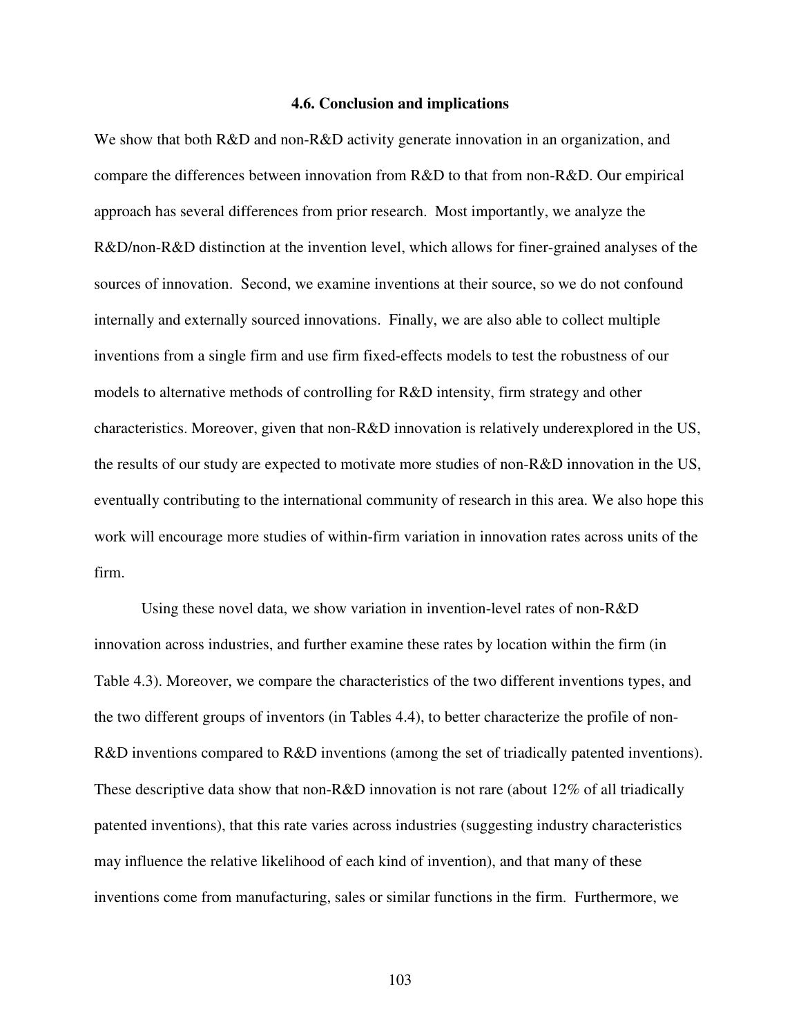### 4.6. Conclusion and implications

We show that both R&D and non-R&D activity generate innovation in an organization, and compare the differences between innovation from R&D to that from non-R&D. Our empirical approach has several differences from prior research. Most importantly, we analyze the R&D/non-R&D distinction at the invention level, which allows for finer-grained analyses of the sources of innovation. Second, we examine inventions at their source, so we do not confound internally and externally sourced innovations. Finally, we are also able to collect multiple inventions from a single firm and use firm fixed-effects models to test the robustness of our models to alternative methods of controlling for R&D intensity, firm strategy and other characteristics. Moreover, given that non-R&D innovation is relatively underexplored in the US, the results of our study are expected to motivate more studies of non-R&D innovation in the US, eventually contributing to the international community of research in this area. We also hope this work will encourage more studies of within-firm variation in innovation rates across units of the firm.

Using these novel data, we show variation in invention-level rates of non-R&D innovation across industries, and further examine these rates by location within the firm (in Table 4.3). Moreover, we compare the characteristics of the two different inventions types, and the two different groups of inventors (in Tables 4.4), to better characterize the profile of non-R&D inventions compared to R&D inventions (among the set of triadically patented inventions). These descriptive data show that non-R&D innovation is not rare (about 12% of all triadically patented inventions), that this rate varies across industries (suggesting industry characteristics may influence the relative likelihood of each kind of invention), and that many of these inventions come from manufacturing, sales or similar functions in the firm. Furthermore, we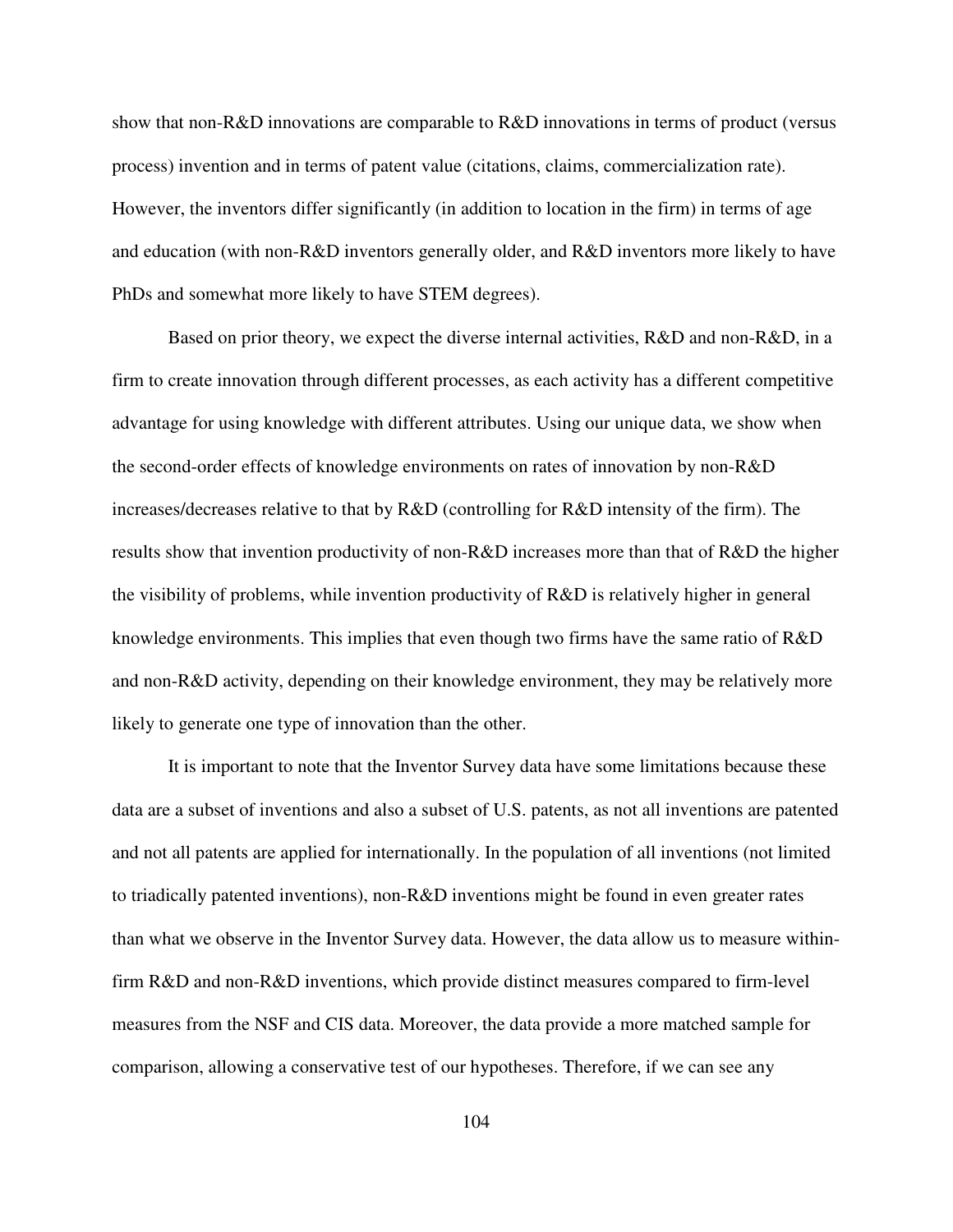show that non-R&D innovations are comparable to R&D innovations in terms of product (versus process) invention and in terms of patent value (citations, claims, commercialization rate). However, the inventors differ significantly (in addition to location in the firm) in terms of age and education (with non-R&D inventors generally older, and R&D inventors more likely to have PhDs and somewhat more likely to have STEM degrees).

Based on prior theory, we expect the diverse internal activities, R&D and non-R&D, in a firm to create innovation through different processes, as each activity has a different competitive advantage for using knowledge with different attributes. Using our unique data, we show when the second-order effects of knowledge environments on rates of innovation by non-R&D increases/decreases relative to that by R&D (controlling for R&D intensity of the firm). The results show that invention productivity of non-R&D increases more than that of R&D the higher the visibility of problems, while invention productivity of R&D is relatively higher in general knowledge environments. This implies that even though two firms have the same ratio of R&D and non-R&D activity, depending on their knowledge environment, they may be relatively more likely to generate one type of innovation than the other.

It is important to note that the Inventor Survey data have some limitations because these data are a subset of inventions and also a subset of U.S. patents, as not all inventions are patented and not all patents are applied for internationally. In the population of all inventions (not limited to triadically patented inventions), non-R&D inventions might be found in even greater rates than what we observe in the Inventor Survey data. However, the data allow us to measure within-firm R&D and non-R&D inventions, which provide distinct measures compared to firm-level measures from the NSF and CIS data. Moreover, the data provide a more matched sample for comparison, allowing a conservative test of our hypotheses. Therefore, if we can see any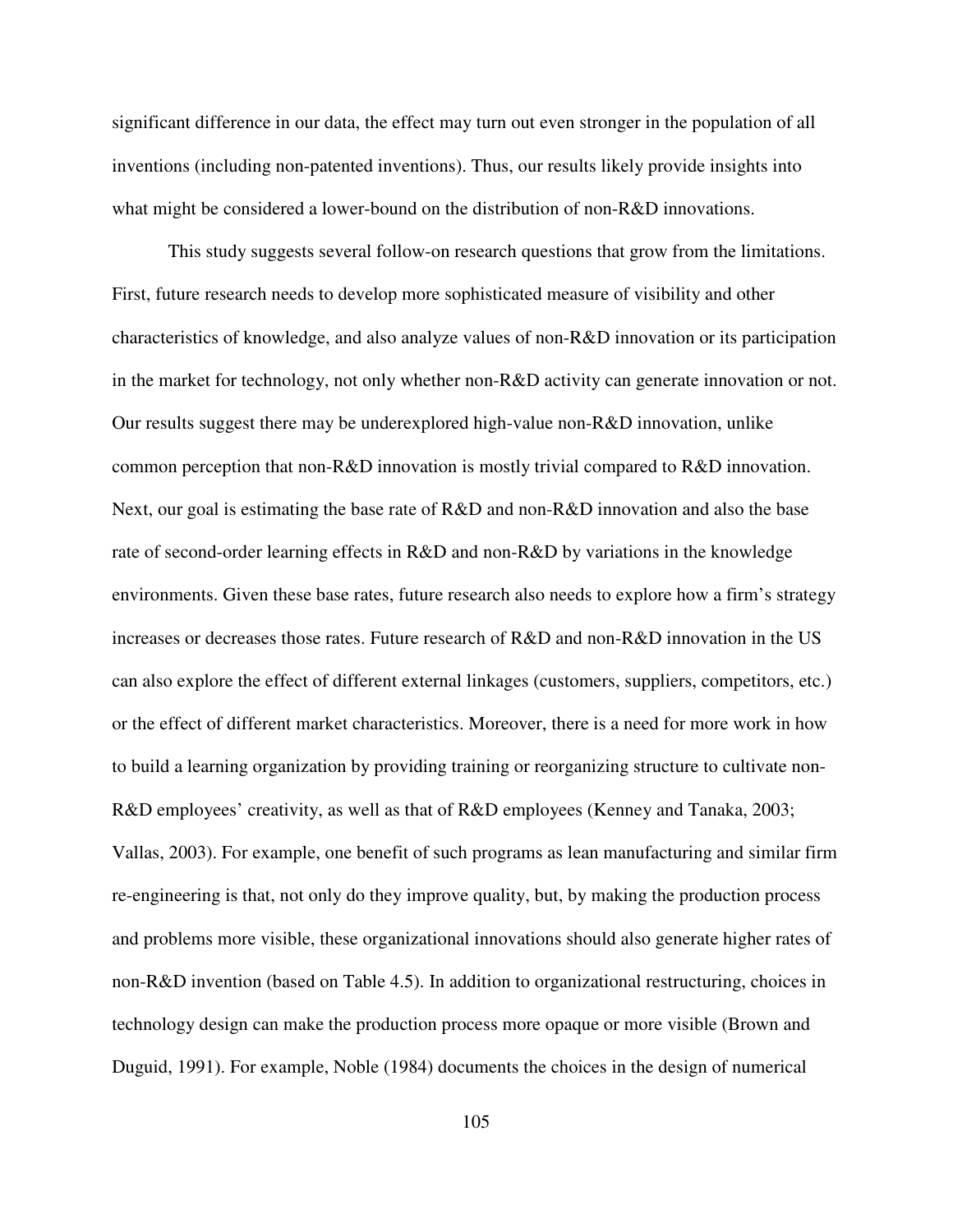significant difference in our data, the effect may turn out even stronger in the population of all inventions (including non-patented inventions). Thus, our results likely provide insights into what might be considered a lower-bound on the distribution of non-R&D innovations.

This study suggests several follow-on research questions that grow from the limitations. First, future research needs to develop more sophisticated measure of visibility and other characteristics of knowledge, and also analyze values of non-R&D innovation or its participation in the market for technology, not only whether non-R&D activity can generate innovation or not. Our results suggest there may be underexplored high-value non-R&D innovation, unlike common perception that non-R&D innovation is mostly trivial compared to R&D innovation. Next, our goal is estimating the base rate of R&D and non-R&D innovation and also the base rate of second-order learning effects in R&D and non-R&D by variations in the knowledge environments. Given these base rates, future research also needs to explore how a firm's strategy increases or decreases those rates. Future research of R&D and non-R&D innovation in the US can also explore the effect of different external linkages (customers, suppliers, competitors, etc.) or the effect of different market characteristics. Moreover, there is a need for more work in how to build a learning organization by providing training or reorganizing structure to cultivate non-R&D employees' creativity, as well as that of R&D employees (Kenney and Tanaka, 2003; Vallas, 2003). For example, one benefit of such programs as lean manufacturing and similar firm re-engineering is that, not only do they improve quality, but, by making the production process and problems more visible, these organizational innovations should also generate higher rates of non-R&D invention (based on Table 4.5). In addition to organizational restructuring, choices in technology design can make the production process more opaque or more visible (Brown and Duguid, 1991). For example, Noble (1984) documents the choices in the design of numerical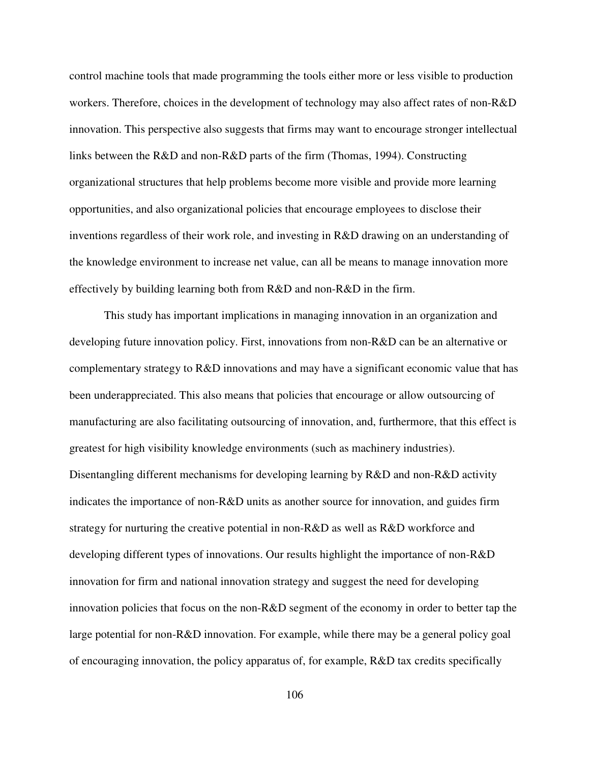control machine tools that made programming the tools either more or less visible to production workers. Therefore, choices in the development of technology may also affect rates of non-R&D innovation. This perspective also suggests that firms may want to encourage stronger intellectual links between the R&D and non-R&D parts of the firm (Thomas, 1994). Constructing organizational structures that help problems become more visible and provide more learning opportunities, and also organizational policies that encourage employees to disclose their inventions regardless of their work role, and investing in R&D drawing on an understanding of the knowledge environment to increase net value, can all be means to manage innovation more effectively by building learning both from R&D and non-R&D in the firm.

This study has important implications in managing innovation in an organization and developing future innovation policy. First, innovations from non-R&D can be an alternative or complementary strategy to R&D innovations and may have a significant economic value that has been underappreciated. This also means that policies that encourage or allow outsourcing of manufacturing are also facilitating outsourcing of innovation, and, furthermore, that this effect is greatest for high visibility knowledge environments (such as machinery industries). Disentangling different mechanisms for developing learning by R&D and non-R&D activity indicates the importance of non-R&D units as another source for innovation, and guides firm strategy for nurturing the creative potential in non-R&D as well as R&D workforce and developing different types of innovations. Our results highlight the importance of non-R&D innovation for firm and national innovation strategy and suggest the need for developing innovation policies that focus on the non-R&D segment of the economy in order to better tap the large potential for non-R&D innovation. For example, while there may be a general policy goal of encouraging innovation, the policy apparatus of, for example, R&D tax credits specifically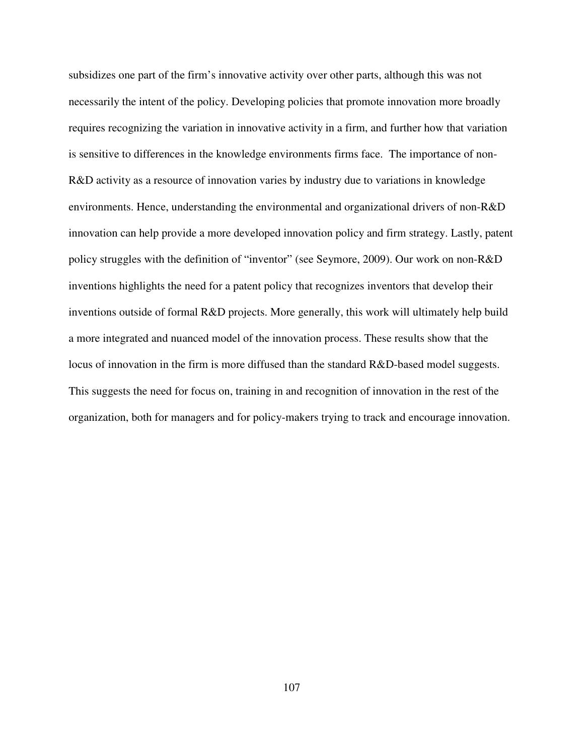subsidizes one part of the firm's innovative activity over other parts, although this was not necessarily the intent of the policy. Developing policies that promote innovation more broadly requires recognizing the variation in innovative activity in a firm, and further how that variation is sensitive to differences in the knowledge environments firms face. The importance of non-R&D activity as a resource of innovation varies by industry due to variations in knowledge environments. Hence, understanding the environmental and organizational drivers of non-R&D innovation can help provide a more developed innovation policy and firm strategy. Lastly, patent policy struggles with the definition of "inventor" (see Seymore, 2009). Our work on non-R&D inventions highlights the need for a patent policy that recognizes inventors that develop their inventions outside of formal R&D projects. More generally, this work will ultimately help build a more integrated and nuanced model of the innovation process. These results show that the locus of innovation in the firm is more diffused than the standard R&D-based model suggests. This suggests the need for focus on, training in and recognition of innovation in the rest of the organization, both for managers and for policy-makers trying to track and encourage innovation.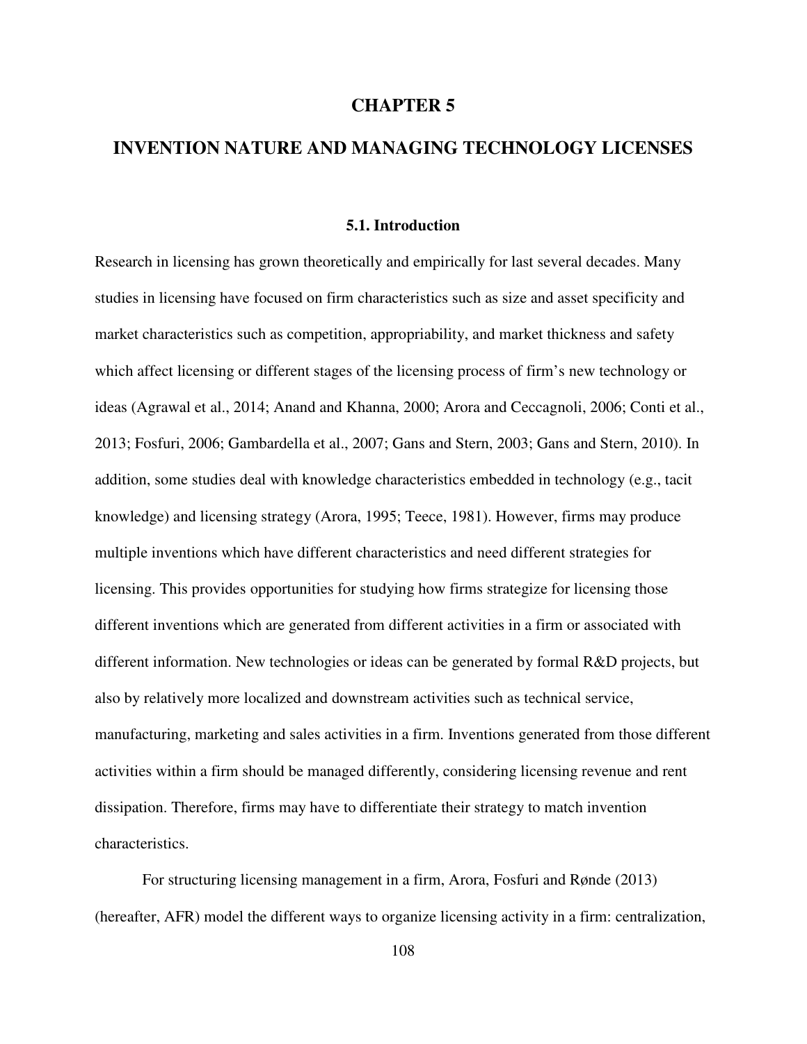# CHAPTER 5

# INVENTION NATURE AND MANAGING TECHNOLOGY LICENSES

## 5.1. Introduction

Research in licensing has grown theoretically and empirically for last several decades. Many studies in licensing have focused on firm characteristics such as size and asset specificity and market characteristics such as competition, appropriability, and market thickness and safety which affect licensing or different stages of the licensing process of firm's new technology or ideas (Agrawal et al., 2014; Anand and Khanna, 2000; Arora and Ceccagnoli, 2006; Conti et al., 2013; Fosfuri, 2006; Gambardella et al., 2007; Gans and Stern, 2003; Gans and Stern, 2010). In addition, some studies deal with knowledge characteristics embedded in technology (e.g., tacit knowledge) and licensing strategy (Arora, 1995; Teece, 1981). However, firms may produce multiple inventions which have different characteristics and need different strategies for licensing. This provides opportunities for studying how firms strategize for licensing those different inventions which are generated from different activities in a firm or associated with different information. New technologies or ideas can be generated by formal R&D projects, but also by relatively more localized and downstream activities such as technical service, manufacturing, marketing and sales activities in a firm. Inventions generated from those different activities within a firm should be managed differently, considering licensing revenue and rent dissipation. Therefore, firms may have to differentiate their strategy to match invention characteristics.

For structuring licensing management in a firm, Arora, Fosfuri and Rønde (2013) (hereafter, AFR) model the different ways to organize licensing activity in a firm: centralization,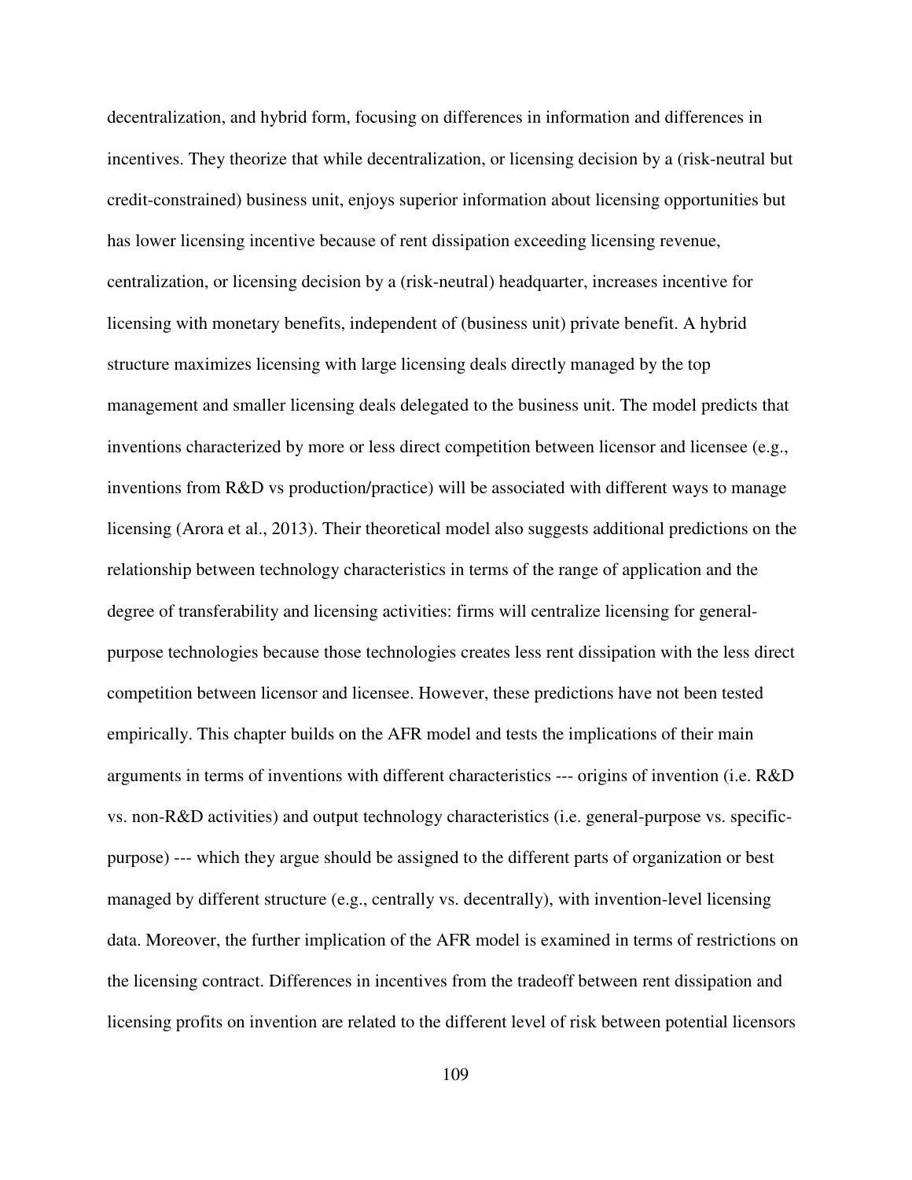decentralization, and hybrid form, focusing on differences in information and differences in incentives. They theorize that while decentralization, or licensing decision by a (risk-neutral but credit-constrained) business unit, enjoys superior information about licensing opportunities but has lower licensing incentive because of rent dissipation exceeding licensing revenue, centralization, or licensing decision by a (risk-neutral) headquarter, increases incentive for licensing with monetary benefits, independent of (business unit) private benefit. A hybrid structure maximizes licensing with large licensing deals directly managed by the top management and smaller licensing deals delegated to the business unit. The model predicts that inventions characterized by more or less direct competition between licensor and licensee (e.g., inventions from R&D vs production/practice) will be associated with different ways to manage licensing (Arora et al., 2013). Their theoretical model also suggests additional predictions on the relationship between technology characteristics in terms of the range of application and the degree of transferability and licensing activities: firms will centralize licensing for general-purpose technologies because those technologies creates less rent dissipation with the less direct competition between licensor and licensee. However, these predictions have not been tested empirically. This chapter builds on the AFR model and tests the implications of their main arguments in terms of inventions with different characteristics --- origins of invention (i.e. R&D vs. non-R&D activities) and output technology characteristics (i.e. general-purpose vs. specific-purpose) --- which they argue should be assigned to the different parts of organization or best managed by different structure (e.g., centrally vs. decentrally), with invention-level licensing data. Moreover, the further implication of the AFR model is examined in terms of restrictions on the licensing contract. Differences in incentives from the tradeoff between rent dissipation and licensing profits on invention are related to the different level of risk between potential licensors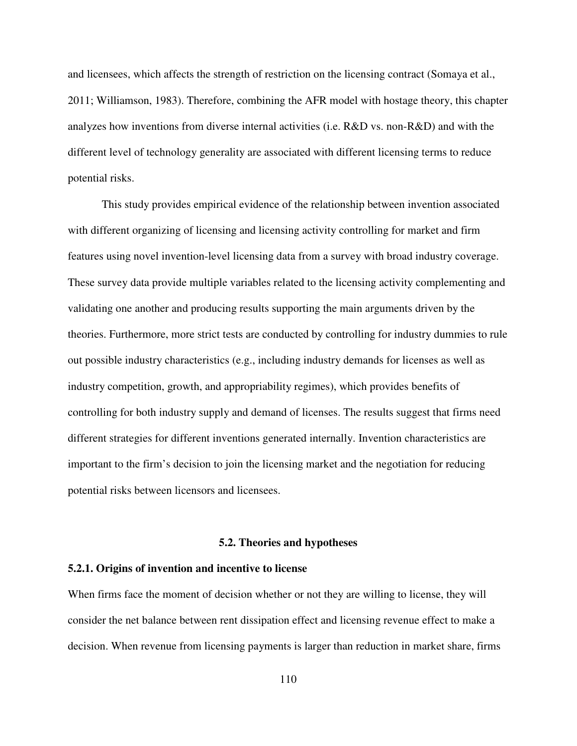and licensees, which affects the strength of restriction on the licensing contract (Somaya et al., 2011; Williamson, 1983). Therefore, combining the AFR model with hostage theory, this chapter analyzes how inventions from diverse internal activities (i.e. R&D vs. non-R&D) and with the different level of technology generality are associated with different licensing terms to reduce potential risks.

This study provides empirical evidence of the relationship between invention associated with different organizing of licensing and licensing activity controlling for market and firm features using novel invention-level licensing data from a survey with broad industry coverage. These survey data provide multiple variables related to the licensing activity complementing and validating one another and producing results supporting the main arguments driven by the theories. Furthermore, more strict tests are conducted by controlling for industry dummies to rule out possible industry characteristics (e.g., including industry demands for licenses as well as industry competition, growth, and appropriability regimes), which provides benefits of controlling for both industry supply and demand of licenses. The results suggest that firms need different strategies for different inventions generated internally. Invention characteristics are important to the firm's decision to join the licensing market and the negotiation for reducing potential risks between licensors and licensees.

## 5.2. Theories and hypotheses

### 5.2.1. Origins of invention and incentive to license

When firms face the moment of decision whether or not they are willing to license, they will consider the net balance between rent dissipation effect and licensing revenue effect to make a decision. When revenue from licensing payments is larger than reduction in market share, firms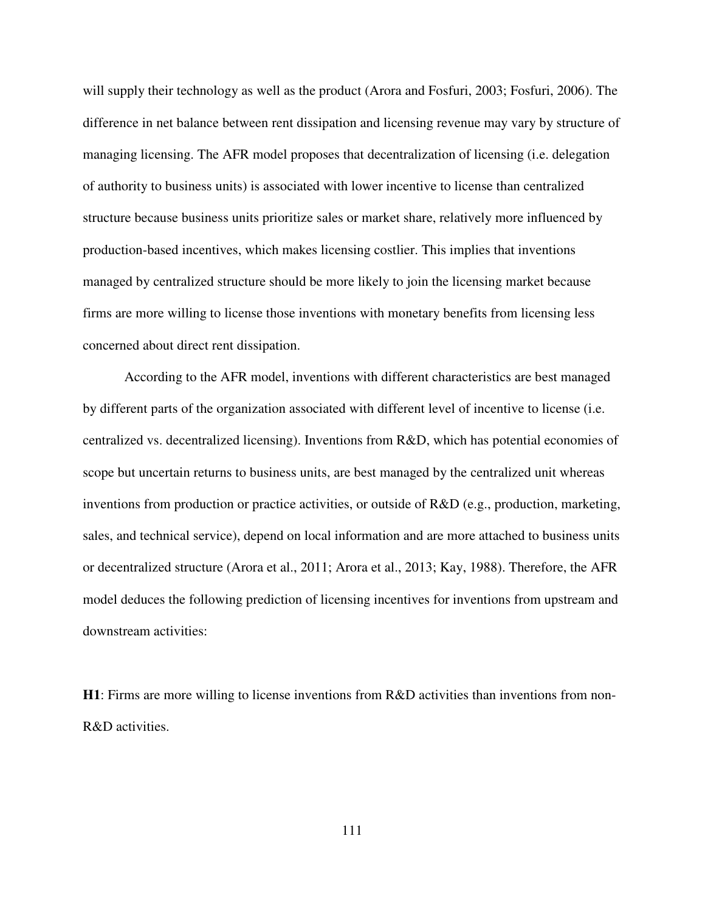will supply their technology as well as the product (Arora and Fosfuri, 2003; Fosfuri, 2006). The difference in net balance between rent dissipation and licensing revenue may vary by structure of managing licensing. The AFR model proposes that decentralization of licensing (i.e. delegation of authority to business units) is associated with lower incentive to license than centralized structure because business units prioritize sales or market share, relatively more influenced by production-based incentives, which makes licensing costlier. This implies that inventions managed by centralized structure should be more likely to join the licensing market because firms are more willing to license those inventions with monetary benefits from licensing less concerned about direct rent dissipation.

According to the AFR model, inventions with different characteristics are best managed by different parts of the organization associated with different level of incentive to license (i.e. centralized vs. decentralized licensing). Inventions from R&D, which has potential economies of scope but uncertain returns to business units, are best managed by the centralized unit whereas inventions from production or practice activities, or outside of R&D (e.g., production, marketing, sales, and technical service), depend on local information and are more attached to business units or decentralized structure (Arora et al., 2011; Arora et al., 2013; Kay, 1988). Therefore, the AFR model deduces the following prediction of licensing incentives for inventions from upstream and downstream activities:

**H1**: Firms are more willing to license inventions from R&D activities than inventions from non-R&D activities.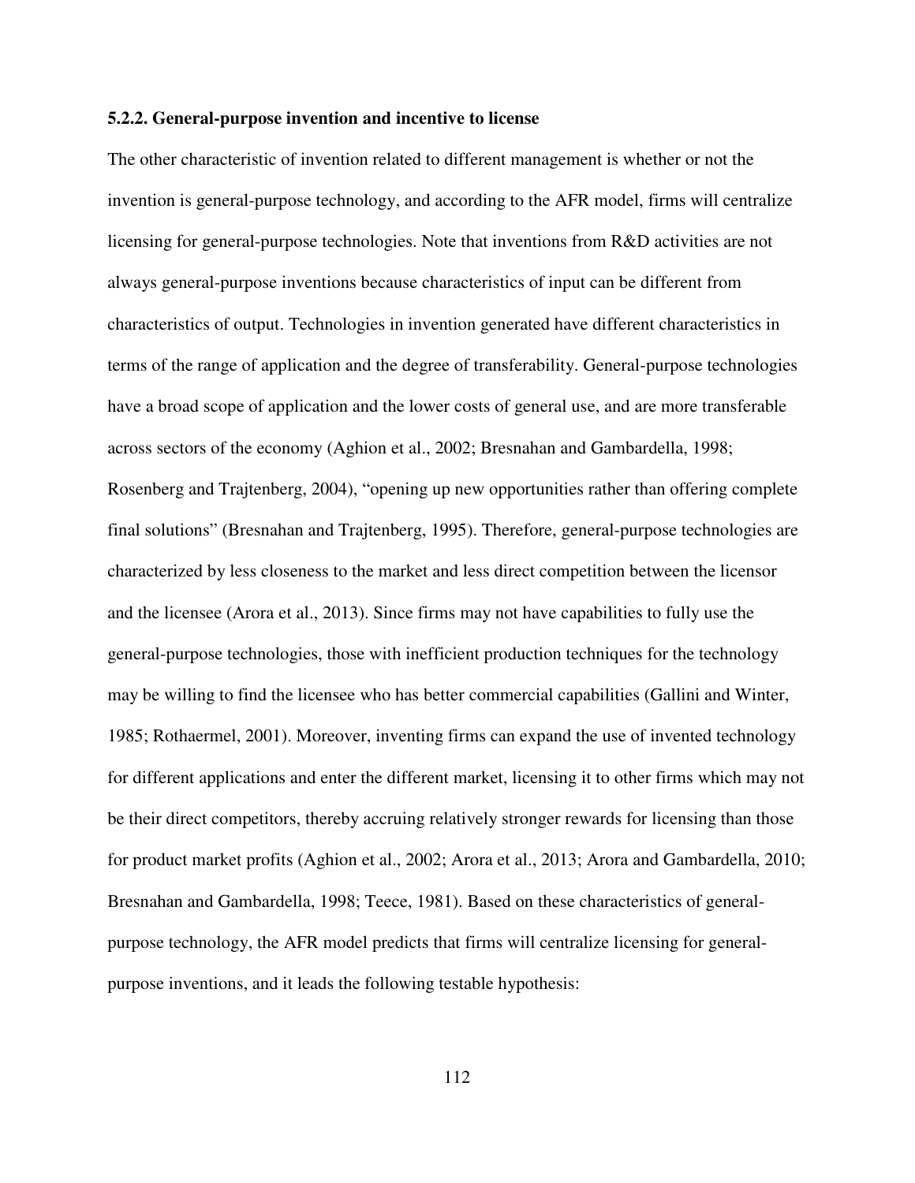### 5.2.2. General-purpose invention and incentive to license

The other characteristic of invention related to different management is whether or not the invention is general-purpose technology, and according to the AFR model, firms will centralize licensing for general-purpose technologies. Note that inventions from R&D activities are not always general-purpose inventions because characteristics of input can be different from characteristics of output. Technologies in invention generated have different characteristics in terms of the range of application and the degree of transferability. General-purpose technologies have a broad scope of application and the lower costs of general use, and are more transferable across sectors of the economy (Aghion et al., 2002; Bresnahan and Gambardella, 1998; Rosenberg and Trajtenberg, 2004), "opening up new opportunities rather than offering complete final solutions" (Bresnahan and Trajtenberg, 1995). Therefore, general-purpose technologies are characterized by less closeness to the market and less direct competition between the licensor and the licensee (Arora et al., 2013). Since firms may not have capabilities to fully use the general-purpose technologies, those with inefficient production techniques for the technology may be willing to find the licensee who has better commercial capabilities (Gallini and Winter, 1985; Rothaermel, 2001). Moreover, inventing firms can expand the use of invented technology for different applications and enter the different market, licensing it to other firms which may not be their direct competitors, thereby accruing relatively stronger rewards for licensing than those for product market profits (Aghion et al., 2002; Arora et al., 2013; Arora and Gambardella, 2010; Bresnahan and Gambardella, 1998; Teece, 1981). Based on these characteristics of general-purpose technology, the AFR model predicts that firms will centralize licensing for general-purpose inventions, and it leads the following testable hypothesis: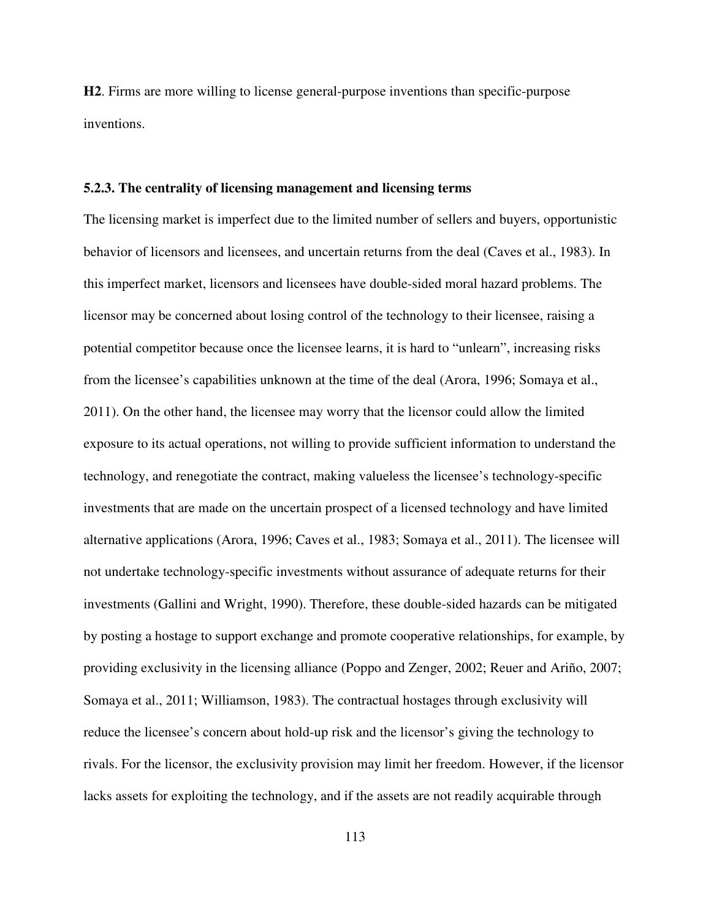**H2**. Firms are more willing to license general-purpose inventions than specific-purpose inventions.

### 5.2.3. The centrality of licensing management and licensing terms

The licensing market is imperfect due to the limited number of sellers and buyers, opportunistic behavior of licensors and licensees, and uncertain returns from the deal (Caves et al., 1983). In this imperfect market, licensors and licensees have double-sided moral hazard problems. The licensor may be concerned about losing control of the technology to their licensee, raising a potential competitor because once the licensee learns, it is hard to "unlearn", increasing risks from the licensee's capabilities unknown at the time of the deal (Arora, 1996; Somaya et al., 2011). On the other hand, the licensee may worry that the licensor could allow the limited exposure to its actual operations, not willing to provide sufficient information to understand the technology, and renegotiate the contract, making valueless the licensee's technology-specific investments that are made on the uncertain prospect of a licensed technology and have limited alternative applications (Arora, 1996; Caves et al., 1983; Somaya et al., 2011). The licensee will not undertake technology-specific investments without assurance of adequate returns for their investments (Gallini and Wright, 1990). Therefore, these double-sided hazards can be mitigated by posting a hostage to support exchange and promote cooperative relationships, for example, by providing exclusivity in the licensing alliance (Poppo and Zenger, 2002; Reuer and Ariño, 2007; Somaya et al., 2011; Williamson, 1983). The contractual hostages through exclusivity will reduce the licensee's concern about hold-up risk and the licensor's giving the technology to rivals. For the licensor, the exclusivity provision may limit her freedom. However, if the licensor lacks assets for exploiting the technology, and if the assets are not readily acquirable through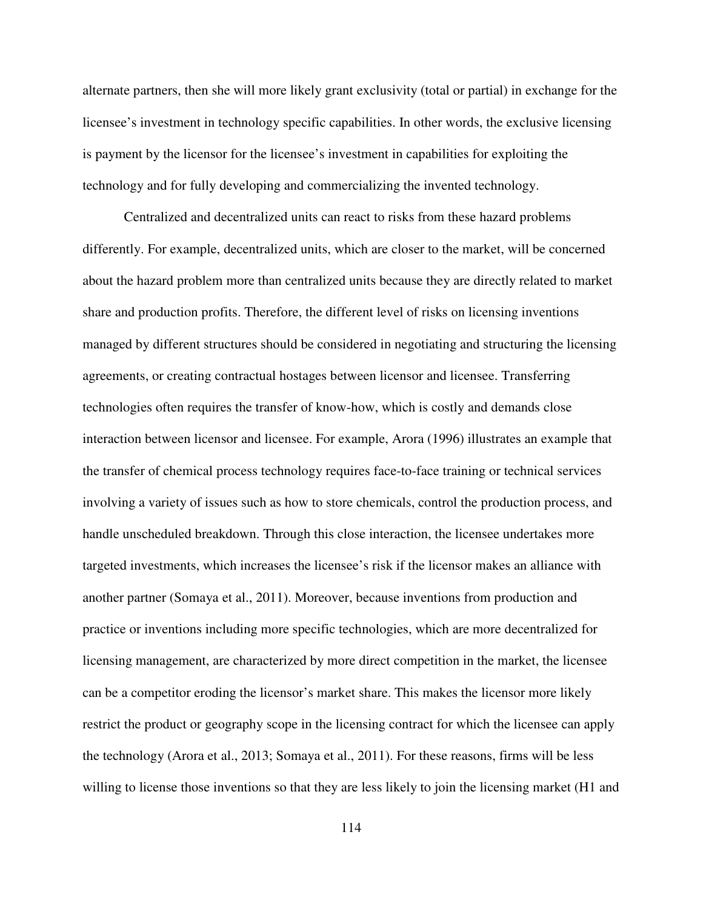alternate partners, then she will more likely grant exclusivity (total or partial) in exchange for the licensee's investment in technology specific capabilities. In other words, the exclusive licensing is payment by the licensor for the licensee's investment in capabilities for exploiting the technology and for fully developing and commercializing the invented technology.

Centralized and decentralized units can react to risks from these hazard problems differently. For example, decentralized units, which are closer to the market, will be concerned about the hazard problem more than centralized units because they are directly related to market share and production profits. Therefore, the different level of risks on licensing inventions managed by different structures should be considered in negotiating and structuring the licensing agreements, or creating contractual hostages between licensor and licensee. Transferring technologies often requires the transfer of know-how, which is costly and demands close interaction between licensor and licensee. For example, Arora (1996) illustrates an example that the transfer of chemical process technology requires face-to-face training or technical services involving a variety of issues such as how to store chemicals, control the production process, and handle unscheduled breakdown. Through this close interaction, the licensee undertakes more targeted investments, which increases the licensee's risk if the licensor makes an alliance with another partner (Somaya et al., 2011). Moreover, because inventions from production and practice or inventions including more specific technologies, which are more decentralized for licensing management, are characterized by more direct competition in the market, the licensee can be a competitor eroding the licensor's market share. This makes the licensor more likely restrict the product or geography scope in the licensing contract for which the licensee can apply the technology (Arora et al., 2013; Somaya et al., 2011). For these reasons, firms will be less willing to license those inventions so that they are less likely to join the licensing market (H1 and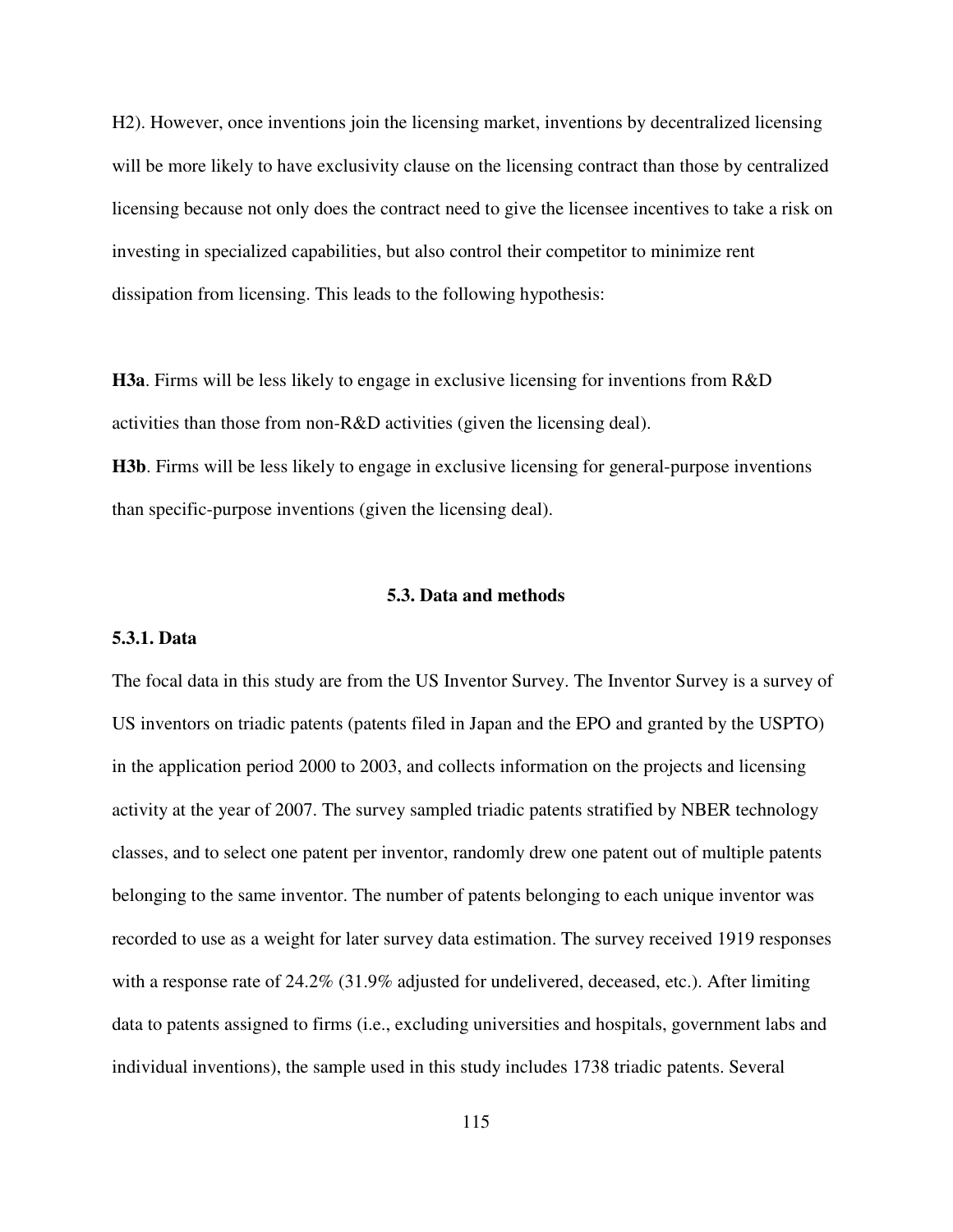H2). However, once inventions join the licensing market, inventions by decentralized licensing will be more likely to have exclusivity clause on the licensing contract than those by centralized licensing because not only does the contract need to give the licensee incentives to take a risk on investing in specialized capabilities, but also control their competitor to minimize rent dissipation from licensing. This leads to the following hypothesis:

**H3a**. Firms will be less likely to engage in exclusive licensing for inventions from R&D activities than those from non-R&D activities (given the licensing deal).

**H3b**. Firms will be less likely to engage in exclusive licensing for general-purpose inventions than specific-purpose inventions (given the licensing deal).

## 5.3. Data and methods

### 5.3.1. Data

The focal data in this study are from the US Inventor Survey. The Inventor Survey is a survey of US inventors on triadic patents (patents filed in Japan and the EPO and granted by the USPTO) in the application period 2000 to 2003, and collects information on the projects and licensing activity at the year of 2007. The survey sampled triadic patents stratified by NBER technology classes, and to select one patent per inventor, randomly drew one patent out of multiple patents belonging to the same inventor. The number of patents belonging to each unique inventor was recorded to use as a weight for later survey data estimation. The survey received 1919 responses with a response rate of 24.2% (31.9% adjusted for undelivered, deceased, etc.). After limiting data to patents assigned to firms (i.e., excluding universities and hospitals, government labs and individual inventions), the sample used in this study includes 1738 triadic patents. Several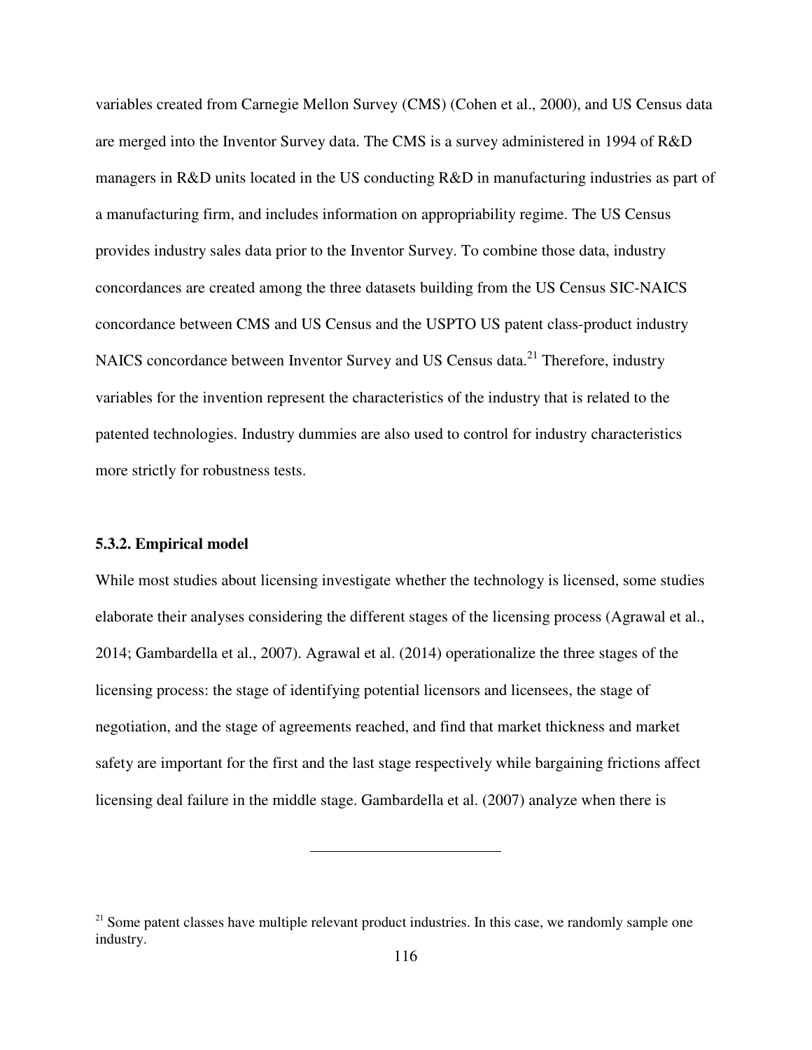variables created from Carnegie Mellon Survey (CMS) (Cohen et al., 2000), and US Census data are merged into the Inventor Survey data. The CMS is a survey administered in 1994 of R&D managers in R&D units located in the US conducting R&D in manufacturing industries as part of a manufacturing firm, and includes information on appropriability regime. The US Census provides industry sales data prior to the Inventor Survey. To combine those data, industry concordances are created among the three datasets building from the US Census SIC-NAICS concordance between CMS and US Census and the USPTO US patent class-product industry NAICS concordance between Inventor Survey and US Census data.[21] Therefore, industry variables for the invention represent the characteristics of the industry that is related to the patented technologies. Industry dummies are also used to control for industry characteristics more strictly for robustness tests.

### 5.3.2. Empirical model

While most studies about licensing investigate whether the technology is licensed, some studies elaborate their analyses considering the different stages of the licensing process (Agrawal et al., 2014; Gambardella et al., 2007). Agrawal et al. (2014) operationalize the three stages of the licensing process: the stage of identifying potential licensors and licensees, the stage of negotiation, and the stage of agreements reached, and find that market thickness and market safety are important for the first and the last stage respectively while bargaining frictions affect licensing deal failure in the middle stage. Gambardella et al. (2007) analyze when there is

---

[21] Some patent classes have multiple relevant product industries. In this case, we randomly sample one industry.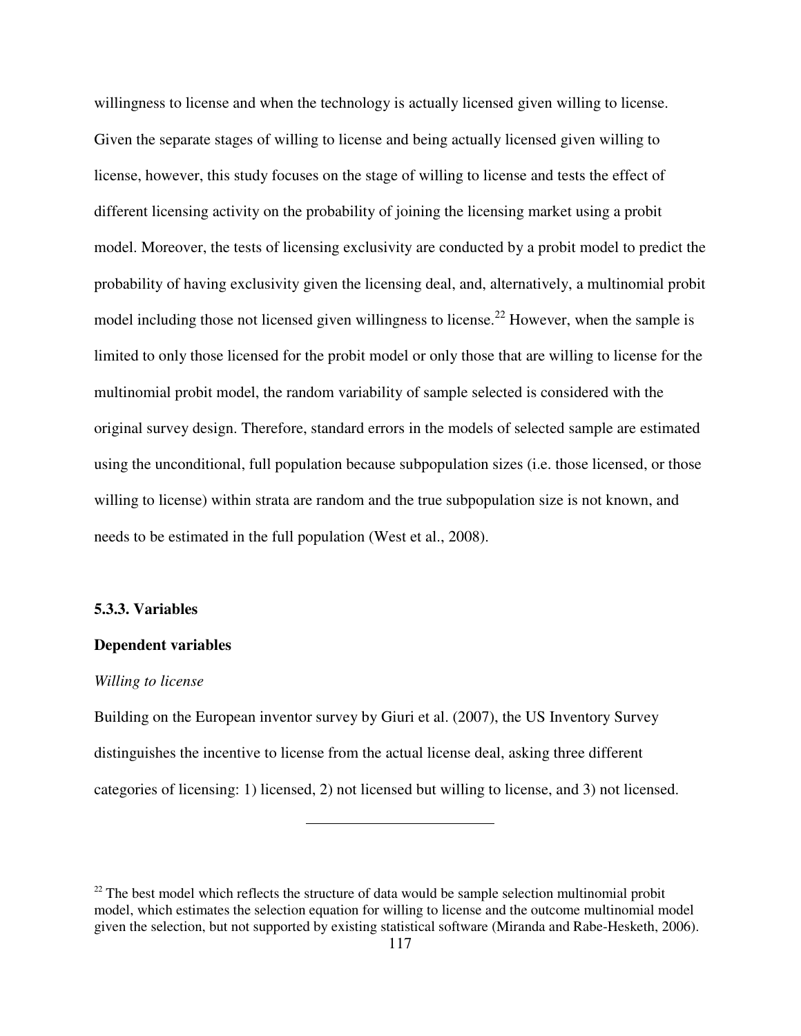willingness to license and when the technology is actually licensed given willing to license. Given the separate stages of willing to license and being actually licensed given willing to license, however, this study focuses on the stage of willing to license and tests the effect of different licensing activity on the probability of joining the licensing market using a probit model. Moreover, the tests of licensing exclusivity are conducted by a probit model to predict the probability of having exclusivity given the licensing deal, and, alternatively, a multinomial probit model including those not licensed given willingness to license.[22] However, when the sample is limited to only those licensed for the probit model or only those that are willing to license for the multinomial probit model, the random variability of sample selected is considered with the original survey design. Therefore, standard errors in the models of selected sample are estimated using the unconditional, full population because subpopulation sizes (i.e. those licensed, or those willing to license) within strata are random and the true subpopulation size is not known, and needs to be estimated in the full population (West et al., 2008).

### 5.3.3. Variables

**Dependent variables**

*Willing to license*

Building on the European inventor survey by Giuri et al. (2007), the US Inventory Survey distinguishes the incentive to license from the actual license deal, asking three different categories of licensing: 1) licensed, 2) not licensed but willing to license, and 3) not licensed.

---

[22] The best model which reflects the structure of data would be sample selection multinomial probit model, which estimates the selection equation for willing to license and the outcome multinomial model given the selection, but not supported by existing statistical software (Miranda and Rabe-Hesketh, 2006).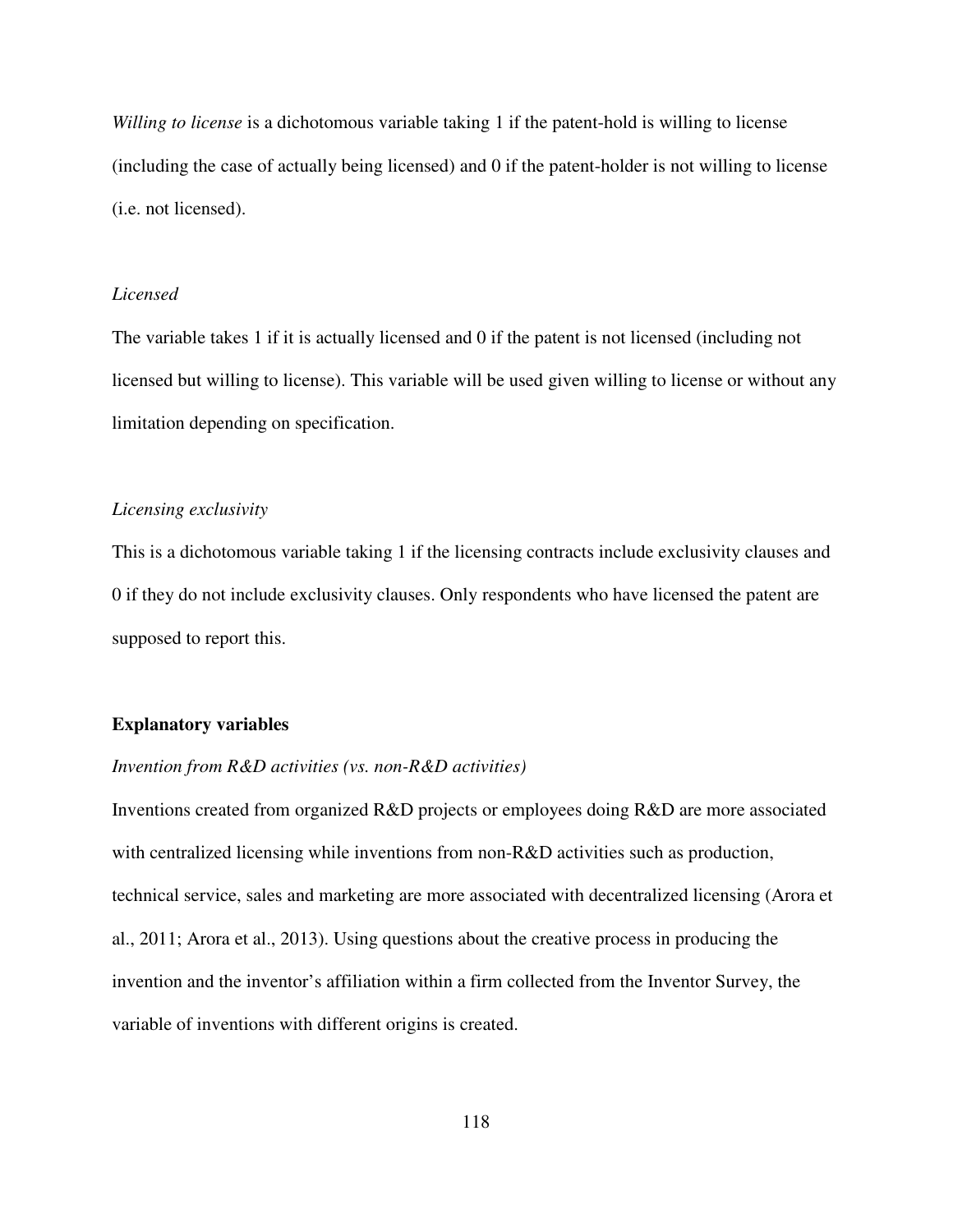*Willing to license* is a dichotomous variable taking 1 if the patent-hold is willing to license (including the case of actually being licensed) and 0 if the patent-holder is not willing to license (i.e. not licensed).

*Licensed*

The variable takes 1 if it is actually licensed and 0 if the patent is not licensed (including not licensed but willing to license). This variable will be used given willing to license or without any limitation depending on specification.

*Licensing exclusivity*

This is a dichotomous variable taking 1 if the licensing contracts include exclusivity clauses and 0 if they do not include exclusivity clauses. Only respondents who have licensed the patent are supposed to report this.

**Explanatory variables**

*Invention from R&D activities (vs. non-R&D activities)*

Inventions created from organized R&D projects or employees doing R&D are more associated with centralized licensing while inventions from non-R&D activities such as production, technical service, sales and marketing are more associated with decentralized licensing (Arora et al., 2011; Arora et al., 2013). Using questions about the creative process in producing the invention and the inventor's affiliation within a firm collected from the Inventor Survey, the variable of inventions with different origins is created.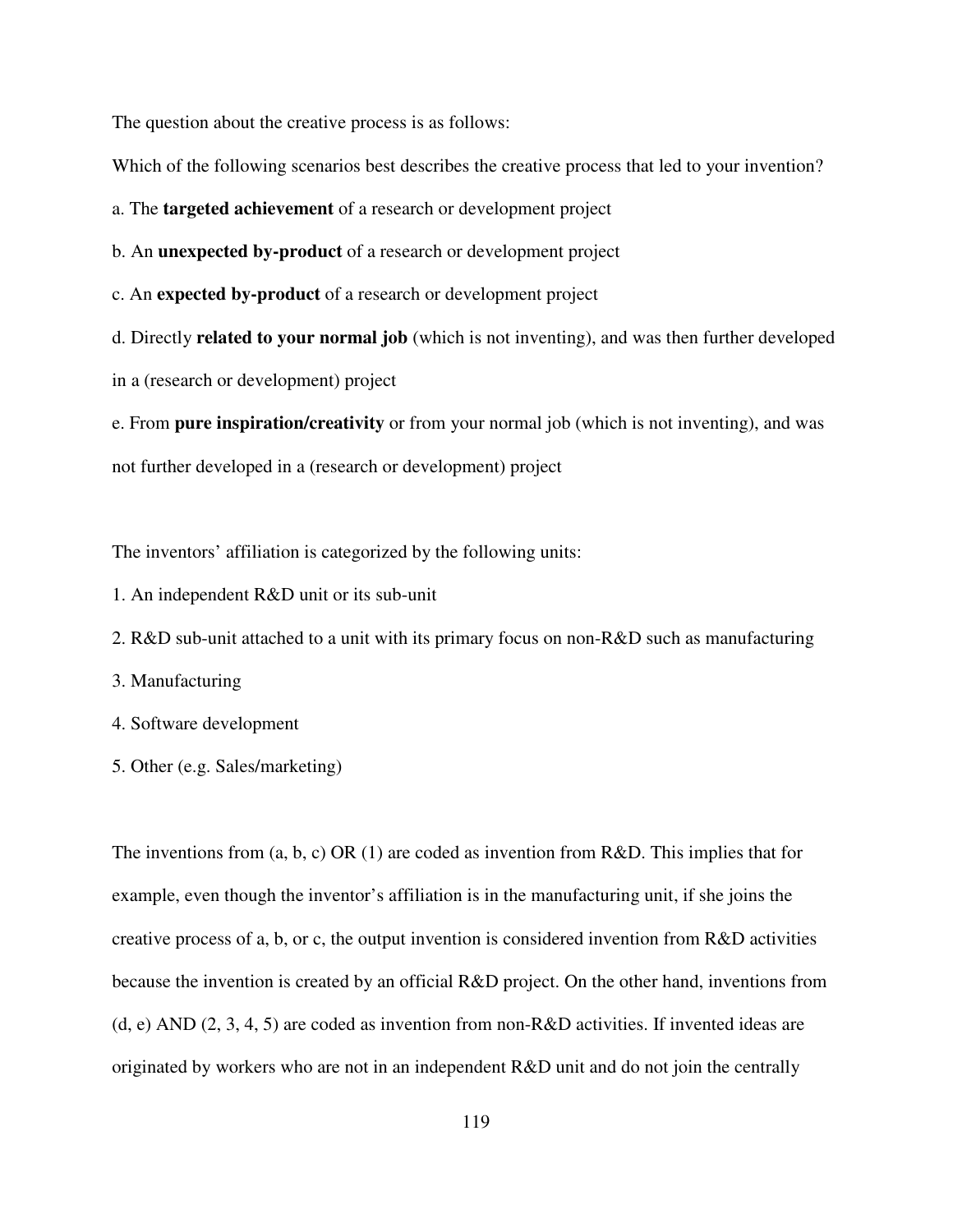The question about the creative process is as follows:

Which of the following scenarios best describes the creative process that led to your invention?

a. The **targeted achievement** of a research or development project

b. An **unexpected by-product** of a research or development project

c. An **expected by-product** of a research or development project

d. Directly **related to your normal job** (which is not inventing), and was then further developed in a (research or development) project

e. From **pure inspiration/creativity** or from your normal job (which is not inventing), and was not further developed in a (research or development) project

The inventors' affiliation is categorized by the following units:

1. An independent R&D unit or its sub-unit
2. R&D sub-unit attached to a unit with its primary focus on non-R&D such as manufacturing
3. Manufacturing
4. Software development
5. Other (e.g. Sales/marketing)

The inventions from (a, b, c) OR (1) are coded as invention from R&D. This implies that for example, even though the inventor's affiliation is in the manufacturing unit, if she joins the creative process of a, b, or c, the output invention is considered invention from R&D activities because the invention is created by an official R&D project. On the other hand, inventions from (d, e) AND (2, 3, 4, 5) are coded as invention from non-R&D activities. If invented ideas are originated by workers who are not in an independent R&D unit and do not join the centrally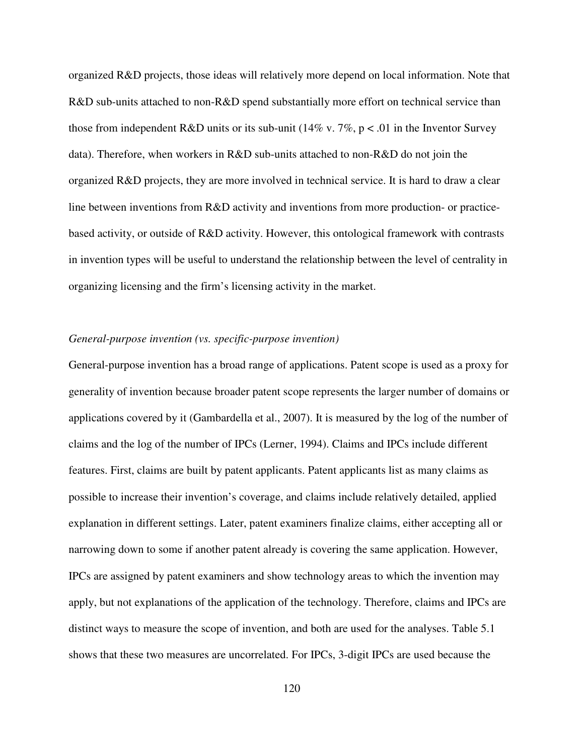organized R&D projects, those ideas will relatively more depend on local information. Note that R&D sub-units attached to non-R&D spend substantially more effort on technical service than those from independent R&D units or its sub-unit (14% v. 7%, $p < .01$ in the Inventor Survey data). Therefore, when workers in R&D sub-units attached to non-R&D do not join the organized R&D projects, they are more involved in technical service. It is hard to draw a clear line between inventions from R&D activity and inventions from more production- or practice-based activity, or outside of R&D activity. However, this ontological framework with contrasts in invention types will be useful to understand the relationship between the level of centrality in organizing licensing and the firm's licensing activity in the market.

*General-purpose invention (vs. specific-purpose invention)*

General-purpose invention has a broad range of applications. Patent scope is used as a proxy for generality of invention because broader patent scope represents the larger number of domains or applications covered by it (Gambardella et al., 2007). It is measured by the log of the number of claims and the log of the number of IPCs (Lerner, 1994). Claims and IPCs include different features. First, claims are built by patent applicants. Patent applicants list as many claims as possible to increase their invention's coverage, and claims include relatively detailed, applied explanation in different settings. Later, patent examiners finalize claims, either accepting all or narrowing down to some if another patent already is covering the same application. However, IPCs are assigned by patent examiners and show technology areas to which the invention may apply, but not explanations of the application of the technology. Therefore, claims and IPCs are distinct ways to measure the scope of invention, and both are used for the analyses. Table 5.1 shows that these two measures are uncorrelated. For IPCs, 3-digit IPCs are used because the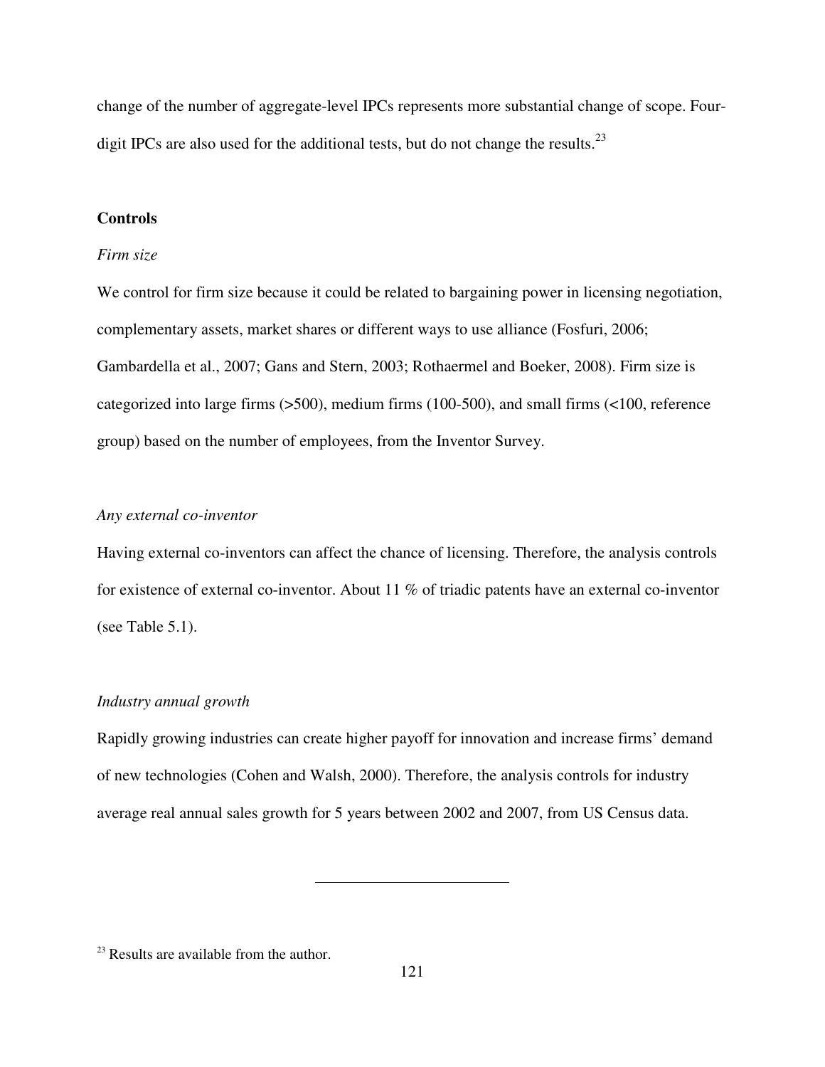change of the number of aggregate-level IPCs represents more substantial change of scope. Four-digit IPCs are also used for the additional tests, but do not change the results.[23]

## Controls

### *Firm size*

We control for firm size because it could be related to bargaining power in licensing negotiation, complementary assets, market shares or different ways to use alliance (Fosfuri, 2006; Gambardella et al., 2007; Gans and Stern, 2003; Rothaermel and Boeker, 2008). Firm size is categorized into large firms (>500), medium firms (100-500), and small firms (<100, reference group) based on the number of employees, from the Inventor Survey.

### *Any external co-inventor*

Having external co-inventors can affect the chance of licensing. Therefore, the analysis controls for existence of external co-inventor. About 11 % of triadic patents have an external co-inventor (see Table 5.1).

### *Industry annual growth*

Rapidly growing industries can create higher payoff for innovation and increase firms' demand of new technologies (Cohen and Walsh, 2000). Therefore, the analysis controls for industry average real annual sales growth for 5 years between 2002 and 2007, from US Census data.

---

[23] Results are available from the author.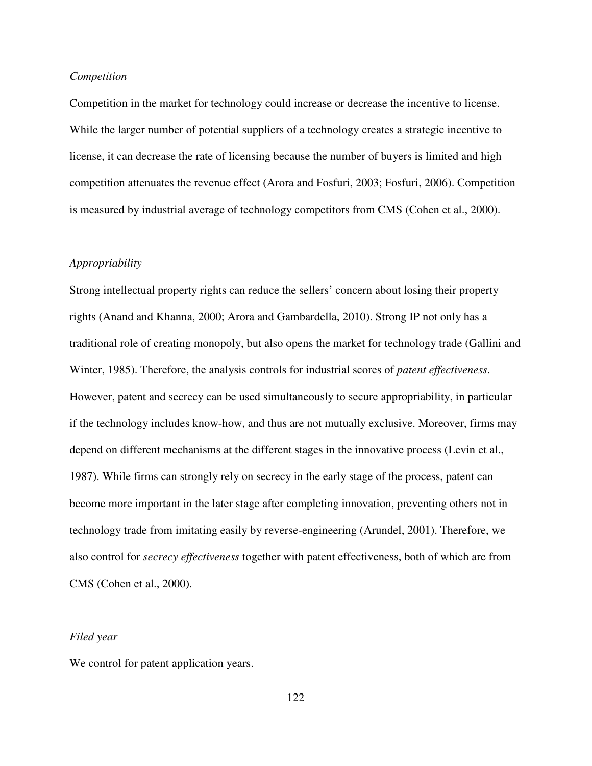*Competition*

Competition in the market for technology could increase or decrease the incentive to license. While the larger number of potential suppliers of a technology creates a strategic incentive to license, it can decrease the rate of licensing because the number of buyers is limited and high competition attenuates the revenue effect (Arora and Fosfuri, 2003; Fosfuri, 2006). Competition is measured by industrial average of technology competitors from CMS (Cohen et al., 2000).

*Appropriability*

Strong intellectual property rights can reduce the sellers' concern about losing their property rights (Anand and Khanna, 2000; Arora and Gambardella, 2010). Strong IP not only has a traditional role of creating monopoly, but also opens the market for technology trade (Gallini and Winter, 1985). Therefore, the analysis controls for industrial scores of *patent effectiveness*. However, patent and secrecy can be used simultaneously to secure appropriability, in particular if the technology includes know-how, and thus are not mutually exclusive. Moreover, firms may depend on different mechanisms at the different stages in the innovative process (Levin et al., 1987). While firms can strongly rely on secrecy in the early stage of the process, patent can become more important in the later stage after completing innovation, preventing others not in technology trade from imitating easily by reverse-engineering (Arundel, 2001). Therefore, we also control for *secrecy effectiveness* together with patent effectiveness, both of which are from CMS (Cohen et al., 2000).

*Filed year*

We control for patent application years.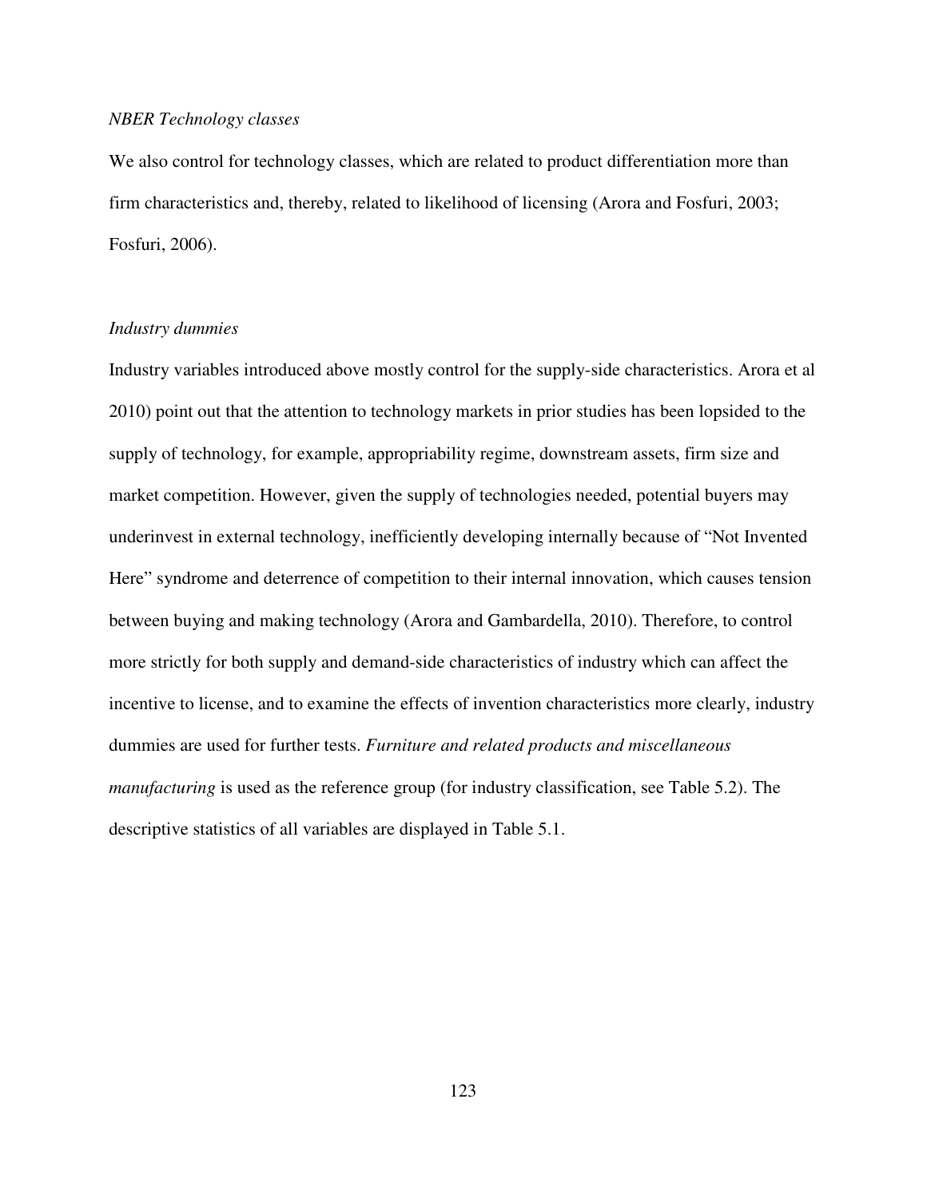*NBER Technology classes*

We also control for technology classes, which are related to product differentiation more than firm characteristics and, thereby, related to likelihood of licensing (Arora and Fosfuri, 2003; Fosfuri, 2006).

*Industry dummies*

Industry variables introduced above mostly control for the supply-side characteristics. Arora et al 2010) point out that the attention to technology markets in prior studies has been lopsided to the supply of technology, for example, appropriability regime, downstream assets, firm size and market competition. However, given the supply of technologies needed, potential buyers may underinvest in external technology, inefficiently developing internally because of "Not Invented Here" syndrome and deterrence of competition to their internal innovation, which causes tension between buying and making technology (Arora and Gambardella, 2010). Therefore, to control more strictly for both supply and demand-side characteristics of industry which can affect the incentive to license, and to examine the effects of invention characteristics more clearly, industry dummies are used for further tests. *Furniture and related products and miscellaneous manufacturing* is used as the reference group (for industry classification, see Table 5.2). The descriptive statistics of all variables are displayed in Table 5.1.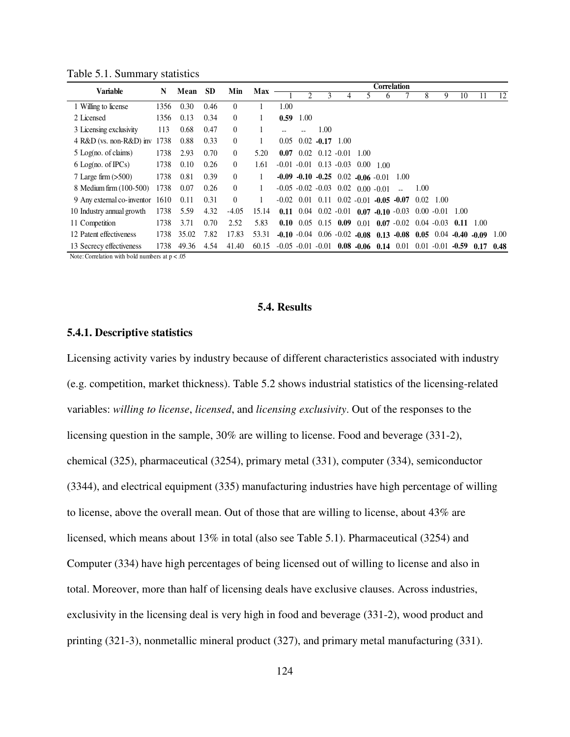Table 5.1. Summary statistics

| Variable | N | Mean | SD | Min | Max | Correlation | | | | | | | | | | | |
|---|---|---|---|---|---|---|---|---|---|---|---|---|---|---|---|---|---|
| | | | | | | 1 | 2 | 3 | 4 | 5 | 6 | 7 | 8 | 9 | 10 | 11 | 12 |
| 1 Willing to license | 1356 | 0.30 | 0.46 | 0 | 1 | 1.00 | | | | | | | | | | | |
| 2 Licensed | 1356 | 0.13 | 0.34 | 0 | 1 | **0.59** | 1.00 | | | | | | | | | | |
| 3 Licensing exclusivity | 113 | 0.68 | 0.47 | 0 | 1 | -- | -- | 1.00 | | | | | | | | | |
| 4 R&D (vs. non-R&D) inv | 1738 | 0.88 | 0.33 | 0 | 1 | 0.05 | 0.02 | **-0.17** | 1.00 | | | | | | | | |
| 5 Log(no. of claims) | 1738 | 2.93 | 0.70 | 0 | 5.20 | **0.07** | 0.02 | 0.12 | -0.01 | 1.00 | | | | | | | |
| 6 Log(no. of IPCs) | 1738 | 0.10 | 0.26 | 0 | 1.61 | -0.01 | -0.01 | 0.13 | -0.03 | 0.00 | 1.00 | | | | | | |
| 7 Large firm (>500) | 1738 | 0.81 | 0.39 | 0 | 1 | **-0.09** | **-0.10** | **-0.25** | 0.02 | **-0.06** | -0.01 | 1.00 | | | | | |
| 8 Medium firm (100-500) | 1738 | 0.07 | 0.26 | 0 | 1 | -0.05 | -0.02 | -0.03 | 0.02 | 0.00 | -0.01 | -- | 1.00 | | | | |
| 9 Any external co-inventor | 1610 | 0.11 | 0.31 | 0 | 1 | -0.02 | 0.01 | 0.11 | 0.02 | -0.01 | **-0.05** | **-0.07** | 0.02 | 1.00 | | | |
| 10 Industry annual growth | 1738 | 5.59 | 4.32 | -4.05 | 15.14 | **0.11** | 0.04 | 0.02 | -0.01 | **0.07** | **-0.10** | -0.03 | 0.00 | -0.01 | 1.00 | | |
| 11 Competition | 1738 | 3.71 | 0.70 | 2.52 | 5.83 | **0.10** | 0.05 | 0.15 | **0.09** | 0.01 | **0.07** | -0.02 | 0.04 | -0.03 | **0.11** | 1.00 | |
| 12 Patent effectiveness | 1738 | 35.02 | 7.82 | 17.83 | 53.31 | **-0.10** | -0.04 | 0.06 | -0.02 | **-0.08** | **0.13** | **-0.08** | **0.05** | 0.04 | **-0.40** | **-0.09** | 1.00 |
| 13 Secrecy effectiveness | 1738 | 49.36 | 4.54 | 41.40 | 60.15 | -0.05 | -0.01 | -0.01 | **0.08** | **-0.06** | **0.14** | 0.01 | 0.01 | -0.01 | **-0.59** | **0.17** | **0.48** |

Note: Correlation with bold numbers at p < .05

## 5.4. Results

### 5.4.1. Descriptive statistics

Licensing activity varies by industry because of different characteristics associated with industry (e.g. competition, market thickness). Table 5.2 shows industrial statistics of the licensing-related variables: *willing to license*, *licensed*, and *licensing exclusivity*. Out of the responses to the licensing question in the sample, 30% are willing to license. Food and beverage (331-2), chemical (325), pharmaceutical (3254), primary metal (331), computer (334), semiconductor (3344), and electrical equipment (335) manufacturing industries have high percentage of willing to license, above the overall mean. Out of those that are willing to license, about 43% are licensed, which means about 13% in total (also see Table 5.1). Pharmaceutical (3254) and Computer (334) have high percentages of being licensed out of willing to license and also in total. Moreover, more than half of licensing deals have exclusive clauses. Across industries, exclusivity in the licensing deal is very high in food and beverage (331-2), wood product and printing (321-3), nonmetallic mineral product (327), and primary metal manufacturing (331).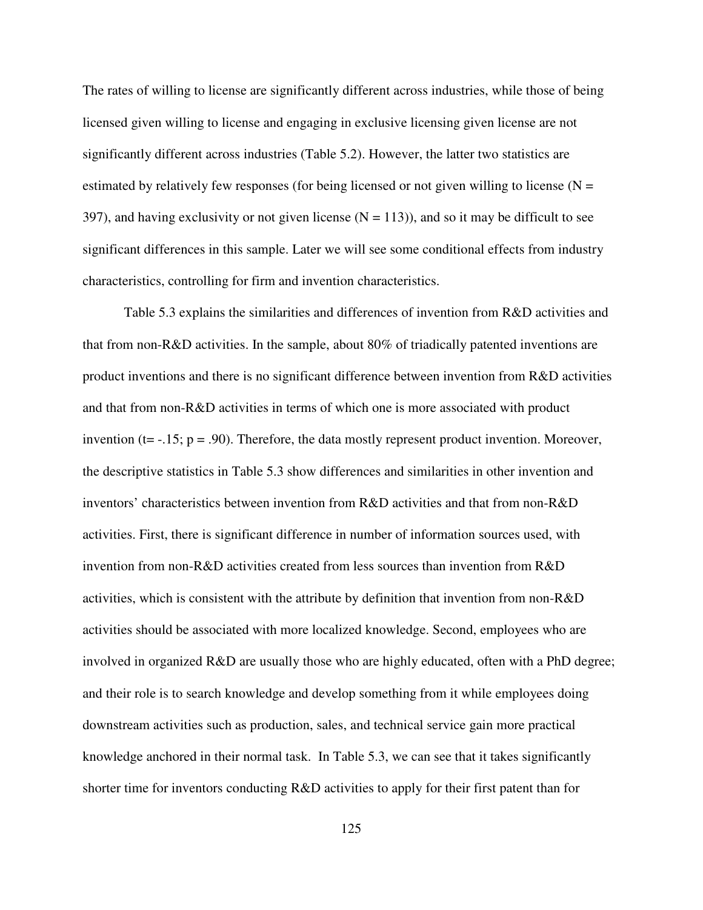The rates of willing to license are significantly different across industries, while those of being licensed given willing to license and engaging in exclusive licensing given license are not significantly different across industries (Table 5.2). However, the latter two statistics are estimated by relatively few responses (for being licensed or not given willing to license ($N = 397$), and having exclusivity or not given license ($N = 113$)), and so it may be difficult to see significant differences in this sample. Later we will see some conditional effects from industry characteristics, controlling for firm and invention characteristics.

Table 5.3 explains the similarities and differences of invention from R&D activities and that from non-R&D activities. In the sample, about 80% of triadically patented inventions are product inventions and there is no significant difference between invention from R&D activities and that from non-R&D activities in terms of which one is more associated with product invention ($t= -.15$; $p = .90$). Therefore, the data mostly represent product invention. Moreover, the descriptive statistics in Table 5.3 show differences and similarities in other invention and inventors' characteristics between invention from R&D activities and that from non-R&D activities. First, there is significant difference in number of information sources used, with invention from non-R&D activities created from less sources than invention from R&D activities, which is consistent with the attribute by definition that invention from non-R&D activities should be associated with more localized knowledge. Second, employees who are involved in organized R&D are usually those who are highly educated, often with a PhD degree; and their role is to search knowledge and develop something from it while employees doing downstream activities such as production, sales, and technical service gain more practical knowledge anchored in their normal task. In Table 5.3, we can see that it takes significantly shorter time for inventors conducting R&D activities to apply for their first patent than for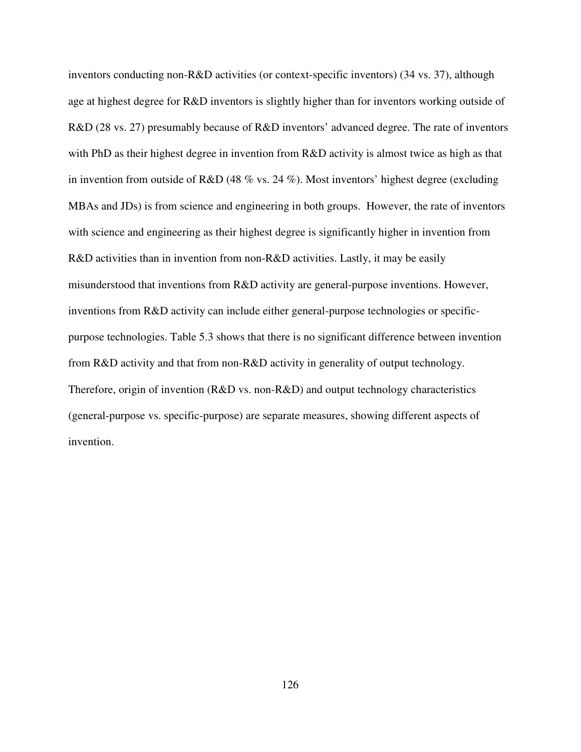inventors conducting non-R&D activities (or context-specific inventors) (34 vs. 37), although age at highest degree for R&D inventors is slightly higher than for inventors working outside of R&D (28 vs. 27) presumably because of R&D inventors' advanced degree. The rate of inventors with PhD as their highest degree in invention from R&D activity is almost twice as high as that in invention from outside of R&D (48 % vs. 24 %). Most inventors' highest degree (excluding MBAs and JDs) is from science and engineering in both groups. However, the rate of inventors with science and engineering as their highest degree is significantly higher in invention from R&D activities than in invention from non-R&D activities. Lastly, it may be easily misunderstood that inventions from R&D activity are general-purpose inventions. However, inventions from R&D activity can include either general-purpose technologies or specific-purpose technologies. Table 5.3 shows that there is no significant difference between invention from R&D activity and that from non-R&D activity in generality of output technology. Therefore, origin of invention (R&D vs. non-R&D) and output technology characteristics (general-purpose vs. specific-purpose) are separate measures, showing different aspects of invention.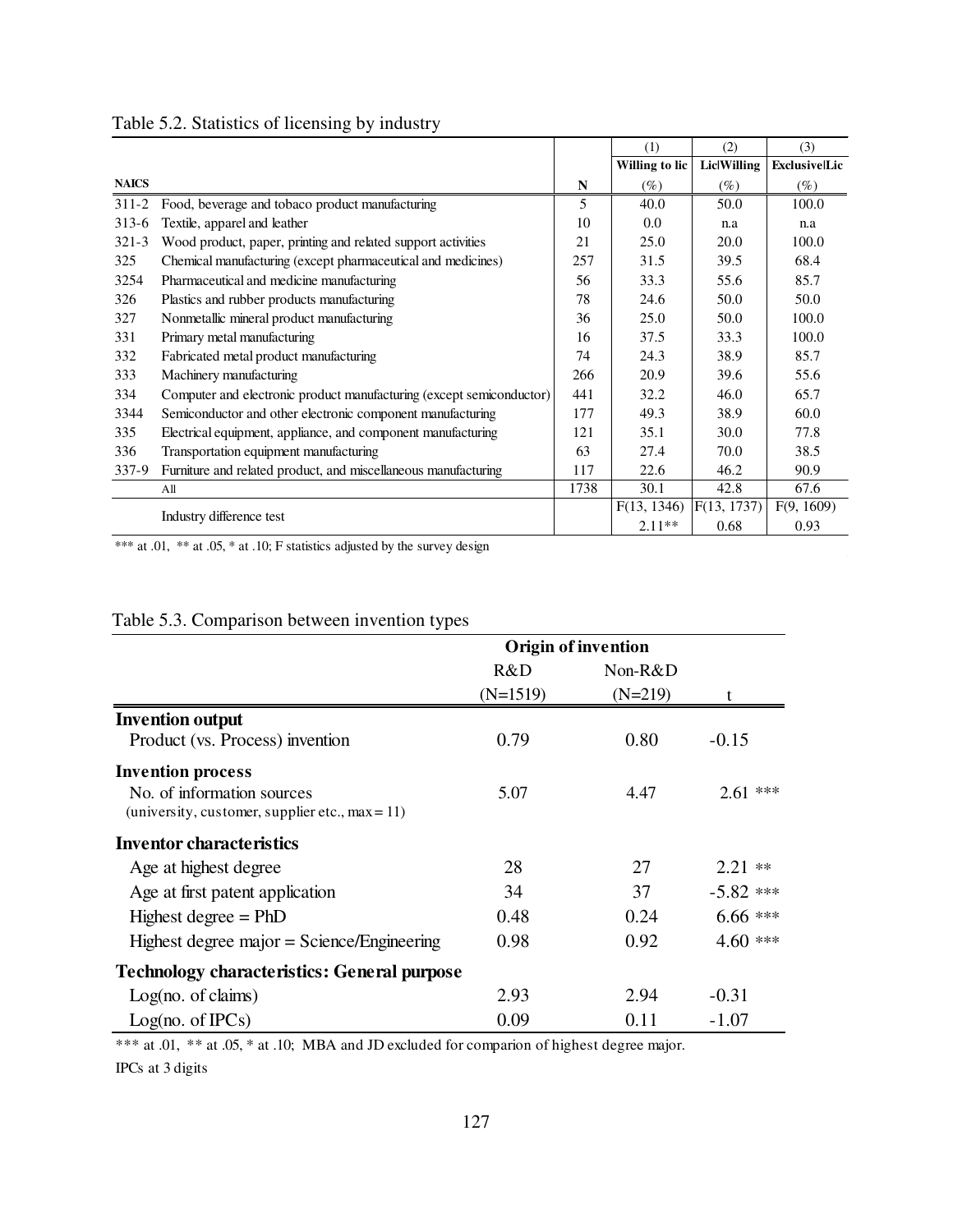Table 5.2. Statistics of licensing by industry

| NAICS | | N | (1) Willing to lic (%) | (2) Lic\|Willing (%) | (3) Exclusive\|Lic (%) |
|---|---|---|---|---|---|
| 311-2 | Food, beverage and tobacco product manufacturing | 5 | 40.0 | 50.0 | 100.0 |
| 313-6 | Textile, apparel and leather | 10 | 0.0 | n.a | n.a |
| 321-3 | Wood product, paper, printing and related support activities | 21 | 25.0 | 20.0 | 100.0 |
| 325 | Chemical manufacturing (except pharmaceutical and medicines) | 257 | 31.5 | 39.5 | 68.4 |
| 3254 | Pharmaceutical and medicine manufacturing | 56 | 33.3 | 55.6 | 85.7 |
| 326 | Plastics and rubber products manufacturing | 78 | 24.6 | 50.0 | 50.0 |
| 327 | Nonmetallic mineral product manufacturing | 36 | 25.0 | 50.0 | 100.0 |
| 331 | Primary metal manufacturing | 16 | 37.5 | 33.3 | 100.0 |
| 332 | Fabricated metal product manufacturing | 74 | 24.3 | 38.9 | 85.7 |
| 333 | Machinery manufacturing | 266 | 20.9 | 39.6 | 55.6 |
| 334 | Computer and electronic product manufacturing (except semiconductor) | 441 | 32.2 | 46.0 | 65.7 |
| 3344 | Semiconductor and other electronic component manufacturing | 177 | 49.3 | 38.9 | 60.0 |
| 335 | Electrical equipment, appliance, and component manufacturing | 121 | 35.1 | 30.0 | 77.8 |
| 336 | Transportation equipment manufacturing | 63 | 27.4 | 70.0 | 38.5 |
| 337-9 | Furniture and related product, and miscellaneous manufacturing | 117 | 22.6 | 46.2 | 90.9 |
| | All | 1738 | 30.1 | 42.8 | 67.6 |
| | Industry difference test | | $F(13, 1346)$ 2.11** | $F(13, 1737)$ 0.68 | $F(9, 1609)$ 0.93 |

*** at .01, ** at .05, * at .10; F statistics adjusted by the survey design

Table 5.3. Comparison between invention types

| | Origin of invention | | |
|---|---|---|---|
| | R&D (N=1519) | Non-R&D (N=219) | t |
| **Invention output** | | | |
| Product (vs. Process) invention | 0.79 | 0.80 | -0.15 |
| **Invention process** | | | |
| No. of information sources (university, customer, supplier etc., max = 11) | 5.07 | 4.47 | 2.61 *** |
| **Inventor characteristics** | | | |
| Age at highest degree | 28 | 27 | 2.21 ** |
| Age at first patent application | 34 | 37 | -5.82 *** |
| Highest degree = PhD | 0.48 | 0.24 | 6.66 *** |
| Highest degree major = Science/Engineering | 0.98 | 0.92 | 4.60 *** |
| **Technology characteristics: General purpose** | | | |
| Log(no. of claims) | 2.93 | 2.94 | -0.31 |
| Log(no. of IPCs) | 0.09 | 0.11 | -1.07 |

*** at .01, ** at .05, * at .10; MBA and JD excluded for comparion of highest degree major.

IPCs at 3 digits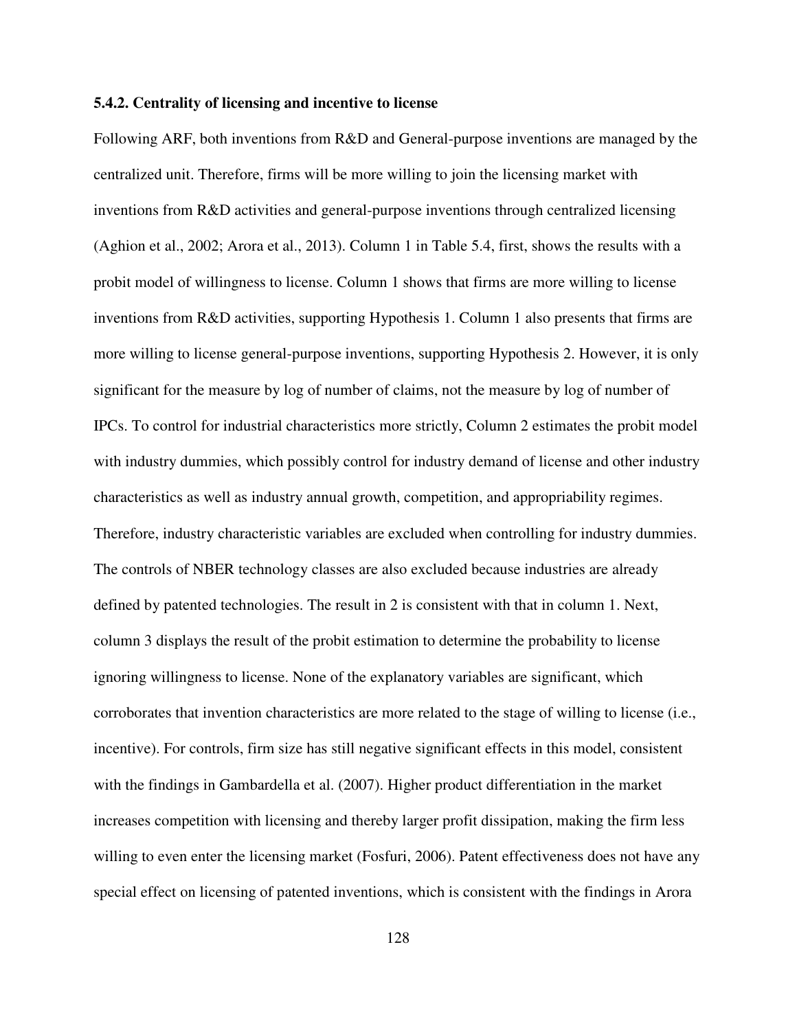### 5.4.2. Centrality of licensing and incentive to license

Following ARF, both inventions from R&D and General-purpose inventions are managed by the centralized unit. Therefore, firms will be more willing to join the licensing market with inventions from R&D activities and general-purpose inventions through centralized licensing (Aghion et al., 2002; Arora et al., 2013). Column 1 in Table 5.4, first, shows the results with a probit model of willingness to license. Column 1 shows that firms are more willing to license inventions from R&D activities, supporting Hypothesis 1. Column 1 also presents that firms are more willing to license general-purpose inventions, supporting Hypothesis 2. However, it is only significant for the measure by log of number of claims, not the measure by log of number of IPCs. To control for industrial characteristics more strictly, Column 2 estimates the probit model with industry dummies, which possibly control for industry demand of license and other industry characteristics as well as industry annual growth, competition, and appropriability regimes. Therefore, industry characteristic variables are excluded when controlling for industry dummies. The controls of NBER technology classes are also excluded because industries are already defined by patented technologies. The result in 2 is consistent with that in column 1. Next, column 3 displays the result of the probit estimation to determine the probability to license ignoring willingness to license. None of the explanatory variables are significant, which corroborates that invention characteristics are more related to the stage of willing to license (i.e., incentive). For controls, firm size has still negative significant effects in this model, consistent with the findings in Gambardella et al. (2007). Higher product differentiation in the market increases competition with licensing and thereby larger profit dissipation, making the firm less willing to even enter the licensing market (Fosfuri, 2006). Patent effectiveness does not have any special effect on licensing of patented inventions, which is consistent with the findings in Arora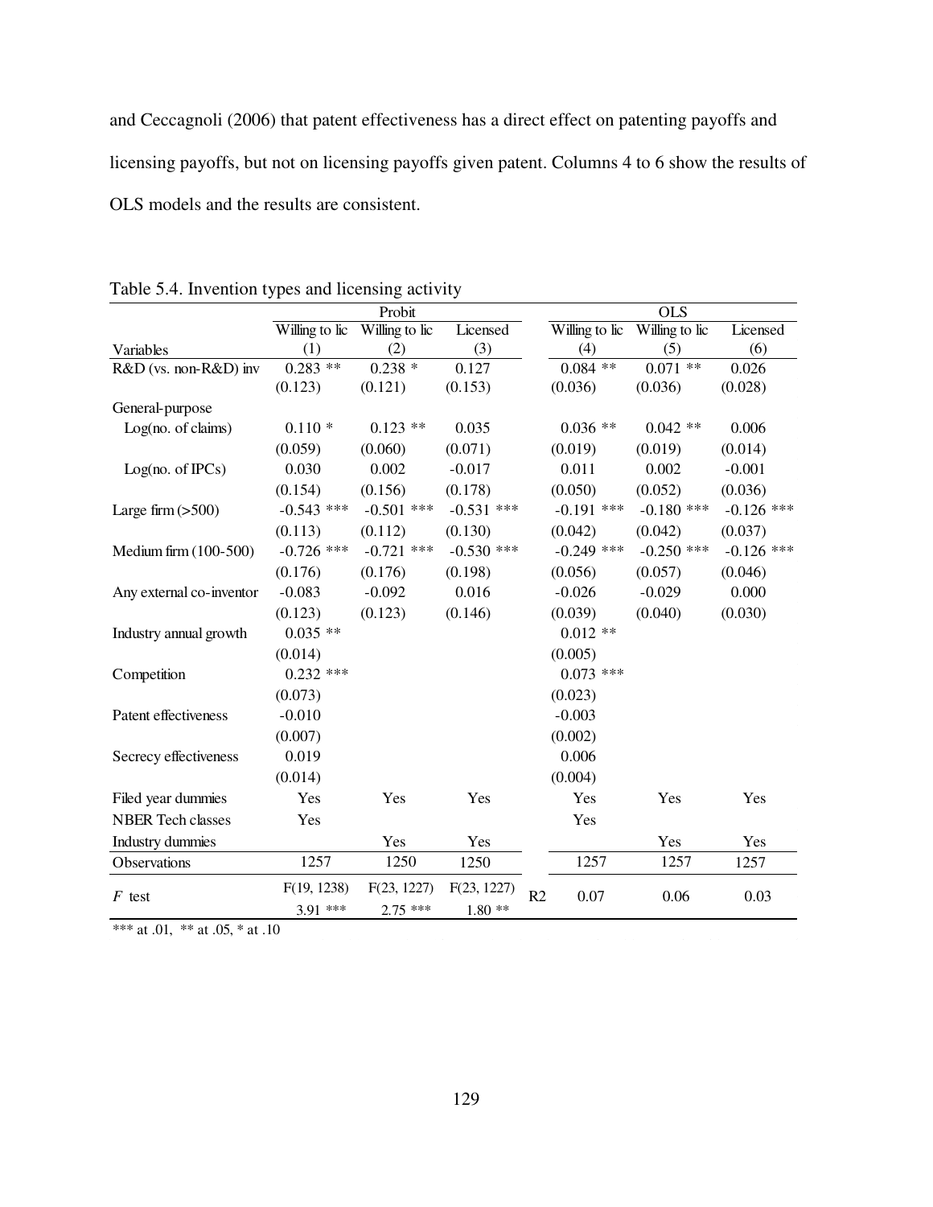and Ceccagnoli (2006) that patent effectiveness has a direct effect on patenting payoffs and licensing payoffs, but not on licensing payoffs given patent. Columns 4 to 6 show the results of OLS models and the results are consistent.

Table 5.4. Invention types and licensing activity

| | Probit | | | | OLS | | |
|---|---|---|---|---|---|---|---|
| | Willing to lic | Willing to lic | Licensed | | Willing to lic | Willing to lic | Licensed |
| Variables | (1) | (2) | (3) | | (4) | (5) | (6) |
| R&D (vs. non-R&D) inv | 0.283 ** | 0.238 * | 0.127 | | 0.084 ** | 0.071 ** | 0.026 |
| | (0.123) | (0.121) | (0.153) | | (0.036) | (0.036) | (0.028) |
| General-purpose | | | | | | | |
| Log(no. of claims) | 0.110 * | 0.123 ** | 0.035 | | 0.036 ** | 0.042 ** | 0.006 |
| | (0.059) | (0.060) | (0.071) | | (0.019) | (0.019) | (0.014) |
| Log(no. of IPCs) | 0.030 | 0.002 | -0.017 | | 0.011 | 0.002 | -0.001 |
| | (0.154) | (0.156) | (0.178) | | (0.050) | (0.052) | (0.036) |
| Large firm (>500) | -0.543 *** | -0.501 *** | -0.531 *** | | -0.191 *** | -0.180 *** | -0.126 *** |
| | (0.113) | (0.112) | (0.130) | | (0.042) | (0.042) | (0.037) |
| Medium firm (100-500) | -0.726 *** | -0.721 *** | -0.530 *** | | -0.249 *** | -0.250 *** | -0.126 *** |
| | (0.176) | (0.176) | (0.198) | | (0.056) | (0.057) | (0.046) |
| Any external co-inventor | -0.083 | -0.092 | 0.016 | | -0.026 | -0.029 | 0.000 |
| | (0.123) | (0.123) | (0.146) | | (0.039) | (0.040) | (0.030) |
| Industry annual growth | 0.035 ** | | | | 0.012 ** | | |
| | (0.014) | | | | (0.005) | | |
| Competition | 0.232 *** | | | | 0.073 *** | | |
| | (0.073) | | | | (0.023) | | |
| Patent effectiveness | -0.010 | | | | -0.003 | | |
| | (0.007) | | | | (0.002) | | |
| Secrecy effectiveness | 0.019 | | | | 0.006 | | |
| | (0.014) | | | | (0.004) | | |
| Filed year dummies | Yes | Yes | Yes | | Yes | Yes | Yes |
| NBER Tech classes | Yes | | | | Yes | | |
| Industry dummies | | Yes | Yes | | | Yes | Yes |
| Observations | 1257 | 1250 | 1250 | | 1257 | 1257 | 1257 |
| *F* test | F(19, 1238) 3.91 *** | F(23, 1227) 2.75 *** | F(23, 1227) 1.80 ** | R2 | 0.07 | 0.06 | 0.03 |

*** at .01, ** at .05, * at .10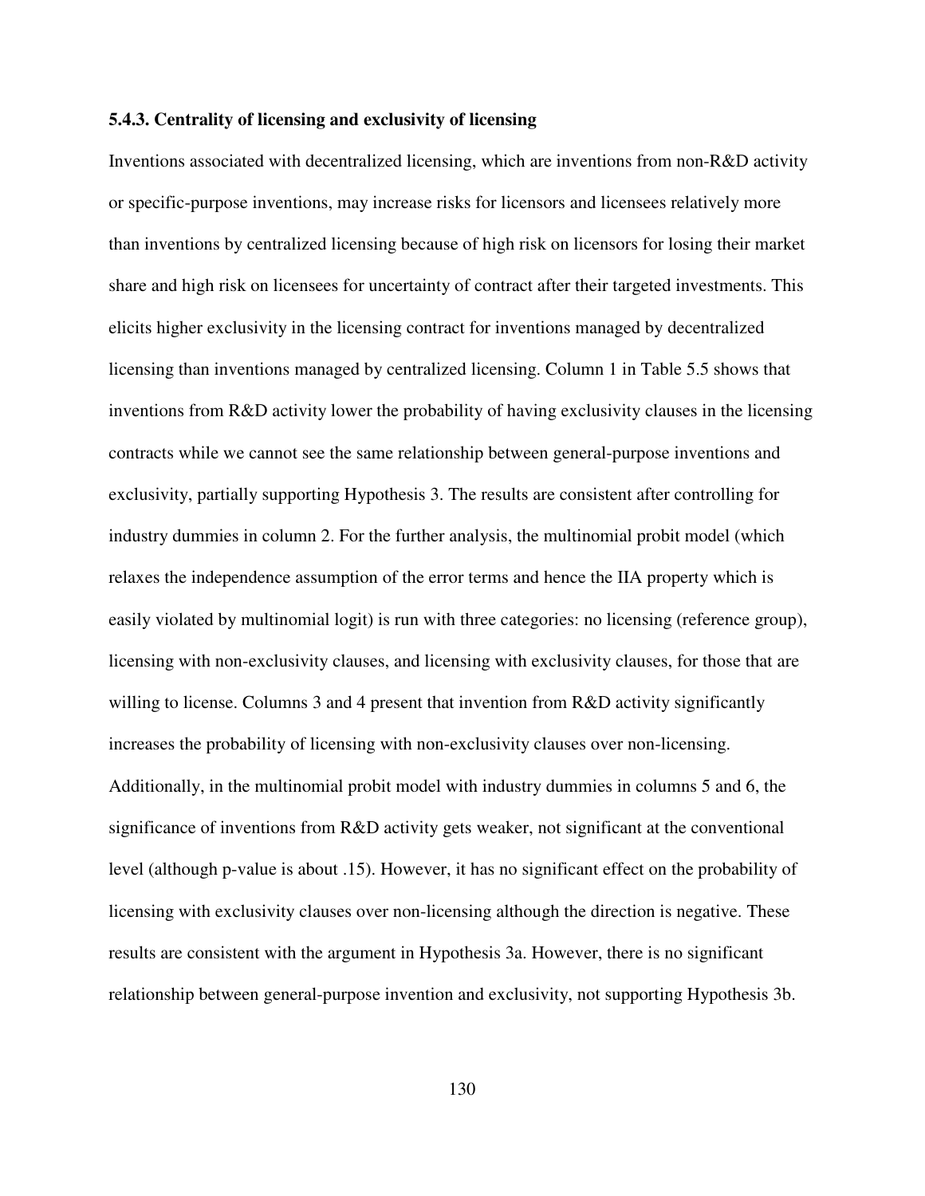### 5.4.3. Centrality of licensing and exclusivity of licensing

Inventions associated with decentralized licensing, which are inventions from non-R&D activity or specific-purpose inventions, may increase risks for licensors and licensees relatively more than inventions by centralized licensing because of high risk on licensors for losing their market share and high risk on licensees for uncertainty of contract after their targeted investments. This elicits higher exclusivity in the licensing contract for inventions managed by decentralized licensing than inventions managed by centralized licensing. Column 1 in Table 5.5 shows that inventions from R&D activity lower the probability of having exclusivity clauses in the licensing contracts while we cannot see the same relationship between general-purpose inventions and exclusivity, partially supporting Hypothesis 3. The results are consistent after controlling for industry dummies in column 2. For the further analysis, the multinomial probit model (which relaxes the independence assumption of the error terms and hence the IIA property which is easily violated by multinomial logit) is run with three categories: no licensing (reference group), licensing with non-exclusivity clauses, and licensing with exclusivity clauses, for those that are willing to license. Columns 3 and 4 present that invention from R&D activity significantly increases the probability of licensing with non-exclusivity clauses over non-licensing. Additionally, in the multinomial probit model with industry dummies in columns 5 and 6, the significance of inventions from R&D activity gets weaker, not significant at the conventional level (although p-value is about .15). However, it has no significant effect on the probability of licensing with exclusivity clauses over non-licensing although the direction is negative. These results are consistent with the argument in Hypothesis 3a. However, there is no significant relationship between general-purpose invention and exclusivity, not supporting Hypothesis 3b.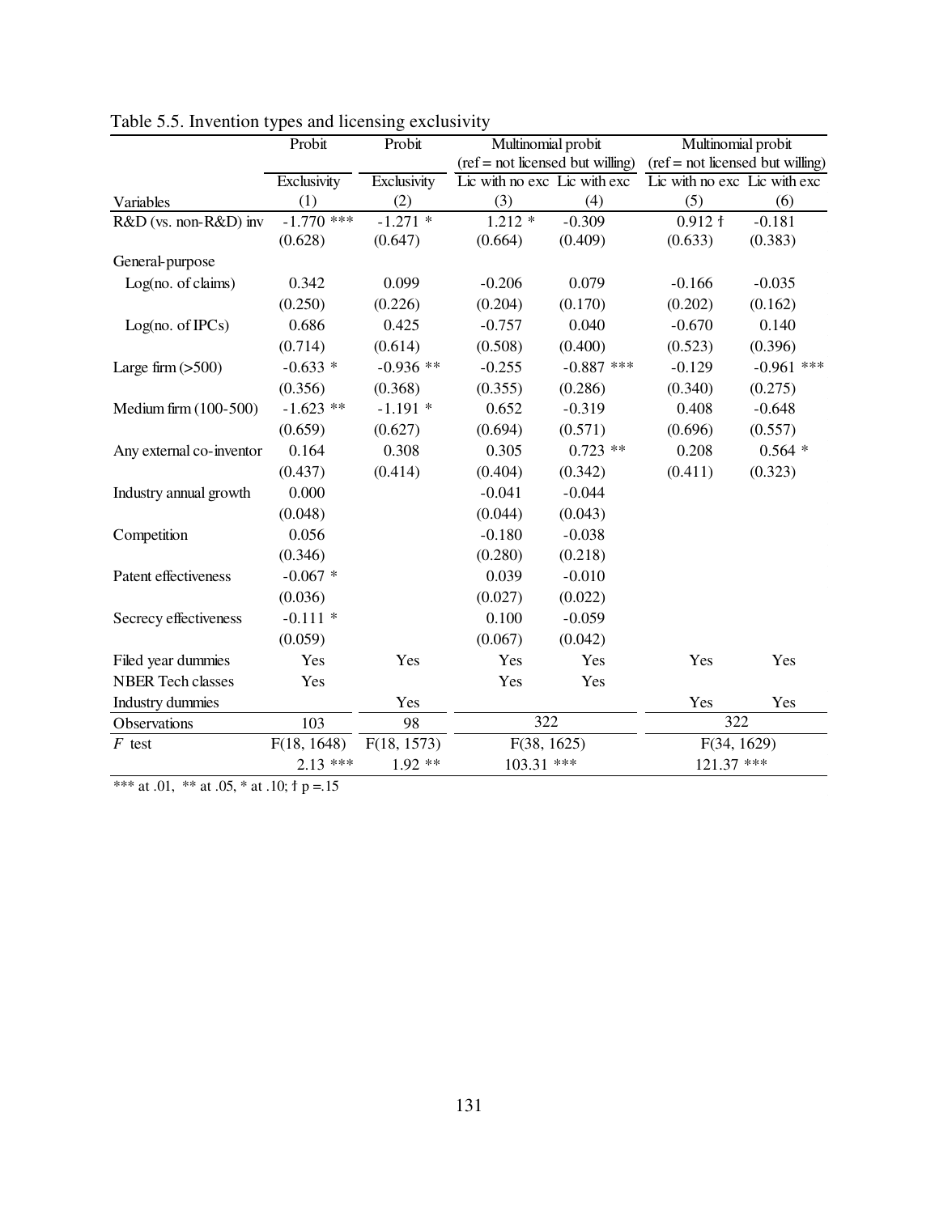Table 5.5. Invention types and licensing exclusivity

| | Probit | Probit | Multinomial probit (ref = not licensed but willing) | | Multinomial probit (ref = not licensed but willing) | |
|---|---|---|---|---|---|---|
| | Exclusivity | Exclusivity | Lic with no exc | Lic with exc | Lic with no exc | Lic with exc |
| Variables | (1) | (2) | (3) | (4) | (5) | (6) |
| R&D (vs. non-R&D) inv | -1.770 *** | -1.271 * | 1.212 * | -0.309 | 0.912 † | -0.181 |
| | (0.628) | (0.647) | (0.664) | (0.409) | (0.633) | (0.383) |
| General-purpose | | | | | | |
| Log(no. of claims) | 0.342 | 0.099 | -0.206 | 0.079 | -0.166 | -0.035 |
| | (0.250) | (0.226) | (0.204) | (0.170) | (0.202) | (0.162) |
| Log(no. of IPCs) | 0.686 | 0.425 | -0.757 | 0.040 | -0.670 | 0.140 |
| | (0.714) | (0.614) | (0.508) | (0.400) | (0.523) | (0.396) |
| Large firm (>500) | -0.633 * | -0.936 ** | -0.255 | -0.887 *** | -0.129 | -0.961 *** |
| | (0.356) | (0.368) | (0.355) | (0.286) | (0.340) | (0.275) |
| Medium firm (100-500) | -1.623 ** | -1.191 * | 0.652 | -0.319 | 0.408 | -0.648 |
| | (0.659) | (0.627) | (0.694) | (0.571) | (0.696) | (0.557) |
| Any external co-inventor | 0.164 | 0.308 | 0.305 | 0.723 ** | 0.208 | 0.564 * |
| | (0.437) | (0.414) | (0.404) | (0.342) | (0.411) | (0.323) |
| Industry annual growth | 0.000 | | -0.041 | -0.044 | | |
| | (0.048) | | (0.044) | (0.043) | | |
| Competition | 0.056 | | -0.180 | -0.038 | | |
| | (0.346) | | (0.280) | (0.218) | | |
| Patent effectiveness | -0.067 * | | 0.039 | -0.010 | | |
| | (0.036) | | (0.027) | (0.022) | | |
| Secrecy effectiveness | -0.111 * | | 0.100 | -0.059 | | |
| | (0.059) | | (0.067) | (0.042) | | |
| Filed year dummies | Yes | Yes | Yes | Yes | Yes | Yes |
| NBER Tech classes | Yes | | Yes | Yes | | |
| Industry dummies | | Yes | | | Yes | Yes |
| Observations | 103 | 98 | 322 | | 322 | |
| *F* test | F(18, 1648) | F(18, 1573) | F(38, 1625) | | F(34, 1629) | |
| | 2.13 *** | 1.92 ** | 103.31 *** | | 121.37 *** | |

*** at .01, ** at .05, * at .10; † p =.15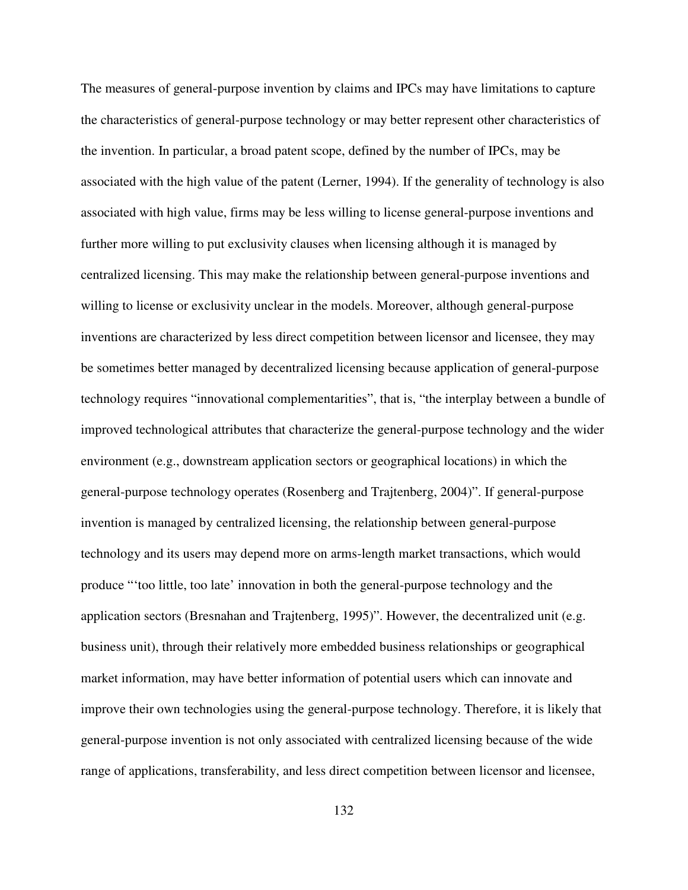The measures of general-purpose invention by claims and IPCs may have limitations to capture the characteristics of general-purpose technology or may better represent other characteristics of the invention. In particular, a broad patent scope, defined by the number of IPCs, may be associated with the high value of the patent (Lerner, 1994). If the generality of technology is also associated with high value, firms may be less willing to license general-purpose inventions and further more willing to put exclusivity clauses when licensing although it is managed by centralized licensing. This may make the relationship between general-purpose inventions and willing to license or exclusivity unclear in the models. Moreover, although general-purpose inventions are characterized by less direct competition between licensor and licensee, they may be sometimes better managed by decentralized licensing because application of general-purpose technology requires "innovational complementarities", that is, "the interplay between a bundle of improved technological attributes that characterize the general-purpose technology and the wider environment (e.g., downstream application sectors or geographical locations) in which the general-purpose technology operates (Rosenberg and Trajtenberg, 2004)". If general-purpose invention is managed by centralized licensing, the relationship between general-purpose technology and its users may depend more on arms-length market transactions, which would produce "'too little, too late' innovation in both the general-purpose technology and the application sectors (Bresnahan and Trajtenberg, 1995)". However, the decentralized unit (e.g. business unit), through their relatively more embedded business relationships or geographical market information, may have better information of potential users which can innovate and improve their own technologies using the general-purpose technology. Therefore, it is likely that general-purpose invention is not only associated with centralized licensing because of the wide range of applications, transferability, and less direct competition between licensor and licensee,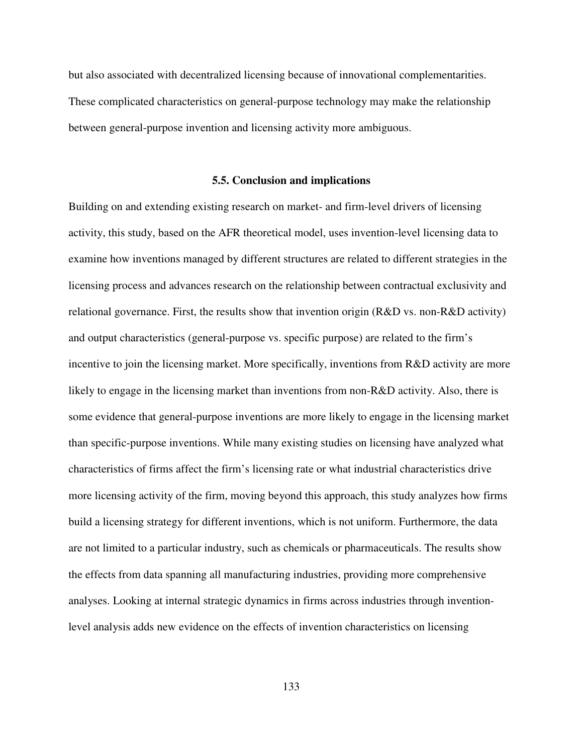but also associated with decentralized licensing because of innovational complementarities. These complicated characteristics on general-purpose technology may make the relationship between general-purpose invention and licensing activity more ambiguous.

### 5.5. Conclusion and implications

Building on and extending existing research on market- and firm-level drivers of licensing activity, this study, based on the AFR theoretical model, uses invention-level licensing data to examine how inventions managed by different structures are related to different strategies in the licensing process and advances research on the relationship between contractual exclusivity and relational governance. First, the results show that invention origin (R&D vs. non-R&D activity) and output characteristics (general-purpose vs. specific purpose) are related to the firm's incentive to join the licensing market. More specifically, inventions from R&D activity are more likely to engage in the licensing market than inventions from non-R&D activity. Also, there is some evidence that general-purpose inventions are more likely to engage in the licensing market than specific-purpose inventions. While many existing studies on licensing have analyzed what characteristics of firms affect the firm's licensing rate or what industrial characteristics drive more licensing activity of the firm, moving beyond this approach, this study analyzes how firms build a licensing strategy for different inventions, which is not uniform. Furthermore, the data are not limited to a particular industry, such as chemicals or pharmaceuticals. The results show the effects from data spanning all manufacturing industries, providing more comprehensive analyses. Looking at internal strategic dynamics in firms across industries through invention-level analysis adds new evidence on the effects of invention characteristics on licensing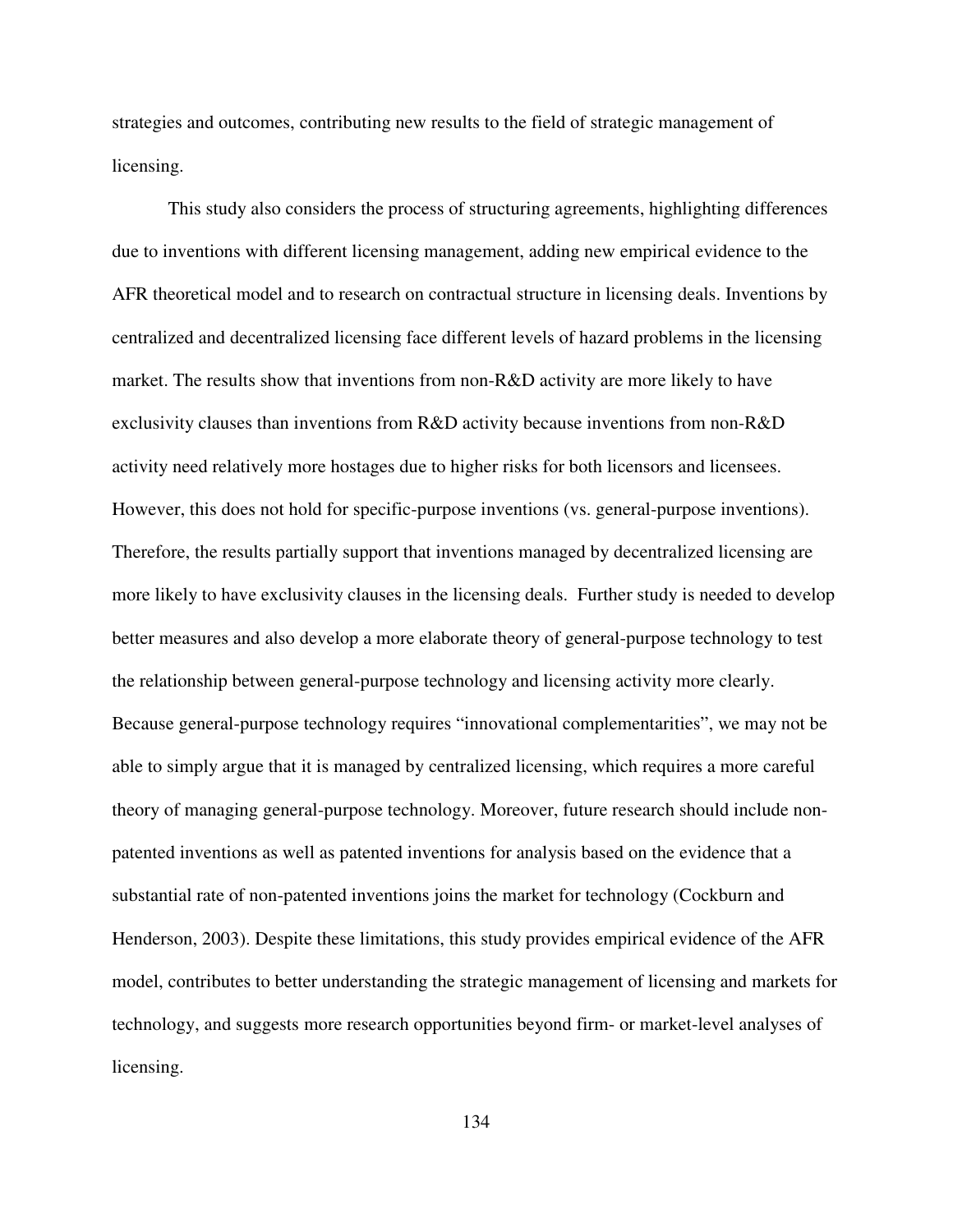strategies and outcomes, contributing new results to the field of strategic management of licensing.

This study also considers the process of structuring agreements, highlighting differences due to inventions with different licensing management, adding new empirical evidence to the AFR theoretical model and to research on contractual structure in licensing deals. Inventions by centralized and decentralized licensing face different levels of hazard problems in the licensing market. The results show that inventions from non-R&D activity are more likely to have exclusivity clauses than inventions from R&D activity because inventions from non-R&D activity need relatively more hostages due to higher risks for both licensors and licensees. However, this does not hold for specific-purpose inventions (vs. general-purpose inventions). Therefore, the results partially support that inventions managed by decentralized licensing are more likely to have exclusivity clauses in the licensing deals. Further study is needed to develop better measures and also develop a more elaborate theory of general-purpose technology to test the relationship between general-purpose technology and licensing activity more clearly. Because general-purpose technology requires "innovational complementarities", we may not be able to simply argue that it is managed by centralized licensing, which requires a more careful theory of managing general-purpose technology. Moreover, future research should include non-patented inventions as well as patented inventions for analysis based on the evidence that a substantial rate of non-patented inventions joins the market for technology (Cockburn and Henderson, 2003). Despite these limitations, this study provides empirical evidence of the AFR model, contributes to better understanding the strategic management of licensing and markets for technology, and suggests more research opportunities beyond firm- or market-level analyses of licensing.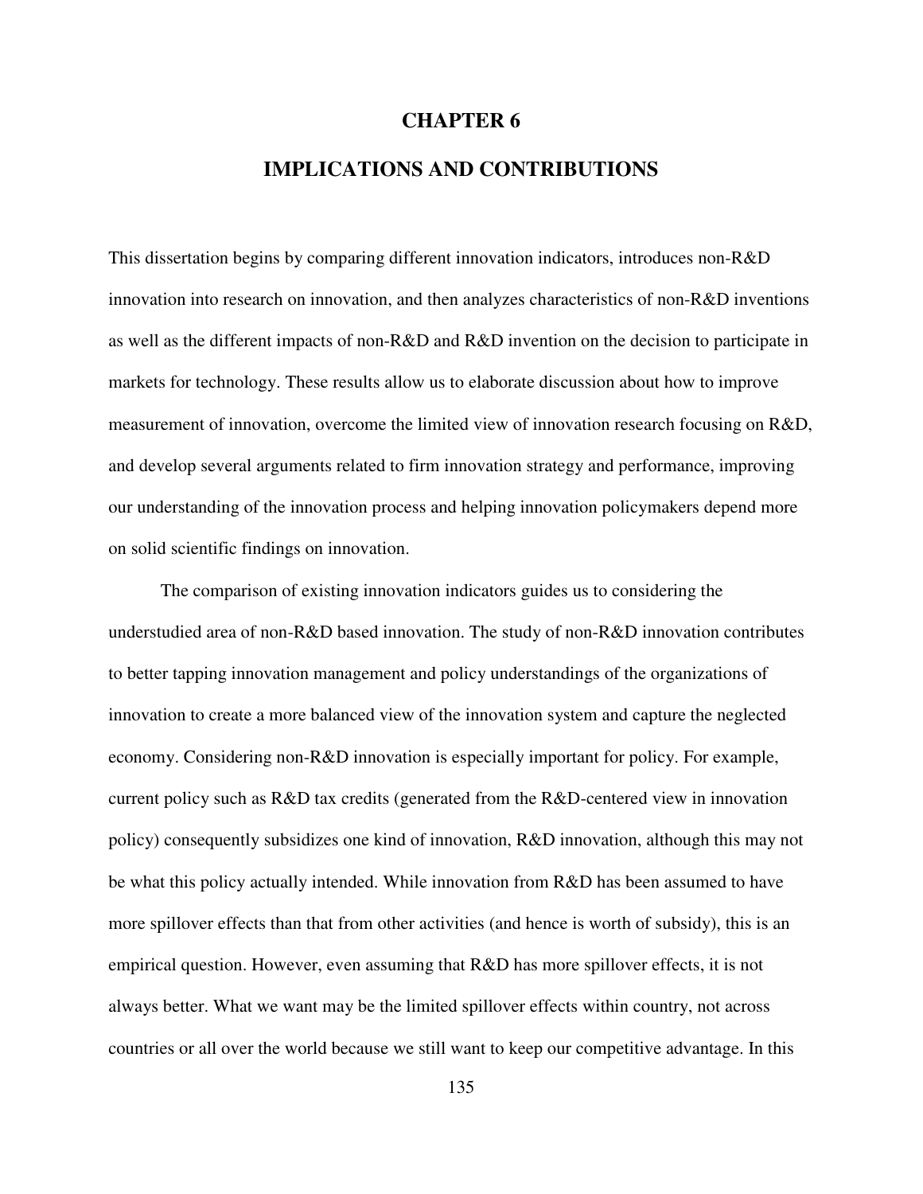# CHAPTER 6

# IMPLICATIONS AND CONTRIBUTIONS

This dissertation begins by comparing different innovation indicators, introduces non-R&D innovation into research on innovation, and then analyzes characteristics of non-R&D inventions as well as the different impacts of non-R&D and R&D invention on the decision to participate in markets for technology. These results allow us to elaborate discussion about how to improve measurement of innovation, overcome the limited view of innovation research focusing on R&D, and develop several arguments related to firm innovation strategy and performance, improving our understanding of the innovation process and helping innovation policymakers depend more on solid scientific findings on innovation.

The comparison of existing innovation indicators guides us to considering the understudied area of non-R&D based innovation. The study of non-R&D innovation contributes to better tapping innovation management and policy understandings of the organizations of innovation to create a more balanced view of the innovation system and capture the neglected economy. Considering non-R&D innovation is especially important for policy. For example, current policy such as R&D tax credits (generated from the R&D-centered view in innovation policy) consequently subsidizes one kind of innovation, R&D innovation, although this may not be what this policy actually intended. While innovation from R&D has been assumed to have more spillover effects than that from other activities (and hence is worth of subsidy), this is an empirical question. However, even assuming that R&D has more spillover effects, it is not always better. What we want may be the limited spillover effects within country, not across countries or all over the world because we still want to keep our competitive advantage. In this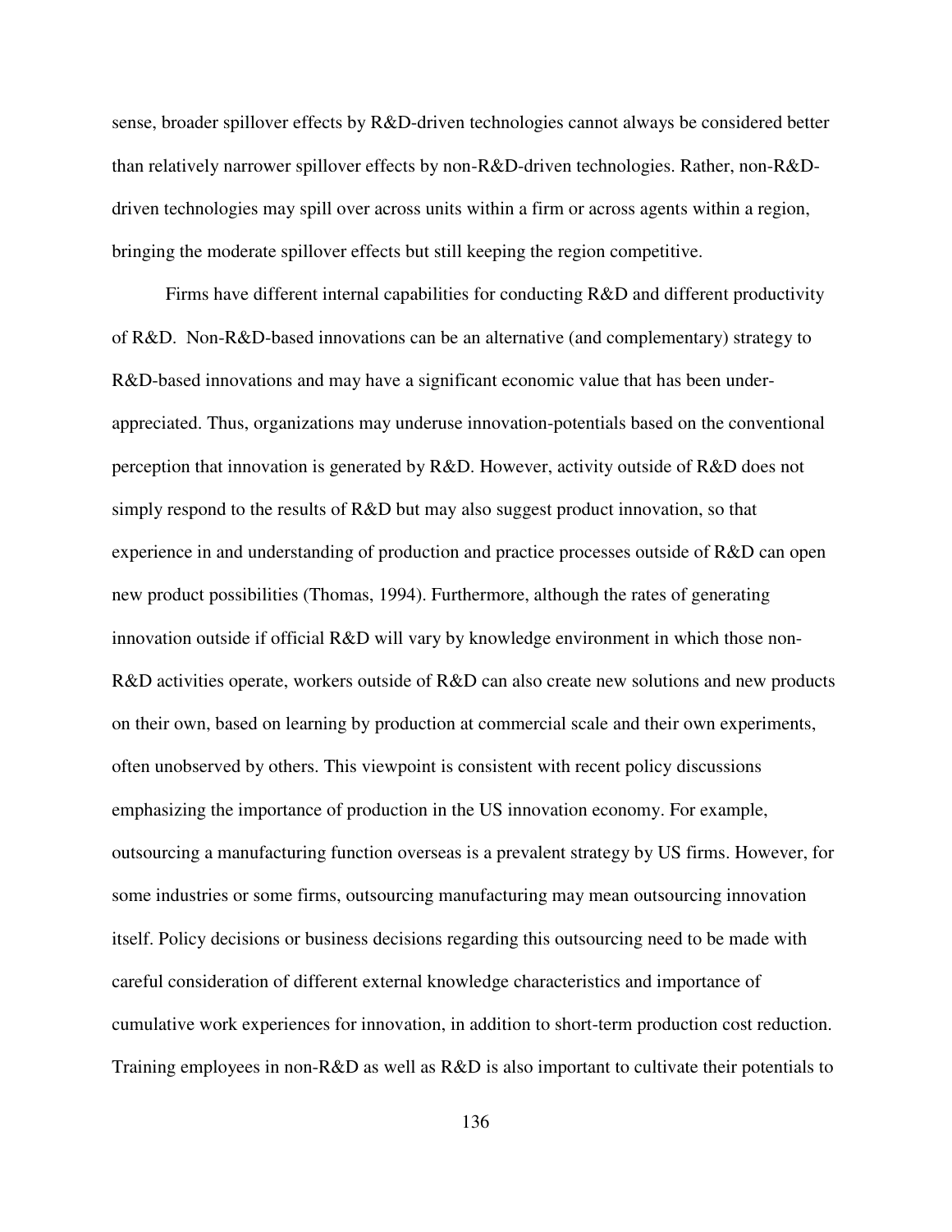sense, broader spillover effects by R&D-driven technologies cannot always be considered better than relatively narrower spillover effects by non-R&D-driven technologies. Rather, non-R&D-driven technologies may spill over across units within a firm or across agents within a region, bringing the moderate spillover effects but still keeping the region competitive.

Firms have different internal capabilities for conducting R&D and different productivity of R&D. Non-R&D-based innovations can be an alternative (and complementary) strategy to R&D-based innovations and may have a significant economic value that has been under-appreciated. Thus, organizations may underuse innovation-potentials based on the conventional perception that innovation is generated by R&D. However, activity outside of R&D does not simply respond to the results of R&D but may also suggest product innovation, so that experience in and understanding of production and practice processes outside of R&D can open new product possibilities (Thomas, 1994). Furthermore, although the rates of generating innovation outside if official R&D will vary by knowledge environment in which those non-R&D activities operate, workers outside of R&D can also create new solutions and new products on their own, based on learning by production at commercial scale and their own experiments, often unobserved by others. This viewpoint is consistent with recent policy discussions emphasizing the importance of production in the US innovation economy. For example, outsourcing a manufacturing function overseas is a prevalent strategy by US firms. However, for some industries or some firms, outsourcing manufacturing may mean outsourcing innovation itself. Policy decisions or business decisions regarding this outsourcing need to be made with careful consideration of different external knowledge characteristics and importance of cumulative work experiences for innovation, in addition to short-term production cost reduction. Training employees in non-R&D as well as R&D is also important to cultivate their potentials to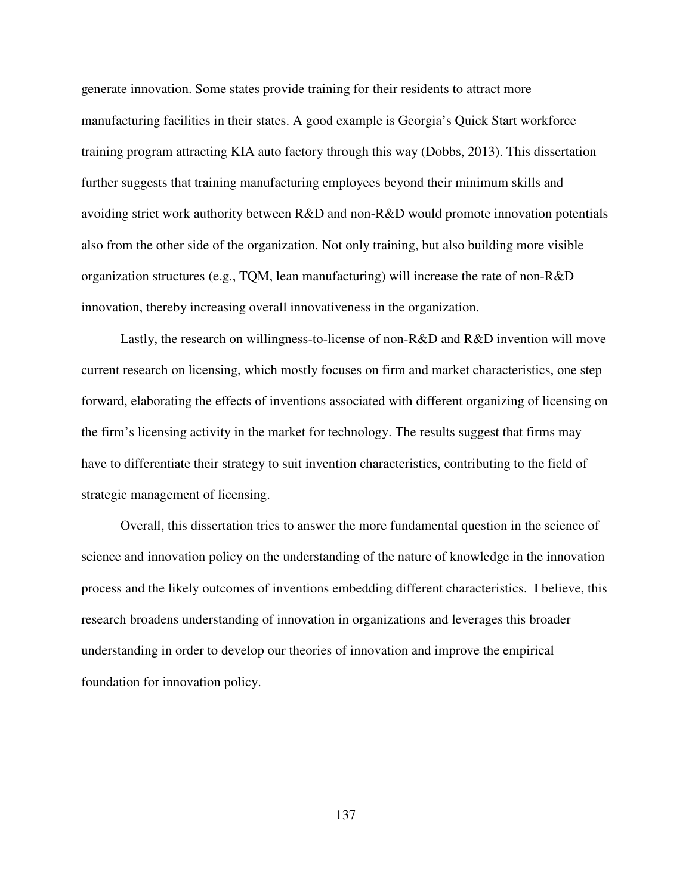generate innovation. Some states provide training for their residents to attract more manufacturing facilities in their states. A good example is Georgia's Quick Start workforce training program attracting KIA auto factory through this way (Dobbs, 2013). This dissertation further suggests that training manufacturing employees beyond their minimum skills and avoiding strict work authority between R&D and non-R&D would promote innovation potentials also from the other side of the organization. Not only training, but also building more visible organization structures (e.g., TQM, lean manufacturing) will increase the rate of non-R&D innovation, thereby increasing overall innovativeness in the organization.

Lastly, the research on willingness-to-license of non-R&D and R&D invention will move current research on licensing, which mostly focuses on firm and market characteristics, one step forward, elaborating the effects of inventions associated with different organizing of licensing on the firm's licensing activity in the market for technology. The results suggest that firms may have to differentiate their strategy to suit invention characteristics, contributing to the field of strategic management of licensing.

Overall, this dissertation tries to answer the more fundamental question in the science of science and innovation policy on the understanding of the nature of knowledge in the innovation process and the likely outcomes of inventions embedding different characteristics. I believe, this research broadens understanding of innovation in organizations and leverages this broader understanding in order to develop our theories of innovation and improve the empirical foundation for innovation policy.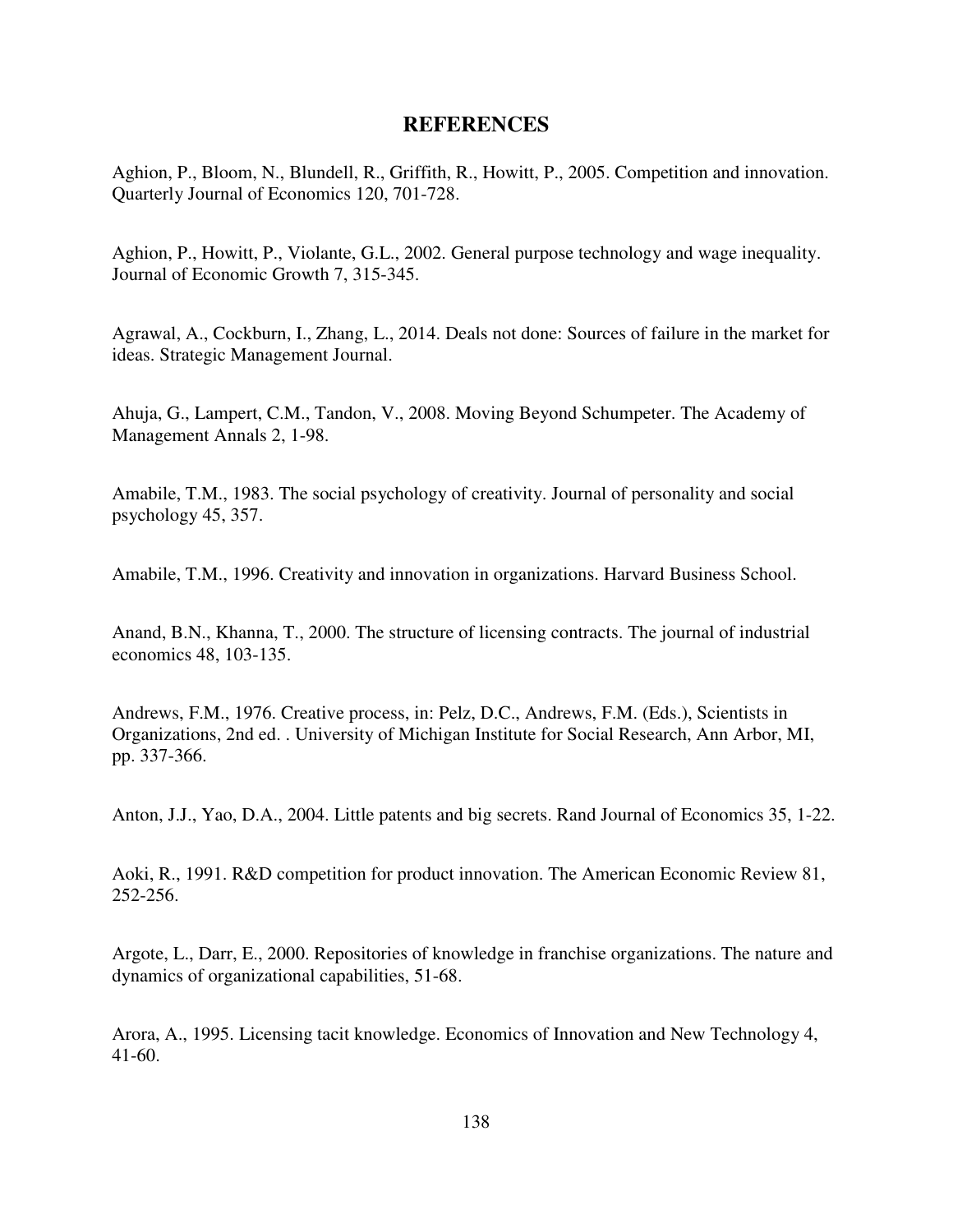# REFERENCES

Aghion, P., Bloom, N., Blundell, R., Griffith, R., Howitt, P., 2005. Competition and innovation. Quarterly Journal of Economics 120, 701-728.

Aghion, P., Howitt, P., Violante, G.L., 2002. General purpose technology and wage inequality. Journal of Economic Growth 7, 315-345.

Agrawal, A., Cockburn, I., Zhang, L., 2014. Deals not done: Sources of failure in the market for ideas. Strategic Management Journal.

Ahuja, G., Lampert, C.M., Tandon, V., 2008. Moving Beyond Schumpeter. The Academy of Management Annals 2, 1-98.

Amabile, T.M., 1983. The social psychology of creativity. Journal of personality and social psychology 45, 357.

Amabile, T.M., 1996. Creativity and innovation in organizations. Harvard Business School.

Anand, B.N., Khanna, T., 2000. The structure of licensing contracts. The journal of industrial economics 48, 103-135.

Andrews, F.M., 1976. Creative process, in: Pelz, D.C., Andrews, F.M. (Eds.), Scientists in Organizations, 2nd ed. . University of Michigan Institute for Social Research, Ann Arbor, MI, pp. 337-366.

Anton, J.J., Yao, D.A., 2004. Little patents and big secrets. Rand Journal of Economics 35, 1-22.

Aoki, R., 1991. R&D competition for product innovation. The American Economic Review 81, 252-256.

Argote, L., Darr, E., 2000. Repositories of knowledge in franchise organizations. The nature and dynamics of organizational capabilities, 51-68.

Arora, A., 1995. Licensing tacit knowledge. Economics of Innovation and New Technology 4, 41-60.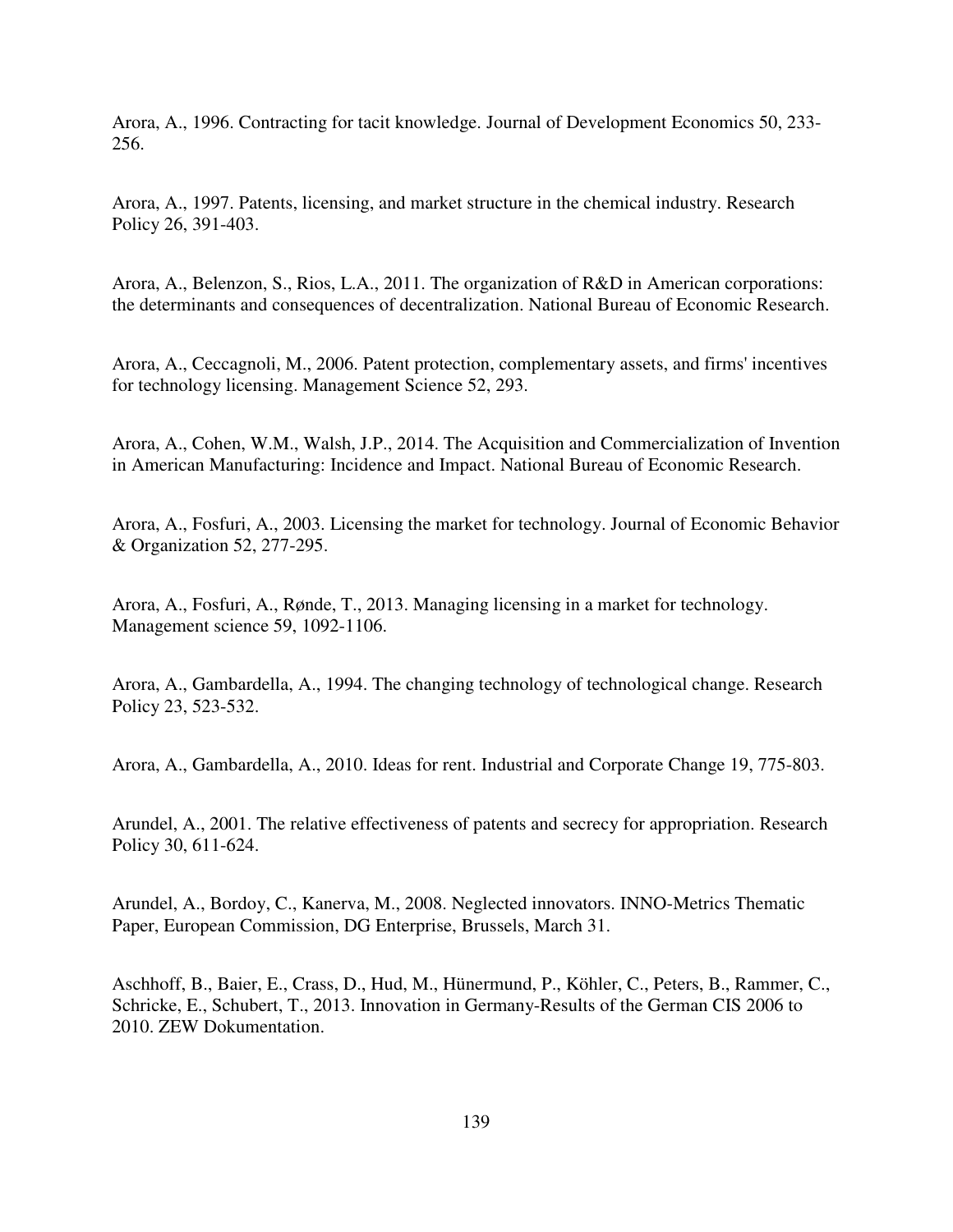Arora, A., 1996. Contracting for tacit knowledge. Journal of Development Economics 50, 233-256.

Arora, A., 1997. Patents, licensing, and market structure in the chemical industry. Research Policy 26, 391-403.

Arora, A., Belenzon, S., Rios, L.A., 2011. The organization of R&D in American corporations: the determinants and consequences of decentralization. National Bureau of Economic Research.

Arora, A., Ceccagnoli, M., 2006. Patent protection, complementary assets, and firms' incentives for technology licensing. Management Science 52, 293.

Arora, A., Cohen, W.M., Walsh, J.P., 2014. The Acquisition and Commercialization of Invention in American Manufacturing: Incidence and Impact. National Bureau of Economic Research.

Arora, A., Fosfuri, A., 2003. Licensing the market for technology. Journal of Economic Behavior & Organization 52, 277-295.

Arora, A., Fosfuri, A., Rønde, T., 2013. Managing licensing in a market for technology. Management science 59, 1092-1106.

Arora, A., Gambardella, A., 1994. The changing technology of technological change. Research Policy 23, 523-532.

Arora, A., Gambardella, A., 2010. Ideas for rent. Industrial and Corporate Change 19, 775-803.

Arundel, A., 2001. The relative effectiveness of patents and secrecy for appropriation. Research Policy 30, 611-624.

Arundel, A., Bordoy, C., Kanerva, M., 2008. Neglected innovators. INNO-Metrics Thematic Paper, European Commission, DG Enterprise, Brussels, March 31.

Aschhoff, B., Baier, E., Crass, D., Hud, M., Hünermund, P., Köhler, C., Peters, B., Rammer, C., Schricke, E., Schubert, T., 2013. Innovation in Germany-Results of the German CIS 2006 to 2010. ZEW Dokumentation.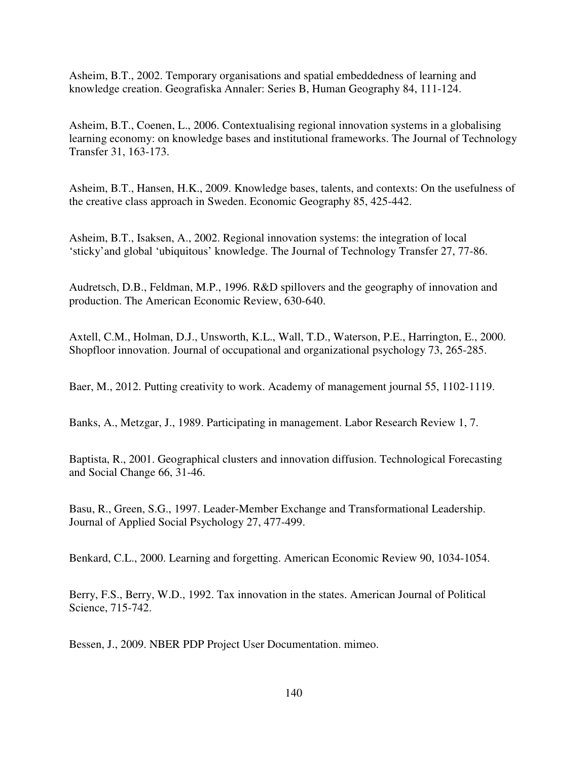Asheim, B.T., 2002. Temporary organisations and spatial embeddedness of learning and knowledge creation. Geografiska Annaler: Series B, Human Geography 84, 111-124.

Asheim, B.T., Coenen, L., 2006. Contextualising regional innovation systems in a globalising learning economy: on knowledge bases and institutional frameworks. The Journal of Technology Transfer 31, 163-173.

Asheim, B.T., Hansen, H.K., 2009. Knowledge bases, talents, and contexts: On the usefulness of the creative class approach in Sweden. Economic Geography 85, 425-442.

Asheim, B.T., Isaksen, A., 2002. Regional innovation systems: the integration of local 'sticky'and global 'ubiquitous' knowledge. The Journal of Technology Transfer 27, 77-86.

Audretsch, D.B., Feldman, M.P., 1996. R&D spillovers and the geography of innovation and production. The American Economic Review, 630-640.

Axtell, C.M., Holman, D.J., Unsworth, K.L., Wall, T.D., Waterson, P.E., Harrington, E., 2000. Shopfloor innovation. Journal of occupational and organizational psychology 73, 265-285.

Baer, M., 2012. Putting creativity to work. Academy of management journal 55, 1102-1119.

Banks, A., Metzgar, J., 1989. Participating in management. Labor Research Review 1, 7.

Baptista, R., 2001. Geographical clusters and innovation diffusion. Technological Forecasting and Social Change 66, 31-46.

Basu, R., Green, S.G., 1997. Leader-Member Exchange and Transformational Leadership. Journal of Applied Social Psychology 27, 477-499.

Benkard, C.L., 2000. Learning and forgetting. American Economic Review 90, 1034-1054.

Berry, F.S., Berry, W.D., 1992. Tax innovation in the states. American Journal of Political Science, 715-742.

Bessen, J., 2009. NBER PDP Project User Documentation. mimeo.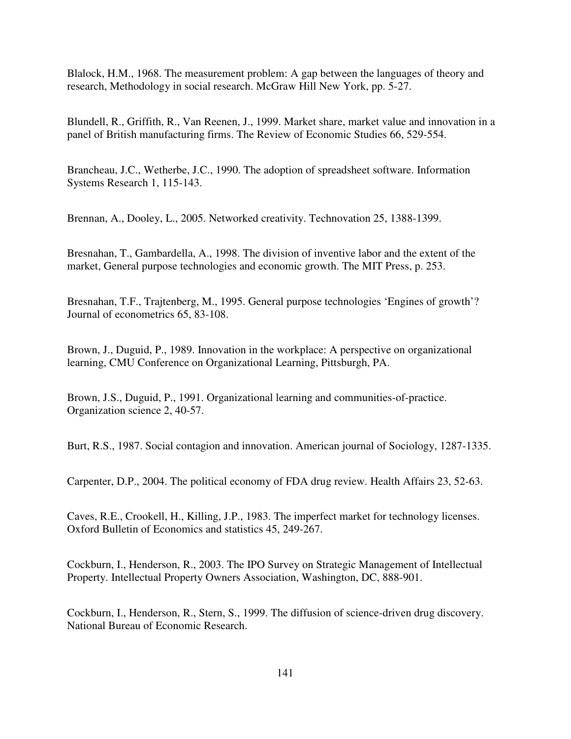Blalock, H.M., 1968. The measurement problem: A gap between the languages of theory and research, Methodology in social research. McGraw Hill New York, pp. 5-27.

Blundell, R., Griffith, R., Van Reenen, J., 1999. Market share, market value and innovation in a panel of British manufacturing firms. The Review of Economic Studies 66, 529-554.

Brancheau, J.C., Wetherbe, J.C., 1990. The adoption of spreadsheet software. Information Systems Research 1, 115-143.

Brennan, A., Dooley, L., 2005. Networked creativity. Technovation 25, 1388-1399.

Bresnahan, T., Gambardella, A., 1998. The division of inventive labor and the extent of the market, General purpose technologies and economic growth. The MIT Press, p. 253.

Bresnahan, T.F., Trajtenberg, M., 1995. General purpose technologies 'Engines of growth'? Journal of econometrics 65, 83-108.

Brown, J., Duguid, P., 1989. Innovation in the workplace: A perspective on organizational learning, CMU Conference on Organizational Learning, Pittsburgh, PA.

Brown, J.S., Duguid, P., 1991. Organizational learning and communities-of-practice. Organization science 2, 40-57.

Burt, R.S., 1987. Social contagion and innovation. American journal of Sociology, 1287-1335.

Carpenter, D.P., 2004. The political economy of FDA drug review. Health Affairs 23, 52-63.

Caves, R.E., Crookell, H., Killing, J.P., 1983. The imperfect market for technology licenses. Oxford Bulletin of Economics and statistics 45, 249-267.

Cockburn, I., Henderson, R., 2003. The IPO Survey on Strategic Management of Intellectual Property. Intellectual Property Owners Association, Washington, DC, 888-901.

Cockburn, I., Henderson, R., Stern, S., 1999. The diffusion of science-driven drug discovery. National Bureau of Economic Research.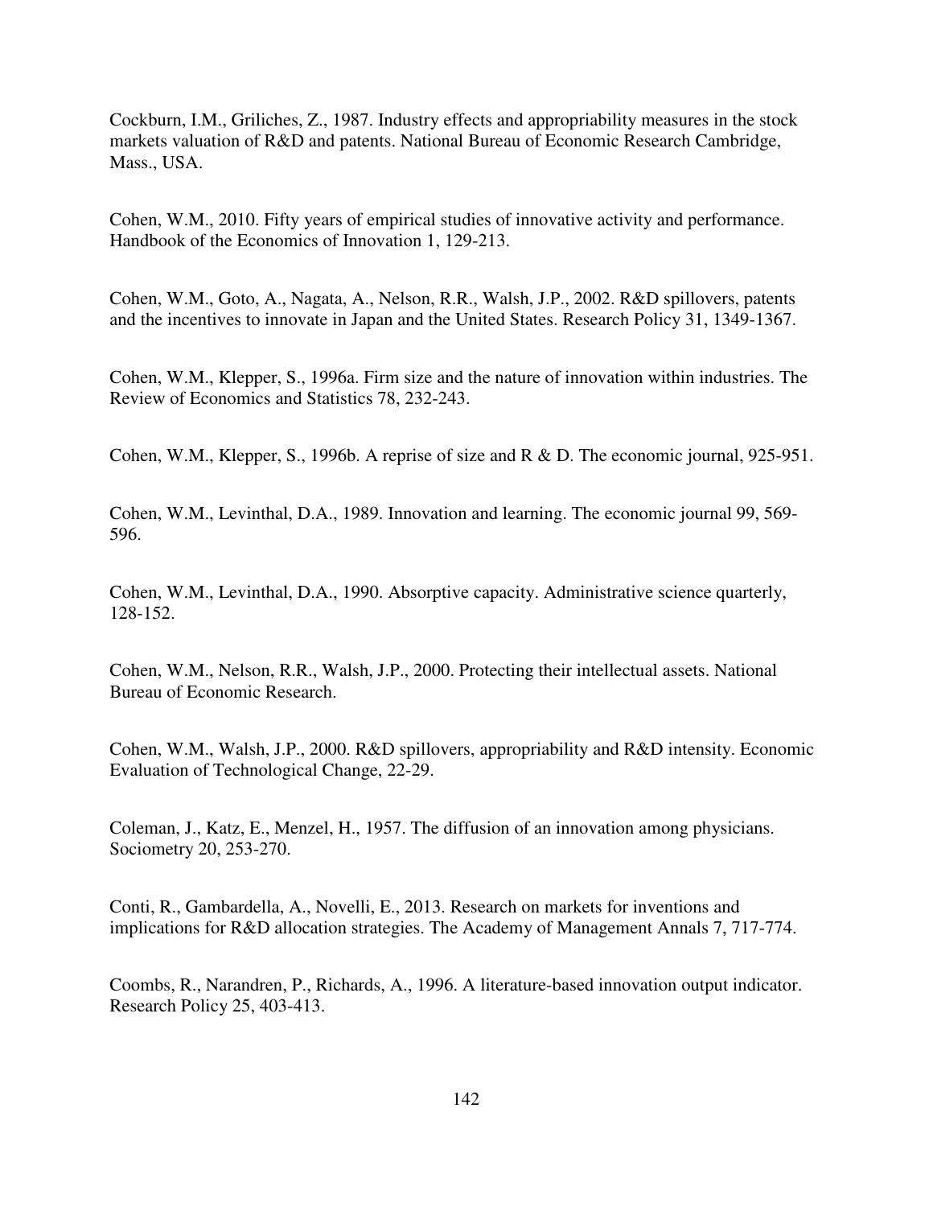Cockburn, I.M., Griliches, Z., 1987. Industry effects and appropriability measures in the stock markets valuation of R&D and patents. National Bureau of Economic Research Cambridge, Mass., USA.

Cohen, W.M., 2010. Fifty years of empirical studies of innovative activity and performance. Handbook of the Economics of Innovation 1, 129-213.

Cohen, W.M., Goto, A., Nagata, A., Nelson, R.R., Walsh, J.P., 2002. R&D spillovers, patents and the incentives to innovate in Japan and the United States. Research Policy 31, 1349-1367.

Cohen, W.M., Klepper, S., 1996a. Firm size and the nature of innovation within industries. The Review of Economics and Statistics 78, 232-243.

Cohen, W.M., Klepper, S., 1996b. A reprise of size and R & D. The economic journal, 925-951.

Cohen, W.M., Levinthal, D.A., 1989. Innovation and learning. The economic journal 99, 569-596.

Cohen, W.M., Levinthal, D.A., 1990. Absorptive capacity. Administrative science quarterly, 128-152.

Cohen, W.M., Nelson, R.R., Walsh, J.P., 2000. Protecting their intellectual assets. National Bureau of Economic Research.

Cohen, W.M., Walsh, J.P., 2000. R&D spillovers, appropriability and R&D intensity. Economic Evaluation of Technological Change, 22-29.

Coleman, J., Katz, E., Menzel, H., 1957. The diffusion of an innovation among physicians. Sociometry 20, 253-270.

Conti, R., Gambardella, A., Novelli, E., 2013. Research on markets for inventions and implications for R&D allocation strategies. The Academy of Management Annals 7, 717-774.

Coombs, R., Narandren, P., Richards, A., 1996. A literature-based innovation output indicator. Research Policy 25, 403-413.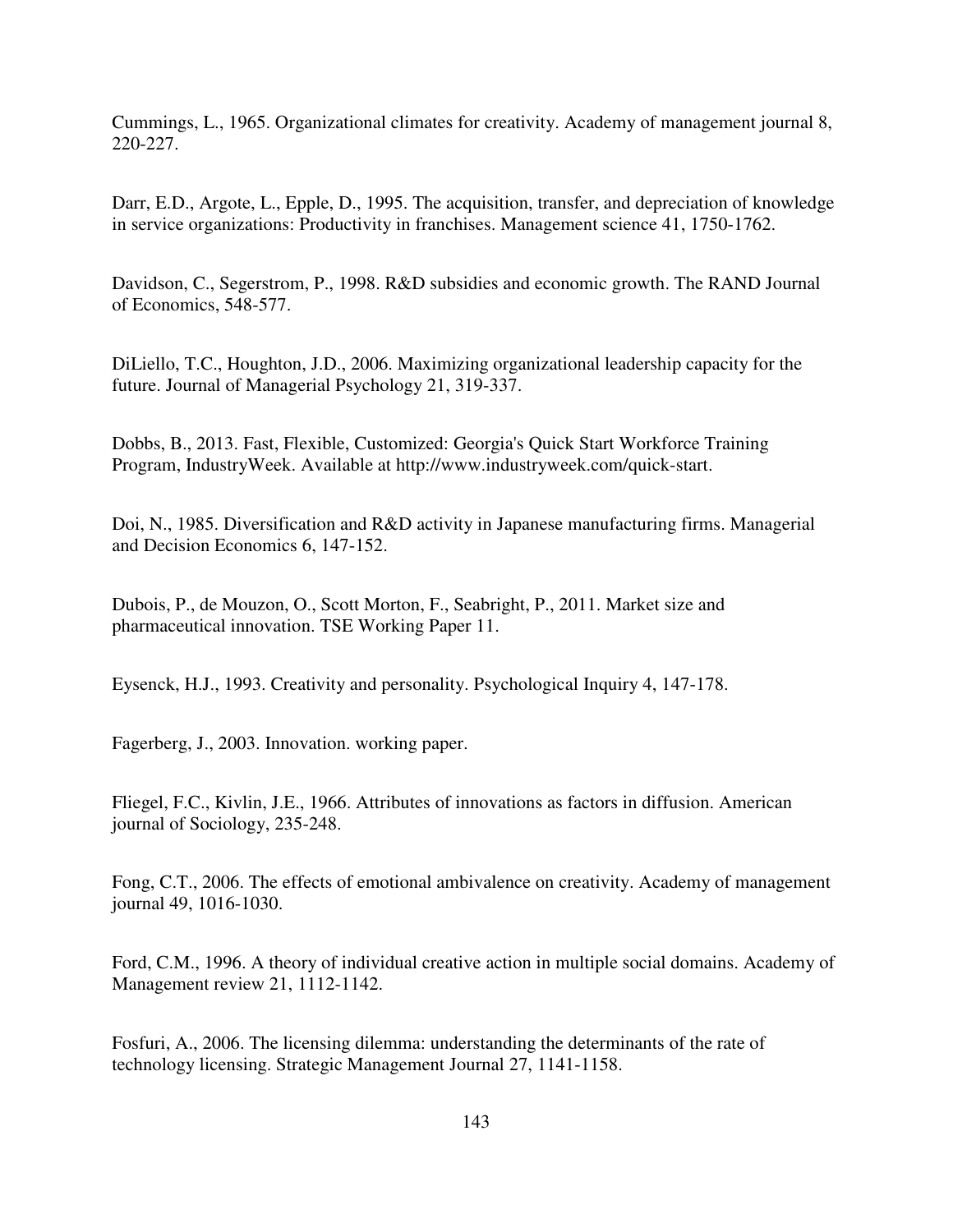Cummings, L., 1965. Organizational climates for creativity. Academy of management journal 8, 220-227.

Darr, E.D., Argote, L., Epple, D., 1995. The acquisition, transfer, and depreciation of knowledge in service organizations: Productivity in franchises. Management science 41, 1750-1762.

Davidson, C., Segerstrom, P., 1998. R&D subsidies and economic growth. The RAND Journal of Economics, 548-577.

DiLiello, T.C., Houghton, J.D., 2006. Maximizing organizational leadership capacity for the future. Journal of Managerial Psychology 21, 319-337.

Dobbs, B., 2013. Fast, Flexible, Customized: Georgia's Quick Start Workforce Training Program, IndustryWeek. Available at http://www.industryweek.com/quick-start.

Doi, N., 1985. Diversification and R&D activity in Japanese manufacturing firms. Managerial and Decision Economics 6, 147-152.

Dubois, P., de Mouzon, O., Scott Morton, F., Seabright, P., 2011. Market size and pharmaceutical innovation. TSE Working Paper 11.

Eysenck, H.J., 1993. Creativity and personality. Psychological Inquiry 4, 147-178.

Fagerberg, J., 2003. Innovation. working paper.

Fliegel, F.C., Kivlin, J.E., 1966. Attributes of innovations as factors in diffusion. American journal of Sociology, 235-248.

Fong, C.T., 2006. The effects of emotional ambivalence on creativity. Academy of management journal 49, 1016-1030.

Ford, C.M., 1996. A theory of individual creative action in multiple social domains. Academy of Management review 21, 1112-1142.

Fosfuri, A., 2006. The licensing dilemma: understanding the determinants of the rate of technology licensing. Strategic Management Journal 27, 1141-1158.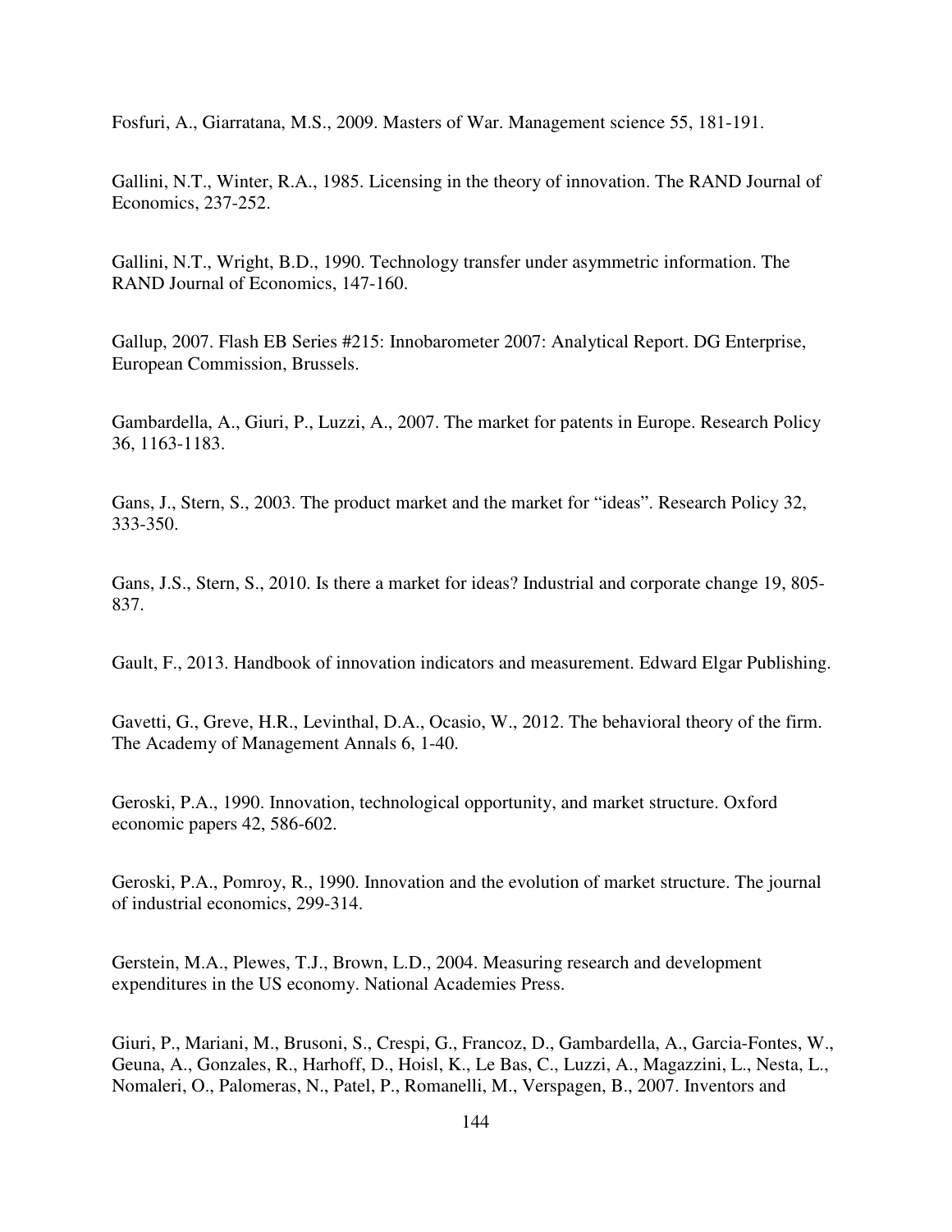Fosfuri, A., Giarratana, M.S., 2009. Masters of War. Management science 55, 181-191.

Gallini, N.T., Winter, R.A., 1985. Licensing in the theory of innovation. The RAND Journal of Economics, 237-252.

Gallini, N.T., Wright, B.D., 1990. Technology transfer under asymmetric information. The RAND Journal of Economics, 147-160.

Gallup, 2007. Flash EB Series #215: Innobarometer 2007: Analytical Report. DG Enterprise, European Commission, Brussels.

Gambardella, A., Giuri, P., Luzzi, A., 2007. The market for patents in Europe. Research Policy 36, 1163-1183.

Gans, J., Stern, S., 2003. The product market and the market for "ideas". Research Policy 32, 333-350.

Gans, J.S., Stern, S., 2010. Is there a market for ideas? Industrial and corporate change 19, 805-837.

Gault, F., 2013. Handbook of innovation indicators and measurement. Edward Elgar Publishing.

Gavetti, G., Greve, H.R., Levinthal, D.A., Ocasio, W., 2012. The behavioral theory of the firm. The Academy of Management Annals 6, 1-40.

Geroski, P.A., 1990. Innovation, technological opportunity, and market structure. Oxford economic papers 42, 586-602.

Geroski, P.A., Pomroy, R., 1990. Innovation and the evolution of market structure. The journal of industrial economics, 299-314.

Gerstein, M.A., Plewes, T.J., Brown, L.D., 2004. Measuring research and development expenditures in the US economy. National Academies Press.

Giuri, P., Mariani, M., Brusoni, S., Crespi, G., Francoz, D., Gambardella, A., Garcia-Fontes, W., Geuna, A., Gonzales, R., Harhoff, D., Hoisl, K., Le Bas, C., Luzzi, A., Magazzini, L., Nesta, L., Nomaleri, O., Palomeras, N., Patel, P., Romanelli, M., Verspagen, B., 2007. Inventors and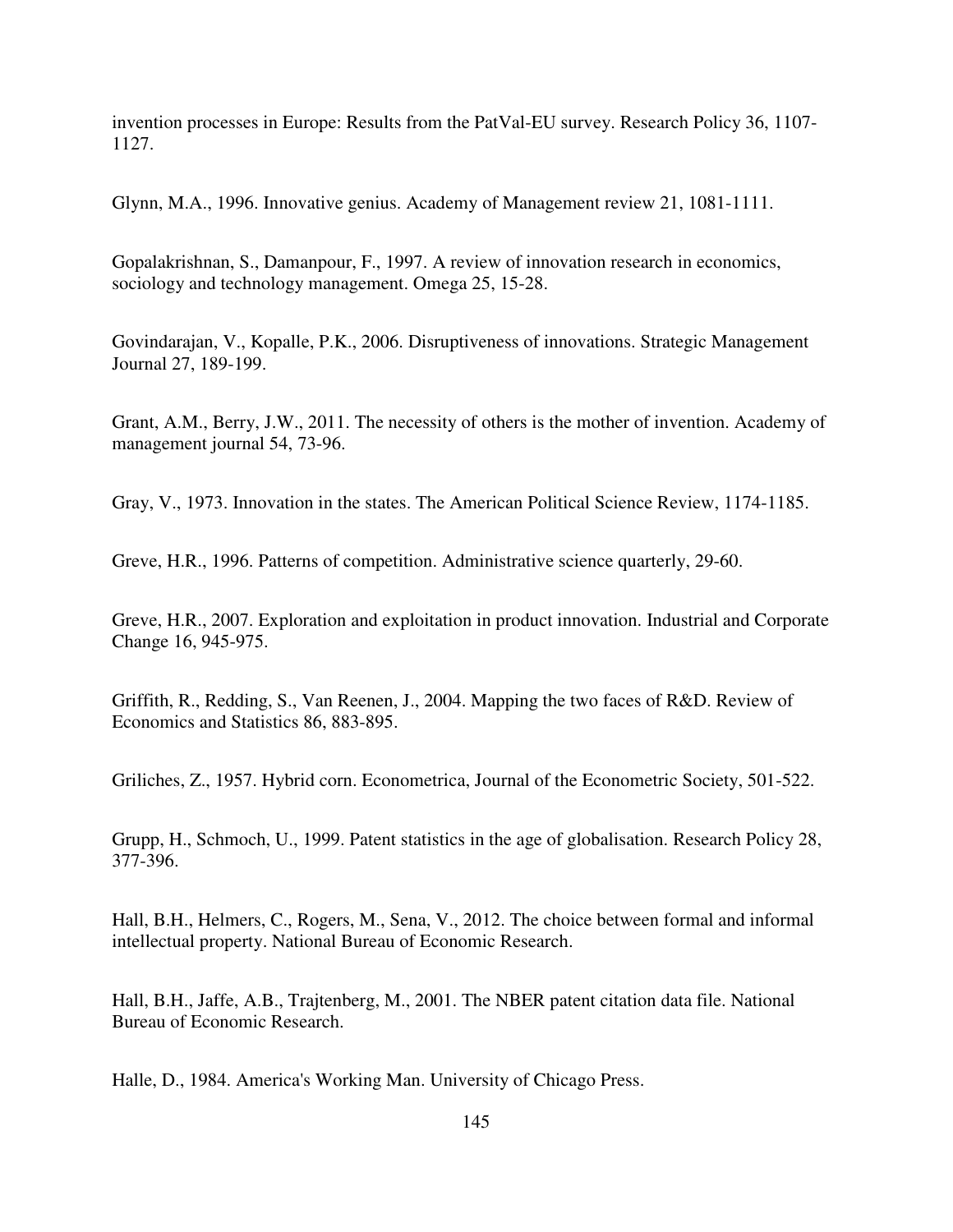invention processes in Europe: Results from the PatVal-EU survey. Research Policy 36, 1107-1127.

Glynn, M.A., 1996. Innovative genius. Academy of Management review 21, 1081-1111.

Gopalakrishnan, S., Damanpour, F., 1997. A review of innovation research in economics, sociology and technology management. Omega 25, 15-28.

Govindarajan, V., Kopalle, P.K., 2006. Disruptiveness of innovations. Strategic Management Journal 27, 189-199.

Grant, A.M., Berry, J.W., 2011. The necessity of others is the mother of invention. Academy of management journal 54, 73-96.

Gray, V., 1973. Innovation in the states. The American Political Science Review, 1174-1185.

Greve, H.R., 1996. Patterns of competition. Administrative science quarterly, 29-60.

Greve, H.R., 2007. Exploration and exploitation in product innovation. Industrial and Corporate Change 16, 945-975.

Griffith, R., Redding, S., Van Reenen, J., 2004. Mapping the two faces of R&D. Review of Economics and Statistics 86, 883-895.

Griliches, Z., 1957. Hybrid corn. Econometrica, Journal of the Econometric Society, 501-522.

Grupp, H., Schmoch, U., 1999. Patent statistics in the age of globalisation. Research Policy 28, 377-396.

Hall, B.H., Helmers, C., Rogers, M., Sena, V., 2012. The choice between formal and informal intellectual property. National Bureau of Economic Research.

Hall, B.H., Jaffe, A.B., Trajtenberg, M., 2001. The NBER patent citation data file. National Bureau of Economic Research.

Halle, D., 1984. America's Working Man. University of Chicago Press.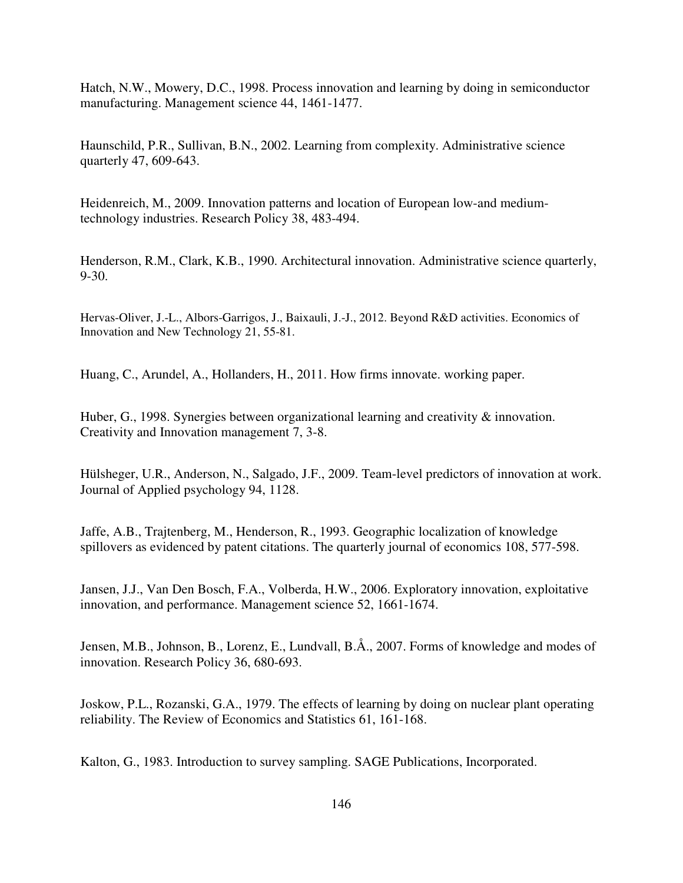Hatch, N.W., Mowery, D.C., 1998. Process innovation and learning by doing in semiconductor manufacturing. Management science 44, 1461-1477.

Haunschild, P.R., Sullivan, B.N., 2002. Learning from complexity. Administrative science quarterly 47, 609-643.

Heidenreich, M., 2009. Innovation patterns and location of European low-and medium-technology industries. Research Policy 38, 483-494.

Henderson, R.M., Clark, K.B., 1990. Architectural innovation. Administrative science quarterly, 9-30.

Hervas-Oliver, J.-L., Albors-Garrigos, J., Baixauli, J.-J., 2012. Beyond R&D activities. Economics of Innovation and New Technology 21, 55-81.

Huang, C., Arundel, A., Hollanders, H., 2011. How firms innovate. working paper.

Huber, G., 1998. Synergies between organizational learning and creativity & innovation. Creativity and Innovation management 7, 3-8.

Hülsheger, U.R., Anderson, N., Salgado, J.F., 2009. Team-level predictors of innovation at work. Journal of Applied psychology 94, 1128.

Jaffe, A.B., Trajtenberg, M., Henderson, R., 1993. Geographic localization of knowledge spillovers as evidenced by patent citations. The quarterly journal of economics 108, 577-598.

Jansen, J.J., Van Den Bosch, F.A., Volberda, H.W., 2006. Exploratory innovation, exploitative innovation, and performance. Management science 52, 1661-1674.

Jensen, M.B., Johnson, B., Lorenz, E., Lundvall, B.Å., 2007. Forms of knowledge and modes of innovation. Research Policy 36, 680-693.

Joskow, P.L., Rozanski, G.A., 1979. The effects of learning by doing on nuclear plant operating reliability. The Review of Economics and Statistics 61, 161-168.

Kalton, G., 1983. Introduction to survey sampling. SAGE Publications, Incorporated.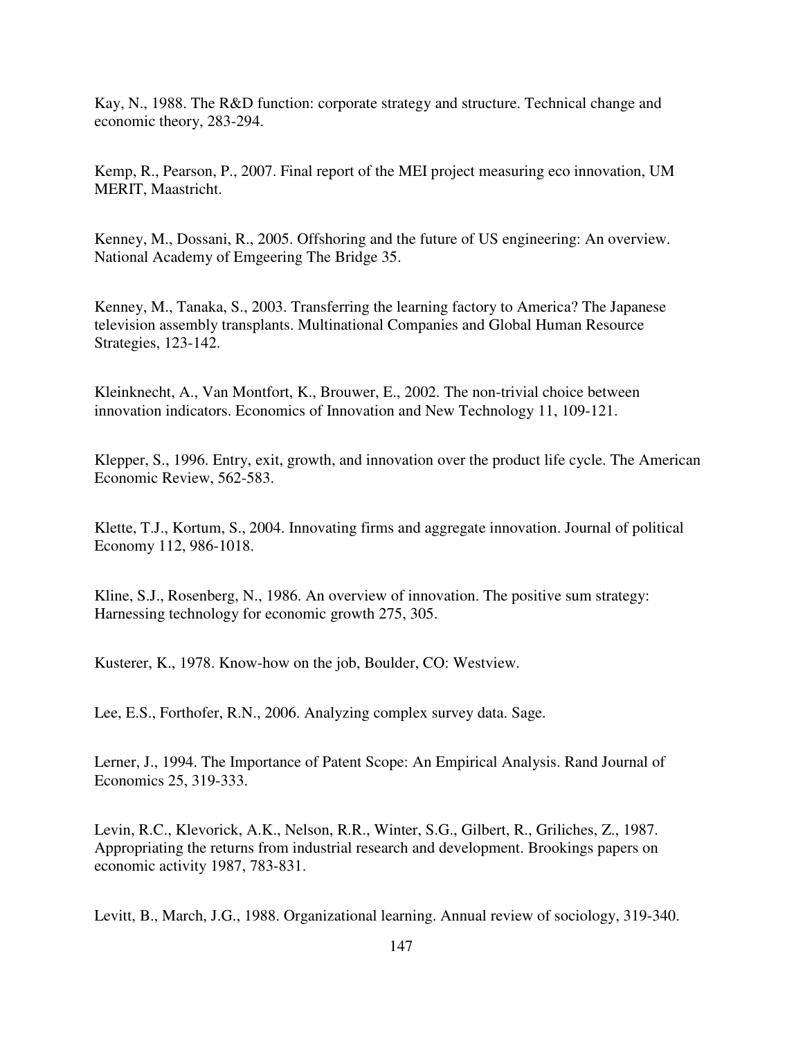Kay, N., 1988. The R&D function: corporate strategy and structure. Technical change and economic theory, 283-294.

Kemp, R., Pearson, P., 2007. Final report of the MEI project measuring eco innovation, UM MERIT, Maastricht.

Kenney, M., Dossani, R., 2005. Offshoring and the future of US engineering: An overview. National Academy of Emgeering The Bridge 35.

Kenney, M., Tanaka, S., 2003. Transferring the learning factory to America? The Japanese television assembly transplants. Multinational Companies and Global Human Resource Strategies, 123-142.

Kleinknecht, A., Van Montfort, K., Brouwer, E., 2002. The non-trivial choice between innovation indicators. Economics of Innovation and New Technology 11, 109-121.

Klepper, S., 1996. Entry, exit, growth, and innovation over the product life cycle. The American Economic Review, 562-583.

Klette, T.J., Kortum, S., 2004. Innovating firms and aggregate innovation. Journal of political Economy 112, 986-1018.

Kline, S.J., Rosenberg, N., 1986. An overview of innovation. The positive sum strategy: Harnessing technology for economic growth 275, 305.

Kusterer, K., 1978. Know-how on the job, Boulder, CO: Westview.

Lee, E.S., Forthofer, R.N., 2006. Analyzing complex survey data. Sage.

Lerner, J., 1994. The Importance of Patent Scope: An Empirical Analysis. Rand Journal of Economics 25, 319-333.

Levin, R.C., Klevorick, A.K., Nelson, R.R., Winter, S.G., Gilbert, R., Griliches, Z., 1987. Appropriating the returns from industrial research and development. Brookings papers on economic activity 1987, 783-831.

Levitt, B., March, J.G., 1988. Organizational learning. Annual review of sociology, 319-340.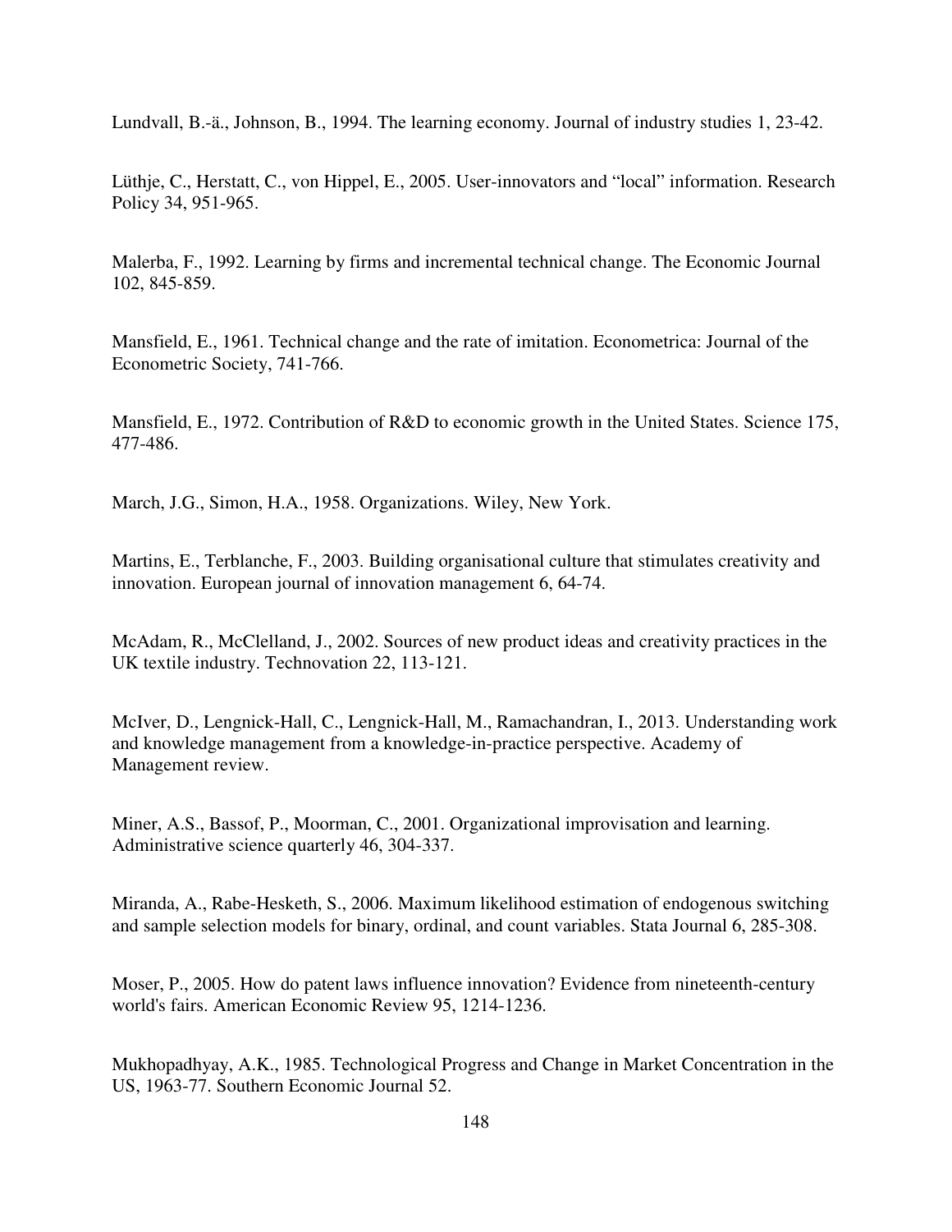Lundvall, B.-ä., Johnson, B., 1994. The learning economy. Journal of industry studies 1, 23-42.

Lüthje, C., Herstatt, C., von Hippel, E., 2005. User-innovators and "local" information. Research Policy 34, 951-965.

Malerba, F., 1992. Learning by firms and incremental technical change. The Economic Journal 102, 845-859.

Mansfield, E., 1961. Technical change and the rate of imitation. Econometrica: Journal of the Econometric Society, 741-766.

Mansfield, E., 1972. Contribution of R&D to economic growth in the United States. Science 175, 477-486.

March, J.G., Simon, H.A., 1958. Organizations. Wiley, New York.

Martins, E., Terblanche, F., 2003. Building organisational culture that stimulates creativity and innovation. European journal of innovation management 6, 64-74.

McAdam, R., McClelland, J., 2002. Sources of new product ideas and creativity practices in the UK textile industry. Technovation 22, 113-121.

McIver, D., Lengnick-Hall, C., Lengnick-Hall, M., Ramachandran, I., 2013. Understanding work and knowledge management from a knowledge-in-practice perspective. Academy of Management review.

Miner, A.S., Bassof, P., Moorman, C., 2001. Organizational improvisation and learning. Administrative science quarterly 46, 304-337.

Miranda, A., Rabe-Hesketh, S., 2006. Maximum likelihood estimation of endogenous switching and sample selection models for binary, ordinal, and count variables. Stata Journal 6, 285-308.

Moser, P., 2005. How do patent laws influence innovation? Evidence from nineteenth-century world's fairs. American Economic Review 95, 1214-1236.

Mukhopadhyay, A.K., 1985. Technological Progress and Change in Market Concentration in the US, 1963-77. Southern Economic Journal 52.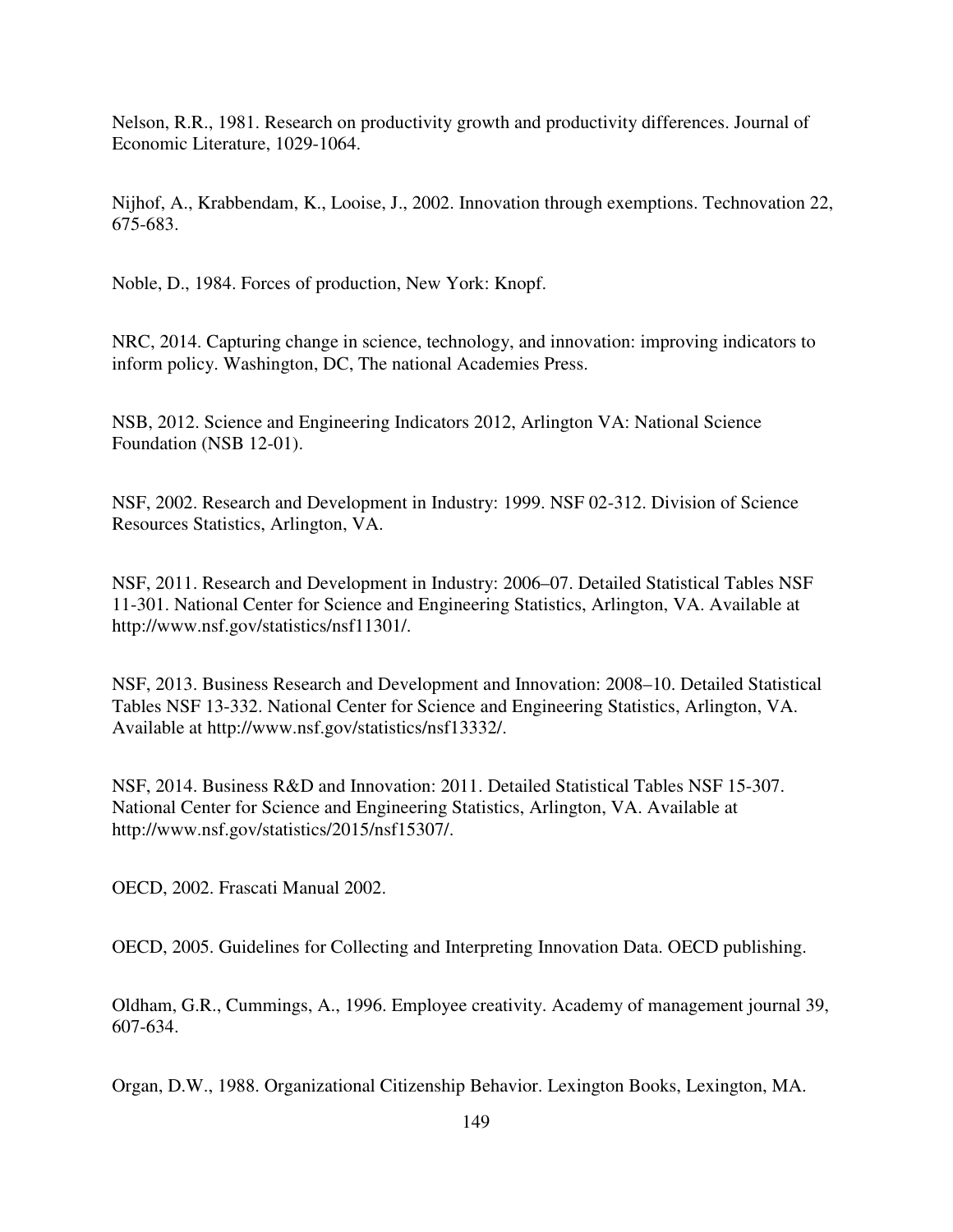Nelson, R.R., 1981. Research on productivity growth and productivity differences. Journal of Economic Literature, 1029-1064.

Nijhof, A., Krabbendam, K., Looise, J., 2002. Innovation through exemptions. Technovation 22, 675-683.

Noble, D., 1984. Forces of production, New York: Knopf.

NRC, 2014. Capturing change in science, technology, and innovation: improving indicators to inform policy. Washington, DC, The national Academies Press.

NSB, 2012. Science and Engineering Indicators 2012, Arlington VA: National Science Foundation (NSB 12-01).

NSF, 2002. Research and Development in Industry: 1999. NSF 02-312. Division of Science Resources Statistics, Arlington, VA.

NSF, 2011. Research and Development in Industry: 2006–07. Detailed Statistical Tables NSF 11-301. National Center for Science and Engineering Statistics, Arlington, VA. Available at http://www.nsf.gov/statistics/nsf11301/.

NSF, 2013. Business Research and Development and Innovation: 2008–10. Detailed Statistical Tables NSF 13-332. National Center for Science and Engineering Statistics, Arlington, VA. Available at http://www.nsf.gov/statistics/nsf13332/.

NSF, 2014. Business R&D and Innovation: 2011. Detailed Statistical Tables NSF 15-307. National Center for Science and Engineering Statistics, Arlington, VA. Available at http://www.nsf.gov/statistics/2015/nsf15307/.

OECD, 2002. Frascati Manual 2002.

OECD, 2005. Guidelines for Collecting and Interpreting Innovation Data. OECD publishing.

Oldham, G.R., Cummings, A., 1996. Employee creativity. Academy of management journal 39, 607-634.

Organ, D.W., 1988. Organizational Citizenship Behavior. Lexington Books, Lexington, MA.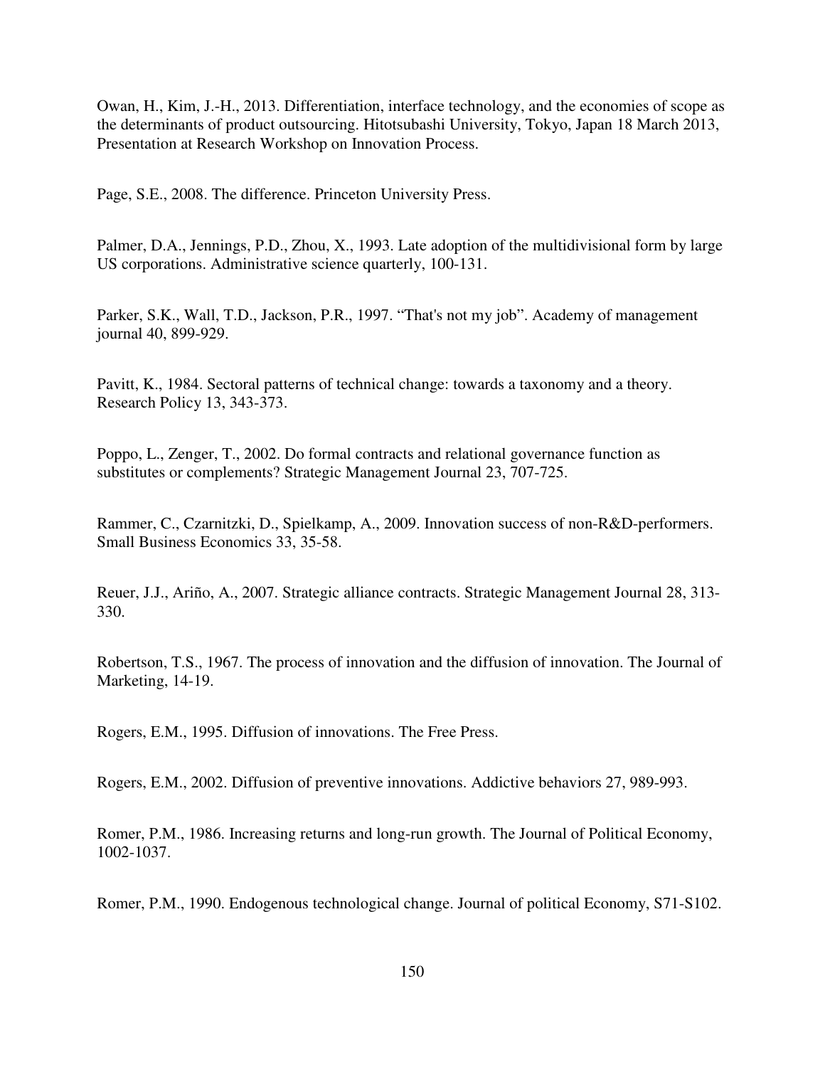Owan, H., Kim, J.-H., 2013. Differentiation, interface technology, and the economies of scope as the determinants of product outsourcing. Hitotsubashi University, Tokyo, Japan 18 March 2013, Presentation at Research Workshop on Innovation Process.

Page, S.E., 2008. The difference. Princeton University Press.

Palmer, D.A., Jennings, P.D., Zhou, X., 1993. Late adoption of the multidivisional form by large US corporations. Administrative science quarterly, 100-131.

Parker, S.K., Wall, T.D., Jackson, P.R., 1997. "That's not my job". Academy of management journal 40, 899-929.

Pavitt, K., 1984. Sectoral patterns of technical change: towards a taxonomy and a theory. Research Policy 13, 343-373.

Poppo, L., Zenger, T., 2002. Do formal contracts and relational governance function as substitutes or complements? Strategic Management Journal 23, 707-725.

Rammer, C., Czarnitzki, D., Spielkamp, A., 2009. Innovation success of non-R&D-performers. Small Business Economics 33, 35-58.

Reuer, J.J., Ariño, A., 2007. Strategic alliance contracts. Strategic Management Journal 28, 313-330.

Robertson, T.S., 1967. The process of innovation and the diffusion of innovation. The Journal of Marketing, 14-19.

Rogers, E.M., 1995. Diffusion of innovations. The Free Press.

Rogers, E.M., 2002. Diffusion of preventive innovations. Addictive behaviors 27, 989-993.

Romer, P.M., 1986. Increasing returns and long-run growth. The Journal of Political Economy, 1002-1037.

Romer, P.M., 1990. Endogenous technological change. Journal of political Economy, S71-S102.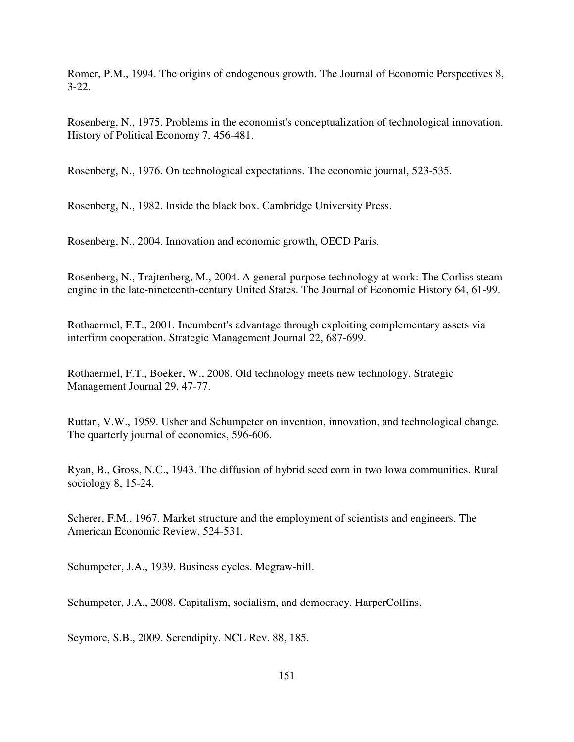Romer, P.M., 1994. The origins of endogenous growth. The Journal of Economic Perspectives 8, 3-22.

Rosenberg, N., 1975. Problems in the economist's conceptualization of technological innovation. History of Political Economy 7, 456-481.

Rosenberg, N., 1976. On technological expectations. The economic journal, 523-535.

Rosenberg, N., 1982. Inside the black box. Cambridge University Press.

Rosenberg, N., 2004. Innovation and economic growth, OECD Paris.

Rosenberg, N., Trajtenberg, M., 2004. A general-purpose technology at work: The Corliss steam engine in the late-nineteenth-century United States. The Journal of Economic History 64, 61-99.

Rothaermel, F.T., 2001. Incumbent's advantage through exploiting complementary assets via interfirm cooperation. Strategic Management Journal 22, 687-699.

Rothaermel, F.T., Boeker, W., 2008. Old technology meets new technology. Strategic Management Journal 29, 47-77.

Ruttan, V.W., 1959. Usher and Schumpeter on invention, innovation, and technological change. The quarterly journal of economics, 596-606.

Ryan, B., Gross, N.C., 1943. The diffusion of hybrid seed corn in two Iowa communities. Rural sociology 8, 15-24.

Scherer, F.M., 1967. Market structure and the employment of scientists and engineers. The American Economic Review, 524-531.

Schumpeter, J.A., 1939. Business cycles. Mcgraw-hill.

Schumpeter, J.A., 2008. Capitalism, socialism, and democracy. HarperCollins.

Seymore, S.B., 2009. Serendipity. NCL Rev. 88, 185.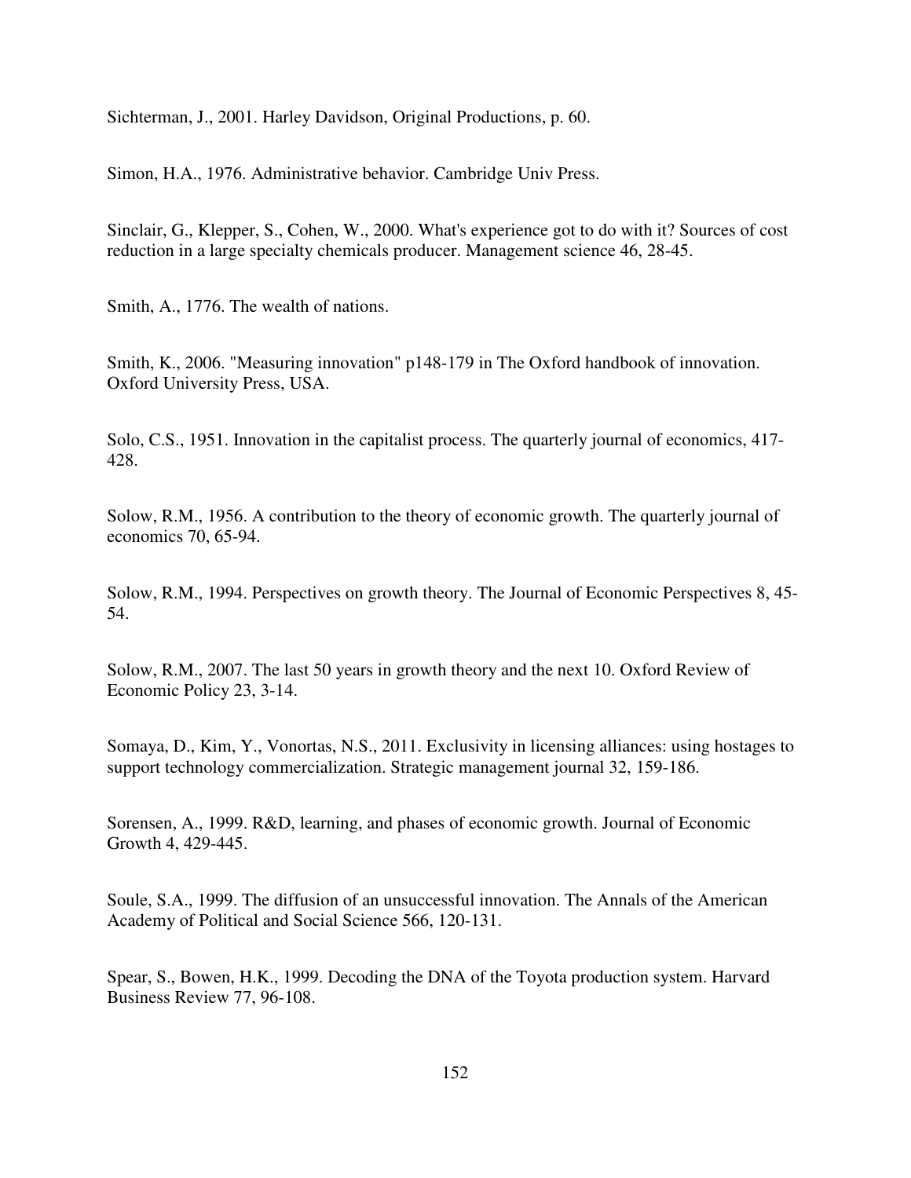Sichterman, J., 2001. Harley Davidson, Original Productions, p. 60.

Simon, H.A., 1976. Administrative behavior. Cambridge Univ Press.

Sinclair, G., Klepper, S., Cohen, W., 2000. What's experience got to do with it? Sources of cost reduction in a large specialty chemicals producer. Management science 46, 28-45.

Smith, A., 1776. The wealth of nations.

Smith, K., 2006. "Measuring innovation" p148-179 in The Oxford handbook of innovation. Oxford University Press, USA.

Solo, C.S., 1951. Innovation in the capitalist process. The quarterly journal of economics, 417-428.

Solow, R.M., 1956. A contribution to the theory of economic growth. The quarterly journal of economics 70, 65-94.

Solow, R.M., 1994. Perspectives on growth theory. The Journal of Economic Perspectives 8, 45-54.

Solow, R.M., 2007. The last 50 years in growth theory and the next 10. Oxford Review of Economic Policy 23, 3-14.

Somaya, D., Kim, Y., Vonortas, N.S., 2011. Exclusivity in licensing alliances: using hostages to support technology commercialization. Strategic management journal 32, 159-186.

Sorensen, A., 1999. R&D, learning, and phases of economic growth. Journal of Economic Growth 4, 429-445.

Soule, S.A., 1999. The diffusion of an unsuccessful innovation. The Annals of the American Academy of Political and Social Science 566, 120-131.

Spear, S., Bowen, H.K., 1999. Decoding the DNA of the Toyota production system. Harvard Business Review 77, 96-108.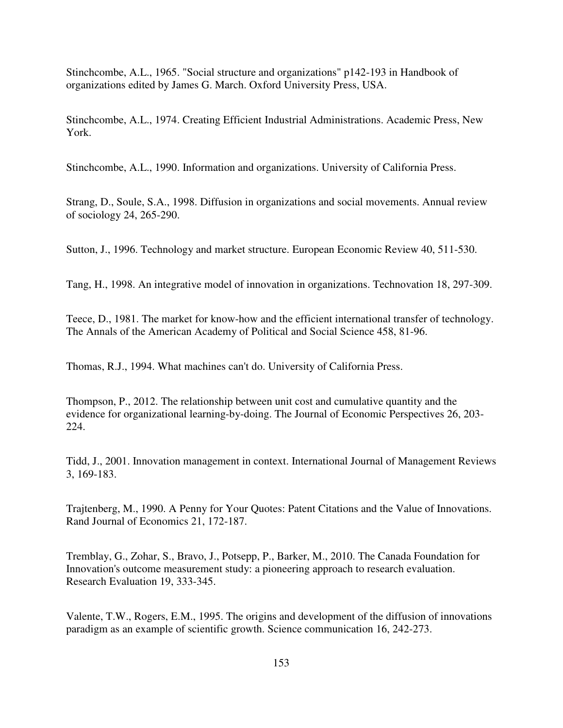Stinchcombe, A.L., 1965. "Social structure and organizations" p142-193 in Handbook of organizations edited by James G. March. Oxford University Press, USA.

Stinchcombe, A.L., 1974. Creating Efficient Industrial Administrations. Academic Press, New York.

Stinchcombe, A.L., 1990. Information and organizations. University of California Press.

Strang, D., Soule, S.A., 1998. Diffusion in organizations and social movements. Annual review of sociology 24, 265-290.

Sutton, J., 1996. Technology and market structure. European Economic Review 40, 511-530.

Tang, H., 1998. An integrative model of innovation in organizations. Technovation 18, 297-309.

Teece, D., 1981. The market for know-how and the efficient international transfer of technology. The Annals of the American Academy of Political and Social Science 458, 81-96.

Thomas, R.J., 1994. What machines can't do. University of California Press.

Thompson, P., 2012. The relationship between unit cost and cumulative quantity and the evidence for organizational learning-by-doing. The Journal of Economic Perspectives 26, 203-224.

Tidd, J., 2001. Innovation management in context. International Journal of Management Reviews 3, 169-183.

Trajtenberg, M., 1990. A Penny for Your Quotes: Patent Citations and the Value of Innovations. Rand Journal of Economics 21, 172-187.

Tremblay, G., Zohar, S., Bravo, J., Potsepp, P., Barker, M., 2010. The Canada Foundation for Innovation's outcome measurement study: a pioneering approach to research evaluation. Research Evaluation 19, 333-345.

Valente, T.W., Rogers, E.M., 1995. The origins and development of the diffusion of innovations paradigm as an example of scientific growth. Science communication 16, 242-273.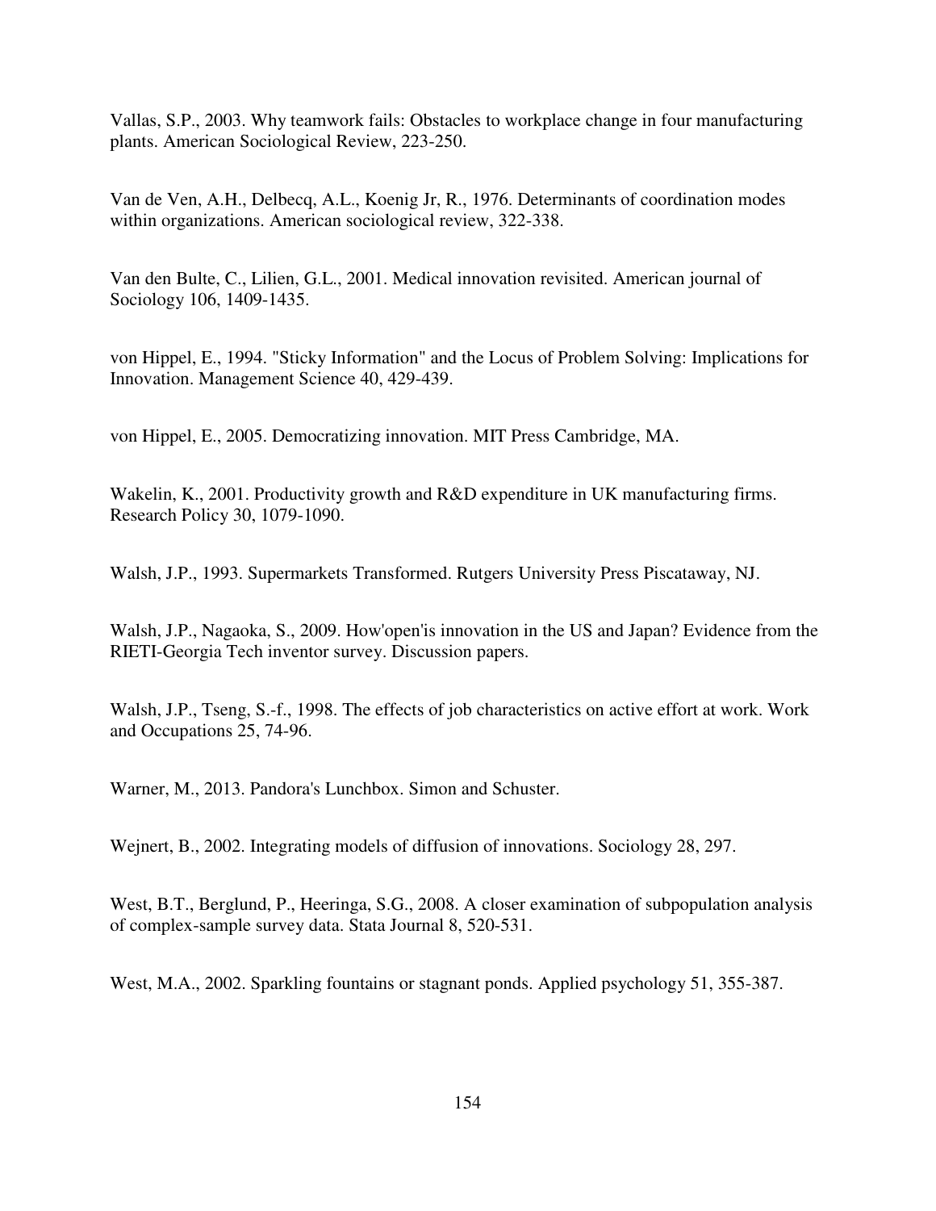Vallas, S.P., 2003. Why teamwork fails: Obstacles to workplace change in four manufacturing plants. American Sociological Review, 223-250.

Van de Ven, A.H., Delbecq, A.L., Koenig Jr, R., 1976. Determinants of coordination modes within organizations. American sociological review, 322-338.

Van den Bulte, C., Lilien, G.L., 2001. Medical innovation revisited. American journal of Sociology 106, 1409-1435.

von Hippel, E., 1994. "Sticky Information" and the Locus of Problem Solving: Implications for Innovation. Management Science 40, 429-439.

von Hippel, E., 2005. Democratizing innovation. MIT Press Cambridge, MA.

Wakelin, K., 2001. Productivity growth and R&D expenditure in UK manufacturing firms. Research Policy 30, 1079-1090.

Walsh, J.P., 1993. Supermarkets Transformed. Rutgers University Press Piscataway, NJ.

Walsh, J.P., Nagaoka, S., 2009. How'open'is innovation in the US and Japan? Evidence from the RIETI-Georgia Tech inventor survey. Discussion papers.

Walsh, J.P., Tseng, S.-f., 1998. The effects of job characteristics on active effort at work. Work and Occupations 25, 74-96.

Warner, M., 2013. Pandora's Lunchbox. Simon and Schuster.

Wejnert, B., 2002. Integrating models of diffusion of innovations. Sociology 28, 297.

West, B.T., Berglund, P., Heeringa, S.G., 2008. A closer examination of subpopulation analysis of complex-sample survey data. Stata Journal 8, 520-531.

West, M.A., 2002. Sparkling fountains or stagnant ponds. Applied psychology 51, 355-387.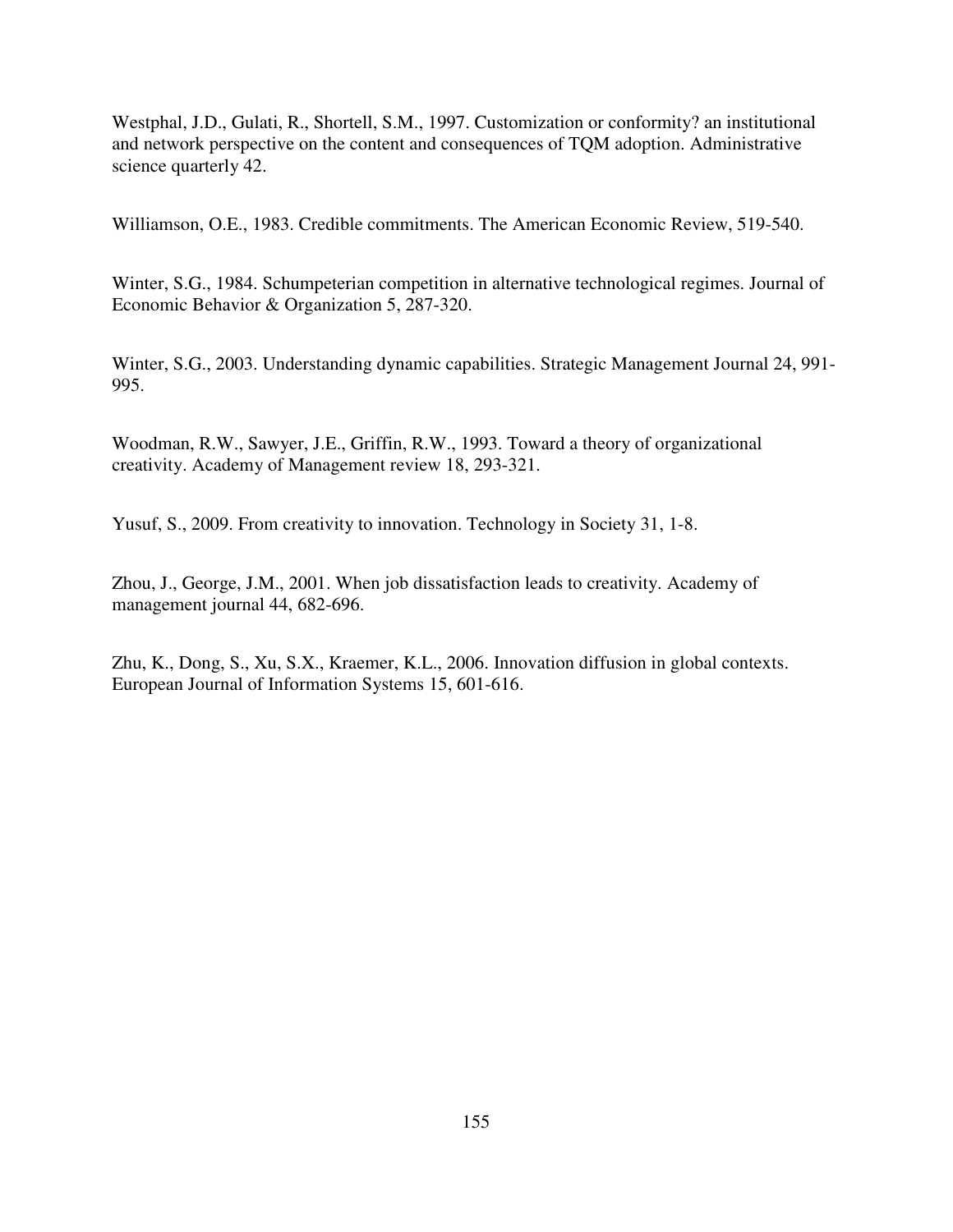Westphal, J.D., Gulati, R., Shortell, S.M., 1997. Customization or conformity? an institutional and network perspective on the content and consequences of TQM adoption. Administrative science quarterly 42.

Williamson, O.E., 1983. Credible commitments. The American Economic Review, 519-540.

Winter, S.G., 1984. Schumpeterian competition in alternative technological regimes. Journal of Economic Behavior & Organization 5, 287-320.

Winter, S.G., 2003. Understanding dynamic capabilities. Strategic Management Journal 24, 991-995.

Woodman, R.W., Sawyer, J.E., Griffin, R.W., 1993. Toward a theory of organizational creativity. Academy of Management review 18, 293-321.

Yusuf, S., 2009. From creativity to innovation. Technology in Society 31, 1-8.

Zhou, J., George, J.M., 2001. When job dissatisfaction leads to creativity. Academy of management journal 44, 682-696.

Zhu, K., Dong, S., Xu, S.X., Kraemer, K.L., 2006. Innovation diffusion in global contexts. European Journal of Information Systems 15, 601-616.